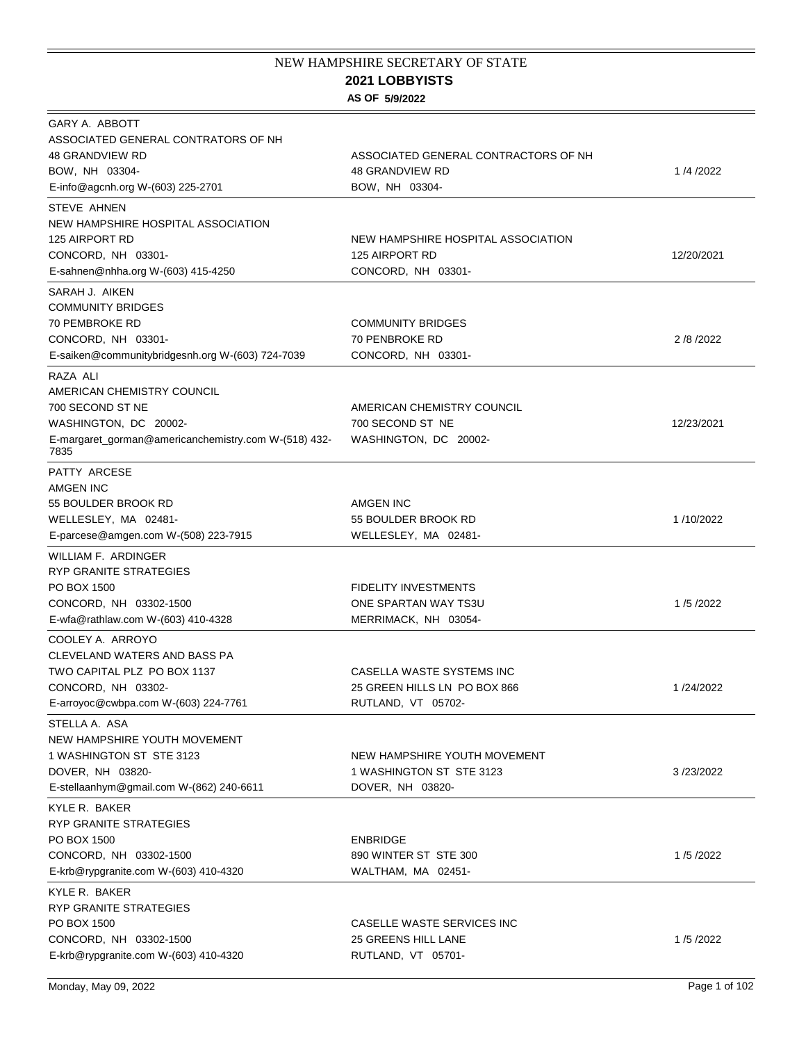# NEW HAMPSHIRE SECRETARY OF STATE

## 2021 LOBBYISTS

**AS OF 5/9/2022**

| Lobbyist | Client | Date |
|---|---|---|
| GARY A. ABBOTT<br>ASSOCIATED GENERAL CONTRATORS OF NH<br>48 GRANDVIEW RD<br>BOW, NH 03304-<br>E-info@agcnh.org W-(603) 225-2701 | ASSOCIATED GENERAL CONTRACTORS OF NH<br>48 GRANDVIEW RD<br>BOW, NH 03304- | 1 /4 /2022 |
| STEVE AHNEN<br>NEW HAMPSHIRE HOSPITAL ASSOCIATION<br>125 AIRPORT RD<br>CONCORD, NH 03301-<br>E-sahnen@nhha.org W-(603) 415-4250 | NEW HAMPSHIRE HOSPITAL ASSOCIATION<br>125 AIRPORT RD<br>CONCORD, NH 03301- | 12/20/2021 |
| SARAH J. AIKEN<br>COMMUNITY BRIDGES<br>70 PEMBROKE RD<br>CONCORD, NH 03301-<br>E-saiken@communitybridgesnh.org W-(603) 724-7039 | COMMUNITY BRIDGES<br>70 PENBROKE RD<br>CONCORD, NH 03301- | 2 /8 /2022 |
| RAZA ALI<br>AMERICAN CHEMISTRY COUNCIL<br>700 SECOND ST NE<br>WASHINGTON, DC 20002-<br>E-margaret_gorman@americanchemistry.com W-(518) 432-7835 | AMERICAN CHEMISTRY COUNCIL<br>700 SECOND ST NE<br>WASHINGTON, DC 20002- | 12/23/2021 |
| PATTY ARCESE<br>AMGEN INC<br>55 BOULDER BROOK RD<br>WELLESLEY, MA 02481-<br>E-parcese@amgen.com W-(508) 223-7915 | AMGEN INC<br>55 BOULDER BROOK RD<br>WELLESLEY, MA 02481- | 1 /10/2022 |
| WILLIAM F. ARDINGER<br>RYP GRANITE STRATEGIES<br>PO BOX 1500<br>CONCORD, NH 03302-1500<br>E-wfa@rathlaw.com W-(603) 410-4328 | FIDELITY INVESTMENTS<br>ONE SPARTAN WAY TS3U<br>MERRIMACK, NH 03054- | 1 /5 /2022 |
| COOLEY A. ARROYO<br>CLEVELAND WATERS AND BASS PA<br>TWO CAPITAL PLZ PO BOX 1137<br>CONCORD, NH 03302-<br>E-arroyoc@cwbpa.com W-(603) 224-7761 | CASELLA WASTE SYSTEMS INC<br>25 GREEN HILLS LN PO BOX 866<br>RUTLAND, VT 05702- | 1 /24/2022 |
| STELLA A. ASA<br>NEW HAMPSHIRE YOUTH MOVEMENT<br>1 WASHINGTON ST STE 3123<br>DOVER, NH 03820-<br>E-stellaanhym@gmail.com W-(862) 240-6611 | NEW HAMPSHIRE YOUTH MOVEMENT<br>1 WASHINGTON ST STE 3123<br>DOVER, NH 03820- | 3 /23/2022 |
| KYLE R. BAKER<br>RYP GRANITE STRATEGIES<br>PO BOX 1500<br>CONCORD, NH 03302-1500<br>E-krb@rypgranite.com W-(603) 410-4320 | ENBRIDGE<br>890 WINTER ST STE 300<br>WALTHAM, MA 02451- | 1 /5 /2022 |
| KYLE R. BAKER<br>RYP GRANITE STRATEGIES<br>PO BOX 1500<br>CONCORD, NH 03302-1500<br>E-krb@rypgranite.com W-(603) 410-4320 | CASELLE WASTE SERVICES INC<br>25 GREENS HILL LANE<br>RUTLAND, VT 05701- | 1 /5 /2022 |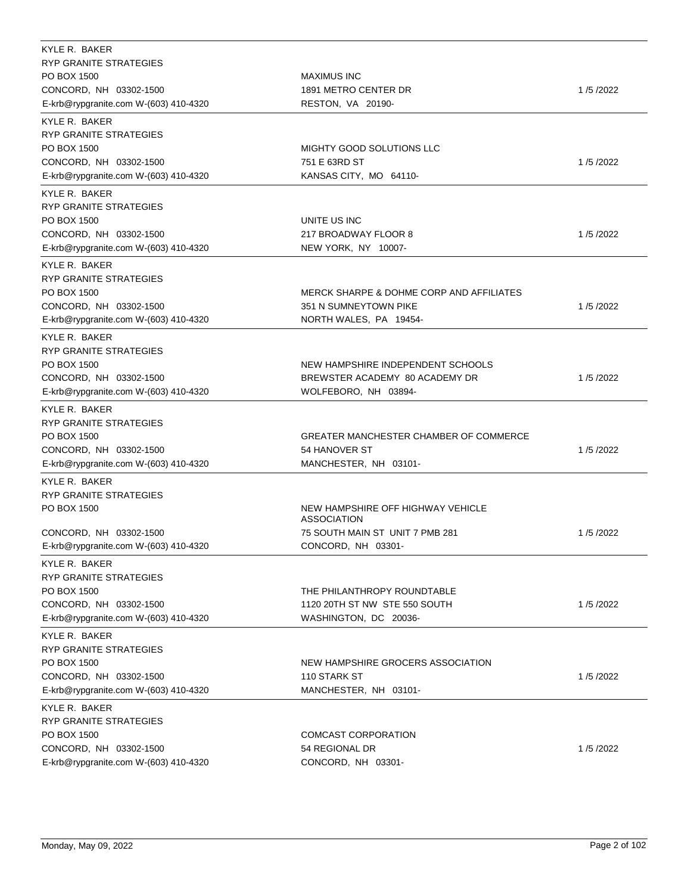| Lobbyist | Client | Date |
| --- | --- | --- |
| KYLE R. BAKER<br>RYP GRANITE STRATEGIES<br>PO BOX 1500<br>CONCORD, NH 03302-1500<br>E-krb@rypgranite.com W-(603) 410-4320 | MAXIMUS INC<br>1891 METRO CENTER DR<br>RESTON, VA 20190- | 1 /5 /2022 |
| KYLE R. BAKER<br>RYP GRANITE STRATEGIES<br>PO BOX 1500<br>CONCORD, NH 03302-1500<br>E-krb@rypgranite.com W-(603) 410-4320 | MIGHTY GOOD SOLUTIONS LLC<br>751 E 63RD ST<br>KANSAS CITY, MO 64110- | 1 /5 /2022 |
| KYLE R. BAKER<br>RYP GRANITE STRATEGIES<br>PO BOX 1500<br>CONCORD, NH 03302-1500<br>E-krb@rypgranite.com W-(603) 410-4320 | UNITE US INC<br>217 BROADWAY FLOOR 8<br>NEW YORK, NY 10007- | 1 /5 /2022 |
| KYLE R. BAKER<br>RYP GRANITE STRATEGIES<br>PO BOX 1500<br>CONCORD, NH 03302-1500<br>E-krb@rypgranite.com W-(603) 410-4320 | MERCK SHARPE & DOHME CORP AND AFFILIATES<br>351 N SUMNEYTOWN PIKE<br>NORTH WALES, PA 19454- | 1 /5 /2022 |
| KYLE R. BAKER<br>RYP GRANITE STRATEGIES<br>PO BOX 1500<br>CONCORD, NH 03302-1500<br>E-krb@rypgranite.com W-(603) 410-4320 | NEW HAMPSHIRE INDEPENDENT SCHOOLS<br>BREWSTER ACADEMY 80 ACADEMY DR<br>WOLFEBORO, NH 03894- | 1 /5 /2022 |
| KYLE R. BAKER<br>RYP GRANITE STRATEGIES<br>PO BOX 1500<br>CONCORD, NH 03302-1500<br>E-krb@rypgranite.com W-(603) 410-4320 | GREATER MANCHESTER CHAMBER OF COMMERCE<br>54 HANOVER ST<br>MANCHESTER, NH 03101- | 1 /5 /2022 |
| KYLE R. BAKER<br>RYP GRANITE STRATEGIES<br>PO BOX 1500<br>CONCORD, NH 03302-1500<br>E-krb@rypgranite.com W-(603) 410-4320 | NEW HAMPSHIRE OFF HIGHWAY VEHICLE ASSOCIATION<br>75 SOUTH MAIN ST UNIT 7 PMB 281<br>CONCORD, NH 03301- | 1 /5 /2022 |
| KYLE R. BAKER<br>RYP GRANITE STRATEGIES<br>PO BOX 1500<br>CONCORD, NH 03302-1500<br>E-krb@rypgranite.com W-(603) 410-4320 | THE PHILANTHROPY ROUNDTABLE<br>1120 20TH ST NW STE 550 SOUTH<br>WASHINGTON, DC 20036- | 1 /5 /2022 |
| KYLE R. BAKER<br>RYP GRANITE STRATEGIES<br>PO BOX 1500<br>CONCORD, NH 03302-1500<br>E-krb@rypgranite.com W-(603) 410-4320 | NEW HAMPSHIRE GROCERS ASSOCIATION<br>110 STARK ST<br>MANCHESTER, NH 03101- | 1 /5 /2022 |
| KYLE R. BAKER<br>RYP GRANITE STRATEGIES<br>PO BOX 1500<br>CONCORD, NH 03302-1500<br>E-krb@rypgranite.com W-(603) 410-4320 | COMCAST CORPORATION<br>54 REGIONAL DR<br>CONCORD, NH 03301- | 1 /5 /2022 |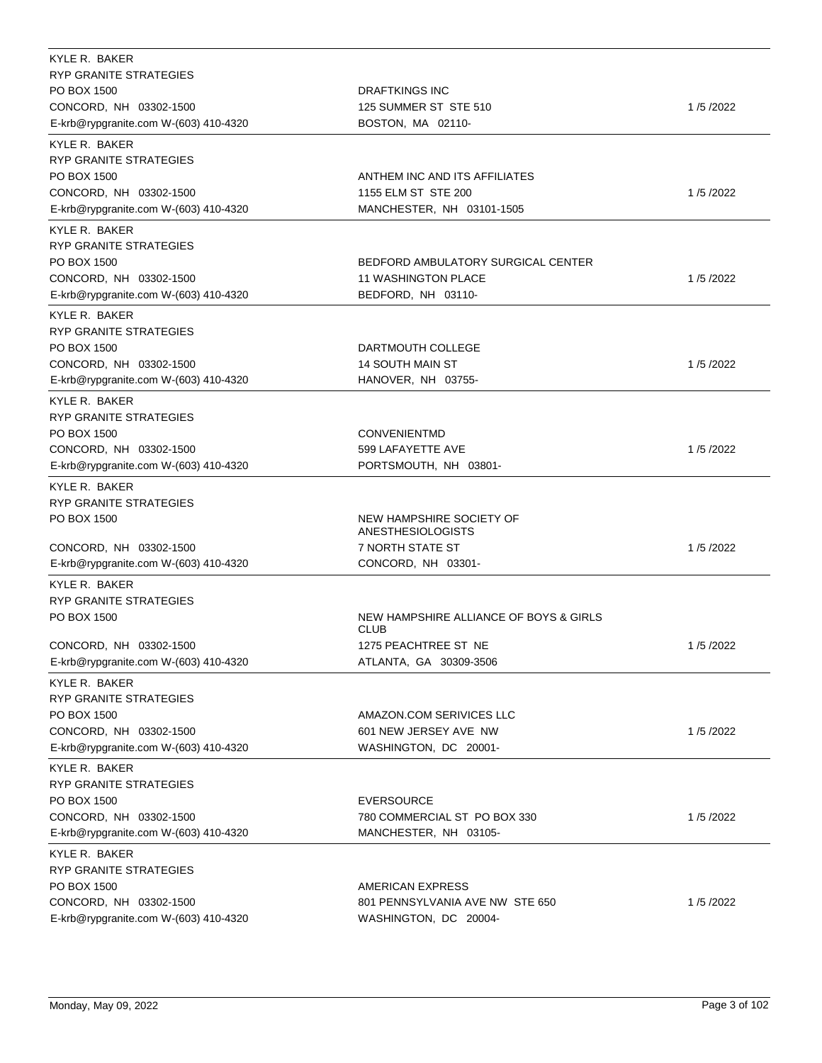| Lobbyist | Client | Date |
| --- | --- | --- |
| KYLE R. BAKER<br>RYP GRANITE STRATEGIES<br>PO BOX 1500<br>CONCORD, NH 03302-1500<br>E-krb@rypgranite.com W-(603) 410-4320 | DRAFTKINGS INC<br>125 SUMMER ST STE 510<br>BOSTON, MA 02110- | 1 /5 /2022 |
| KYLE R. BAKER<br>RYP GRANITE STRATEGIES<br>PO BOX 1500<br>CONCORD, NH 03302-1500<br>E-krb@rypgranite.com W-(603) 410-4320 | ANTHEM INC AND ITS AFFILIATES<br>1155 ELM ST STE 200<br>MANCHESTER, NH 03101-1505 | 1 /5 /2022 |
| KYLE R. BAKER<br>RYP GRANITE STRATEGIES<br>PO BOX 1500<br>CONCORD, NH 03302-1500<br>E-krb@rypgranite.com W-(603) 410-4320 | BEDFORD AMBULATORY SURGICAL CENTER<br>11 WASHINGTON PLACE<br>BEDFORD, NH 03110- | 1 /5 /2022 |
| KYLE R. BAKER<br>RYP GRANITE STRATEGIES<br>PO BOX 1500<br>CONCORD, NH 03302-1500<br>E-krb@rypgranite.com W-(603) 410-4320 | DARTMOUTH COLLEGE<br>14 SOUTH MAIN ST<br>HANOVER, NH 03755- | 1 /5 /2022 |
| KYLE R. BAKER<br>RYP GRANITE STRATEGIES<br>PO BOX 1500<br>CONCORD, NH 03302-1500<br>E-krb@rypgranite.com W-(603) 410-4320 | CONVENIENTMD<br>599 LAFAYETTE AVE<br>PORTSMOUTH, NH 03801- | 1 /5 /2022 |
| KYLE R. BAKER<br>RYP GRANITE STRATEGIES<br>PO BOX 1500<br>CONCORD, NH 03302-1500<br>E-krb@rypgranite.com W-(603) 410-4320 | NEW HAMPSHIRE SOCIETY OF ANESTHESIOLOGISTS<br>7 NORTH STATE ST<br>CONCORD, NH 03301- | 1 /5 /2022 |
| KYLE R. BAKER<br>RYP GRANITE STRATEGIES<br>PO BOX 1500<br>CONCORD, NH 03302-1500<br>E-krb@rypgranite.com W-(603) 410-4320 | NEW HAMPSHIRE ALLIANCE OF BOYS & GIRLS CLUB<br>1275 PEACHTREE ST NE<br>ATLANTA, GA 30309-3506 | 1 /5 /2022 |
| KYLE R. BAKER<br>RYP GRANITE STRATEGIES<br>PO BOX 1500<br>CONCORD, NH 03302-1500<br>E-krb@rypgranite.com W-(603) 410-4320 | AMAZON.COM SERIVICES LLC<br>601 NEW JERSEY AVE NW<br>WASHINGTON, DC 20001- | 1 /5 /2022 |
| KYLE R. BAKER<br>RYP GRANITE STRATEGIES<br>PO BOX 1500<br>CONCORD, NH 03302-1500<br>E-krb@rypgranite.com W-(603) 410-4320 | EVERSOURCE<br>780 COMMERCIAL ST PO BOX 330<br>MANCHESTER, NH 03105- | 1 /5 /2022 |
| KYLE R. BAKER<br>RYP GRANITE STRATEGIES<br>PO BOX 1500<br>CONCORD, NH 03302-1500<br>E-krb@rypgranite.com W-(603) 410-4320 | AMERICAN EXPRESS<br>801 PENNSYLVANIA AVE NW STE 650<br>WASHINGTON, DC 20004- | 1 /5 /2022 |

Monday, May 09, 2022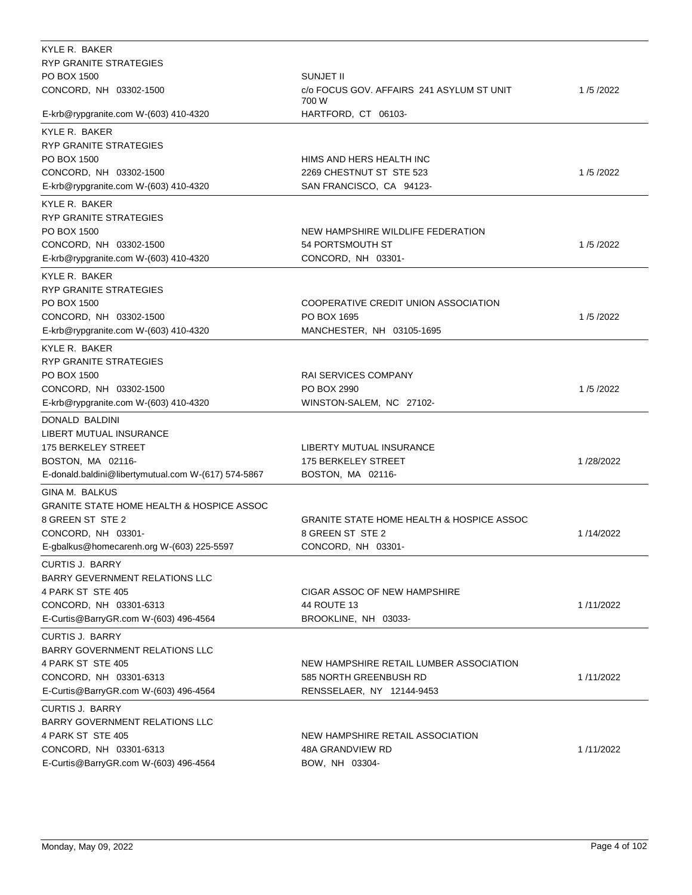| Lobbyist | Client | Date |
| --- | --- | --- |
| KYLE R. BAKER<br>RYP GRANITE STRATEGIES<br>PO BOX 1500<br>CONCORD, NH 03302-1500<br>E-krb@rypgranite.com W-(603) 410-4320 | SUNJET II<br>c/o FOCUS GOV. AFFAIRS 241 ASYLUM ST UNIT 700 W<br>HARTFORD, CT 06103- | 1 /5 /2022 |
| KYLE R. BAKER<br>RYP GRANITE STRATEGIES<br>PO BOX 1500<br>CONCORD, NH 03302-1500<br>E-krb@rypgranite.com W-(603) 410-4320 | HIMS AND HERS HEALTH INC<br>2269 CHESTNUT ST STE 523<br>SAN FRANCISCO, CA 94123- | 1 /5 /2022 |
| KYLE R. BAKER<br>RYP GRANITE STRATEGIES<br>PO BOX 1500<br>CONCORD, NH 03302-1500<br>E-krb@rypgranite.com W-(603) 410-4320 | NEW HAMPSHIRE WILDLIFE FEDERATION<br>54 PORTSMOUTH ST<br>CONCORD, NH 03301- | 1 /5 /2022 |
| KYLE R. BAKER<br>RYP GRANITE STRATEGIES<br>PO BOX 1500<br>CONCORD, NH 03302-1500<br>E-krb@rypgranite.com W-(603) 410-4320 | COOPERATIVE CREDIT UNION ASSOCIATION<br>PO BOX 1695<br>MANCHESTER, NH 03105-1695 | 1 /5 /2022 |
| KYLE R. BAKER<br>RYP GRANITE STRATEGIES<br>PO BOX 1500<br>CONCORD, NH 03302-1500<br>E-krb@rypgranite.com W-(603) 410-4320 | RAI SERVICES COMPANY<br>PO BOX 2990<br>WINSTON-SALEM, NC 27102- | 1 /5 /2022 |
| DONALD BALDINI<br>LIBERT MUTUAL INSURANCE<br>175 BERKELEY STREET<br>BOSTON, MA 02116-<br>E-donald.baldini@libertymutual.com W-(617) 574-5867 | LIBERTY MUTUAL INSURANCE<br>175 BERKELEY STREET<br>BOSTON, MA 02116- | 1 /28/2022 |
| GINA M. BALKUS<br>GRANITE STATE HOME HEALTH & HOSPICE ASSOC<br>8 GREEN ST STE 2<br>CONCORD, NH 03301-<br>E-gbalkus@homecarenh.org W-(603) 225-5597 | GRANITE STATE HOME HEALTH & HOSPICE ASSOC<br>8 GREEN ST STE 2<br>CONCORD, NH 03301- | 1 /14/2022 |
| CURTIS J. BARRY<br>BARRY GEVERNMENT RELATIONS LLC<br>4 PARK ST STE 405<br>CONCORD, NH 03301-6313<br>E-Curtis@BarryGR.com W-(603) 496-4564 | CIGAR ASSOC OF NEW HAMPSHIRE<br>44 ROUTE 13<br>BROOKLINE, NH 03033- | 1 /11/2022 |
| CURTIS J. BARRY<br>BARRY GOVERNMENT RELATIONS LLC<br>4 PARK ST STE 405<br>CONCORD, NH 03301-6313<br>E-Curtis@BarryGR.com W-(603) 496-4564 | NEW HAMPSHIRE RETAIL LUMBER ASSOCIATION<br>585 NORTH GREENBUSH RD<br>RENSSELAER, NY 12144-9453 | 1 /11/2022 |
| CURTIS J. BARRY<br>BARRY GOVERNMENT RELATIONS LLC<br>4 PARK ST STE 405<br>CONCORD, NH 03301-6313<br>E-Curtis@BarryGR.com W-(603) 496-4564 | NEW HAMPSHIRE RETAIL ASSOCIATION<br>48A GRANDVIEW RD<br>BOW, NH 03304- | 1 /11/2022 |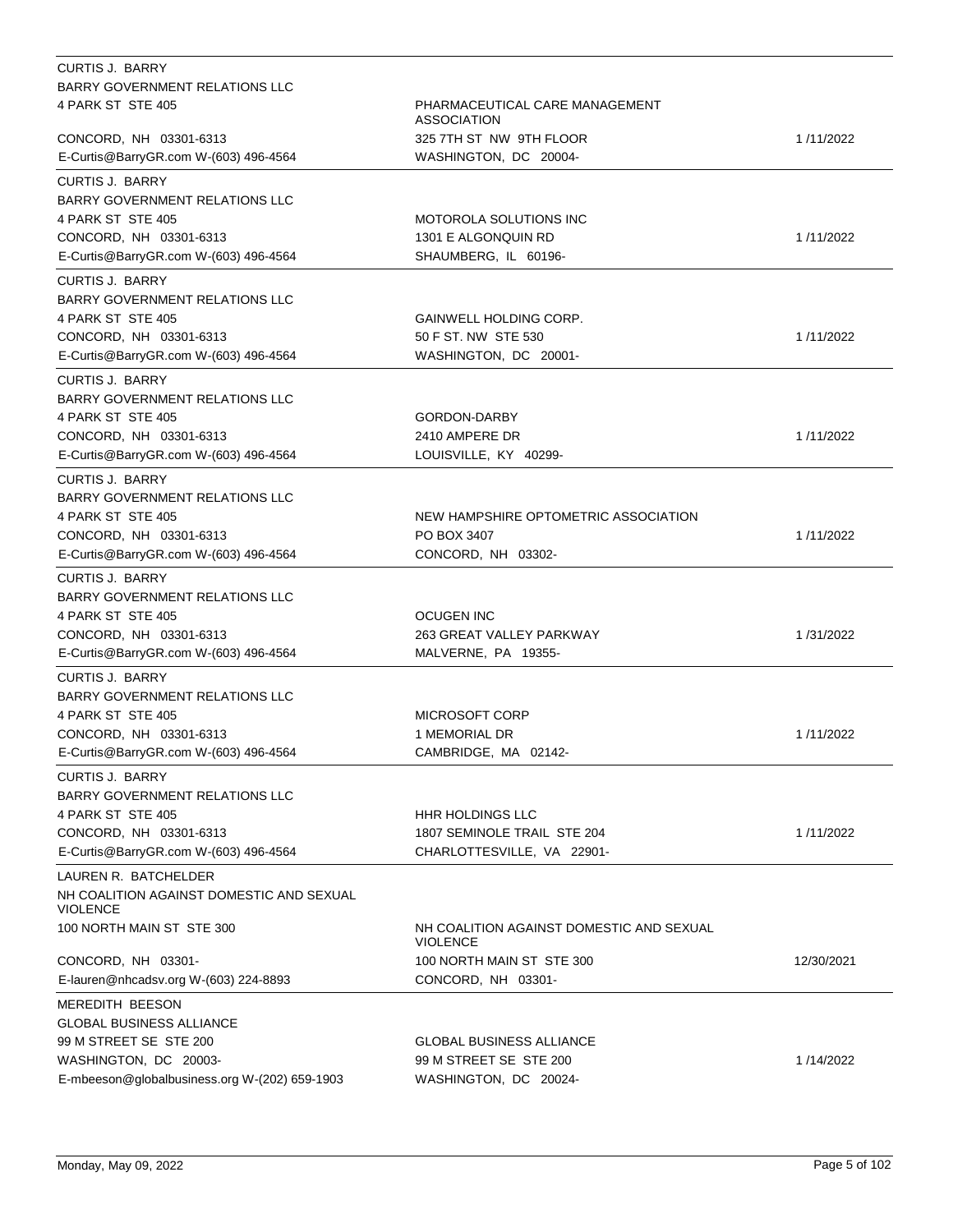| Lobbyist | Client | Date |
| --- | --- | --- |
| CURTIS J. BARRY<br>BARRY GOVERNMENT RELATIONS LLC<br>4 PARK ST STE 405<br>CONCORD, NH 03301-6313<br>E-Curtis@BarryGR.com W-(603) 496-4564 | PHARMACEUTICAL CARE MANAGEMENT ASSOCIATION<br>325 7TH ST NW 9TH FLOOR<br>WASHINGTON, DC 20004- | 1 /11/2022 |
| CURTIS J. BARRY<br>BARRY GOVERNMENT RELATIONS LLC<br>4 PARK ST STE 405<br>CONCORD, NH 03301-6313<br>E-Curtis@BarryGR.com W-(603) 496-4564 | MOTOROLA SOLUTIONS INC<br>1301 E ALGONQUIN RD<br>SHAUMBERG, IL 60196- | 1 /11/2022 |
| CURTIS J. BARRY<br>BARRY GOVERNMENT RELATIONS LLC<br>4 PARK ST STE 405<br>CONCORD, NH 03301-6313<br>E-Curtis@BarryGR.com W-(603) 496-4564 | GAINWELL HOLDING CORP.<br>50 F ST. NW STE 530<br>WASHINGTON, DC 20001- | 1 /11/2022 |
| CURTIS J. BARRY<br>BARRY GOVERNMENT RELATIONS LLC<br>4 PARK ST STE 405<br>CONCORD, NH 03301-6313<br>E-Curtis@BarryGR.com W-(603) 496-4564 | GORDON-DARBY<br>2410 AMPERE DR<br>LOUISVILLE, KY 40299- | 1 /11/2022 |
| CURTIS J. BARRY<br>BARRY GOVERNMENT RELATIONS LLC<br>4 PARK ST STE 405<br>CONCORD, NH 03301-6313<br>E-Curtis@BarryGR.com W-(603) 496-4564 | NEW HAMPSHIRE OPTOMETRIC ASSOCIATION<br>PO BOX 3407<br>CONCORD, NH 03302- | 1 /11/2022 |
| CURTIS J. BARRY<br>BARRY GOVERNMENT RELATIONS LLC<br>4 PARK ST STE 405<br>CONCORD, NH 03301-6313<br>E-Curtis@BarryGR.com W-(603) 496-4564 | OCUGEN INC<br>263 GREAT VALLEY PARKWAY<br>MALVERNE, PA 19355- | 1 /31/2022 |
| CURTIS J. BARRY<br>BARRY GOVERNMENT RELATIONS LLC<br>4 PARK ST STE 405<br>CONCORD, NH 03301-6313<br>E-Curtis@BarryGR.com W-(603) 496-4564 | MICROSOFT CORP<br>1 MEMORIAL DR<br>CAMBRIDGE, MA 02142- | 1 /11/2022 |
| CURTIS J. BARRY<br>BARRY GOVERNMENT RELATIONS LLC<br>4 PARK ST STE 405<br>CONCORD, NH 03301-6313<br>E-Curtis@BarryGR.com W-(603) 496-4564 | HHR HOLDINGS LLC<br>1807 SEMINOLE TRAIL STE 204<br>CHARLOTTESVILLE, VA 22901- | 1 /11/2022 |
| LAUREN R. BATCHELDER<br>NH COALITION AGAINST DOMESTIC AND SEXUAL VIOLENCE<br>100 NORTH MAIN ST STE 300<br>CONCORD, NH 03301-<br>E-lauren@nhcadsv.org W-(603) 224-8893 | NH COALITION AGAINST DOMESTIC AND SEXUAL VIOLENCE<br>100 NORTH MAIN ST STE 300<br>CONCORD, NH 03301- | 12/30/2021 |
| MEREDITH BEESON<br>GLOBAL BUSINESS ALLIANCE<br>99 M STREET SE STE 200<br>WASHINGTON, DC 20003-<br>E-mbeeson@globalbusiness.org W-(202) 659-1903 | GLOBAL BUSINESS ALLIANCE<br>99 M STREET SE STE 200<br>WASHINGTON, DC 20024- | 1 /14/2022 |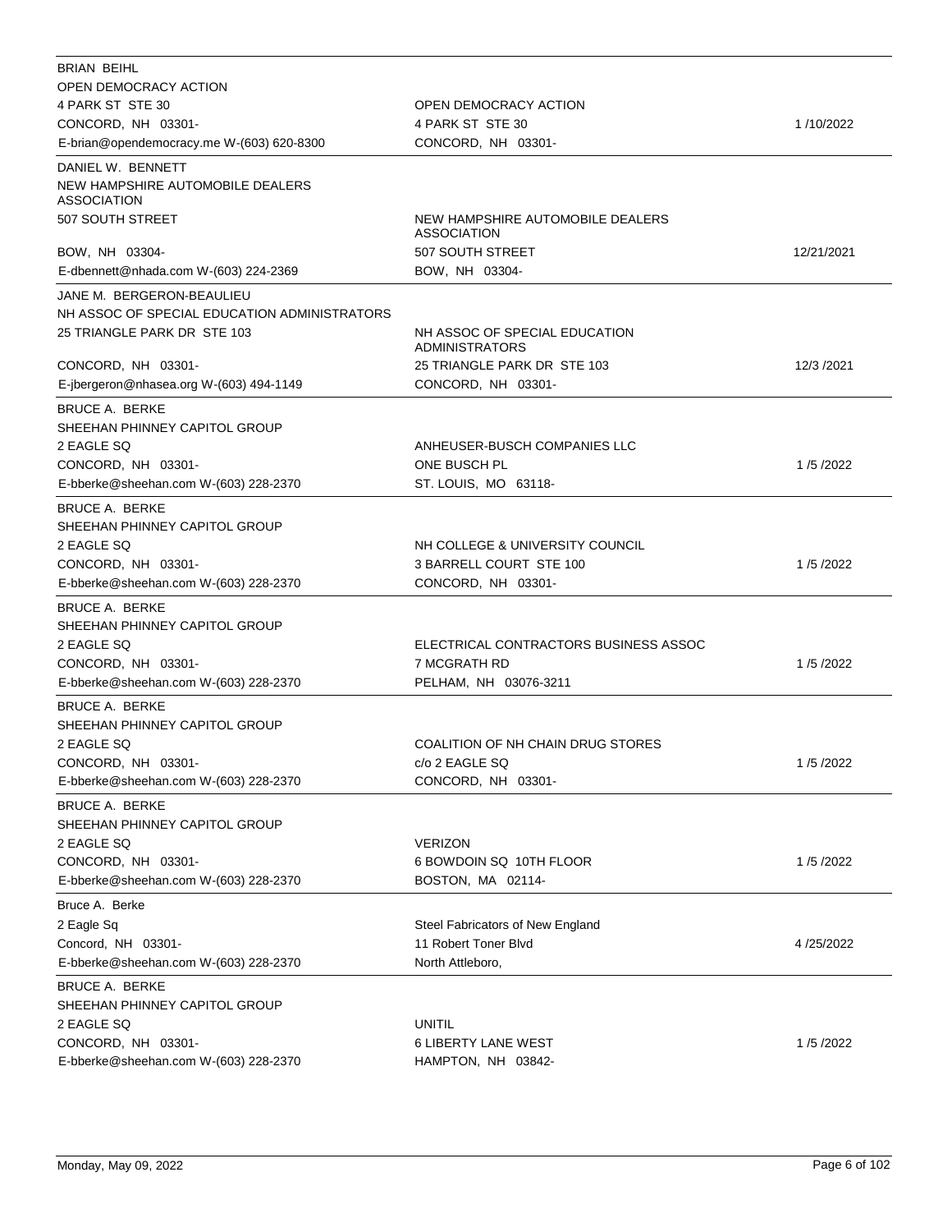| Lobbyist | Client | Date |
|---|---|---|
| BRIAN BEIHL<br>OPEN DEMOCRACY ACTION<br>4 PARK ST STE 30<br>CONCORD, NH 03301-<br>E-brian@opendemocracy.me W-(603) 620-8300 | OPEN DEMOCRACY ACTION<br>4 PARK ST STE 30<br>CONCORD, NH 03301- | 1 /10/2022 |
| DANIEL W. BENNETT<br>NEW HAMPSHIRE AUTOMOBILE DEALERS ASSOCIATION<br>507 SOUTH STREET<br>BOW, NH 03304-<br>E-dbennett@nhada.com W-(603) 224-2369 | NEW HAMPSHIRE AUTOMOBILE DEALERS ASSOCIATION<br>507 SOUTH STREET<br>BOW, NH 03304- | 12/21/2021 |
| JANE M. BERGERON-BEAULIEU<br>NH ASSOC OF SPECIAL EDUCATION ADMINISTRATORS<br>25 TRIANGLE PARK DR STE 103<br>CONCORD, NH 03301-<br>E-jbergeron@nhasea.org W-(603) 494-1149 | NH ASSOC OF SPECIAL EDUCATION ADMINISTRATORS<br>25 TRIANGLE PARK DR STE 103<br>CONCORD, NH 03301- | 12/3 /2021 |
| BRUCE A. BERKE<br>SHEEHAN PHINNEY CAPITOL GROUP<br>2 EAGLE SQ<br>CONCORD, NH 03301-<br>E-bberke@sheehan.com W-(603) 228-2370 | ANHEUSER-BUSCH COMPANIES LLC<br>ONE BUSCH PL<br>ST. LOUIS, MO 63118- | 1 /5 /2022 |
| BRUCE A. BERKE<br>SHEEHAN PHINNEY CAPITOL GROUP<br>2 EAGLE SQ<br>CONCORD, NH 03301-<br>E-bberke@sheehan.com W-(603) 228-2370 | NH COLLEGE & UNIVERSITY COUNCIL<br>3 BARRELL COURT STE 100<br>CONCORD, NH 03301- | 1 /5 /2022 |
| BRUCE A. BERKE<br>SHEEHAN PHINNEY CAPITOL GROUP<br>2 EAGLE SQ<br>CONCORD, NH 03301-<br>E-bberke@sheehan.com W-(603) 228-2370 | ELECTRICAL CONTRACTORS BUSINESS ASSOC<br>7 MCGRATH RD<br>PELHAM, NH 03076-3211 | 1 /5 /2022 |
| BRUCE A. BERKE<br>SHEEHAN PHINNEY CAPITOL GROUP<br>2 EAGLE SQ<br>CONCORD, NH 03301-<br>E-bberke@sheehan.com W-(603) 228-2370 | COALITION OF NH CHAIN DRUG STORES<br>c/o 2 EAGLE SQ<br>CONCORD, NH 03301- | 1 /5 /2022 |
| BRUCE A. BERKE<br>SHEEHAN PHINNEY CAPITOL GROUP<br>2 EAGLE SQ<br>CONCORD, NH 03301-<br>E-bberke@sheehan.com W-(603) 228-2370 | VERIZON<br>6 BOWDOIN SQ 10TH FLOOR<br>BOSTON, MA 02114- | 1 /5 /2022 |
| Bruce A. Berke<br>2 Eagle Sq<br>Concord, NH 03301-<br>E-bberke@sheehan.com W-(603) 228-2370 | Steel Fabricators of New England<br>11 Robert Toner Blvd<br>North Attleboro, | 4 /25/2022 |
| BRUCE A. BERKE<br>SHEEHAN PHINNEY CAPITOL GROUP<br>2 EAGLE SQ<br>CONCORD, NH 03301-<br>E-bberke@sheehan.com W-(603) 228-2370 | UNITIL<br>6 LIBERTY LANE WEST<br>HAMPTON, NH 03842- | 1 /5 /2022 |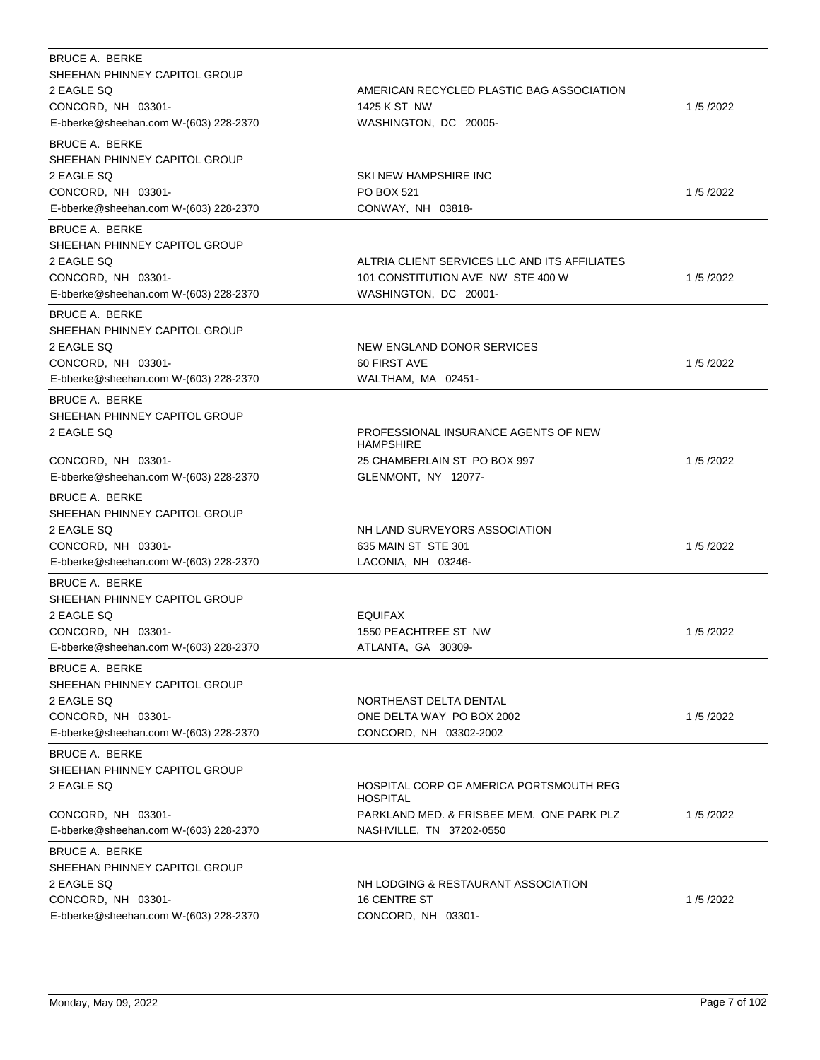| Lobbyist | Client | Date |
|---|---|---|
| BRUCE A. BERKE<br>SHEEHAN PHINNEY CAPITOL GROUP<br>2 EAGLE SQ<br>CONCORD, NH 03301-<br>E-bberke@sheehan.com W-(603) 228-2370 | AMERICAN RECYCLED PLASTIC BAG ASSOCIATION<br>1425 K ST NW<br>WASHINGTON, DC 20005- | 1 /5 /2022 |
| BRUCE A. BERKE<br>SHEEHAN PHINNEY CAPITOL GROUP<br>2 EAGLE SQ<br>CONCORD, NH 03301-<br>E-bberke@sheehan.com W-(603) 228-2370 | SKI NEW HAMPSHIRE INC<br>PO BOX 521<br>CONWAY, NH 03818- | 1 /5 /2022 |
| BRUCE A. BERKE<br>SHEEHAN PHINNEY CAPITOL GROUP<br>2 EAGLE SQ<br>CONCORD, NH 03301-<br>E-bberke@sheehan.com W-(603) 228-2370 | ALTRIA CLIENT SERVICES LLC AND ITS AFFILIATES<br>101 CONSTITUTION AVE NW STE 400 W<br>WASHINGTON, DC 20001- | 1 /5 /2022 |
| BRUCE A. BERKE<br>SHEEHAN PHINNEY CAPITOL GROUP<br>2 EAGLE SQ<br>CONCORD, NH 03301-<br>E-bberke@sheehan.com W-(603) 228-2370 | NEW ENGLAND DONOR SERVICES<br>60 FIRST AVE<br>WALTHAM, MA 02451- | 1 /5 /2022 |
| BRUCE A. BERKE<br>SHEEHAN PHINNEY CAPITOL GROUP<br>2 EAGLE SQ<br>CONCORD, NH 03301-<br>E-bberke@sheehan.com W-(603) 228-2370 | PROFESSIONAL INSURANCE AGENTS OF NEW HAMPSHIRE<br>25 CHAMBERLAIN ST PO BOX 997<br>GLENMONT, NY 12077- | 1 /5 /2022 |
| BRUCE A. BERKE<br>SHEEHAN PHINNEY CAPITOL GROUP<br>2 EAGLE SQ<br>CONCORD, NH 03301-<br>E-bberke@sheehan.com W-(603) 228-2370 | NH LAND SURVEYORS ASSOCIATION<br>635 MAIN ST STE 301<br>LACONIA, NH 03246- | 1 /5 /2022 |
| BRUCE A. BERKE<br>SHEEHAN PHINNEY CAPITOL GROUP<br>2 EAGLE SQ<br>CONCORD, NH 03301-<br>E-bberke@sheehan.com W-(603) 228-2370 | EQUIFAX<br>1550 PEACHTREE ST NW<br>ATLANTA, GA 30309- | 1 /5 /2022 |
| BRUCE A. BERKE<br>SHEEHAN PHINNEY CAPITOL GROUP<br>2 EAGLE SQ<br>CONCORD, NH 03301-<br>E-bberke@sheehan.com W-(603) 228-2370 | NORTHEAST DELTA DENTAL<br>ONE DELTA WAY PO BOX 2002<br>CONCORD, NH 03302-2002 | 1 /5 /2022 |
| BRUCE A. BERKE<br>SHEEHAN PHINNEY CAPITOL GROUP<br>2 EAGLE SQ<br>CONCORD, NH 03301-<br>E-bberke@sheehan.com W-(603) 228-2370 | HOSPITAL CORP OF AMERICA PORTSMOUTH REG HOSPITAL<br>PARKLAND MED. & FRISBEE MEM. ONE PARK PLZ<br>NASHVILLE, TN 37202-0550 | 1 /5 /2022 |
| BRUCE A. BERKE<br>SHEEHAN PHINNEY CAPITOL GROUP<br>2 EAGLE SQ<br>CONCORD, NH 03301-<br>E-bberke@sheehan.com W-(603) 228-2370 | NH LODGING & RESTAURANT ASSOCIATION<br>16 CENTRE ST<br>CONCORD, NH 03301- | 1 /5 /2022 |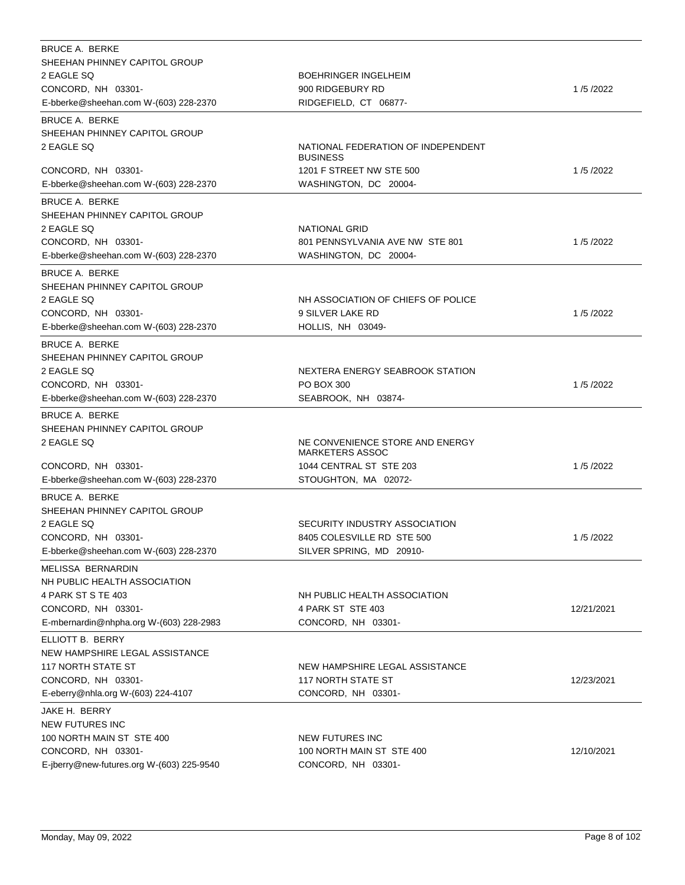| Lobbyist | Client | Date |
| --- | --- | --- |
| BRUCE A. BERKE<br>SHEEHAN PHINNEY CAPITOL GROUP<br>2 EAGLE SQ<br>CONCORD, NH 03301-<br>E-bberke@sheehan.com W-(603) 228-2370 | BOEHRINGER INGELHEIM<br>900 RIDGEBURY RD<br>RIDGEFIELD, CT 06877- | 1 /5 /2022 |
| BRUCE A. BERKE<br>SHEEHAN PHINNEY CAPITOL GROUP<br>2 EAGLE SQ<br>CONCORD, NH 03301-<br>E-bberke@sheehan.com W-(603) 228-2370 | NATIONAL FEDERATION OF INDEPENDENT BUSINESS<br>1201 F STREET NW STE 500<br>WASHINGTON, DC 20004- | 1 /5 /2022 |
| BRUCE A. BERKE<br>SHEEHAN PHINNEY CAPITOL GROUP<br>2 EAGLE SQ<br>CONCORD, NH 03301-<br>E-bberke@sheehan.com W-(603) 228-2370 | NATIONAL GRID<br>801 PENNSYLVANIA AVE NW STE 801<br>WASHINGTON, DC 20004- | 1 /5 /2022 |
| BRUCE A. BERKE<br>SHEEHAN PHINNEY CAPITOL GROUP<br>2 EAGLE SQ<br>CONCORD, NH 03301-<br>E-bberke@sheehan.com W-(603) 228-2370 | NH ASSOCIATION OF CHIEFS OF POLICE<br>9 SILVER LAKE RD<br>HOLLIS, NH 03049- | 1 /5 /2022 |
| BRUCE A. BERKE<br>SHEEHAN PHINNEY CAPITOL GROUP<br>2 EAGLE SQ<br>CONCORD, NH 03301-<br>E-bberke@sheehan.com W-(603) 228-2370 | NEXTERA ENERGY SEABROOK STATION<br>PO BOX 300<br>SEABROOK, NH 03874- | 1 /5 /2022 |
| BRUCE A. BERKE<br>SHEEHAN PHINNEY CAPITOL GROUP<br>2 EAGLE SQ<br>CONCORD, NH 03301-<br>E-bberke@sheehan.com W-(603) 228-2370 | NE CONVENIENCE STORE AND ENERGY MARKETERS ASSOC<br>1044 CENTRAL ST STE 203<br>STOUGHTON, MA 02072- | 1 /5 /2022 |
| BRUCE A. BERKE<br>SHEEHAN PHINNEY CAPITOL GROUP<br>2 EAGLE SQ<br>CONCORD, NH 03301-<br>E-bberke@sheehan.com W-(603) 228-2370 | SECURITY INDUSTRY ASSOCIATION<br>8405 COLESVILLE RD STE 500<br>SILVER SPRING, MD 20910- | 1 /5 /2022 |
| MELISSA BERNARDIN<br>NH PUBLIC HEALTH ASSOCIATION<br>4 PARK ST S TE 403<br>CONCORD, NH 03301-<br>E-mbernardin@nhpha.org W-(603) 228-2983 | NH PUBLIC HEALTH ASSOCIATION<br>4 PARK ST STE 403<br>CONCORD, NH 03301- | 12/21/2021 |
| ELLIOTT B. BERRY<br>NEW HAMPSHIRE LEGAL ASSISTANCE<br>117 NORTH STATE ST<br>CONCORD, NH 03301-<br>E-eberry@nhla.org W-(603) 224-4107 | NEW HAMPSHIRE LEGAL ASSISTANCE<br>117 NORTH STATE ST<br>CONCORD, NH 03301- | 12/23/2021 |
| JAKE H. BERRY<br>NEW FUTURES INC<br>100 NORTH MAIN ST STE 400<br>CONCORD, NH 03301-<br>E-jberry@new-futures.org W-(603) 225-9540 | NEW FUTURES INC<br>100 NORTH MAIN ST STE 400<br>CONCORD, NH 03301- | 12/10/2021 |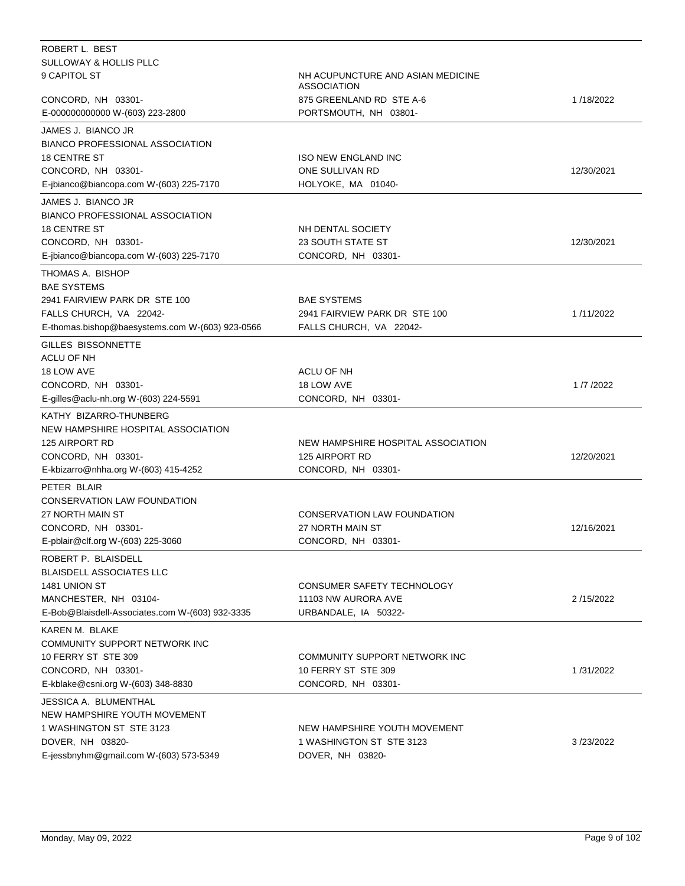| Lobbyist | Client | Date |
|---|---|---|
| ROBERT L. BEST<br>SULLOWAY & HOLLIS PLLC<br>9 CAPITOL ST<br>CONCORD, NH 03301-<br>E-000000000000 W-(603) 223-2800 | NH ACUPUNCTURE AND ASIAN MEDICINE ASSOCIATION<br>875 GREENLAND RD STE A-6<br>PORTSMOUTH, NH 03801- | 1 /18/2022 |
| JAMES J. BIANCO JR<br>BIANCO PROFESSIONAL ASSOCIATION<br>18 CENTRE ST<br>CONCORD, NH 03301-<br>E-jbianco@biancopa.com W-(603) 225-7170 | ISO NEW ENGLAND INC<br>ONE SULLIVAN RD<br>HOLYOKE, MA 01040- | 12/30/2021 |
| JAMES J. BIANCO JR<br>BIANCO PROFESSIONAL ASSOCIATION<br>18 CENTRE ST<br>CONCORD, NH 03301-<br>E-jbianco@biancopa.com W-(603) 225-7170 | NH DENTAL SOCIETY<br>23 SOUTH STATE ST<br>CONCORD, NH 03301- | 12/30/2021 |
| THOMAS A. BISHOP<br>BAE SYSTEMS<br>2941 FAIRVIEW PARK DR STE 100<br>FALLS CHURCH, VA 22042-<br>E-thomas.bishop@baesystems.com W-(603) 923-0566 | BAE SYSTEMS<br>2941 FAIRVIEW PARK DR STE 100<br>FALLS CHURCH, VA 22042- | 1 /11/2022 |
| GILLES BISSONNETTE<br>ACLU OF NH<br>18 LOW AVE<br>CONCORD, NH 03301-<br>E-gilles@aclu-nh.org W-(603) 224-5591 | ACLU OF NH<br>18 LOW AVE<br>CONCORD, NH 03301- | 1 /7 /2022 |
| KATHY BIZARRO-THUNBERG<br>NEW HAMPSHIRE HOSPITAL ASSOCIATION<br>125 AIRPORT RD<br>CONCORD, NH 03301-<br>E-kbizarro@nhha.org W-(603) 415-4252 | NEW HAMPSHIRE HOSPITAL ASSOCIATION<br>125 AIRPORT RD<br>CONCORD, NH 03301- | 12/20/2021 |
| PETER BLAIR<br>CONSERVATION LAW FOUNDATION<br>27 NORTH MAIN ST<br>CONCORD, NH 03301-<br>E-pblair@clf.org W-(603) 225-3060 | CONSERVATION LAW FOUNDATION<br>27 NORTH MAIN ST<br>CONCORD, NH 03301- | 12/16/2021 |
| ROBERT P. BLAISDELL<br>BLAISDELL ASSOCIATES LLC<br>1481 UNION ST<br>MANCHESTER, NH 03104-<br>E-Bob@Blaisdell-Associates.com W-(603) 932-3335 | CONSUMER SAFETY TECHNOLOGY<br>11103 NW AURORA AVE<br>URBANDALE, IA 50322- | 2 /15/2022 |
| KAREN M. BLAKE<br>COMMUNITY SUPPORT NETWORK INC<br>10 FERRY ST STE 309<br>CONCORD, NH 03301-<br>E-kblake@csni.org W-(603) 348-8830 | COMMUNITY SUPPORT NETWORK INC<br>10 FERRY ST STE 309<br>CONCORD, NH 03301- | 1 /31/2022 |
| JESSICA A. BLUMENTHAL<br>NEW HAMPSHIRE YOUTH MOVEMENT<br>1 WASHINGTON ST STE 3123<br>DOVER, NH 03820-<br>E-jessbnyhm@gmail.com W-(603) 573-5349 | NEW HAMPSHIRE YOUTH MOVEMENT<br>1 WASHINGTON ST STE 3123<br>DOVER, NH 03820- | 3 /23/2022 |

Monday, May 09, 2022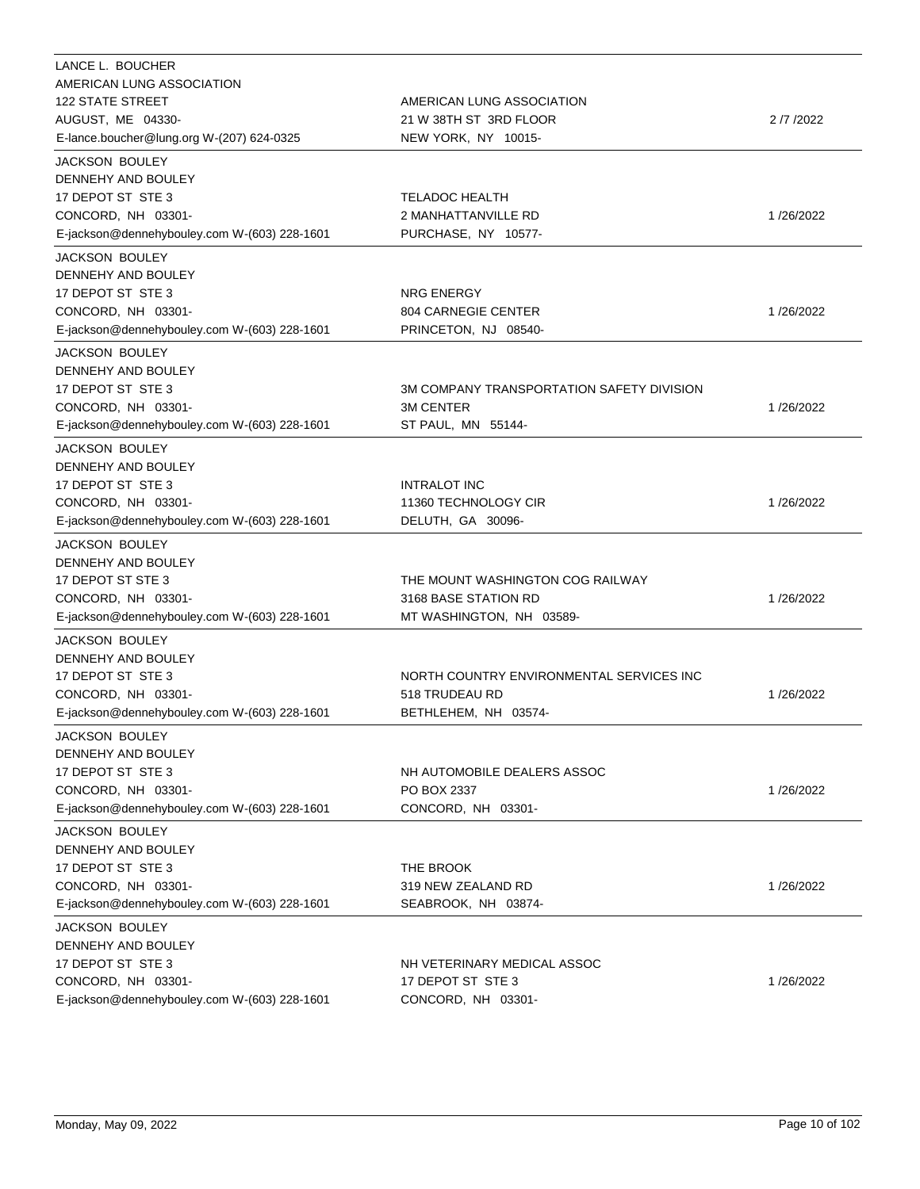| | | |
|---|---|---|
| LANCE L. BOUCHER<br>AMERICAN LUNG ASSOCIATION<br>122 STATE STREET<br>AUGUST, ME 04330-<br>E-lance.boucher@lung.org W-(207) 624-0325 | AMERICAN LUNG ASSOCIATION<br>21 W 38TH ST 3RD FLOOR<br>NEW YORK, NY 10015- | 2 /7 /2022 |
| JACKSON BOULEY<br>DENNEHY AND BOULEY<br>17 DEPOT ST STE 3<br>CONCORD, NH 03301-<br>E-jackson@dennehybouley.com W-(603) 228-1601 | TELADOC HEALTH<br>2 MANHATTANVILLE RD<br>PURCHASE, NY 10577- | 1 /26/2022 |
| JACKSON BOULEY<br>DENNEHY AND BOULEY<br>17 DEPOT ST STE 3<br>CONCORD, NH 03301-<br>E-jackson@dennehybouley.com W-(603) 228-1601 | NRG ENERGY<br>804 CARNEGIE CENTER<br>PRINCETON, NJ 08540- | 1 /26/2022 |
| JACKSON BOULEY<br>DENNEHY AND BOULEY<br>17 DEPOT ST STE 3<br>CONCORD, NH 03301-<br>E-jackson@dennehybouley.com W-(603) 228-1601 | 3M COMPANY TRANSPORTATION SAFETY DIVISION<br>3M CENTER<br>ST PAUL, MN 55144- | 1 /26/2022 |
| JACKSON BOULEY<br>DENNEHY AND BOULEY<br>17 DEPOT ST STE 3<br>CONCORD, NH 03301-<br>E-jackson@dennehybouley.com W-(603) 228-1601 | INTRALOT INC<br>11360 TECHNOLOGY CIR<br>DELUTH, GA 30096- | 1 /26/2022 |
| JACKSON BOULEY<br>DENNEHY AND BOULEY<br>17 DEPOT ST STE 3<br>CONCORD, NH 03301-<br>E-jackson@dennehybouley.com W-(603) 228-1601 | THE MOUNT WASHINGTON COG RAILWAY<br>3168 BASE STATION RD<br>MT WASHINGTON, NH 03589- | 1 /26/2022 |
| JACKSON BOULEY<br>DENNEHY AND BOULEY<br>17 DEPOT ST STE 3<br>CONCORD, NH 03301-<br>E-jackson@dennehybouley.com W-(603) 228-1601 | NORTH COUNTRY ENVIRONMENTAL SERVICES INC<br>518 TRUDEAU RD<br>BETHLEHEM, NH 03574- | 1 /26/2022 |
| JACKSON BOULEY<br>DENNEHY AND BOULEY<br>17 DEPOT ST STE 3<br>CONCORD, NH 03301-<br>E-jackson@dennehybouley.com W-(603) 228-1601 | NH AUTOMOBILE DEALERS ASSOC<br>PO BOX 2337<br>CONCORD, NH 03301- | 1 /26/2022 |
| JACKSON BOULEY<br>DENNEHY AND BOULEY<br>17 DEPOT ST STE 3<br>CONCORD, NH 03301-<br>E-jackson@dennehybouley.com W-(603) 228-1601 | THE BROOK<br>319 NEW ZEALAND RD<br>SEABROOK, NH 03874- | 1 /26/2022 |
| JACKSON BOULEY<br>DENNEHY AND BOULEY<br>17 DEPOT ST STE 3<br>CONCORD, NH 03301-<br>E-jackson@dennehybouley.com W-(603) 228-1601 | NH VETERINARY MEDICAL ASSOC<br>17 DEPOT ST STE 3<br>CONCORD, NH 03301- | 1 /26/2022 |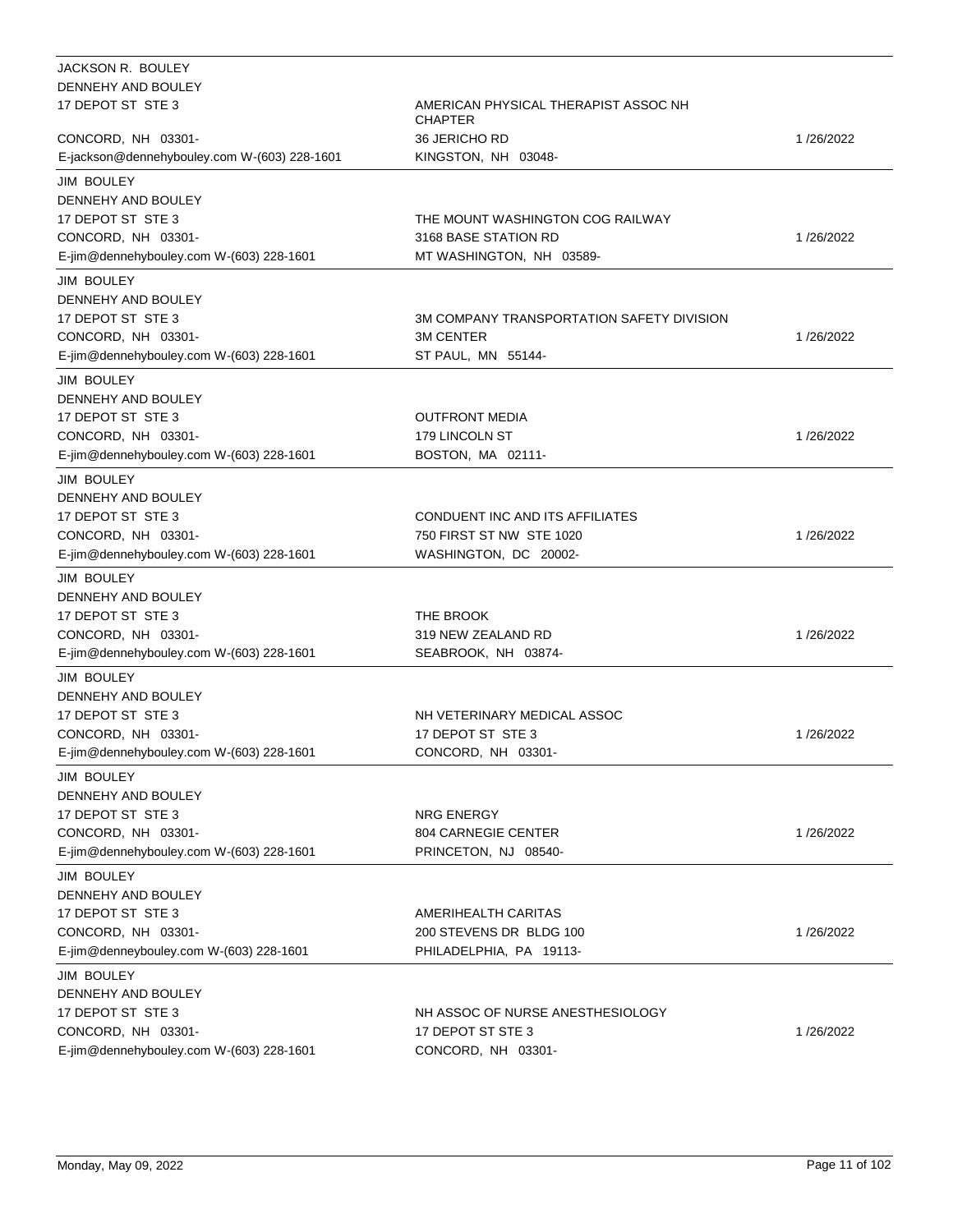| Lobbyist | Client | Date |
|---|---|---|
| JACKSON R. BOULEY<br>DENNEHY AND BOULEY<br>17 DEPOT ST STE 3<br>CONCORD, NH 03301-<br>E-jackson@dennehybouley.com W-(603) 228-1601 | AMERICAN PHYSICAL THERAPIST ASSOC NH CHAPTER<br>36 JERICHO RD<br>KINGSTON, NH 03048- | 1 /26/2022 |
| JIM BOULEY<br>DENNEHY AND BOULEY<br>17 DEPOT ST STE 3<br>CONCORD, NH 03301-<br>E-jim@dennehybouley.com W-(603) 228-1601 | THE MOUNT WASHINGTON COG RAILWAY<br>3168 BASE STATION RD<br>MT WASHINGTON, NH 03589- | 1 /26/2022 |
| JIM BOULEY<br>DENNEHY AND BOULEY<br>17 DEPOT ST STE 3<br>CONCORD, NH 03301-<br>E-jim@dennehybouley.com W-(603) 228-1601 | 3M COMPANY TRANSPORTATION SAFETY DIVISION<br>3M CENTER<br>ST PAUL, MN 55144- | 1 /26/2022 |
| JIM BOULEY<br>DENNEHY AND BOULEY<br>17 DEPOT ST STE 3<br>CONCORD, NH 03301-<br>E-jim@dennehybouley.com W-(603) 228-1601 | OUTFRONT MEDIA<br>179 LINCOLN ST<br>BOSTON, MA 02111- | 1 /26/2022 |
| JIM BOULEY<br>DENNEHY AND BOULEY<br>17 DEPOT ST STE 3<br>CONCORD, NH 03301-<br>E-jim@dennehybouley.com W-(603) 228-1601 | CONDUENT INC AND ITS AFFILIATES<br>750 FIRST ST NW STE 1020<br>WASHINGTON, DC 20002- | 1 /26/2022 |
| JIM BOULEY<br>DENNEHY AND BOULEY<br>17 DEPOT ST STE 3<br>CONCORD, NH 03301-<br>E-jim@dennehybouley.com W-(603) 228-1601 | THE BROOK<br>319 NEW ZEALAND RD<br>SEABROOK, NH 03874- | 1 /26/2022 |
| JIM BOULEY<br>DENNEHY AND BOULEY<br>17 DEPOT ST STE 3<br>CONCORD, NH 03301-<br>E-jim@dennehybouley.com W-(603) 228-1601 | NH VETERINARY MEDICAL ASSOC<br>17 DEPOT ST STE 3<br>CONCORD, NH 03301- | 1 /26/2022 |
| JIM BOULEY<br>DENNEHY AND BOULEY<br>17 DEPOT ST STE 3<br>CONCORD, NH 03301-<br>E-jim@dennehybouley.com W-(603) 228-1601 | NRG ENERGY<br>804 CARNEGIE CENTER<br>PRINCETON, NJ 08540- | 1 /26/2022 |
| JIM BOULEY<br>DENNEHY AND BOULEY<br>17 DEPOT ST STE 3<br>CONCORD, NH 03301-<br>E-jim@denneybouley.com W-(603) 228-1601 | AMERIHEALTH CARITAS<br>200 STEVENS DR BLDG 100<br>PHILADELPHIA, PA 19113- | 1 /26/2022 |
| JIM BOULEY<br>DENNEHY AND BOULEY<br>17 DEPOT ST STE 3<br>CONCORD, NH 03301-<br>E-jim@dennehybouley.com W-(603) 228-1601 | NH ASSOC OF NURSE ANESTHESIOLOGY<br>17 DEPOT ST STE 3<br>CONCORD, NH 03301- | 1 /26/2022 |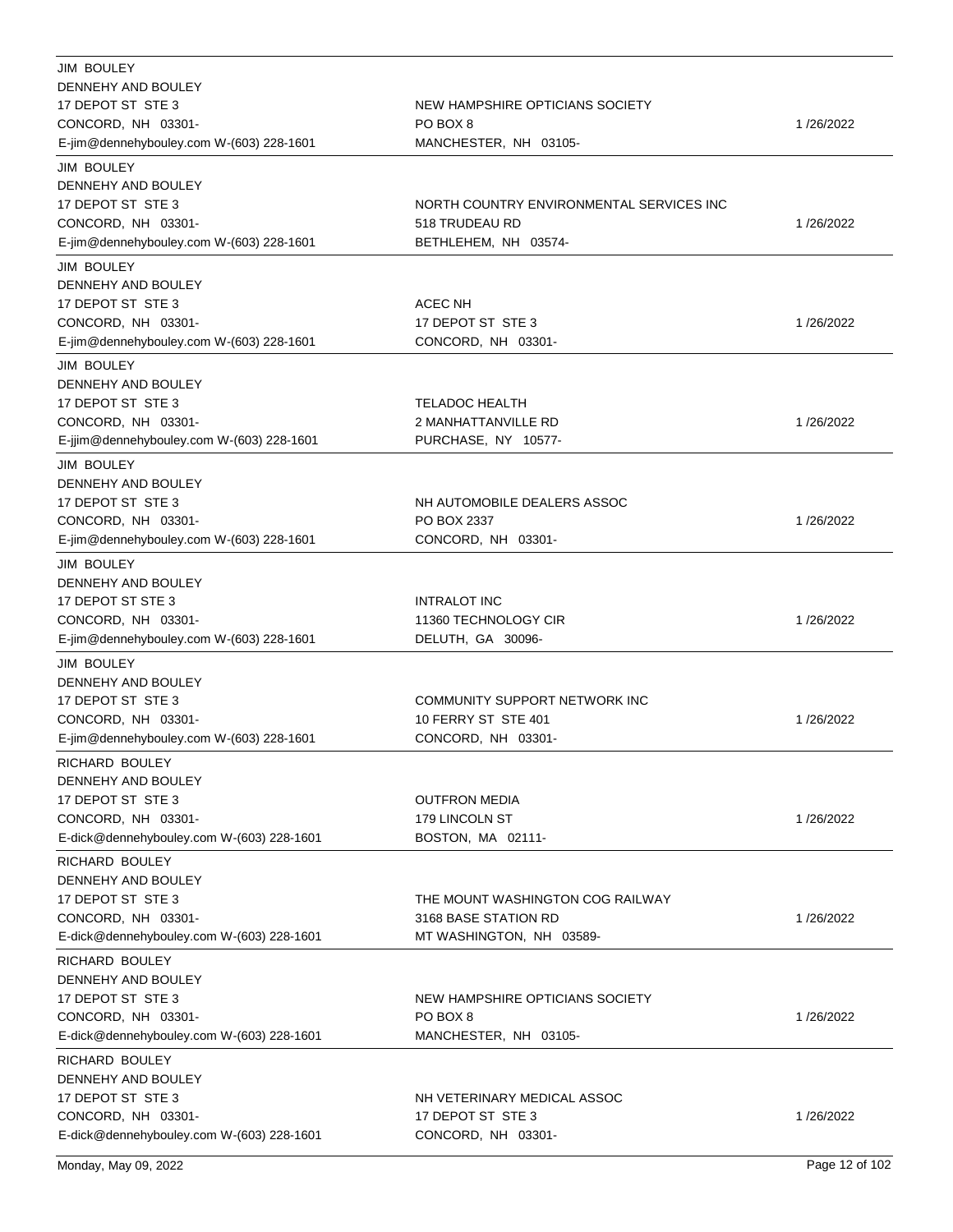| Lobbyist | Client | Date |
|---|---|---|
| JIM BOULEY<br>DENNEHY AND BOULEY<br>17 DEPOT ST STE 3<br>CONCORD, NH 03301-<br>E-jim@dennehybouley.com W-(603) 228-1601 | NEW HAMPSHIRE OPTICIANS SOCIETY<br>PO BOX 8<br>MANCHESTER, NH 03105- | 1 /26/2022 |
| JIM BOULEY<br>DENNEHY AND BOULEY<br>17 DEPOT ST STE 3<br>CONCORD, NH 03301-<br>E-jim@dennehybouley.com W-(603) 228-1601 | NORTH COUNTRY ENVIRONMENTAL SERVICES INC<br>518 TRUDEAU RD<br>BETHLEHEM, NH 03574- | 1 /26/2022 |
| JIM BOULEY<br>DENNEHY AND BOULEY<br>17 DEPOT ST STE 3<br>CONCORD, NH 03301-<br>E-jim@dennehybouley.com W-(603) 228-1601 | ACEC NH<br>17 DEPOT ST STE 3<br>CONCORD, NH 03301- | 1 /26/2022 |
| JIM BOULEY<br>DENNEHY AND BOULEY<br>17 DEPOT ST STE 3<br>CONCORD, NH 03301-<br>E-jjim@dennehybouley.com W-(603) 228-1601 | TELADOC HEALTH<br>2 MANHATTANVILLE RD<br>PURCHASE, NY 10577- | 1 /26/2022 |
| JIM BOULEY<br>DENNEHY AND BOULEY<br>17 DEPOT ST STE 3<br>CONCORD, NH 03301-<br>E-jim@dennehybouley.com W-(603) 228-1601 | NH AUTOMOBILE DEALERS ASSOC<br>PO BOX 2337<br>CONCORD, NH 03301- | 1 /26/2022 |
| JIM BOULEY<br>DENNEHY AND BOULEY<br>17 DEPOT ST STE 3<br>CONCORD, NH 03301-<br>E-jim@dennehybouley.com W-(603) 228-1601 | INTRALOT INC<br>11360 TECHNOLOGY CIR<br>DELUTH, GA 30096- | 1 /26/2022 |
| JIM BOULEY<br>DENNEHY AND BOULEY<br>17 DEPOT ST STE 3<br>CONCORD, NH 03301-<br>E-jim@dennehybouley.com W-(603) 228-1601 | COMMUNITY SUPPORT NETWORK INC<br>10 FERRY ST STE 401<br>CONCORD, NH 03301- | 1 /26/2022 |
| RICHARD BOULEY<br>DENNEHY AND BOULEY<br>17 DEPOT ST STE 3<br>CONCORD, NH 03301-<br>E-dick@dennehybouley.com W-(603) 228-1601 | OUTFRON MEDIA<br>179 LINCOLN ST<br>BOSTON, MA 02111- | 1 /26/2022 |
| RICHARD BOULEY<br>DENNEHY AND BOULEY<br>17 DEPOT ST STE 3<br>CONCORD, NH 03301-<br>E-dick@dennehybouley.com W-(603) 228-1601 | THE MOUNT WASHINGTON COG RAILWAY<br>3168 BASE STATION RD<br>MT WASHINGTON, NH 03589- | 1 /26/2022 |
| RICHARD BOULEY<br>DENNEHY AND BOULEY<br>17 DEPOT ST STE 3<br>CONCORD, NH 03301-<br>E-dick@dennehybouley.com W-(603) 228-1601 | NEW HAMPSHIRE OPTICIANS SOCIETY<br>PO BOX 8<br>MANCHESTER, NH 03105- | 1 /26/2022 |
| RICHARD BOULEY<br>DENNEHY AND BOULEY<br>17 DEPOT ST STE 3<br>CONCORD, NH 03301-<br>E-dick@dennehybouley.com W-(603) 228-1601 | NH VETERINARY MEDICAL ASSOC<br>17 DEPOT ST STE 3<br>CONCORD, NH 03301- | 1 /26/2022 |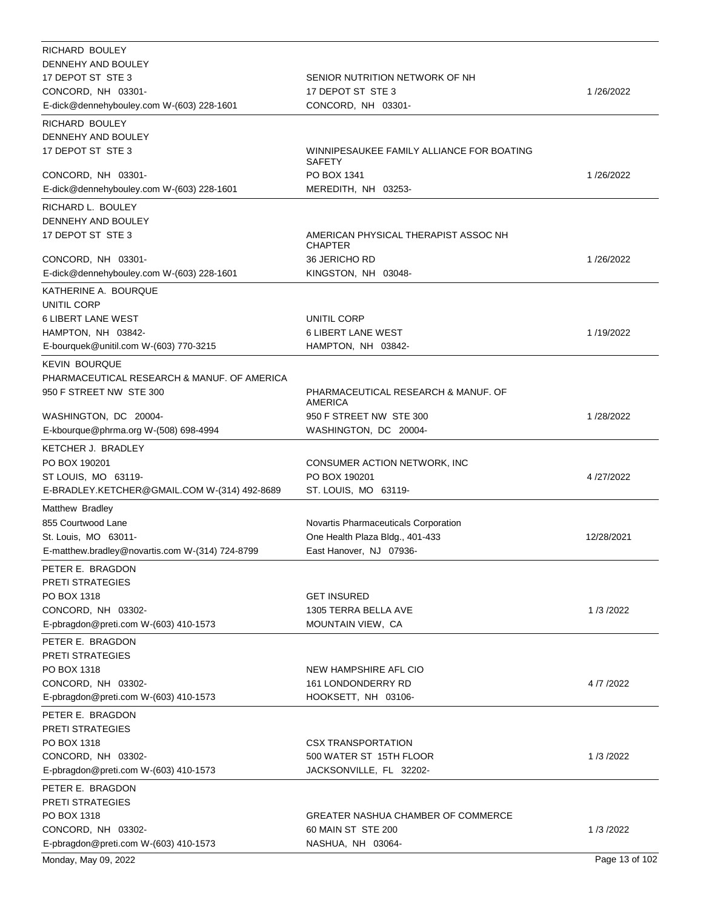| Lobbyist | Client | Date |
|---|---|---|
| RICHARD BOULEY<br>DENNEHY AND BOULEY<br>17 DEPOT ST STE 3<br>CONCORD, NH 03301-<br>E-dick@dennehybouley.com W-(603) 228-1601 | SENIOR NUTRITION NETWORK OF NH<br>17 DEPOT ST STE 3<br>CONCORD, NH 03301- | 1 /26/2022 |
| RICHARD BOULEY<br>DENNEHY AND BOULEY<br>17 DEPOT ST STE 3<br>CONCORD, NH 03301-<br>E-dick@dennehybouley.com W-(603) 228-1601 | WINNIPESAUKEE FAMILY ALLIANCE FOR BOATING SAFETY<br>PO BOX 1341<br>MEREDITH, NH 03253- | 1 /26/2022 |
| RICHARD L. BOULEY<br>DENNEHY AND BOULEY<br>17 DEPOT ST STE 3<br>CONCORD, NH 03301-<br>E-dick@dennehybouley.com W-(603) 228-1601 | AMERICAN PHYSICAL THERAPIST ASSOC NH CHAPTER<br>36 JERICHO RD<br>KINGSTON, NH 03048- | 1 /26/2022 |
| KATHERINE A. BOURQUE<br>UNITIL CORP<br>6 LIBERT LANE WEST<br>HAMPTON, NH 03842-<br>E-bourquek@unitil.com W-(603) 770-3215 | UNITIL CORP<br>6 LIBERT LANE WEST<br>HAMPTON, NH 03842- | 1 /19/2022 |
| KEVIN BOURQUE<br>PHARMACEUTICAL RESEARCH & MANUF. OF AMERICA<br>950 F STREET NW STE 300<br>WASHINGTON, DC 20004-<br>E-kbourque@phrma.org W-(508) 698-4994 | PHARMACEUTICAL RESEARCH & MANUF. OF AMERICA<br>950 F STREET NW STE 300<br>WASHINGTON, DC 20004- | 1 /28/2022 |
| KETCHER J. BRADLEY<br>PO BOX 190201<br>ST LOUIS, MO 63119-<br>E-BRADLEY.KETCHER@GMAIL.COM W-(314) 492-8689 | CONSUMER ACTION NETWORK, INC<br>PO BOX 190201<br>ST. LOUIS, MO 63119- | 4 /27/2022 |
| Matthew Bradley<br>855 Courtwood Lane<br>St. Louis, MO 63011-<br>E-matthew.bradley@novartis.com W-(314) 724-8799 | Novartis Pharmaceuticals Corporation<br>One Health Plaza Bldg., 401-433<br>East Hanover, NJ 07936- | 12/28/2021 |
| PETER E. BRAGDON<br>PRETI STRATEGIES<br>PO BOX 1318<br>CONCORD, NH 03302-<br>E-pbragdon@preti.com W-(603) 410-1573 | GET INSURED<br>1305 TERRA BELLA AVE<br>MOUNTAIN VIEW, CA | 1 /3 /2022 |
| PETER E. BRAGDON<br>PRETI STRATEGIES<br>PO BOX 1318<br>CONCORD, NH 03302-<br>E-pbragdon@preti.com W-(603) 410-1573 | NEW HAMPSHIRE AFL CIO<br>161 LONDONDERRY RD<br>HOOKSETT, NH 03106- | 4 /7 /2022 |
| PETER E. BRAGDON<br>PRETI STRATEGIES<br>PO BOX 1318<br>CONCORD, NH 03302-<br>E-pbragdon@preti.com W-(603) 410-1573 | CSX TRANSPORTATION<br>500 WATER ST 15TH FLOOR<br>JACKSONVILLE, FL 32202- | 1 /3 /2022 |
| PETER E. BRAGDON<br>PRETI STRATEGIES<br>PO BOX 1318<br>CONCORD, NH 03302-<br>E-pbragdon@preti.com W-(603) 410-1573 | GREATER NASHUA CHAMBER OF COMMERCE<br>60 MAIN ST STE 200<br>NASHUA, NH 03064- | 1 /3 /2022 |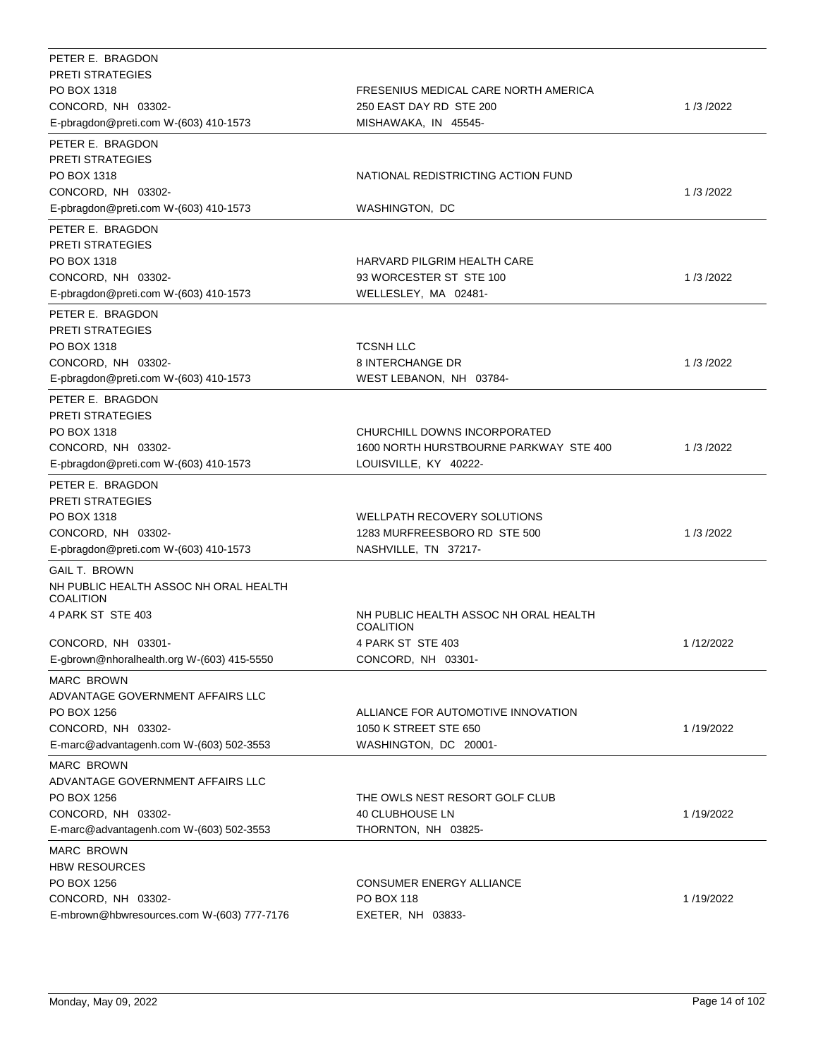| Lobbyist | Client | Date |
| --- | --- | --- |
| PETER E. BRAGDON<br>PRETI STRATEGIES<br>PO BOX 1318<br>CONCORD, NH 03302-<br>E-pbragdon@preti.com W-(603) 410-1573 | FRESENIUS MEDICAL CARE NORTH AMERICA<br>250 EAST DAY RD STE 200<br>MISHAWAKA, IN 45545- | 1 /3 /2022 |
| PETER E. BRAGDON<br>PRETI STRATEGIES<br>PO BOX 1318<br>CONCORD, NH 03302-<br>E-pbragdon@preti.com W-(603) 410-1573 | NATIONAL REDISTRICTING ACTION FUND<br>WASHINGTON, DC | 1 /3 /2022 |
| PETER E. BRAGDON<br>PRETI STRATEGIES<br>PO BOX 1318<br>CONCORD, NH 03302-<br>E-pbragdon@preti.com W-(603) 410-1573 | HARVARD PILGRIM HEALTH CARE<br>93 WORCESTER ST STE 100<br>WELLESLEY, MA 02481- | 1 /3 /2022 |
| PETER E. BRAGDON<br>PRETI STRATEGIES<br>PO BOX 1318<br>CONCORD, NH 03302-<br>E-pbragdon@preti.com W-(603) 410-1573 | TCSNH LLC<br>8 INTERCHANGE DR<br>WEST LEBANON, NH 03784- | 1 /3 /2022 |
| PETER E. BRAGDON<br>PRETI STRATEGIES<br>PO BOX 1318<br>CONCORD, NH 03302-<br>E-pbragdon@preti.com W-(603) 410-1573 | CHURCHILL DOWNS INCORPORATED<br>1600 NORTH HURSTBOURNE PARKWAY STE 400<br>LOUISVILLE, KY 40222- | 1 /3 /2022 |
| PETER E. BRAGDON<br>PRETI STRATEGIES<br>PO BOX 1318<br>CONCORD, NH 03302-<br>E-pbragdon@preti.com W-(603) 410-1573 | WELLPATH RECOVERY SOLUTIONS<br>1283 MURFREESBORO RD STE 500<br>NASHVILLE, TN 37217- | 1 /3 /2022 |
| GAIL T. BROWN<br>NH PUBLIC HEALTH ASSOC NH ORAL HEALTH COALITION<br>4 PARK ST STE 403<br>CONCORD, NH 03301-<br>E-gbrown@nhoralhealth.org W-(603) 415-5550 | NH PUBLIC HEALTH ASSOC NH ORAL HEALTH COALITION<br>4 PARK ST STE 403<br>CONCORD, NH 03301- | 1 /12/2022 |
| MARC BROWN<br>ADVANTAGE GOVERNMENT AFFAIRS LLC<br>PO BOX 1256<br>CONCORD, NH 03302-<br>E-marc@advantagenh.com W-(603) 502-3553 | ALLIANCE FOR AUTOMOTIVE INNOVATION<br>1050 K STREET STE 650<br>WASHINGTON, DC 20001- | 1 /19/2022 |
| MARC BROWN<br>ADVANTAGE GOVERNMENT AFFAIRS LLC<br>PO BOX 1256<br>CONCORD, NH 03302-<br>E-marc@advantagenh.com W-(603) 502-3553 | THE OWLS NEST RESORT GOLF CLUB<br>40 CLUBHOUSE LN<br>THORNTON, NH 03825- | 1 /19/2022 |
| MARC BROWN<br>HBW RESOURCES<br>PO BOX 1256<br>CONCORD, NH 03302-<br>E-mbrown@hbwresources.com W-(603) 777-7176 | CONSUMER ENERGY ALLIANCE<br>PO BOX 118<br>EXETER, NH 03833- | 1 /19/2022 |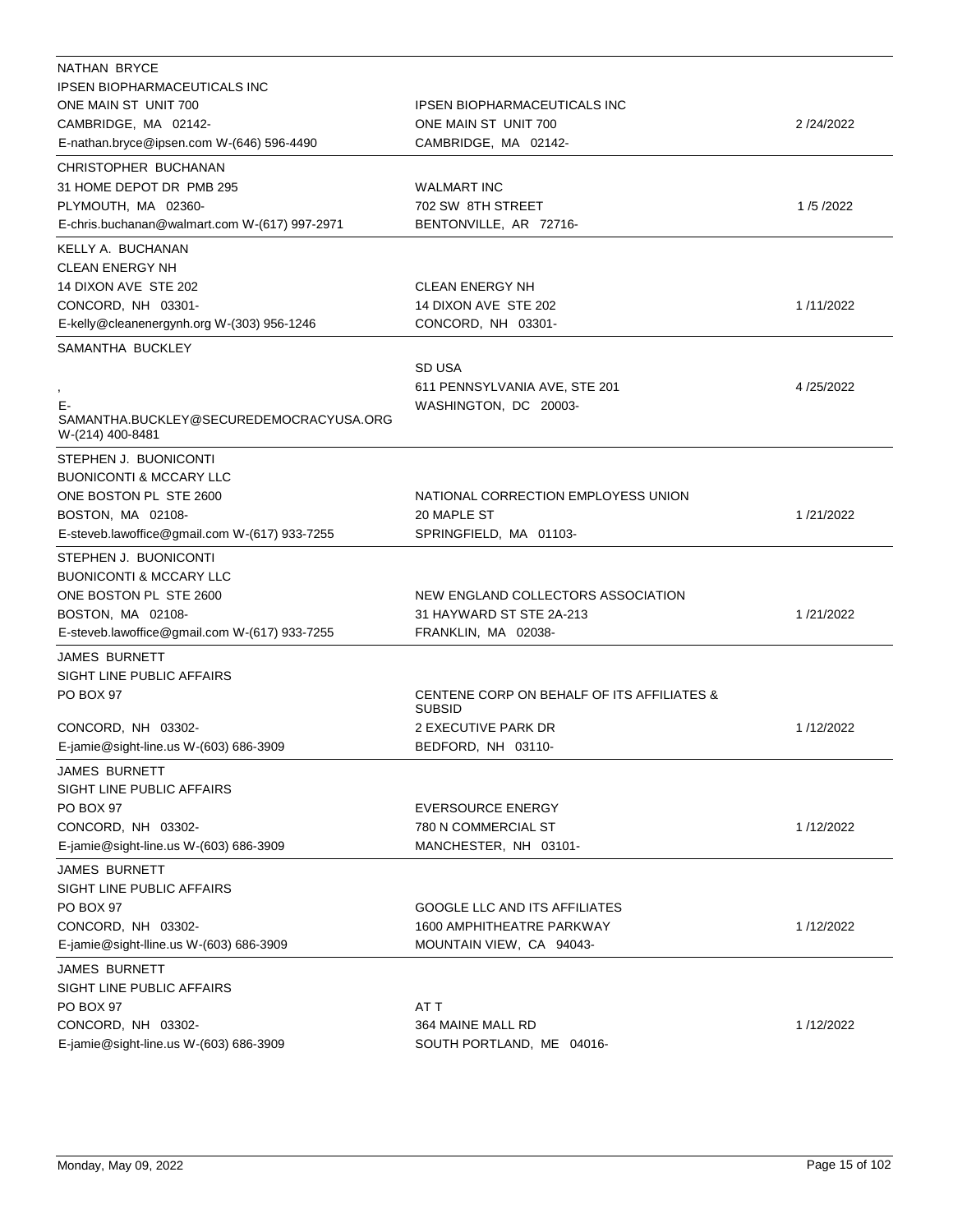| Lobbyist | Employer | Date |
|---|---|---|
| NATHAN BRYCE<br>IPSEN BIOPHARMACEUTICALS INC<br>ONE MAIN ST UNIT 700<br>CAMBRIDGE, MA 02142-<br>E-nathan.bryce@ipsen.com W-(646) 596-4490 | IPSEN BIOPHARMACEUTICALS INC<br>ONE MAIN ST UNIT 700<br>CAMBRIDGE, MA 02142- | 2 /24/2022 |
| CHRISTOPHER BUCHANAN<br>31 HOME DEPOT DR PMB 295<br>PLYMOUTH, MA 02360-<br>E-chris.buchanan@walmart.com W-(617) 997-2971 | WALMART INC<br>702 SW 8TH STREET<br>BENTONVILLE, AR 72716- | 1 /5 /2022 |
| KELLY A. BUCHANAN<br>CLEAN ENERGY NH<br>14 DIXON AVE STE 202<br>CONCORD, NH 03301-<br>E-kelly@cleanenergynh.org W-(303) 956-1246 | CLEAN ENERGY NH<br>14 DIXON AVE STE 202<br>CONCORD, NH 03301- | 1 /11/2022 |
| SAMANTHA BUCKLEY<br>,<br>E-SAMANTHA.BUCKLEY@SECUREDEMOCRACYUSA.ORG<br>W-(214) 400-8481 | SD USA<br>611 PENNSYLVANIA AVE, STE 201<br>WASHINGTON, DC 20003- | 4 /25/2022 |
| STEPHEN J. BUONICONTI<br>BUONICONTI & MCCARY LLC<br>ONE BOSTON PL STE 2600<br>BOSTON, MA 02108-<br>E-steveb.lawoffice@gmail.com W-(617) 933-7255 | NATIONAL CORRECTION EMPLOYESS UNION<br>20 MAPLE ST<br>SPRINGFIELD, MA 01103- | 1 /21/2022 |
| STEPHEN J. BUONICONTI<br>BUONICONTI & MCCARY LLC<br>ONE BOSTON PL STE 2600<br>BOSTON, MA 02108-<br>E-steveb.lawoffice@gmail.com W-(617) 933-7255 | NEW ENGLAND COLLECTORS ASSOCIATION<br>31 HAYWARD ST STE 2A-213<br>FRANKLIN, MA 02038- | 1 /21/2022 |
| JAMES BURNETT<br>SIGHT LINE PUBLIC AFFAIRS<br>PO BOX 97<br>CONCORD, NH 03302-<br>E-jamie@sight-line.us W-(603) 686-3909 | CENTENE CORP ON BEHALF OF ITS AFFILIATES & SUBSID<br>2 EXECUTIVE PARK DR<br>BEDFORD, NH 03110- | 1 /12/2022 |
| JAMES BURNETT<br>SIGHT LINE PUBLIC AFFAIRS<br>PO BOX 97<br>CONCORD, NH 03302-<br>E-jamie@sight-line.us W-(603) 686-3909 | EVERSOURCE ENERGY<br>780 N COMMERCIAL ST<br>MANCHESTER, NH 03101- | 1 /12/2022 |
| JAMES BURNETT<br>SIGHT LINE PUBLIC AFFAIRS<br>PO BOX 97<br>CONCORD, NH 03302-<br>E-jamie@sight-lline.us W-(603) 686-3909 | GOOGLE LLC AND ITS AFFILIATES<br>1600 AMPHITHEATRE PARKWAY<br>MOUNTAIN VIEW, CA 94043- | 1 /12/2022 |
| JAMES BURNETT<br>SIGHT LINE PUBLIC AFFAIRS<br>PO BOX 97<br>CONCORD, NH 03302-<br>E-jamie@sight-line.us W-(603) 686-3909 | AT T<br>364 MAINE MALL RD<br>SOUTH PORTLAND, ME 04016- | 1 /12/2022 |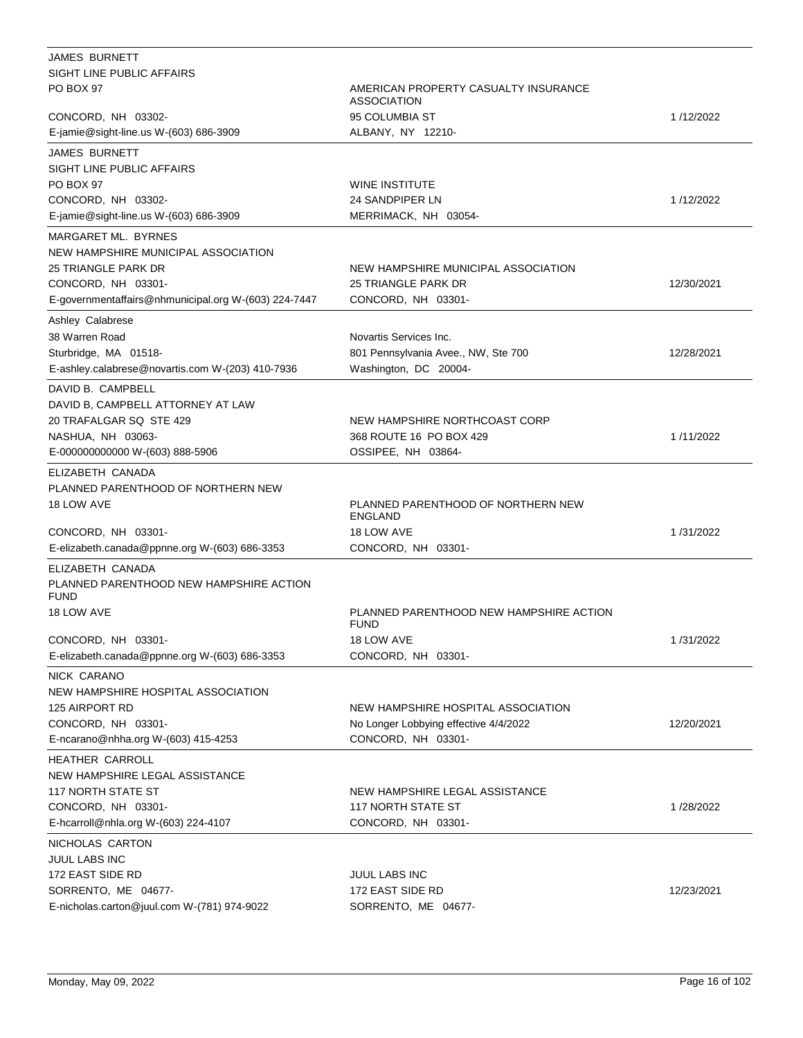| Lobbyist | Client | Date |
|---|---|---|
| JAMES BURNETT<br>SIGHT LINE PUBLIC AFFAIRS<br>PO BOX 97<br>CONCORD, NH 03302-<br>E-jamie@sight-line.us W-(603) 686-3909 | AMERICAN PROPERTY CASUALTY INSURANCE ASSOCIATION<br>95 COLUMBIA ST<br>ALBANY, NY 12210- | 1 /12/2022 |
| JAMES BURNETT<br>SIGHT LINE PUBLIC AFFAIRS<br>PO BOX 97<br>CONCORD, NH 03302-<br>E-jamie@sight-line.us W-(603) 686-3909 | WINE INSTITUTE<br>24 SANDPIPER LN<br>MERRIMACK, NH 03054- | 1 /12/2022 |
| MARGARET ML. BYRNES<br>NEW HAMPSHIRE MUNICIPAL ASSOCIATION<br>25 TRIANGLE PARK DR<br>CONCORD, NH 03301-<br>E-governmentaffairs@nhmunicipal.org W-(603) 224-7447 | NEW HAMPSHIRE MUNICIPAL ASSOCIATION<br>25 TRIANGLE PARK DR<br>CONCORD, NH 03301- | 12/30/2021 |
| Ashley Calabrese<br>38 Warren Road<br>Sturbridge, MA 01518-<br>E-ashley.calabrese@novartis.com W-(203) 410-7936 | Novartis Services Inc.<br>801 Pennsylvania Avee., NW, Ste 700<br>Washington, DC 20004- | 12/28/2021 |
| DAVID B. CAMPBELL<br>DAVID B, CAMPBELL ATTORNEY AT LAW<br>20 TRAFALGAR SQ STE 429<br>NASHUA, NH 03063-<br>E-000000000000 W-(603) 888-5906 | NEW HAMPSHIRE NORTHCOAST CORP<br>368 ROUTE 16 PO BOX 429<br>OSSIPEE, NH 03864- | 1 /11/2022 |
| ELIZABETH CANADA<br>PLANNED PARENTHOOD OF NORTHERN NEW<br>18 LOW AVE<br>CONCORD, NH 03301-<br>E-elizabeth.canada@ppnne.org W-(603) 686-3353 | PLANNED PARENTHOOD OF NORTHERN NEW ENGLAND<br>18 LOW AVE<br>CONCORD, NH 03301- | 1 /31/2022 |
| ELIZABETH CANADA<br>PLANNED PARENTHOOD NEW HAMPSHIRE ACTION FUND<br>18 LOW AVE<br>CONCORD, NH 03301-<br>E-elizabeth.canada@ppnne.org W-(603) 686-3353 | PLANNED PARENTHOOD NEW HAMPSHIRE ACTION FUND<br>18 LOW AVE<br>CONCORD, NH 03301- | 1 /31/2022 |
| NICK CARANO<br>NEW HAMPSHIRE HOSPITAL ASSOCIATION<br>125 AIRPORT RD<br>CONCORD, NH 03301-<br>E-ncarano@nhha.org W-(603) 415-4253 | NEW HAMPSHIRE HOSPITAL ASSOCIATION<br>No Longer Lobbying effective 4/4/2022<br>CONCORD, NH 03301- | 12/20/2021 |
| HEATHER CARROLL<br>NEW HAMPSHIRE LEGAL ASSISTANCE<br>117 NORTH STATE ST<br>CONCORD, NH 03301-<br>E-hcarroll@nhla.org W-(603) 224-4107 | NEW HAMPSHIRE LEGAL ASSISTANCE<br>117 NORTH STATE ST<br>CONCORD, NH 03301- | 1 /28/2022 |
| NICHOLAS CARTON<br>JUUL LABS INC<br>172 EAST SIDE RD<br>SORRENTO, ME 04677-<br>E-nicholas.carton@juul.com W-(781) 974-9022 | JUUL LABS INC<br>172 EAST SIDE RD<br>SORRENTO, ME 04677- | 12/23/2021 |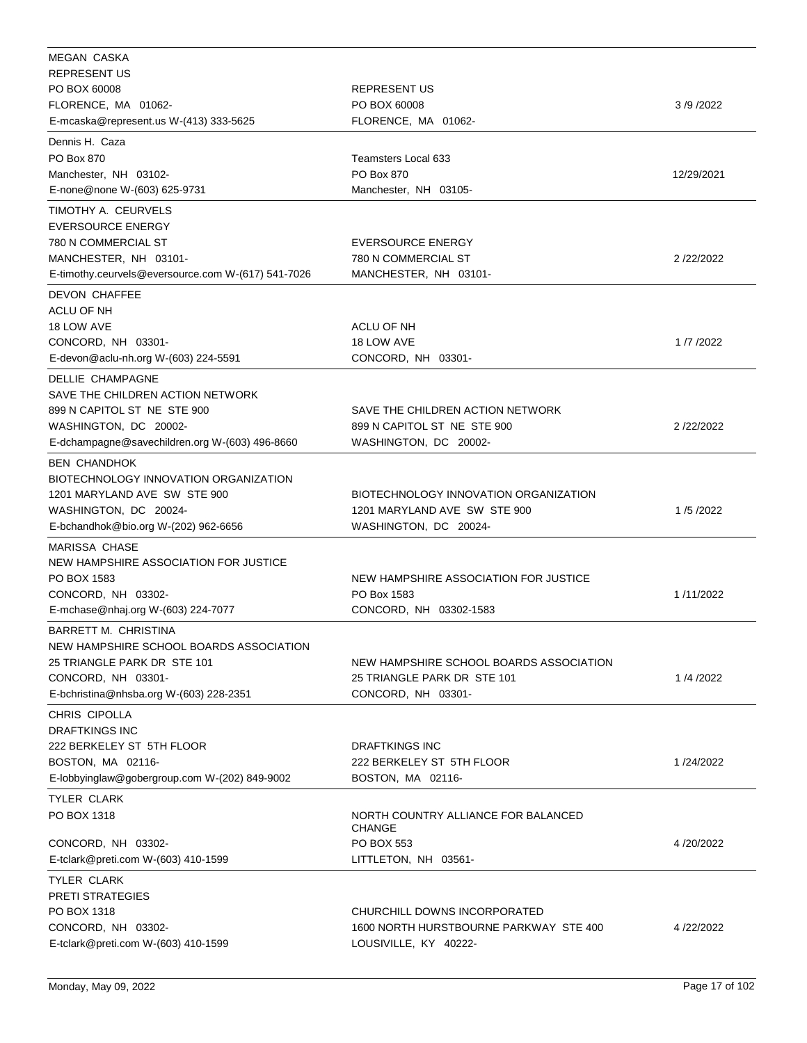| Lobbyist | Client | Date |
|---|---|---|
| MEGAN CASKA<br>REPRESENT US<br>PO BOX 60008<br>FLORENCE, MA 01062-<br>E-mcaska@represent.us W-(413) 333-5625 | REPRESENT US<br>PO BOX 60008<br>FLORENCE, MA 01062- | 3 /9 /2022 |
| Dennis H. Caza<br>PO Box 870<br>Manchester, NH 03102-<br>E-none@none W-(603) 625-9731 | Teamsters Local 633<br>PO Box 870<br>Manchester, NH 03105- | 12/29/2021 |
| TIMOTHY A. CEURVELS<br>EVERSOURCE ENERGY<br>780 N COMMERCIAL ST<br>MANCHESTER, NH 03101-<br>E-timothy.ceurvels@eversource.com W-(617) 541-7026 | EVERSOURCE ENERGY<br>780 N COMMERCIAL ST<br>MANCHESTER, NH 03101- | 2 /22/2022 |
| DEVON CHAFFEE<br>ACLU OF NH<br>18 LOW AVE<br>CONCORD, NH 03301-<br>E-devon@aclu-nh.org W-(603) 224-5591 | ACLU OF NH<br>18 LOW AVE<br>CONCORD, NH 03301- | 1 /7 /2022 |
| DELLIE CHAMPAGNE<br>SAVE THE CHILDREN ACTION NETWORK<br>899 N CAPITOL ST NE STE 900<br>WASHINGTON, DC 20002-<br>E-dchampagne@savechildren.org W-(603) 496-8660 | SAVE THE CHILDREN ACTION NETWORK<br>899 N CAPITOL ST NE STE 900<br>WASHINGTON, DC 20002- | 2 /22/2022 |
| BEN CHANDHOK<br>BIOTECHNOLOGY INNOVATION ORGANIZATION<br>1201 MARYLAND AVE SW STE 900<br>WASHINGTON, DC 20024-<br>E-bchandhok@bio.org W-(202) 962-6656 | BIOTECHNOLOGY INNOVATION ORGANIZATION<br>1201 MARYLAND AVE SW STE 900<br>WASHINGTON, DC 20024- | 1 /5 /2022 |
| MARISSA CHASE<br>NEW HAMPSHIRE ASSOCIATION FOR JUSTICE<br>PO BOX 1583<br>CONCORD, NH 03302-<br>E-mchase@nhaj.org W-(603) 224-7077 | NEW HAMPSHIRE ASSOCIATION FOR JUSTICE<br>PO Box 1583<br>CONCORD, NH 03302-1583 | 1 /11/2022 |
| BARRETT M. CHRISTINA<br>NEW HAMPSHIRE SCHOOL BOARDS ASSOCIATION<br>25 TRIANGLE PARK DR STE 101<br>CONCORD, NH 03301-<br>E-bchristina@nhsba.org W-(603) 228-2351 | NEW HAMPSHIRE SCHOOL BOARDS ASSOCIATION<br>25 TRIANGLE PARK DR STE 101<br>CONCORD, NH 03301- | 1 /4 /2022 |
| CHRIS CIPOLLA<br>DRAFTKINGS INC<br>222 BERKELEY ST 5TH FLOOR<br>BOSTON, MA 02116-<br>E-lobbyinglaw@gobergroup.com W-(202) 849-9002 | DRAFTKINGS INC<br>222 BERKELEY ST 5TH FLOOR<br>BOSTON, MA 02116- | 1 /24/2022 |
| TYLER CLARK<br>PO BOX 1318<br>CONCORD, NH 03302-<br>E-tclark@preti.com W-(603) 410-1599 | NORTH COUNTRY ALLIANCE FOR BALANCED CHANGE<br>PO BOX 553<br>LITTLETON, NH 03561- | 4 /20/2022 |
| TYLER CLARK<br>PRETI STRATEGIES<br>PO BOX 1318<br>CONCORD, NH 03302-<br>E-tclark@preti.com W-(603) 410-1599 | CHURCHILL DOWNS INCORPORATED<br>1600 NORTH HURSTBOURNE PARKWAY STE 400<br>LOUSIVILLE, KY 40222- | 4 /22/2022 |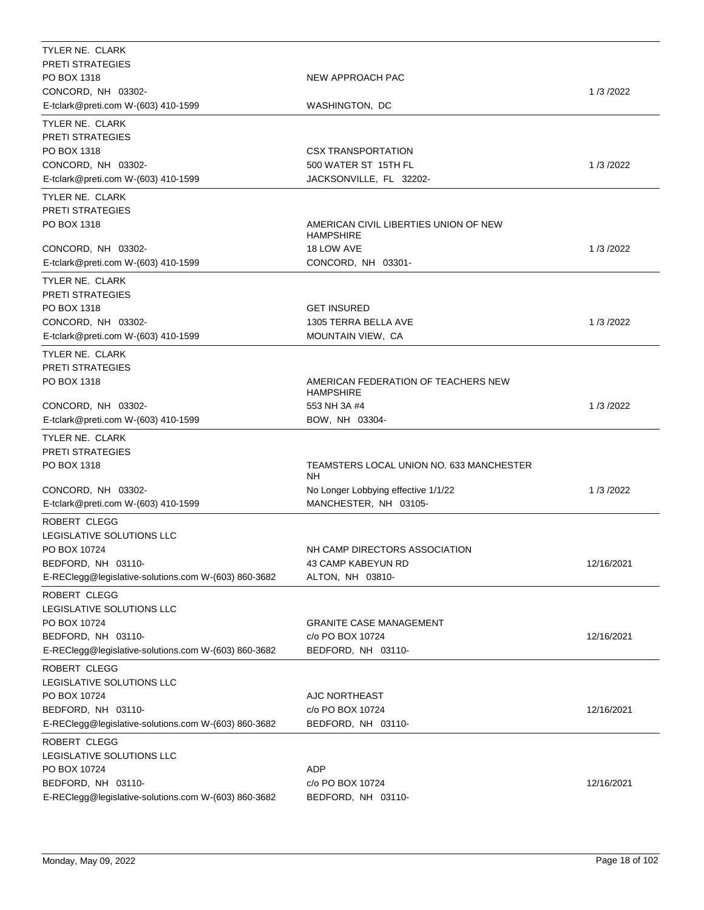| Lobbyist | Client | Date |
| --- | --- | --- |
| TYLER NE. CLARK<br>PRETI STRATEGIES<br>PO BOX 1318<br>CONCORD, NH 03302-<br>E-tclark@preti.com W-(603) 410-1599 | NEW APPROACH PAC<br><br>WASHINGTON, DC | 1 /3 /2022 |
| TYLER NE. CLARK<br>PRETI STRATEGIES<br>PO BOX 1318<br>CONCORD, NH 03302-<br>E-tclark@preti.com W-(603) 410-1599 | CSX TRANSPORTATION<br>500 WATER ST 15TH FL<br>JACKSONVILLE, FL 32202- | 1 /3 /2022 |
| TYLER NE. CLARK<br>PRETI STRATEGIES<br>PO BOX 1318<br>CONCORD, NH 03302-<br>E-tclark@preti.com W-(603) 410-1599 | AMERICAN CIVIL LIBERTIES UNION OF NEW HAMPSHIRE<br>18 LOW AVE<br>CONCORD, NH 03301- | 1 /3 /2022 |
| TYLER NE. CLARK<br>PRETI STRATEGIES<br>PO BOX 1318<br>CONCORD, NH 03302-<br>E-tclark@preti.com W-(603) 410-1599 | GET INSURED<br>1305 TERRA BELLA AVE<br>MOUNTAIN VIEW, CA | 1 /3 /2022 |
| TYLER NE. CLARK<br>PRETI STRATEGIES<br>PO BOX 1318<br>CONCORD, NH 03302-<br>E-tclark@preti.com W-(603) 410-1599 | AMERICAN FEDERATION OF TEACHERS NEW HAMPSHIRE<br>553 NH 3A #4<br>BOW, NH 03304- | 1 /3 /2022 |
| TYLER NE. CLARK<br>PRETI STRATEGIES<br>PO BOX 1318<br>CONCORD, NH 03302-<br>E-tclark@preti.com W-(603) 410-1599 | TEAMSTERS LOCAL UNION NO. 633 MANCHESTER NH<br>No Longer Lobbying effective 1/1/22<br>MANCHESTER, NH 03105- | 1 /3 /2022 |
| ROBERT CLEGG<br>LEGISLATIVE SOLUTIONS LLC<br>PO BOX 10724<br>BEDFORD, NH 03110-<br>E-REClegg@legislative-solutions.com W-(603) 860-3682 | NH CAMP DIRECTORS ASSOCIATION<br>43 CAMP KABEYUN RD<br>ALTON, NH 03810- | 12/16/2021 |
| ROBERT CLEGG<br>LEGISLATIVE SOLUTIONS LLC<br>PO BOX 10724<br>BEDFORD, NH 03110-<br>E-REClegg@legislative-solutions.com W-(603) 860-3682 | GRANITE CASE MANAGEMENT<br>c/o PO BOX 10724<br>BEDFORD, NH 03110- | 12/16/2021 |
| ROBERT CLEGG<br>LEGISLATIVE SOLUTIONS LLC<br>PO BOX 10724<br>BEDFORD, NH 03110-<br>E-REClegg@legislative-solutions.com W-(603) 860-3682 | AJC NORTHEAST<br>c/o PO BOX 10724<br>BEDFORD, NH 03110- | 12/16/2021 |
| ROBERT CLEGG<br>LEGISLATIVE SOLUTIONS LLC<br>PO BOX 10724<br>BEDFORD, NH 03110-<br>E-REClegg@legislative-solutions.com W-(603) 860-3682 | ADP<br>c/o PO BOX 10724<br>BEDFORD, NH 03110- | 12/16/2021 |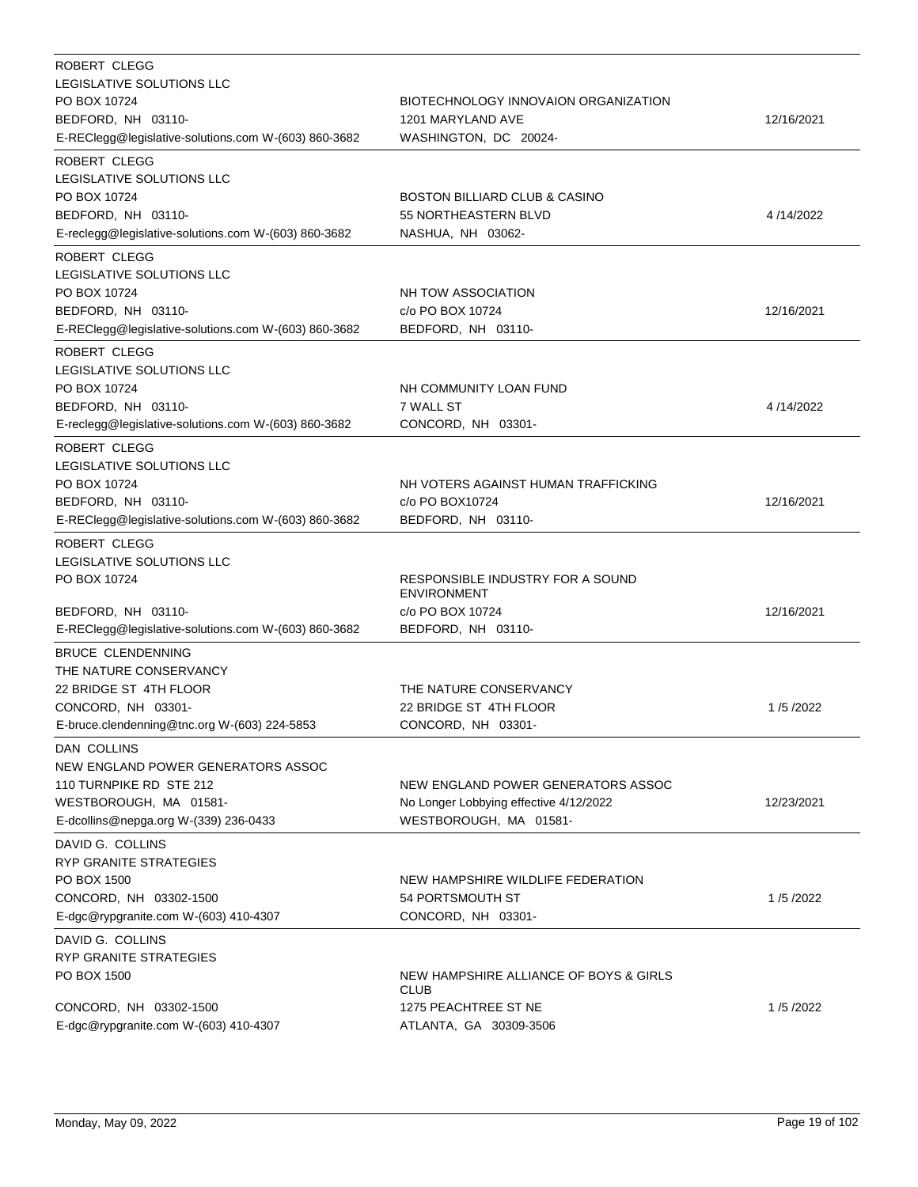| Lobbyist | Client | Date |
|---|---|---|
| ROBERT CLEGG<br>LEGISLATIVE SOLUTIONS LLC<br>PO BOX 10724<br>BEDFORD, NH 03110-<br>E-REClegg@legislative-solutions.com W-(603) 860-3682 | BIOTECHNOLOGY INNOVAION ORGANIZATION<br>1201 MARYLAND AVE<br>WASHINGTON, DC 20024- | 12/16/2021 |
| ROBERT CLEGG<br>LEGISLATIVE SOLUTIONS LLC<br>PO BOX 10724<br>BEDFORD, NH 03110-<br>E-reclegg@legislative-solutions.com W-(603) 860-3682 | BOSTON BILLIARD CLUB & CASINO<br>55 NORTHEASTERN BLVD<br>NASHUA, NH 03062- | 4 /14/2022 |
| ROBERT CLEGG<br>LEGISLATIVE SOLUTIONS LLC<br>PO BOX 10724<br>BEDFORD, NH 03110-<br>E-REClegg@legislative-solutions.com W-(603) 860-3682 | NH TOW ASSOCIATION<br>c/o PO BOX 10724<br>BEDFORD, NH 03110- | 12/16/2021 |
| ROBERT CLEGG<br>LEGISLATIVE SOLUTIONS LLC<br>PO BOX 10724<br>BEDFORD, NH 03110-<br>E-reclegg@legislative-solutions.com W-(603) 860-3682 | NH COMMUNITY LOAN FUND<br>7 WALL ST<br>CONCORD, NH 03301- | 4 /14/2022 |
| ROBERT CLEGG<br>LEGISLATIVE SOLUTIONS LLC<br>PO BOX 10724<br>BEDFORD, NH 03110-<br>E-REClegg@legislative-solutions.com W-(603) 860-3682 | NH VOTERS AGAINST HUMAN TRAFFICKING<br>c/o PO BOX10724<br>BEDFORD, NH 03110- | 12/16/2021 |
| ROBERT CLEGG<br>LEGISLATIVE SOLUTIONS LLC<br>PO BOX 10724<br>BEDFORD, NH 03110-<br>E-REClegg@legislative-solutions.com W-(603) 860-3682 | RESPONSIBLE INDUSTRY FOR A SOUND ENVIRONMENT<br>c/o PO BOX 10724<br>BEDFORD, NH 03110- | 12/16/2021 |
| BRUCE CLENDENNING<br>THE NATURE CONSERVANCY<br>22 BRIDGE ST 4TH FLOOR<br>CONCORD, NH 03301-<br>E-bruce.clendenning@tnc.org W-(603) 224-5853 | THE NATURE CONSERVANCY<br>22 BRIDGE ST 4TH FLOOR<br>CONCORD, NH 03301- | 1 /5 /2022 |
| DAN COLLINS<br>NEW ENGLAND POWER GENERATORS ASSOC<br>110 TURNPIKE RD STE 212<br>WESTBOROUGH, MA 01581-<br>E-dcollins@nepga.org W-(339) 236-0433 | NEW ENGLAND POWER GENERATORS ASSOC<br>No Longer Lobbying effective 4/12/2022<br>WESTBOROUGH, MA 01581- | 12/23/2021 |
| DAVID G. COLLINS<br>RYP GRANITE STRATEGIES<br>PO BOX 1500<br>CONCORD, NH 03302-1500<br>E-dgc@rypgranite.com W-(603) 410-4307 | NEW HAMPSHIRE WILDLIFE FEDERATION<br>54 PORTSMOUTH ST<br>CONCORD, NH 03301- | 1 /5 /2022 |
| DAVID G. COLLINS<br>RYP GRANITE STRATEGIES<br>PO BOX 1500<br>CONCORD, NH 03302-1500<br>E-dgc@rypgranite.com W-(603) 410-4307 | NEW HAMPSHIRE ALLIANCE OF BOYS & GIRLS CLUB<br>1275 PEACHTREE ST NE<br>ATLANTA, GA 30309-3506 | 1 /5 /2022 |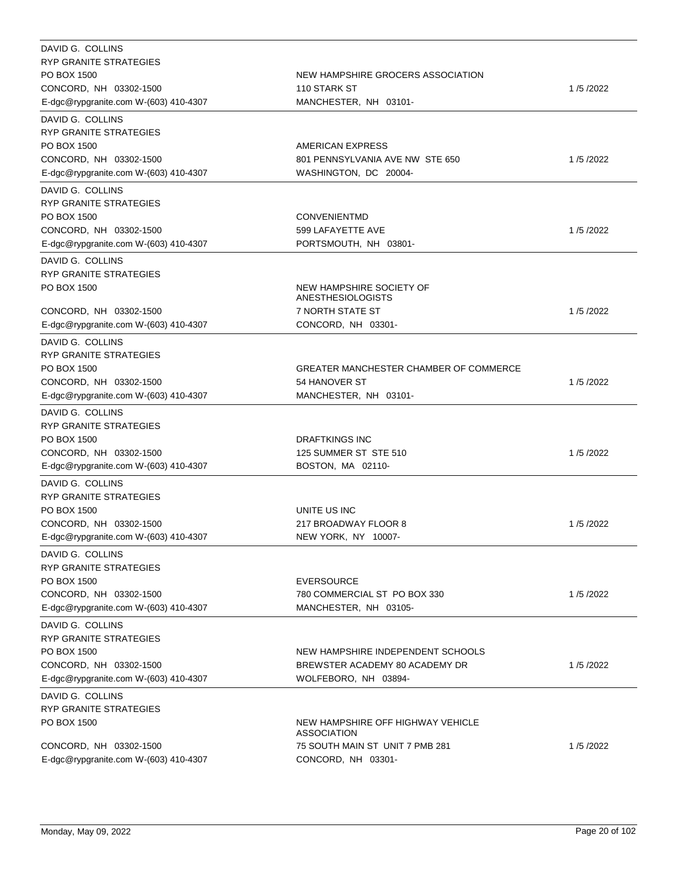| Lobbyist | Client | Date |
|---|---|---|
| DAVID G. COLLINS<br>RYP GRANITE STRATEGIES<br>PO BOX 1500<br>CONCORD, NH 03302-1500<br>E-dgc@rypgranite.com W-(603) 410-4307 | NEW HAMPSHIRE GROCERS ASSOCIATION<br>110 STARK ST<br>MANCHESTER, NH 03101- | 1 /5 /2022 |
| DAVID G. COLLINS<br>RYP GRANITE STRATEGIES<br>PO BOX 1500<br>CONCORD, NH 03302-1500<br>E-dgc@rypgranite.com W-(603) 410-4307 | AMERICAN EXPRESS<br>801 PENNSYLVANIA AVE NW STE 650<br>WASHINGTON, DC 20004- | 1 /5 /2022 |
| DAVID G. COLLINS<br>RYP GRANITE STRATEGIES<br>PO BOX 1500<br>CONCORD, NH 03302-1500<br>E-dgc@rypgranite.com W-(603) 410-4307 | CONVENIENTMD<br>599 LAFAYETTE AVE<br>PORTSMOUTH, NH 03801- | 1 /5 /2022 |
| DAVID G. COLLINS<br>RYP GRANITE STRATEGIES<br>PO BOX 1500<br>CONCORD, NH 03302-1500<br>E-dgc@rypgranite.com W-(603) 410-4307 | NEW HAMPSHIRE SOCIETY OF ANESTHESIOLOGISTS<br>7 NORTH STATE ST<br>CONCORD, NH 03301- | 1 /5 /2022 |
| DAVID G. COLLINS<br>RYP GRANITE STRATEGIES<br>PO BOX 1500<br>CONCORD, NH 03302-1500<br>E-dgc@rypgranite.com W-(603) 410-4307 | GREATER MANCHESTER CHAMBER OF COMMERCE<br>54 HANOVER ST<br>MANCHESTER, NH 03101- | 1 /5 /2022 |
| DAVID G. COLLINS<br>RYP GRANITE STRATEGIES<br>PO BOX 1500<br>CONCORD, NH 03302-1500<br>E-dgc@rypgranite.com W-(603) 410-4307 | DRAFTKINGS INC<br>125 SUMMER ST STE 510<br>BOSTON, MA 02110- | 1 /5 /2022 |
| DAVID G. COLLINS<br>RYP GRANITE STRATEGIES<br>PO BOX 1500<br>CONCORD, NH 03302-1500<br>E-dgc@rypgranite.com W-(603) 410-4307 | UNITE US INC<br>217 BROADWAY FLOOR 8<br>NEW YORK, NY 10007- | 1 /5 /2022 |
| DAVID G. COLLINS<br>RYP GRANITE STRATEGIES<br>PO BOX 1500<br>CONCORD, NH 03302-1500<br>E-dgc@rypgranite.com W-(603) 410-4307 | EVERSOURCE<br>780 COMMERCIAL ST PO BOX 330<br>MANCHESTER, NH 03105- | 1 /5 /2022 |
| DAVID G. COLLINS<br>RYP GRANITE STRATEGIES<br>PO BOX 1500<br>CONCORD, NH 03302-1500<br>E-dgc@rypgranite.com W-(603) 410-4307 | NEW HAMPSHIRE INDEPENDENT SCHOOLS<br>BREWSTER ACADEMY 80 ACADEMY DR<br>WOLFEBORO, NH 03894- | 1 /5 /2022 |
| DAVID G. COLLINS<br>RYP GRANITE STRATEGIES<br>PO BOX 1500<br>CONCORD, NH 03302-1500<br>E-dgc@rypgranite.com W-(603) 410-4307 | NEW HAMPSHIRE OFF HIGHWAY VEHICLE ASSOCIATION<br>75 SOUTH MAIN ST UNIT 7 PMB 281<br>CONCORD, NH 03301- | 1 /5 /2022 |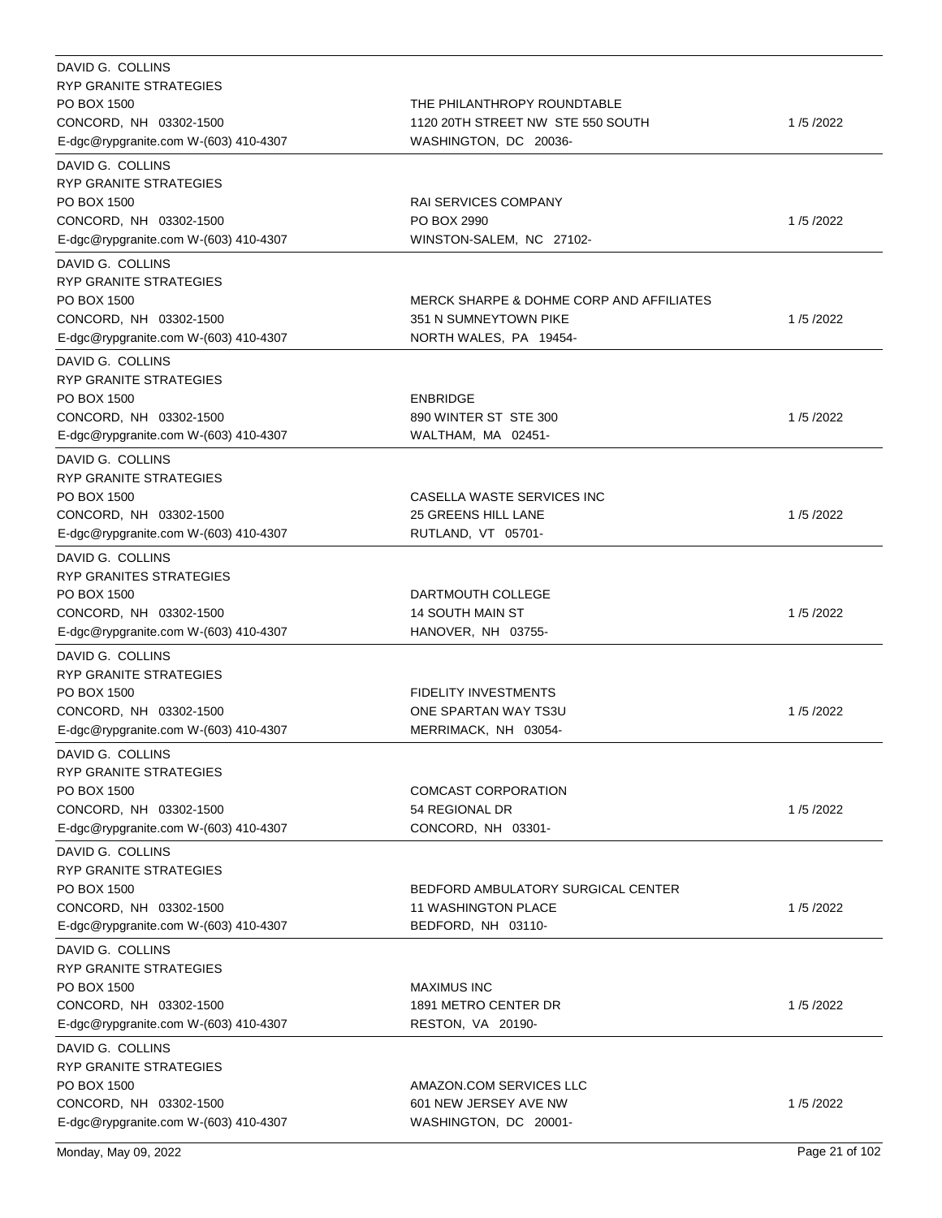| Lobbyist | Client | Date |
|---|---|---|
| DAVID G. COLLINS<br>RYP GRANITE STRATEGIES<br>PO BOX 1500<br>CONCORD, NH 03302-1500<br>E-dgc@rypgranite.com W-(603) 410-4307 | THE PHILANTHROPY ROUNDTABLE<br>1120 20TH STREET NW STE 550 SOUTH<br>WASHINGTON, DC 20036- | 1 /5 /2022 |
| DAVID G. COLLINS<br>RYP GRANITE STRATEGIES<br>PO BOX 1500<br>CONCORD, NH 03302-1500<br>E-dgc@rypgranite.com W-(603) 410-4307 | RAI SERVICES COMPANY<br>PO BOX 2990<br>WINSTON-SALEM, NC 27102- | 1 /5 /2022 |
| DAVID G. COLLINS<br>RYP GRANITE STRATEGIES<br>PO BOX 1500<br>CONCORD, NH 03302-1500<br>E-dgc@rypgranite.com W-(603) 410-4307 | MERCK SHARPE & DOHME CORP AND AFFILIATES<br>351 N SUMNEYTOWN PIKE<br>NORTH WALES, PA 19454- | 1 /5 /2022 |
| DAVID G. COLLINS<br>RYP GRANITE STRATEGIES<br>PO BOX 1500<br>CONCORD, NH 03302-1500<br>E-dgc@rypgranite.com W-(603) 410-4307 | ENBRIDGE<br>890 WINTER ST STE 300<br>WALTHAM, MA 02451- | 1 /5 /2022 |
| DAVID G. COLLINS<br>RYP GRANITE STRATEGIES<br>PO BOX 1500<br>CONCORD, NH 03302-1500<br>E-dgc@rypgranite.com W-(603) 410-4307 | CASELLA WASTE SERVICES INC<br>25 GREENS HILL LANE<br>RUTLAND, VT 05701- | 1 /5 /2022 |
| DAVID G. COLLINS<br>RYP GRANITES STRATEGIES<br>PO BOX 1500<br>CONCORD, NH 03302-1500<br>E-dgc@rypgranite.com W-(603) 410-4307 | DARTMOUTH COLLEGE<br>14 SOUTH MAIN ST<br>HANOVER, NH 03755- | 1 /5 /2022 |
| DAVID G. COLLINS<br>RYP GRANITE STRATEGIES<br>PO BOX 1500<br>CONCORD, NH 03302-1500<br>E-dgc@rypgranite.com W-(603) 410-4307 | FIDELITY INVESTMENTS<br>ONE SPARTAN WAY TS3U<br>MERRIMACK, NH 03054- | 1 /5 /2022 |
| DAVID G. COLLINS<br>RYP GRANITE STRATEGIES<br>PO BOX 1500<br>CONCORD, NH 03302-1500<br>E-dgc@rypgranite.com W-(603) 410-4307 | COMCAST CORPORATION<br>54 REGIONAL DR<br>CONCORD, NH 03301- | 1 /5 /2022 |
| DAVID G. COLLINS<br>RYP GRANITE STRATEGIES<br>PO BOX 1500<br>CONCORD, NH 03302-1500<br>E-dgc@rypgranite.com W-(603) 410-4307 | BEDFORD AMBULATORY SURGICAL CENTER<br>11 WASHINGTON PLACE<br>BEDFORD, NH 03110- | 1 /5 /2022 |
| DAVID G. COLLINS<br>RYP GRANITE STRATEGIES<br>PO BOX 1500<br>CONCORD, NH 03302-1500<br>E-dgc@rypgranite.com W-(603) 410-4307 | MAXIMUS INC<br>1891 METRO CENTER DR<br>RESTON, VA 20190- | 1 /5 /2022 |
| DAVID G. COLLINS<br>RYP GRANITE STRATEGIES<br>PO BOX 1500<br>CONCORD, NH 03302-1500<br>E-dgc@rypgranite.com W-(603) 410-4307 | AMAZON.COM SERVICES LLC<br>601 NEW JERSEY AVE NW<br>WASHINGTON, DC 20001- | 1 /5 /2022 |

Monday, May 09, 2022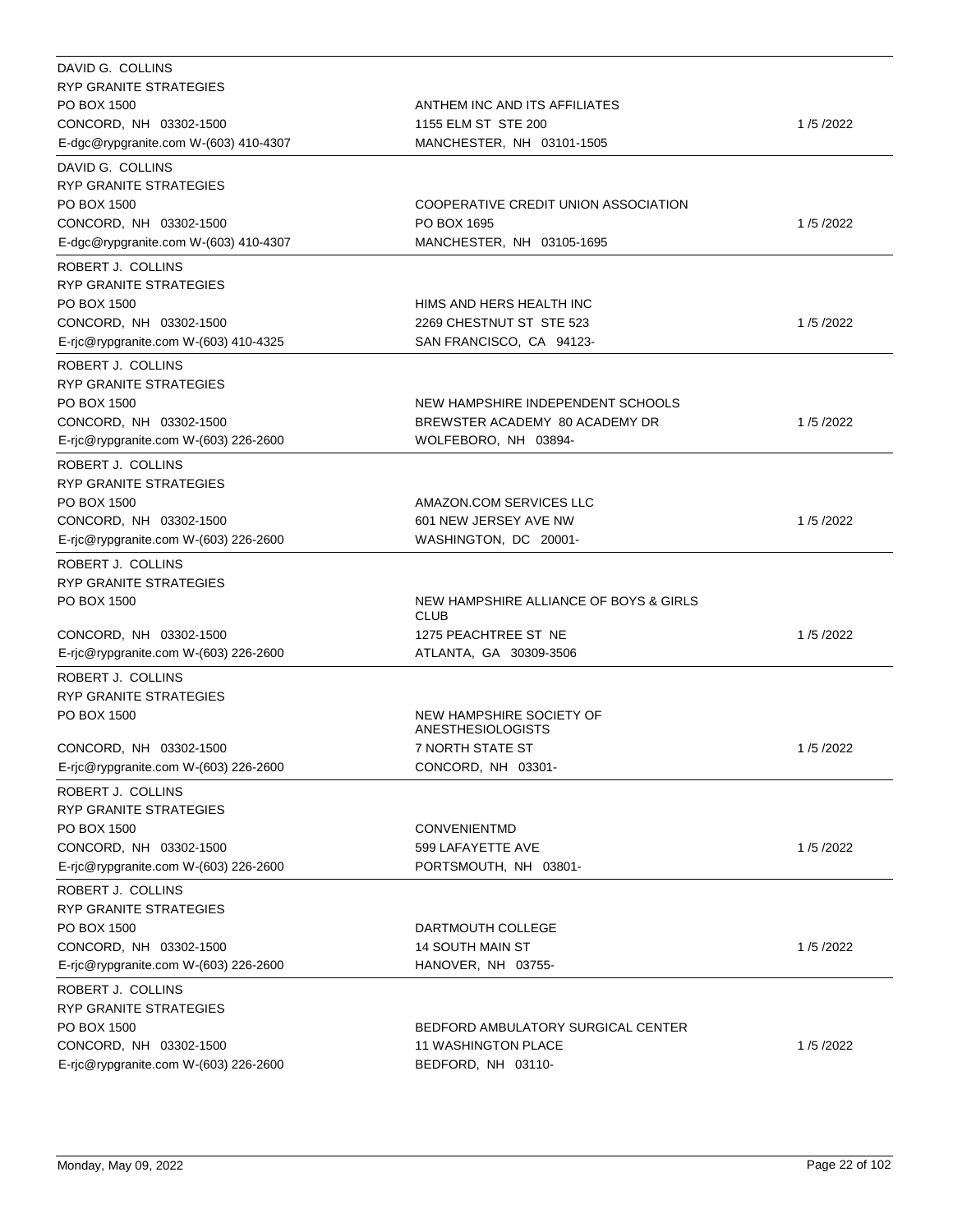| Lobbyist | Client | Date |
|---|---|---|
| DAVID G. COLLINS<br>RYP GRANITE STRATEGIES<br>PO BOX 1500<br>CONCORD, NH 03302-1500<br>E-dgc@rypgranite.com W-(603) 410-4307 | ANTHEM INC AND ITS AFFILIATES<br>1155 ELM ST STE 200<br>MANCHESTER, NH 03101-1505 | 1 /5 /2022 |
| DAVID G. COLLINS<br>RYP GRANITE STRATEGIES<br>PO BOX 1500<br>CONCORD, NH 03302-1500<br>E-dgc@rypgranite.com W-(603) 410-4307 | COOPERATIVE CREDIT UNION ASSOCIATION<br>PO BOX 1695<br>MANCHESTER, NH 03105-1695 | 1 /5 /2022 |
| ROBERT J. COLLINS<br>RYP GRANITE STRATEGIES<br>PO BOX 1500<br>CONCORD, NH 03302-1500<br>E-rjc@rypgranite.com W-(603) 410-4325 | HIMS AND HERS HEALTH INC<br>2269 CHESTNUT ST STE 523<br>SAN FRANCISCO, CA 94123- | 1 /5 /2022 |
| ROBERT J. COLLINS<br>RYP GRANITE STRATEGIES<br>PO BOX 1500<br>CONCORD, NH 03302-1500<br>E-rjc@rypgranite.com W-(603) 226-2600 | NEW HAMPSHIRE INDEPENDENT SCHOOLS<br>BREWSTER ACADEMY 80 ACADEMY DR<br>WOLFEBORO, NH 03894- | 1 /5 /2022 |
| ROBERT J. COLLINS<br>RYP GRANITE STRATEGIES<br>PO BOX 1500<br>CONCORD, NH 03302-1500<br>E-rjc@rypgranite.com W-(603) 226-2600 | AMAZON.COM SERVICES LLC<br>601 NEW JERSEY AVE NW<br>WASHINGTON, DC 20001- | 1 /5 /2022 |
| ROBERT J. COLLINS<br>RYP GRANITE STRATEGIES<br>PO BOX 1500<br>CONCORD, NH 03302-1500<br>E-rjc@rypgranite.com W-(603) 226-2600 | NEW HAMPSHIRE ALLIANCE OF BOYS & GIRLS CLUB<br>1275 PEACHTREE ST NE<br>ATLANTA, GA 30309-3506 | 1 /5 /2022 |
| ROBERT J. COLLINS<br>RYP GRANITE STRATEGIES<br>PO BOX 1500<br>CONCORD, NH 03302-1500<br>E-rjc@rypgranite.com W-(603) 226-2600 | NEW HAMPSHIRE SOCIETY OF ANESTHESIOLOGISTS<br>7 NORTH STATE ST<br>CONCORD, NH 03301- | 1 /5 /2022 |
| ROBERT J. COLLINS<br>RYP GRANITE STRATEGIES<br>PO BOX 1500<br>CONCORD, NH 03302-1500<br>E-rjc@rypgranite.com W-(603) 226-2600 | CONVENIENTMD<br>599 LAFAYETTE AVE<br>PORTSMOUTH, NH 03801- | 1 /5 /2022 |
| ROBERT J. COLLINS<br>RYP GRANITE STRATEGIES<br>PO BOX 1500<br>CONCORD, NH 03302-1500<br>E-rjc@rypgranite.com W-(603) 226-2600 | DARTMOUTH COLLEGE<br>14 SOUTH MAIN ST<br>HANOVER, NH 03755- | 1 /5 /2022 |
| ROBERT J. COLLINS<br>RYP GRANITE STRATEGIES<br>PO BOX 1500<br>CONCORD, NH 03302-1500<br>E-rjc@rypgranite.com W-(603) 226-2600 | BEDFORD AMBULATORY SURGICAL CENTER<br>11 WASHINGTON PLACE<br>BEDFORD, NH 03110- | 1 /5 /2022 |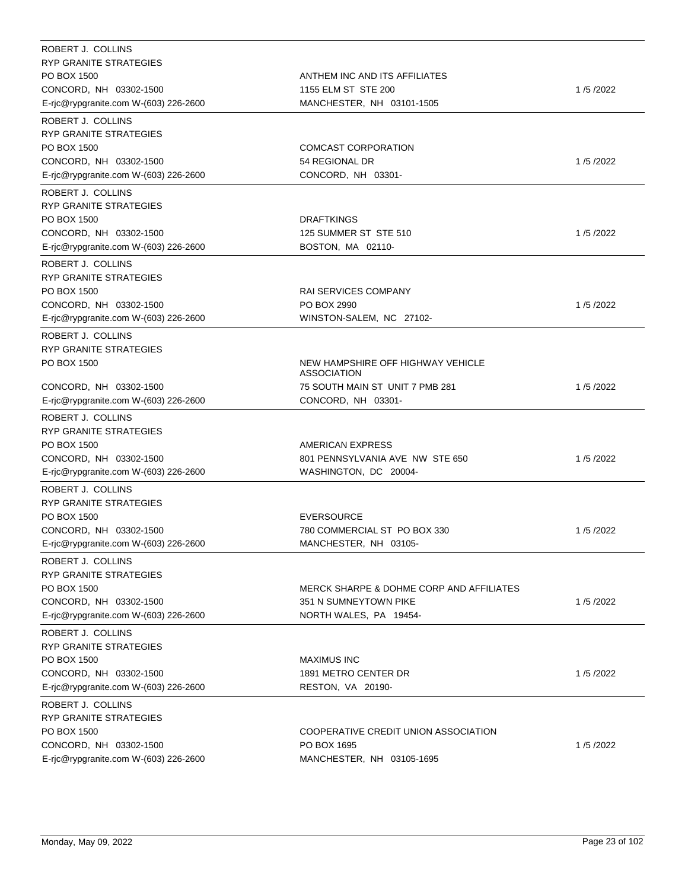| Lobbyist | Client | Date |
| --- | --- | --- |
| ROBERT J. COLLINS<br>RYP GRANITE STRATEGIES<br>PO BOX 1500<br>CONCORD, NH 03302-1500<br>E-rjc@rypgranite.com W-(603) 226-2600 | ANTHEM INC AND ITS AFFILIATES<br>1155 ELM ST STE 200<br>MANCHESTER, NH 03101-1505 | 1 /5 /2022 |
| ROBERT J. COLLINS<br>RYP GRANITE STRATEGIES<br>PO BOX 1500<br>CONCORD, NH 03302-1500<br>E-rjc@rypgranite.com W-(603) 226-2600 | COMCAST CORPORATION<br>54 REGIONAL DR<br>CONCORD, NH 03301- | 1 /5 /2022 |
| ROBERT J. COLLINS<br>RYP GRANITE STRATEGIES<br>PO BOX 1500<br>CONCORD, NH 03302-1500<br>E-rjc@rypgranite.com W-(603) 226-2600 | DRAFTKINGS<br>125 SUMMER ST STE 510<br>BOSTON, MA 02110- | 1 /5 /2022 |
| ROBERT J. COLLINS<br>RYP GRANITE STRATEGIES<br>PO BOX 1500<br>CONCORD, NH 03302-1500<br>E-rjc@rypgranite.com W-(603) 226-2600 | RAI SERVICES COMPANY<br>PO BOX 2990<br>WINSTON-SALEM, NC 27102- | 1 /5 /2022 |
| ROBERT J. COLLINS<br>RYP GRANITE STRATEGIES<br>PO BOX 1500<br>CONCORD, NH 03302-1500<br>E-rjc@rypgranite.com W-(603) 226-2600 | NEW HAMPSHIRE OFF HIGHWAY VEHICLE ASSOCIATION<br>75 SOUTH MAIN ST UNIT 7 PMB 281<br>CONCORD, NH 03301- | 1 /5 /2022 |
| ROBERT J. COLLINS<br>RYP GRANITE STRATEGIES<br>PO BOX 1500<br>CONCORD, NH 03302-1500<br>E-rjc@rypgranite.com W-(603) 226-2600 | AMERICAN EXPRESS<br>801 PENNSYLVANIA AVE NW STE 650<br>WASHINGTON, DC 20004- | 1 /5 /2022 |
| ROBERT J. COLLINS<br>RYP GRANITE STRATEGIES<br>PO BOX 1500<br>CONCORD, NH 03302-1500<br>E-rjc@rypgranite.com W-(603) 226-2600 | EVERSOURCE<br>780 COMMERCIAL ST PO BOX 330<br>MANCHESTER, NH 03105- | 1 /5 /2022 |
| ROBERT J. COLLINS<br>RYP GRANITE STRATEGIES<br>PO BOX 1500<br>CONCORD, NH 03302-1500<br>E-rjc@rypgranite.com W-(603) 226-2600 | MERCK SHARPE & DOHME CORP AND AFFILIATES<br>351 N SUMNEYTOWN PIKE<br>NORTH WALES, PA 19454- | 1 /5 /2022 |
| ROBERT J. COLLINS<br>RYP GRANITE STRATEGIES<br>PO BOX 1500<br>CONCORD, NH 03302-1500<br>E-rjc@rypgranite.com W-(603) 226-2600 | MAXIMUS INC<br>1891 METRO CENTER DR<br>RESTON, VA 20190- | 1 /5 /2022 |
| ROBERT J. COLLINS<br>RYP GRANITE STRATEGIES<br>PO BOX 1500<br>CONCORD, NH 03302-1500<br>E-rjc@rypgranite.com W-(603) 226-2600 | COOPERATIVE CREDIT UNION ASSOCIATION<br>PO BOX 1695<br>MANCHESTER, NH 03105-1695 | 1 /5 /2022 |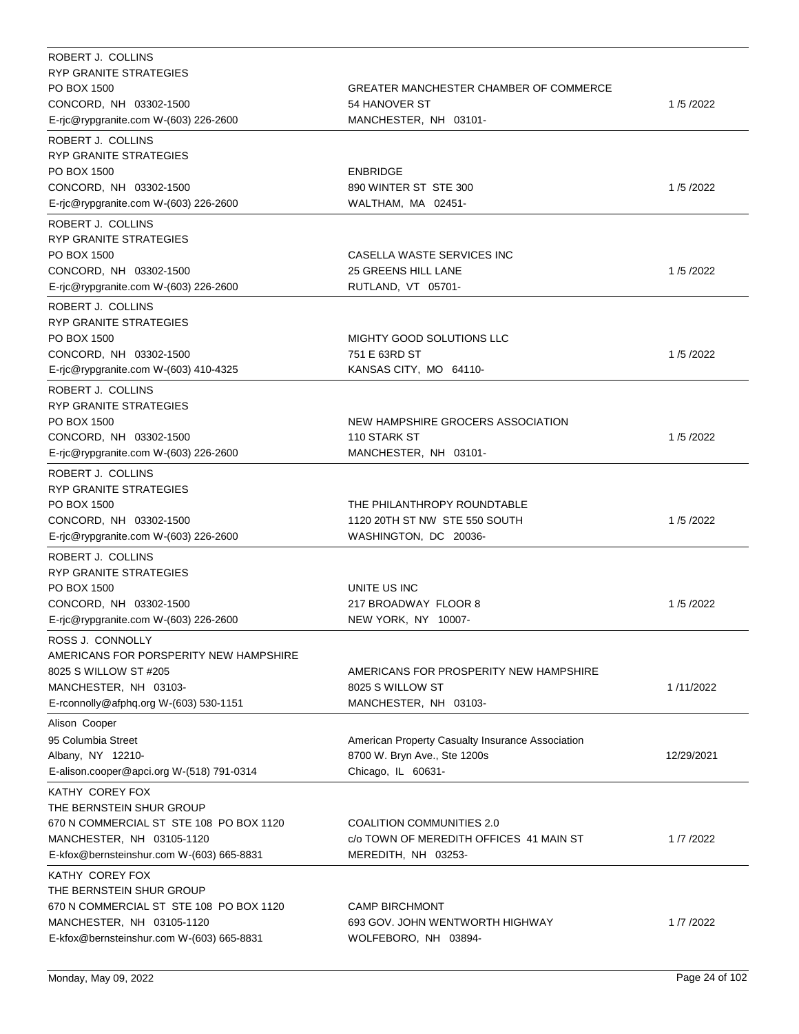| Lobbyist | Client | Date |
|---|---|---|
| ROBERT J. COLLINS<br>RYP GRANITE STRATEGIES<br>PO BOX 1500<br>CONCORD, NH 03302-1500<br>E-rjc@rypgranite.com W-(603) 226-2600 | GREATER MANCHESTER CHAMBER OF COMMERCE<br>54 HANOVER ST<br>MANCHESTER, NH 03101- | 1 /5 /2022 |
| ROBERT J. COLLINS<br>RYP GRANITE STRATEGIES<br>PO BOX 1500<br>CONCORD, NH 03302-1500<br>E-rjc@rypgranite.com W-(603) 226-2600 | ENBRIDGE<br>890 WINTER ST STE 300<br>WALTHAM, MA 02451- | 1 /5 /2022 |
| ROBERT J. COLLINS<br>RYP GRANITE STRATEGIES<br>PO BOX 1500<br>CONCORD, NH 03302-1500<br>E-rjc@rypgranite.com W-(603) 226-2600 | CASELLA WASTE SERVICES INC<br>25 GREENS HILL LANE<br>RUTLAND, VT 05701- | 1 /5 /2022 |
| ROBERT J. COLLINS<br>RYP GRANITE STRATEGIES<br>PO BOX 1500<br>CONCORD, NH 03302-1500<br>E-rjc@rypgranite.com W-(603) 410-4325 | MIGHTY GOOD SOLUTIONS LLC<br>751 E 63RD ST<br>KANSAS CITY, MO 64110- | 1 /5 /2022 |
| ROBERT J. COLLINS<br>RYP GRANITE STRATEGIES<br>PO BOX 1500<br>CONCORD, NH 03302-1500<br>E-rjc@rypgranite.com W-(603) 226-2600 | NEW HAMPSHIRE GROCERS ASSOCIATION<br>110 STARK ST<br>MANCHESTER, NH 03101- | 1 /5 /2022 |
| ROBERT J. COLLINS<br>RYP GRANITE STRATEGIES<br>PO BOX 1500<br>CONCORD, NH 03302-1500<br>E-rjc@rypgranite.com W-(603) 226-2600 | THE PHILANTHROPY ROUNDTABLE<br>1120 20TH ST NW STE 550 SOUTH<br>WASHINGTON, DC 20036- | 1 /5 /2022 |
| ROBERT J. COLLINS<br>RYP GRANITE STRATEGIES<br>PO BOX 1500<br>CONCORD, NH 03302-1500<br>E-rjc@rypgranite.com W-(603) 226-2600 | UNITE US INC<br>217 BROADWAY FLOOR 8<br>NEW YORK, NY 10007- | 1 /5 /2022 |
| ROSS J. CONNOLLY<br>AMERICANS FOR PORSPERITY NEW HAMPSHIRE<br>8025 S WILLOW ST #205<br>MANCHESTER, NH 03103-<br>E-rconnolly@afphq.org W-(603) 530-1151 | AMERICANS FOR PROSPERITY NEW HAMPSHIRE<br>8025 S WILLOW ST<br>MANCHESTER, NH 03103- | 1 /11/2022 |
| Alison Cooper<br>95 Columbia Street<br>Albany, NY 12210-<br>E-alison.cooper@apci.org W-(518) 791-0314 | American Property Casualty Insurance Association<br>8700 W. Bryn Ave., Ste 1200s<br>Chicago, IL 60631- | 12/29/2021 |
| KATHY COREY FOX<br>THE BERNSTEIN SHUR GROUP<br>670 N COMMERCIAL ST STE 108 PO BOX 1120<br>MANCHESTER, NH 03105-1120<br>E-kfox@bernsteinshur.com W-(603) 665-8831 | COALITION COMMUNITIES 2.0<br>c/o TOWN OF MEREDITH OFFICES 41 MAIN ST<br>MEREDITH, NH 03253- | 1 /7 /2022 |
| KATHY COREY FOX<br>THE BERNSTEIN SHUR GROUP<br>670 N COMMERCIAL ST STE 108 PO BOX 1120<br>MANCHESTER, NH 03105-1120<br>E-kfox@bernsteinshur.com W-(603) 665-8831 | CAMP BIRCHMONT<br>693 GOV. JOHN WENTWORTH HIGHWAY<br>WOLFEBORO, NH 03894- | 1 /7 /2022 |

Monday, May 09, 2022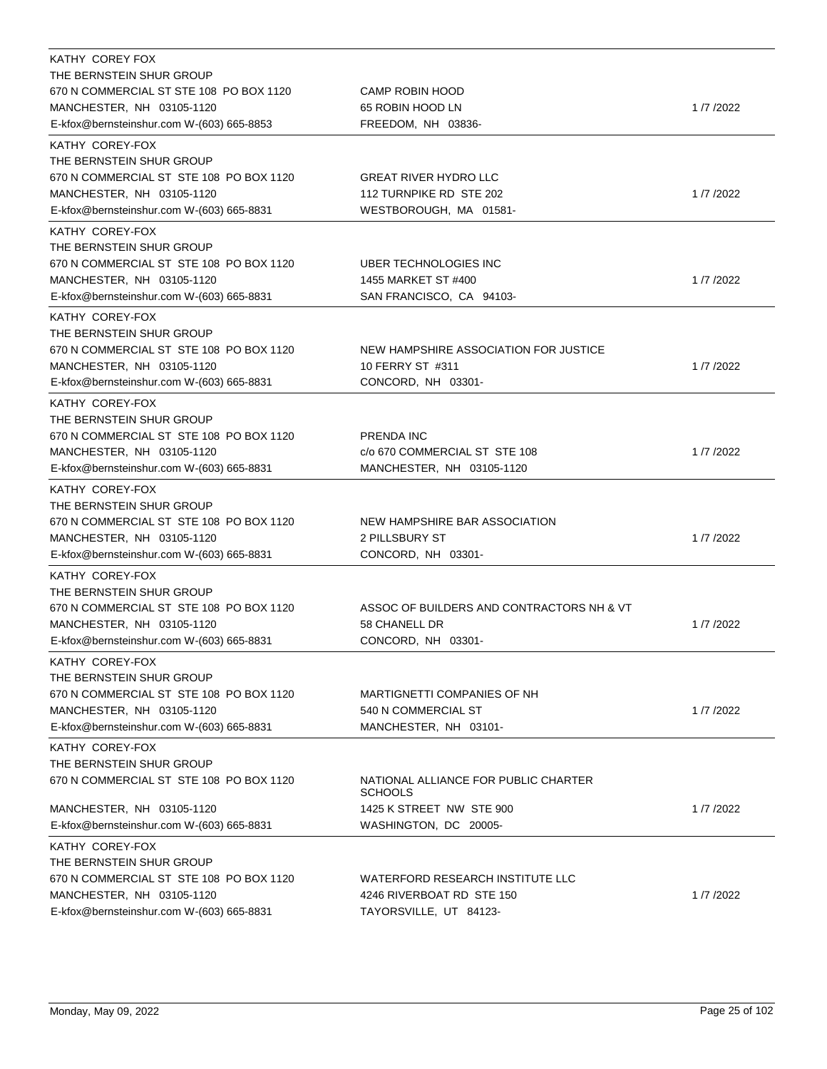| Lobbyist | Client | Date |
|---|---|---|
| KATHY COREY FOX<br>THE BERNSTEIN SHUR GROUP<br>670 N COMMERCIAL ST STE 108 PO BOX 1120<br>MANCHESTER, NH 03105-1120<br>E-kfox@bernsteinshur.com W-(603) 665-8853 | CAMP ROBIN HOOD<br>65 ROBIN HOOD LN<br>FREEDOM, NH 03836- | 1 /7 /2022 |
| KATHY COREY-FOX<br>THE BERNSTEIN SHUR GROUP<br>670 N COMMERCIAL ST STE 108 PO BOX 1120<br>MANCHESTER, NH 03105-1120<br>E-kfox@bernsteinshur.com W-(603) 665-8831 | GREAT RIVER HYDRO LLC<br>112 TURNPIKE RD STE 202<br>WESTBOROUGH, MA 01581- | 1 /7 /2022 |
| KATHY COREY-FOX<br>THE BERNSTEIN SHUR GROUP<br>670 N COMMERCIAL ST STE 108 PO BOX 1120<br>MANCHESTER, NH 03105-1120<br>E-kfox@bernsteinshur.com W-(603) 665-8831 | UBER TECHNOLOGIES INC<br>1455 MARKET ST #400<br>SAN FRANCISCO, CA 94103- | 1 /7 /2022 |
| KATHY COREY-FOX<br>THE BERNSTEIN SHUR GROUP<br>670 N COMMERCIAL ST STE 108 PO BOX 1120<br>MANCHESTER, NH 03105-1120<br>E-kfox@bernsteinshur.com W-(603) 665-8831 | NEW HAMPSHIRE ASSOCIATION FOR JUSTICE<br>10 FERRY ST #311<br>CONCORD, NH 03301- | 1 /7 /2022 |
| KATHY COREY-FOX<br>THE BERNSTEIN SHUR GROUP<br>670 N COMMERCIAL ST STE 108 PO BOX 1120<br>MANCHESTER, NH 03105-1120<br>E-kfox@bernsteinshur.com W-(603) 665-8831 | PRENDA INC<br>c/o 670 COMMERCIAL ST STE 108<br>MANCHESTER, NH 03105-1120 | 1 /7 /2022 |
| KATHY COREY-FOX<br>THE BERNSTEIN SHUR GROUP<br>670 N COMMERCIAL ST STE 108 PO BOX 1120<br>MANCHESTER, NH 03105-1120<br>E-kfox@bernsteinshur.com W-(603) 665-8831 | NEW HAMPSHIRE BAR ASSOCIATION<br>2 PILLSBURY ST<br>CONCORD, NH 03301- | 1 /7 /2022 |
| KATHY COREY-FOX<br>THE BERNSTEIN SHUR GROUP<br>670 N COMMERCIAL ST STE 108 PO BOX 1120<br>MANCHESTER, NH 03105-1120<br>E-kfox@bernsteinshur.com W-(603) 665-8831 | ASSOC OF BUILDERS AND CONTRACTORS NH & VT<br>58 CHANELL DR<br>CONCORD, NH 03301- | 1 /7 /2022 |
| KATHY COREY-FOX<br>THE BERNSTEIN SHUR GROUP<br>670 N COMMERCIAL ST STE 108 PO BOX 1120<br>MANCHESTER, NH 03105-1120<br>E-kfox@bernsteinshur.com W-(603) 665-8831 | MARTIGNETTI COMPANIES OF NH<br>540 N COMMERCIAL ST<br>MANCHESTER, NH 03101- | 1 /7 /2022 |
| KATHY COREY-FOX<br>THE BERNSTEIN SHUR GROUP<br>670 N COMMERCIAL ST STE 108 PO BOX 1120<br>MANCHESTER, NH 03105-1120<br>E-kfox@bernsteinshur.com W-(603) 665-8831 | NATIONAL ALLIANCE FOR PUBLIC CHARTER SCHOOLS<br>1425 K STREET NW STE 900<br>WASHINGTON, DC 20005- | 1 /7 /2022 |
| KATHY COREY-FOX<br>THE BERNSTEIN SHUR GROUP<br>670 N COMMERCIAL ST STE 108 PO BOX 1120<br>MANCHESTER, NH 03105-1120<br>E-kfox@bernsteinshur.com W-(603) 665-8831 | WATERFORD RESEARCH INSTITUTE LLC<br>4246 RIVERBOAT RD STE 150<br>TAYORSVILLE, UT 84123- | 1 /7 /2022 |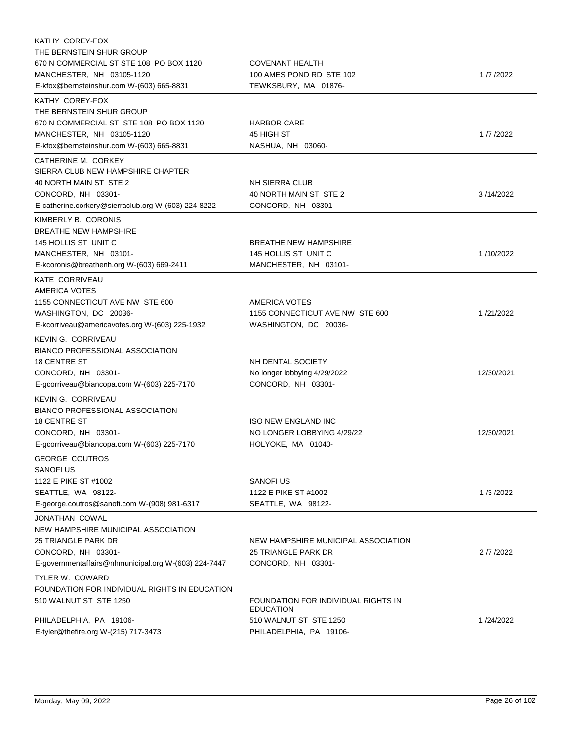| Lobbyist | Client | Date |
|---|---|---|
| KATHY COREY-FOX<br>THE BERNSTEIN SHUR GROUP<br>670 N COMMERCIAL ST STE 108 PO BOX 1120<br>MANCHESTER, NH 03105-1120<br>E-kfox@bernsteinshur.com W-(603) 665-8831 | COVENANT HEALTH<br>100 AMES POND RD STE 102<br>TEWKSBURY, MA 01876- | 1 /7 /2022 |
| KATHY COREY-FOX<br>THE BERNSTEIN SHUR GROUP<br>670 N COMMERCIAL ST STE 108 PO BOX 1120<br>MANCHESTER, NH 03105-1120<br>E-kfox@bernsteinshur.com W-(603) 665-8831 | HARBOR CARE<br>45 HIGH ST<br>NASHUA, NH 03060- | 1 /7 /2022 |
| CATHERINE M. CORKEY<br>SIERRA CLUB NEW HAMPSHIRE CHAPTER<br>40 NORTH MAIN ST STE 2<br>CONCORD, NH 03301-<br>E-catherine.corkery@sierraclub.org W-(603) 224-8222 | NH SIERRA CLUB<br>40 NORTH MAIN ST STE 2<br>CONCORD, NH 03301- | 3 /14/2022 |
| KIMBERLY B. CORONIS<br>BREATHE NEW HAMPSHIRE<br>145 HOLLIS ST UNIT C<br>MANCHESTER, NH 03101-<br>E-kcoronis@breathenh.org W-(603) 669-2411 | BREATHE NEW HAMPSHIRE<br>145 HOLLIS ST UNIT C<br>MANCHESTER, NH 03101- | 1 /10/2022 |
| KATE CORRIVEAU<br>AMERICA VOTES<br>1155 CONNECTICUT AVE NW STE 600<br>WASHINGTON, DC 20036-<br>E-kcorriveau@americavotes.org W-(603) 225-1932 | AMERICA VOTES<br>1155 CONNECTICUT AVE NW STE 600<br>WASHINGTON, DC 20036- | 1 /21/2022 |
| KEVIN G. CORRIVEAU<br>BIANCO PROFESSIONAL ASSOCIATION<br>18 CENTRE ST<br>CONCORD, NH 03301-<br>E-gcorriveau@biancopa.com W-(603) 225-7170 | NH DENTAL SOCIETY<br>No longer lobbying 4/29/2022<br>CONCORD, NH 03301- | 12/30/2021 |
| KEVIN G. CORRIVEAU<br>BIANCO PROFESSIONAL ASSOCIATION<br>18 CENTRE ST<br>CONCORD, NH 03301-<br>E-gcorriveau@biancopa.com W-(603) 225-7170 | ISO NEW ENGLAND INC<br>NO LONGER LOBBYING 4/29/22<br>HOLYOKE, MA 01040- | 12/30/2021 |
| GEORGE COUTROS<br>SANOFI US<br>1122 E PIKE ST #1002<br>SEATTLE, WA 98122-<br>E-george.coutros@sanofi.com W-(908) 981-6317 | SANOFI US<br>1122 E PIKE ST #1002<br>SEATTLE, WA 98122- | 1 /3 /2022 |
| JONATHAN COWAL<br>NEW HAMPSHIRE MUNICIPAL ASSOCIATION<br>25 TRIANGLE PARK DR<br>CONCORD, NH 03301-<br>E-governmentaffairs@nhmunicipal.org W-(603) 224-7447 | NEW HAMPSHIRE MUNICIPAL ASSOCIATION<br>25 TRIANGLE PARK DR<br>CONCORD, NH 03301- | 2 /7 /2022 |
| TYLER W. COWARD<br>FOUNDATION FOR INDIVIDUAL RIGHTS IN EDUCATION<br>510 WALNUT ST STE 1250<br>PHILADELPHIA, PA 19106-<br>E-tyler@thefire.org W-(215) 717-3473 | FOUNDATION FOR INDIVIDUAL RIGHTS IN EDUCATION<br>510 WALNUT ST STE 1250<br>PHILADELPHIA, PA 19106- | 1 /24/2022 |

Monday, May 09, 2022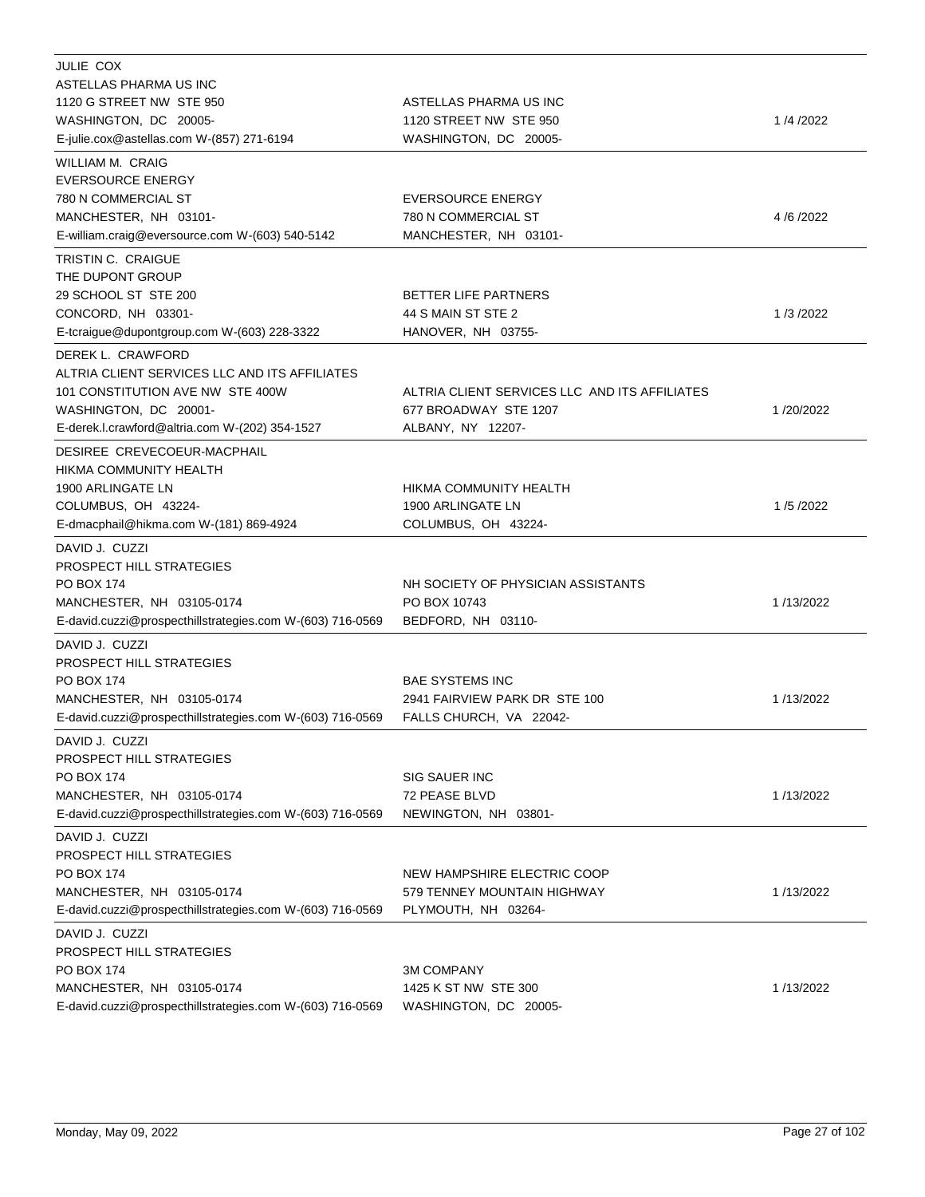| Lobbyist | Client | Date |
| --- | --- | --- |
| JULIE COX<br>ASTELLAS PHARMA US INC<br>1120 G STREET NW STE 950<br>WASHINGTON, DC 20005-<br>E-julie.cox@astellas.com W-(857) 271-6194 | ASTELLAS PHARMA US INC<br>1120 STREET NW STE 950<br>WASHINGTON, DC 20005- | 1 /4 /2022 |
| WILLIAM M. CRAIG<br>EVERSOURCE ENERGY<br>780 N COMMERCIAL ST<br>MANCHESTER, NH 03101-<br>E-william.craig@eversource.com W-(603) 540-5142 | EVERSOURCE ENERGY<br>780 N COMMERCIAL ST<br>MANCHESTER, NH 03101- | 4 /6 /2022 |
| TRISTIN C. CRAIGUE<br>THE DUPONT GROUP<br>29 SCHOOL ST STE 200<br>CONCORD, NH 03301-<br>E-tcraigue@dupontgroup.com W-(603) 228-3322 | BETTER LIFE PARTNERS<br>44 S MAIN ST STE 2<br>HANOVER, NH 03755- | 1 /3 /2022 |
| DEREK L. CRAWFORD<br>ALTRIA CLIENT SERVICES LLC AND ITS AFFILIATES<br>101 CONSTITUTION AVE NW STE 400W<br>WASHINGTON, DC 20001-<br>E-derek.l.crawford@altria.com W-(202) 354-1527 | ALTRIA CLIENT SERVICES LLC AND ITS AFFILIATES<br>677 BROADWAY STE 1207<br>ALBANY, NY 12207- | 1 /20/2022 |
| DESIREE CREVECOEUR-MACPHAIL<br>HIKMA COMMUNITY HEALTH<br>1900 ARLINGATE LN<br>COLUMBUS, OH 43224-<br>E-dmacphail@hikma.com W-(181) 869-4924 | HIKMA COMMUNITY HEALTH<br>1900 ARLINGATE LN<br>COLUMBUS, OH 43224- | 1 /5 /2022 |
| DAVID J. CUZZI<br>PROSPECT HILL STRATEGIES<br>PO BOX 174<br>MANCHESTER, NH 03105-0174<br>E-david.cuzzi@prospecthillstrategies.com W-(603) 716-0569 | NH SOCIETY OF PHYSICIAN ASSISTANTS<br>PO BOX 10743<br>BEDFORD, NH 03110- | 1 /13/2022 |
| DAVID J. CUZZI<br>PROSPECT HILL STRATEGIES<br>PO BOX 174<br>MANCHESTER, NH 03105-0174<br>E-david.cuzzi@prospecthillstrategies.com W-(603) 716-0569 | BAE SYSTEMS INC<br>2941 FAIRVIEW PARK DR STE 100<br>FALLS CHURCH, VA 22042- | 1 /13/2022 |
| DAVID J. CUZZI<br>PROSPECT HILL STRATEGIES<br>PO BOX 174<br>MANCHESTER, NH 03105-0174<br>E-david.cuzzi@prospecthillstrategies.com W-(603) 716-0569 | SIG SAUER INC<br>72 PEASE BLVD<br>NEWINGTON, NH 03801- | 1 /13/2022 |
| DAVID J. CUZZI<br>PROSPECT HILL STRATEGIES<br>PO BOX 174<br>MANCHESTER, NH 03105-0174<br>E-david.cuzzi@prospecthillstrategies.com W-(603) 716-0569 | NEW HAMPSHIRE ELECTRIC COOP<br>579 TENNEY MOUNTAIN HIGHWAY<br>PLYMOUTH, NH 03264- | 1 /13/2022 |
| DAVID J. CUZZI<br>PROSPECT HILL STRATEGIES<br>PO BOX 174<br>MANCHESTER, NH 03105-0174<br>E-david.cuzzi@prospecthillstrategies.com W-(603) 716-0569 | 3M COMPANY<br>1425 K ST NW STE 300<br>WASHINGTON, DC 20005- | 1 /13/2022 |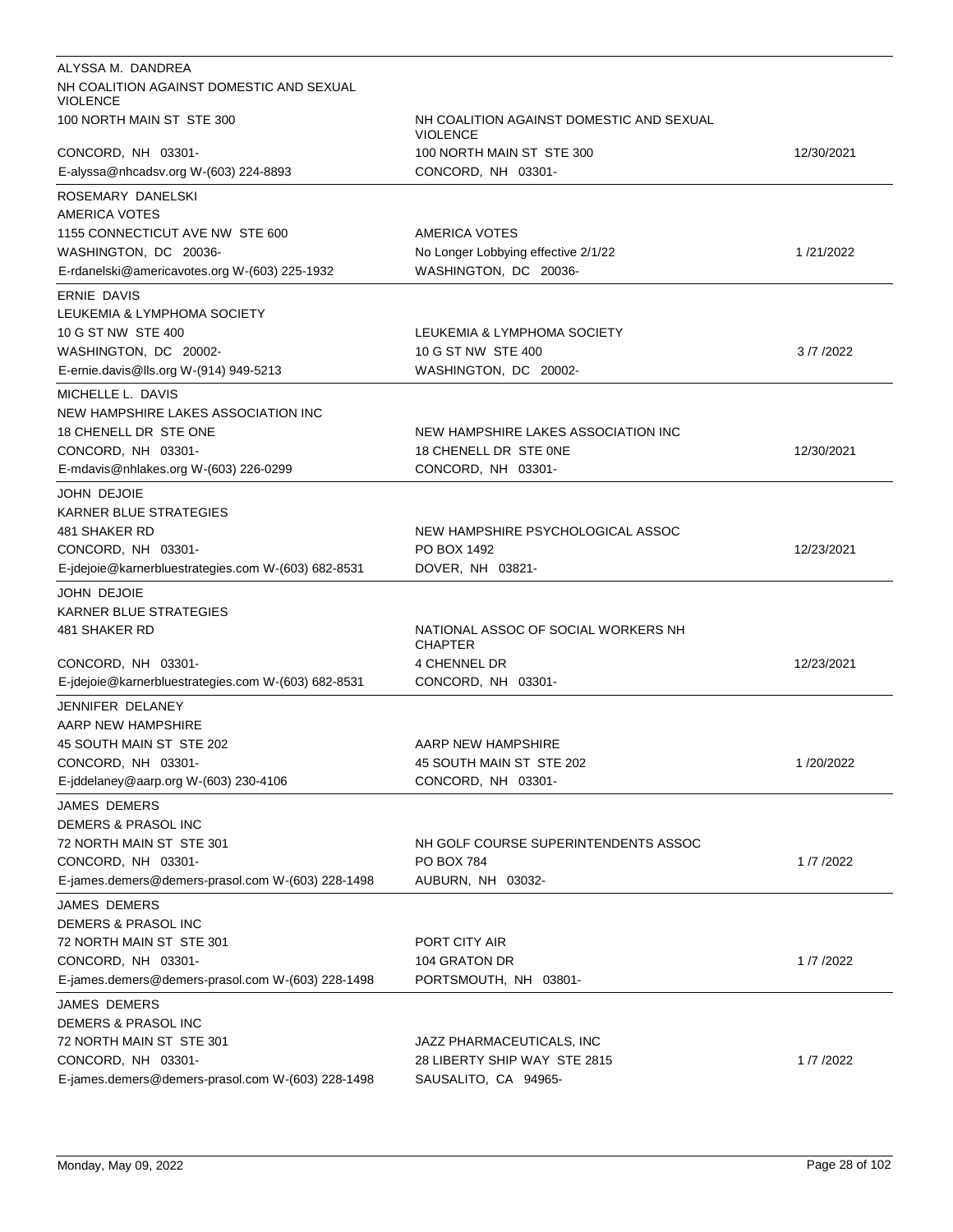| Lobbyist | Client | Date |
| --- | --- | --- |
| ALYSSA M. DANDREA<br>NH COALITION AGAINST DOMESTIC AND SEXUAL VIOLENCE<br>100 NORTH MAIN ST STE 300<br>CONCORD, NH 03301-<br>E-alyssa@nhcadsv.org W-(603) 224-8893 | NH COALITION AGAINST DOMESTIC AND SEXUAL VIOLENCE<br>100 NORTH MAIN ST STE 300<br>CONCORD, NH 03301- | 12/30/2021 |
| ROSEMARY DANELSKI<br>AMERICA VOTES<br>1155 CONNECTICUT AVE NW STE 600<br>WASHINGTON, DC 20036-<br>E-rdanelski@americavotes.org W-(603) 225-1932 | AMERICA VOTES<br>No Longer Lobbying effective 2/1/22<br>WASHINGTON, DC 20036- | 1 /21/2022 |
| ERNIE DAVIS<br>LEUKEMIA & LYMPHOMA SOCIETY<br>10 G ST NW STE 400<br>WASHINGTON, DC 20002-<br>E-ernie.davis@lls.org W-(914) 949-5213 | LEUKEMIA & LYMPHOMA SOCIETY<br>10 G ST NW STE 400<br>WASHINGTON, DC 20002- | 3 /7 /2022 |
| MICHELLE L. DAVIS<br>NEW HAMPSHIRE LAKES ASSOCIATION INC<br>18 CHENELL DR STE ONE<br>CONCORD, NH 03301-<br>E-mdavis@nhlakes.org W-(603) 226-0299 | NEW HAMPSHIRE LAKES ASSOCIATION INC<br>18 CHENELL DR STE 0NE<br>CONCORD, NH 03301- | 12/30/2021 |
| JOHN DEJOIE<br>KARNER BLUE STRATEGIES<br>481 SHAKER RD<br>CONCORD, NH 03301-<br>E-jdejoie@karnerbluestrategies.com W-(603) 682-8531 | NEW HAMPSHIRE PSYCHOLOGICAL ASSOC<br>PO BOX 1492<br>DOVER, NH 03821- | 12/23/2021 |
| JOHN DEJOIE<br>KARNER BLUE STRATEGIES<br>481 SHAKER RD<br>CONCORD, NH 03301-<br>E-jdejoie@karnerbluestrategies.com W-(603) 682-8531 | NATIONAL ASSOC OF SOCIAL WORKERS NH CHAPTER<br>4 CHENNEL DR<br>CONCORD, NH 03301- | 12/23/2021 |
| JENNIFER DELANEY<br>AARP NEW HAMPSHIRE<br>45 SOUTH MAIN ST STE 202<br>CONCORD, NH 03301-<br>E-jddelaney@aarp.org W-(603) 230-4106 | AARP NEW HAMPSHIRE<br>45 SOUTH MAIN ST STE 202<br>CONCORD, NH 03301- | 1 /20/2022 |
| JAMES DEMERS<br>DEMERS & PRASOL INC<br>72 NORTH MAIN ST STE 301<br>CONCORD, NH 03301-<br>E-james.demers@demers-prasol.com W-(603) 228-1498 | NH GOLF COURSE SUPERINTENDENTS ASSOC<br>PO BOX 784<br>AUBURN, NH 03032- | 1 /7 /2022 |
| JAMES DEMERS<br>DEMERS & PRASOL INC<br>72 NORTH MAIN ST STE 301<br>CONCORD, NH 03301-<br>E-james.demers@demers-prasol.com W-(603) 228-1498 | PORT CITY AIR<br>104 GRATON DR<br>PORTSMOUTH, NH 03801- | 1 /7 /2022 |
| JAMES DEMERS<br>DEMERS & PRASOL INC<br>72 NORTH MAIN ST STE 301<br>CONCORD, NH 03301-<br>E-james.demers@demers-prasol.com W-(603) 228-1498 | JAZZ PHARMACEUTICALS, INC<br>28 LIBERTY SHIP WAY STE 2815<br>SAUSALITO, CA 94965- | 1 /7 /2022 |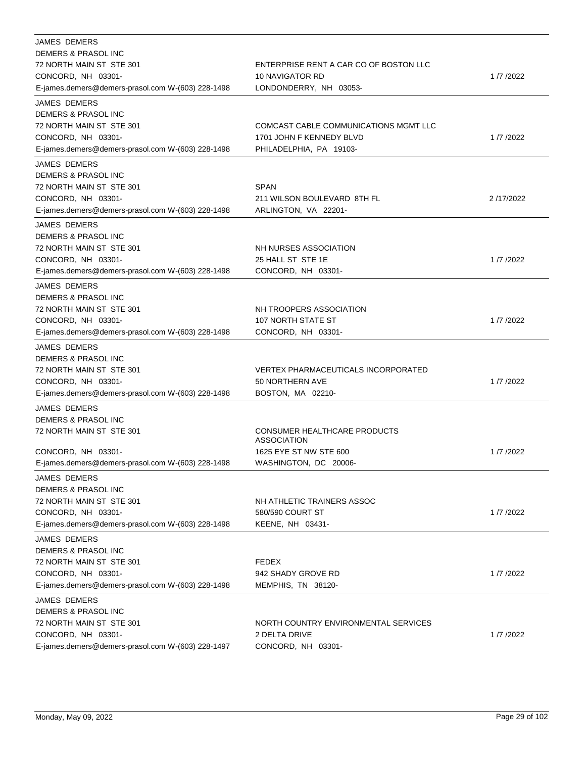| Lobbyist | Client | Date |
|---|---|---|
| JAMES DEMERS<br>DEMERS & PRASOL INC<br>72 NORTH MAIN ST STE 301<br>CONCORD, NH 03301-<br>E-james.demers@demers-prasol.com W-(603) 228-1498 | ENTERPRISE RENT A CAR CO OF BOSTON LLC<br>10 NAVIGATOR RD<br>LONDONDERRY, NH 03053- | 1 /7 /2022 |
| JAMES DEMERS<br>DEMERS & PRASOL INC<br>72 NORTH MAIN ST STE 301<br>CONCORD, NH 03301-<br>E-james.demers@demers-prasol.com W-(603) 228-1498 | COMCAST CABLE COMMUNICATIONS MGMT LLC<br>1701 JOHN F KENNEDY BLVD<br>PHILADELPHIA, PA 19103- | 1 /7 /2022 |
| JAMES DEMERS<br>DEMERS & PRASOL INC<br>72 NORTH MAIN ST STE 301<br>CONCORD, NH 03301-<br>E-james.demers@demers-prasol.com W-(603) 228-1498 | SPAN<br>211 WILSON BOULEVARD 8TH FL<br>ARLINGTON, VA 22201- | 2 /17/2022 |
| JAMES DEMERS<br>DEMERS & PRASOL INC<br>72 NORTH MAIN ST STE 301<br>CONCORD, NH 03301-<br>E-james.demers@demers-prasol.com W-(603) 228-1498 | NH NURSES ASSOCIATION<br>25 HALL ST STE 1E<br>CONCORD, NH 03301- | 1 /7 /2022 |
| JAMES DEMERS<br>DEMERS & PRASOL INC<br>72 NORTH MAIN ST STE 301<br>CONCORD, NH 03301-<br>E-james.demers@demers-prasol.com W-(603) 228-1498 | NH TROOPERS ASSOCIATION<br>107 NORTH STATE ST<br>CONCORD, NH 03301- | 1 /7 /2022 |
| JAMES DEMERS<br>DEMERS & PRASOL INC<br>72 NORTH MAIN ST STE 301<br>CONCORD, NH 03301-<br>E-james.demers@demers-prasol.com W-(603) 228-1498 | VERTEX PHARMACEUTICALS INCORPORATED<br>50 NORTHERN AVE<br>BOSTON, MA 02210- | 1 /7 /2022 |
| JAMES DEMERS<br>DEMERS & PRASOL INC<br>72 NORTH MAIN ST STE 301<br>CONCORD, NH 03301-<br>E-james.demers@demers-prasol.com W-(603) 228-1498 | CONSUMER HEALTHCARE PRODUCTS ASSOCIATION<br>1625 EYE ST NW STE 600<br>WASHINGTON, DC 20006- | 1 /7 /2022 |
| JAMES DEMERS<br>DEMERS & PRASOL INC<br>72 NORTH MAIN ST STE 301<br>CONCORD, NH 03301-<br>E-james.demers@demers-prasol.com W-(603) 228-1498 | NH ATHLETIC TRAINERS ASSOC<br>580/590 COURT ST<br>KEENE, NH 03431- | 1 /7 /2022 |
| JAMES DEMERS<br>DEMERS & PRASOL INC<br>72 NORTH MAIN ST STE 301<br>CONCORD, NH 03301-<br>E-james.demers@demers-prasol.com W-(603) 228-1498 | FEDEX<br>942 SHADY GROVE RD<br>MEMPHIS, TN 38120- | 1 /7 /2022 |
| JAMES DEMERS<br>DEMERS & PRASOL INC<br>72 NORTH MAIN ST STE 301<br>CONCORD, NH 03301-<br>E-james.demers@demers-prasol.com W-(603) 228-1497 | NORTH COUNTRY ENVIRONMENTAL SERVICES<br>2 DELTA DRIVE<br>CONCORD, NH 03301- | 1 /7 /2022 |

Monday, May 09, 2022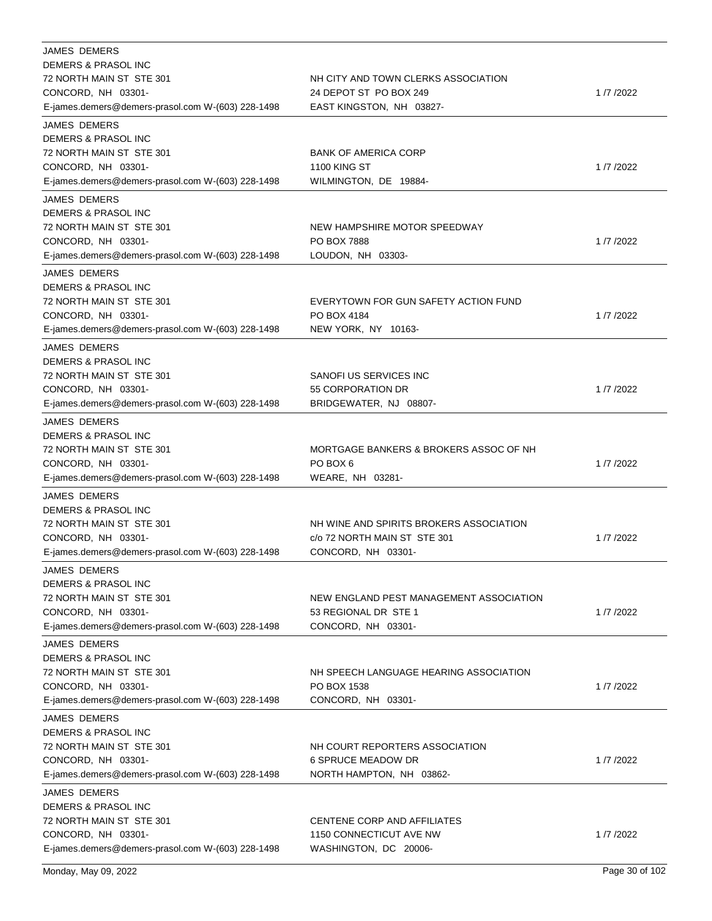| Lobbyist | Client | Date |
|---|---|---|
| JAMES DEMERS<br>DEMERS & PRASOL INC<br>72 NORTH MAIN ST STE 301<br>CONCORD, NH 03301-<br>E-james.demers@demers-prasol.com W-(603) 228-1498 | NH CITY AND TOWN CLERKS ASSOCIATION<br>24 DEPOT ST PO BOX 249<br>EAST KINGSTON, NH 03827- | 1 /7 /2022 |
| JAMES DEMERS<br>DEMERS & PRASOL INC<br>72 NORTH MAIN ST STE 301<br>CONCORD, NH 03301-<br>E-james.demers@demers-prasol.com W-(603) 228-1498 | BANK OF AMERICA CORP<br>1100 KING ST<br>WILMINGTON, DE 19884- | 1 /7 /2022 |
| JAMES DEMERS<br>DEMERS & PRASOL INC<br>72 NORTH MAIN ST STE 301<br>CONCORD, NH 03301-<br>E-james.demers@demers-prasol.com W-(603) 228-1498 | NEW HAMPSHIRE MOTOR SPEEDWAY<br>PO BOX 7888<br>LOUDON, NH 03303- | 1 /7 /2022 |
| JAMES DEMERS<br>DEMERS & PRASOL INC<br>72 NORTH MAIN ST STE 301<br>CONCORD, NH 03301-<br>E-james.demers@demers-prasol.com W-(603) 228-1498 | EVERYTOWN FOR GUN SAFETY ACTION FUND<br>PO BOX 4184<br>NEW YORK, NY 10163- | 1 /7 /2022 |
| JAMES DEMERS<br>DEMERS & PRASOL INC<br>72 NORTH MAIN ST STE 301<br>CONCORD, NH 03301-<br>E-james.demers@demers-prasol.com W-(603) 228-1498 | SANOFI US SERVICES INC<br>55 CORPORATION DR<br>BRIDGEWATER, NJ 08807- | 1 /7 /2022 |
| JAMES DEMERS<br>DEMERS & PRASOL INC<br>72 NORTH MAIN ST STE 301<br>CONCORD, NH 03301-<br>E-james.demers@demers-prasol.com W-(603) 228-1498 | MORTGAGE BANKERS & BROKERS ASSOC OF NH<br>PO BOX 6<br>WEARE, NH 03281- | 1 /7 /2022 |
| JAMES DEMERS<br>DEMERS & PRASOL INC<br>72 NORTH MAIN ST STE 301<br>CONCORD, NH 03301-<br>E-james.demers@demers-prasol.com W-(603) 228-1498 | NH WINE AND SPIRITS BROKERS ASSOCIATION<br>c/o 72 NORTH MAIN ST STE 301<br>CONCORD, NH 03301- | 1 /7 /2022 |
| JAMES DEMERS<br>DEMERS & PRASOL INC<br>72 NORTH MAIN ST STE 301<br>CONCORD, NH 03301-<br>E-james.demers@demers-prasol.com W-(603) 228-1498 | NEW ENGLAND PEST MANAGEMENT ASSOCIATION<br>53 REGIONAL DR STE 1<br>CONCORD, NH 03301- | 1 /7 /2022 |
| JAMES DEMERS<br>DEMERS & PRASOL INC<br>72 NORTH MAIN ST STE 301<br>CONCORD, NH 03301-<br>E-james.demers@demers-prasol.com W-(603) 228-1498 | NH SPEECH LANGUAGE HEARING ASSOCIATION<br>PO BOX 1538<br>CONCORD, NH 03301- | 1 /7 /2022 |
| JAMES DEMERS<br>DEMERS & PRASOL INC<br>72 NORTH MAIN ST STE 301<br>CONCORD, NH 03301-<br>E-james.demers@demers-prasol.com W-(603) 228-1498 | NH COURT REPORTERS ASSOCIATION<br>6 SPRUCE MEADOW DR<br>NORTH HAMPTON, NH 03862- | 1 /7 /2022 |
| JAMES DEMERS<br>DEMERS & PRASOL INC<br>72 NORTH MAIN ST STE 301<br>CONCORD, NH 03301-<br>E-james.demers@demers-prasol.com W-(603) 228-1498 | CENTENE CORP AND AFFILIATES<br>1150 CONNECTICUT AVE NW<br>WASHINGTON, DC 20006- | 1 /7 /2022 |

Monday, May 09, 2022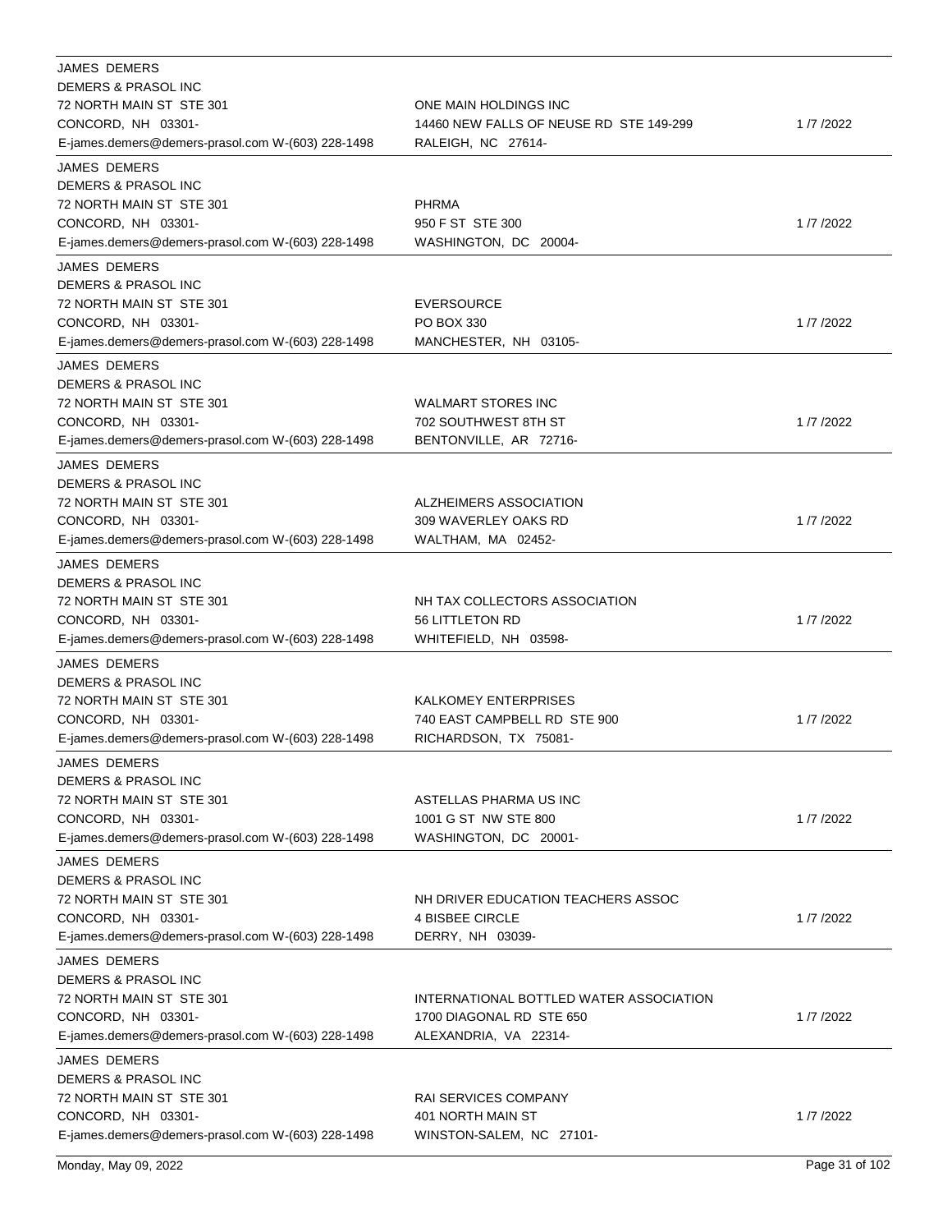| Lobbyist | Client | Date |
|---|---|---|
| JAMES DEMERS<br>DEMERS & PRASOL INC<br>72 NORTH MAIN ST STE 301<br>CONCORD, NH 03301-<br>E-james.demers@demers-prasol.com W-(603) 228-1498 | ONE MAIN HOLDINGS INC<br>14460 NEW FALLS OF NEUSE RD STE 149-299<br>RALEIGH, NC 27614- | 1 /7 /2022 |
| JAMES DEMERS<br>DEMERS & PRASOL INC<br>72 NORTH MAIN ST STE 301<br>CONCORD, NH 03301-<br>E-james.demers@demers-prasol.com W-(603) 228-1498 | PHRMA<br>950 F ST STE 300<br>WASHINGTON, DC 20004- | 1 /7 /2022 |
| JAMES DEMERS<br>DEMERS & PRASOL INC<br>72 NORTH MAIN ST STE 301<br>CONCORD, NH 03301-<br>E-james.demers@demers-prasol.com W-(603) 228-1498 | EVERSOURCE<br>PO BOX 330<br>MANCHESTER, NH 03105- | 1 /7 /2022 |
| JAMES DEMERS<br>DEMERS & PRASOL INC<br>72 NORTH MAIN ST STE 301<br>CONCORD, NH 03301-<br>E-james.demers@demers-prasol.com W-(603) 228-1498 | WALMART STORES INC<br>702 SOUTHWEST 8TH ST<br>BENTONVILLE, AR 72716- | 1 /7 /2022 |
| JAMES DEMERS<br>DEMERS & PRASOL INC<br>72 NORTH MAIN ST STE 301<br>CONCORD, NH 03301-<br>E-james.demers@demers-prasol.com W-(603) 228-1498 | ALZHEIMERS ASSOCIATION<br>309 WAVERLEY OAKS RD<br>WALTHAM, MA 02452- | 1 /7 /2022 |
| JAMES DEMERS<br>DEMERS & PRASOL INC<br>72 NORTH MAIN ST STE 301<br>CONCORD, NH 03301-<br>E-james.demers@demers-prasol.com W-(603) 228-1498 | NH TAX COLLECTORS ASSOCIATION<br>56 LITTLETON RD<br>WHITEFIELD, NH 03598- | 1 /7 /2022 |
| JAMES DEMERS<br>DEMERS & PRASOL INC<br>72 NORTH MAIN ST STE 301<br>CONCORD, NH 03301-<br>E-james.demers@demers-prasol.com W-(603) 228-1498 | KALKOMEY ENTERPRISES<br>740 EAST CAMPBELL RD STE 900<br>RICHARDSON, TX 75081- | 1 /7 /2022 |
| JAMES DEMERS<br>DEMERS & PRASOL INC<br>72 NORTH MAIN ST STE 301<br>CONCORD, NH 03301-<br>E-james.demers@demers-prasol.com W-(603) 228-1498 | ASTELLAS PHARMA US INC<br>1001 G ST NW STE 800<br>WASHINGTON, DC 20001- | 1 /7 /2022 |
| JAMES DEMERS<br>DEMERS & PRASOL INC<br>72 NORTH MAIN ST STE 301<br>CONCORD, NH 03301-<br>E-james.demers@demers-prasol.com W-(603) 228-1498 | NH DRIVER EDUCATION TEACHERS ASSOC<br>4 BISBEE CIRCLE<br>DERRY, NH 03039- | 1 /7 /2022 |
| JAMES DEMERS<br>DEMERS & PRASOL INC<br>72 NORTH MAIN ST STE 301<br>CONCORD, NH 03301-<br>E-james.demers@demers-prasol.com W-(603) 228-1498 | INTERNATIONAL BOTTLED WATER ASSOCIATION<br>1700 DIAGONAL RD STE 650<br>ALEXANDRIA, VA 22314- | 1 /7 /2022 |
| JAMES DEMERS<br>DEMERS & PRASOL INC<br>72 NORTH MAIN ST STE 301<br>CONCORD, NH 03301-<br>E-james.demers@demers-prasol.com W-(603) 228-1498 | RAI SERVICES COMPANY<br>401 NORTH MAIN ST<br>WINSTON-SALEM, NC 27101- | 1 /7 /2022 |

Monday, May 09, 2022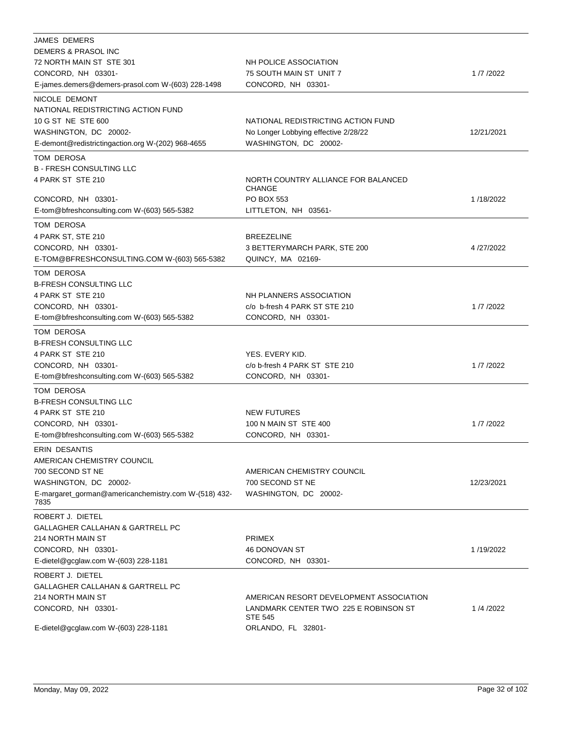| Lobbyist | Client | Date |
| --- | --- | --- |
| JAMES DEMERS<br>DEMERS & PRASOL INC<br>72 NORTH MAIN ST STE 301<br>CONCORD, NH 03301-<br>E-james.demers@demers-prasol.com W-(603) 228-1498 | NH POLICE ASSOCIATION<br>75 SOUTH MAIN ST UNIT 7<br>CONCORD, NH 03301- | 1 /7 /2022 |
| NICOLE DEMONT<br>NATIONAL REDISTRICTING ACTION FUND<br>10 G ST NE STE 600<br>WASHINGTON, DC 20002-<br>E-demont@redistrictingaction.org W-(202) 968-4655 | NATIONAL REDISTRICTING ACTION FUND<br>No Longer Lobbying effective 2/28/22<br>WASHINGTON, DC 20002- | 12/21/2021 |
| TOM DEROSA<br>B - FRESH CONSULTING LLC<br>4 PARK ST STE 210<br>CONCORD, NH 03301-<br>E-tom@bfreshconsulting.com W-(603) 565-5382 | NORTH COUNTRY ALLIANCE FOR BALANCED CHANGE<br>PO BOX 553<br>LITTLETON, NH 03561- | 1 /18/2022 |
| TOM DEROSA<br>4 PARK ST, STE 210<br>CONCORD, NH 03301-<br>E-TOM@BFRESHCONSULTING.COM W-(603) 565-5382 | BREEZELINE<br>3 BETTERYMARCH PARK, STE 200<br>QUINCY, MA 02169- | 4 /27/2022 |
| TOM DEROSA<br>B-FRESH CONSULTING LLC<br>4 PARK ST STE 210<br>CONCORD, NH 03301-<br>E-tom@bfreshconsulting.com W-(603) 565-5382 | NH PLANNERS ASSOCIATION<br>c/o b-fresh 4 PARK ST STE 210<br>CONCORD, NH 03301- | 1 /7 /2022 |
| TOM DEROSA<br>B-FRESH CONSULTING LLC<br>4 PARK ST STE 210<br>CONCORD, NH 03301-<br>E-tom@bfreshconsulting.com W-(603) 565-5382 | YES. EVERY KID.<br>c/o b-fresh 4 PARK ST STE 210<br>CONCORD, NH 03301- | 1 /7 /2022 |
| TOM DEROSA<br>B-FRESH CONSULTING LLC<br>4 PARK ST STE 210<br>CONCORD, NH 03301-<br>E-tom@bfreshconsulting.com W-(603) 565-5382 | NEW FUTURES<br>100 N MAIN ST STE 400<br>CONCORD, NH 03301- | 1 /7 /2022 |
| ERIN DESANTIS<br>AMERICAN CHEMISTRY COUNCIL<br>700 SECOND ST NE<br>WASHINGTON, DC 20002-<br>E-margaret_gorman@americanchemistry.com W-(518) 432-7835 | AMERICAN CHEMISTRY COUNCIL<br>700 SECOND ST NE<br>WASHINGTON, DC 20002- | 12/23/2021 |
| ROBERT J. DIETEL<br>GALLAGHER CALLAHAN & GARTRELL PC<br>214 NORTH MAIN ST<br>CONCORD, NH 03301-<br>E-dietel@gcglaw.com W-(603) 228-1181 | PRIMEX<br>46 DONOVAN ST<br>CONCORD, NH 03301- | 1 /19/2022 |
| ROBERT J. DIETEL<br>GALLAGHER CALLAHAN & GARTRELL PC<br>214 NORTH MAIN ST<br>CONCORD, NH 03301-<br>E-dietel@gcglaw.com W-(603) 228-1181 | AMERICAN RESORT DEVELOPMENT ASSOCIATION<br>LANDMARK CENTER TWO 225 E ROBINSON ST STE 545<br>ORLANDO, FL 32801- | 1 /4 /2022 |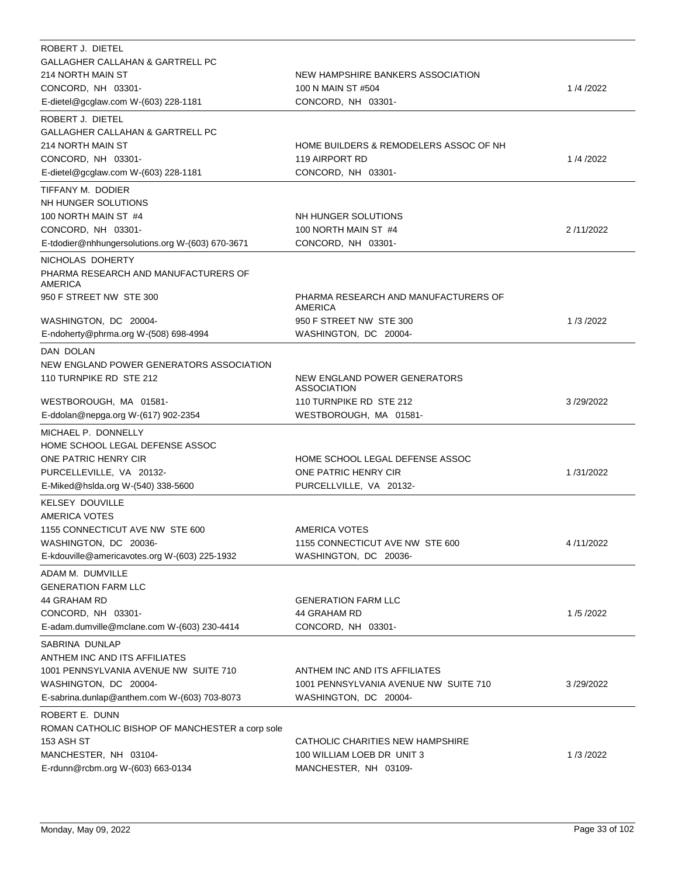| Lobbyist | Client | Date |
|---|---|---|
| ROBERT J. DIETEL<br>GALLAGHER CALLAHAN & GARTRELL PC<br>214 NORTH MAIN ST<br>CONCORD, NH 03301-<br>E-dietel@gcglaw.com W-(603) 228-1181 | NEW HAMPSHIRE BANKERS ASSOCIATION<br>100 N MAIN ST #504<br>CONCORD, NH 03301- | 1 /4 /2022 |
| ROBERT J. DIETEL<br>GALLAGHER CALLAHAN & GARTRELL PC<br>214 NORTH MAIN ST<br>CONCORD, NH 03301-<br>E-dietel@gcglaw.com W-(603) 228-1181 | HOME BUILDERS & REMODELERS ASSOC OF NH<br>119 AIRPORT RD<br>CONCORD, NH 03301- | 1 /4 /2022 |
| TIFFANY M. DODIER<br>NH HUNGER SOLUTIONS<br>100 NORTH MAIN ST #4<br>CONCORD, NH 03301-<br>E-tdodier@nhhungersolutions.org W-(603) 670-3671 | NH HUNGER SOLUTIONS<br>100 NORTH MAIN ST #4<br>CONCORD, NH 03301- | 2 /11/2022 |
| NICHOLAS DOHERTY<br>PHARMA RESEARCH AND MANUFACTURERS OF AMERICA<br>950 F STREET NW STE 300<br>WASHINGTON, DC 20004-<br>E-ndoherty@phrma.org W-(508) 698-4994 | PHARMA RESEARCH AND MANUFACTURERS OF AMERICA<br>950 F STREET NW STE 300<br>WASHINGTON, DC 20004- | 1 /3 /2022 |
| DAN DOLAN<br>NEW ENGLAND POWER GENERATORS ASSOCIATION<br>110 TURNPIKE RD STE 212<br>WESTBOROUGH, MA 01581-<br>E-ddolan@nepga.org W-(617) 902-2354 | NEW ENGLAND POWER GENERATORS ASSOCIATION<br>110 TURNPIKE RD STE 212<br>WESTBOROUGH, MA 01581- | 3 /29/2022 |
| MICHAEL P. DONNELLY<br>HOME SCHOOL LEGAL DEFENSE ASSOC<br>ONE PATRIC HENRY CIR<br>PURCELLEVILLE, VA 20132-<br>E-Miked@hslda.org W-(540) 338-5600 | HOME SCHOOL LEGAL DEFENSE ASSOC<br>ONE PATRIC HENRY CIR<br>PURCELLVILLE, VA 20132- | 1 /31/2022 |
| KELSEY DOUVILLE<br>AMERICA VOTES<br>1155 CONNECTICUT AVE NW STE 600<br>WASHINGTON, DC 20036-<br>E-kdouville@americavotes.org W-(603) 225-1932 | AMERICA VOTES<br>1155 CONNECTICUT AVE NW STE 600<br>WASHINGTON, DC 20036- | 4 /11/2022 |
| ADAM M. DUMVILLE<br>GENERATION FARM LLC<br>44 GRAHAM RD<br>CONCORD, NH 03301-<br>E-adam.dumville@mclane.com W-(603) 230-4414 | GENERATION FARM LLC<br>44 GRAHAM RD<br>CONCORD, NH 03301- | 1 /5 /2022 |
| SABRINA DUNLAP<br>ANTHEM INC AND ITS AFFILIATES<br>1001 PENNSYLVANIA AVENUE NW SUITE 710<br>WASHINGTON, DC 20004-<br>E-sabrina.dunlap@anthem.com W-(603) 703-8073 | ANTHEM INC AND ITS AFFILIATES<br>1001 PENNSYLVANIA AVENUE NW SUITE 710<br>WASHINGTON, DC 20004- | 3 /29/2022 |
| ROBERT E. DUNN<br>ROMAN CATHOLIC BISHOP OF MANCHESTER a corp sole<br>153 ASH ST<br>MANCHESTER, NH 03104-<br>E-rdunn@rcbm.org W-(603) 663-0134 | CATHOLIC CHARITIES NEW HAMPSHIRE<br>100 WILLIAM LOEB DR UNIT 3<br>MANCHESTER, NH 03109- | 1 /3 /2022 |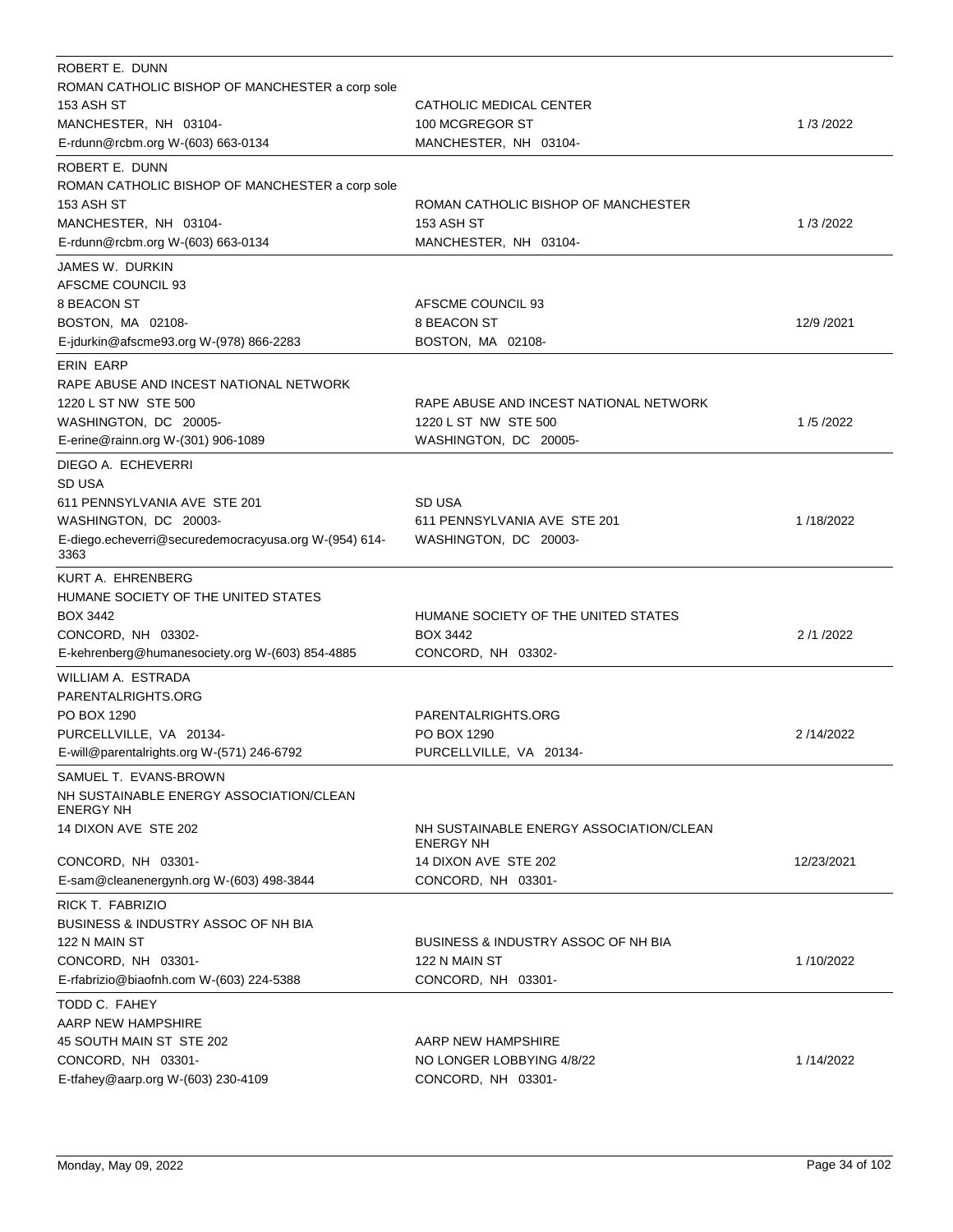| Lobbyist | Client | Date |
| --- | --- | --- |
| ROBERT E. DUNN<br>ROMAN CATHOLIC BISHOP OF MANCHESTER a corp sole<br>153 ASH ST<br>MANCHESTER, NH 03104-<br>E-rdunn@rcbm.org W-(603) 663-0134 | CATHOLIC MEDICAL CENTER<br>100 MCGREGOR ST<br>MANCHESTER, NH 03104- | 1 /3 /2022 |
| ROBERT E. DUNN<br>ROMAN CATHOLIC BISHOP OF MANCHESTER a corp sole<br>153 ASH ST<br>MANCHESTER, NH 03104-<br>E-rdunn@rcbm.org W-(603) 663-0134 | ROMAN CATHOLIC BISHOP OF MANCHESTER<br>153 ASH ST<br>MANCHESTER, NH 03104- | 1 /3 /2022 |
| JAMES W. DURKIN<br>AFSCME COUNCIL 93<br>8 BEACON ST<br>BOSTON, MA 02108-<br>E-jdurkin@afscme93.org W-(978) 866-2283 | AFSCME COUNCIL 93<br>8 BEACON ST<br>BOSTON, MA 02108- | 12/9 /2021 |
| ERIN EARP<br>RAPE ABUSE AND INCEST NATIONAL NETWORK<br>1220 L ST NW STE 500<br>WASHINGTON, DC 20005-<br>E-erine@rainn.org W-(301) 906-1089 | RAPE ABUSE AND INCEST NATIONAL NETWORK<br>1220 L ST NW STE 500<br>WASHINGTON, DC 20005- | 1 /5 /2022 |
| DIEGO A. ECHEVERRI<br>SD USA<br>611 PENNSYLVANIA AVE STE 201<br>WASHINGTON, DC 20003-<br>E-diego.echeverri@securedemocracyusa.org W-(954) 614-3363 | SD USA<br>611 PENNSYLVANIA AVE STE 201<br>WASHINGTON, DC 20003- | 1 /18/2022 |
| KURT A. EHRENBERG<br>HUMANE SOCIETY OF THE UNITED STATES<br>BOX 3442<br>CONCORD, NH 03302-<br>E-kehrenberg@humanesociety.org W-(603) 854-4885 | HUMANE SOCIETY OF THE UNITED STATES<br>BOX 3442<br>CONCORD, NH 03302- | 2 /1 /2022 |
| WILLIAM A. ESTRADA<br>PARENTALRIGHTS.ORG<br>PO BOX 1290<br>PURCELLVILLE, VA 20134-<br>E-will@parentalrights.org W-(571) 246-6792 | PARENTALRIGHTS.ORG<br>PO BOX 1290<br>PURCELLVILLE, VA 20134- | 2 /14/2022 |
| SAMUEL T. EVANS-BROWN<br>NH SUSTAINABLE ENERGY ASSOCIATION/CLEAN ENERGY NH<br>14 DIXON AVE STE 202<br>CONCORD, NH 03301-<br>E-sam@cleanenergynh.org W-(603) 498-3844 | NH SUSTAINABLE ENERGY ASSOCIATION/CLEAN ENERGY NH<br>14 DIXON AVE STE 202<br>CONCORD, NH 03301- | 12/23/2021 |
| RICK T. FABRIZIO<br>BUSINESS & INDUSTRY ASSOC OF NH BIA<br>122 N MAIN ST<br>CONCORD, NH 03301-<br>E-rfabrizio@biaofnh.com W-(603) 224-5388 | BUSINESS & INDUSTRY ASSOC OF NH BIA<br>122 N MAIN ST<br>CONCORD, NH 03301- | 1 /10/2022 |
| TODD C. FAHEY<br>AARP NEW HAMPSHIRE<br>45 SOUTH MAIN ST STE 202<br>CONCORD, NH 03301-<br>E-tfahey@aarp.org W-(603) 230-4109 | AARP NEW HAMPSHIRE<br>NO LONGER LOBBYING 4/8/22<br>CONCORD, NH 03301- | 1 /14/2022 |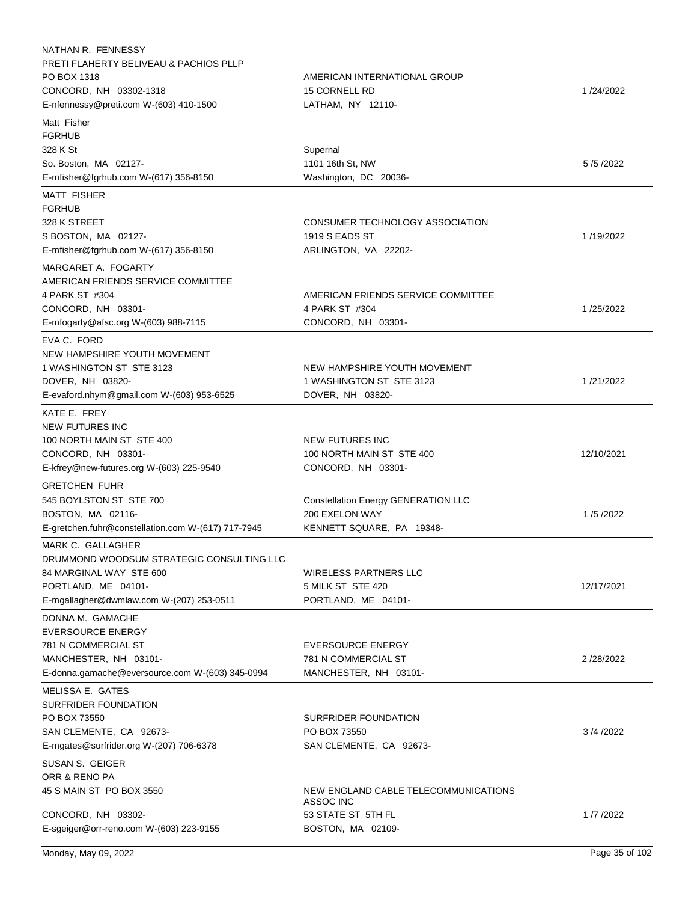| Lobbyist | Client | Date |
|---|---|---|
| NATHAN R. FENNESSY<br>PRETI FLAHERTY BELIVEAU & PACHIOS PLLP<br>PO BOX 1318<br>CONCORD, NH 03302-1318<br>E-nfennessy@preti.com W-(603) 410-1500 | AMERICAN INTERNATIONAL GROUP<br>15 CORNELL RD<br>LATHAM, NY 12110- | 1 /24/2022 |
| Matt Fisher<br>FGRHUB<br>328 K St<br>So. Boston, MA 02127-<br>E-mfisher@fgrhub.com W-(617) 356-8150 | Supernal<br>1101 16th St, NW<br>Washington, DC 20036- | 5 /5 /2022 |
| MATT FISHER<br>FGRHUB<br>328 K STREET<br>S BOSTON, MA 02127-<br>E-mfisher@fgrhub.com W-(617) 356-8150 | CONSUMER TECHNOLOGY ASSOCIATION<br>1919 S EADS ST<br>ARLINGTON, VA 22202- | 1 /19/2022 |
| MARGARET A. FOGARTY<br>AMERICAN FRIENDS SERVICE COMMITTEE<br>4 PARK ST #304<br>CONCORD, NH 03301-<br>E-mfogarty@afsc.org W-(603) 988-7115 | AMERICAN FRIENDS SERVICE COMMITTEE<br>4 PARK ST #304<br>CONCORD, NH 03301- | 1 /25/2022 |
| EVA C. FORD<br>NEW HAMPSHIRE YOUTH MOVEMENT<br>1 WASHINGTON ST STE 3123<br>DOVER, NH 03820-<br>E-evaford.nhym@gmail.com W-(603) 953-6525 | NEW HAMPSHIRE YOUTH MOVEMENT<br>1 WASHINGTON ST STE 3123<br>DOVER, NH 03820- | 1 /21/2022 |
| KATE E. FREY<br>NEW FUTURES INC<br>100 NORTH MAIN ST STE 400<br>CONCORD, NH 03301-<br>E-kfrey@new-futures.org W-(603) 225-9540 | NEW FUTURES INC<br>100 NORTH MAIN ST STE 400<br>CONCORD, NH 03301- | 12/10/2021 |
| GRETCHEN FUHR<br>545 BOYLSTON ST STE 700<br>BOSTON, MA 02116-<br>E-gretchen.fuhr@constellation.com W-(617) 717-7945 | Constellation Energy GENERATION LLC<br>200 EXELON WAY<br>KENNETT SQUARE, PA 19348- | 1 /5 /2022 |
| MARK C. GALLAGHER<br>DRUMMOND WOODSUM STRATEGIC CONSULTING LLC<br>84 MARGINAL WAY STE 600<br>PORTLAND, ME 04101-<br>E-mgallagher@dwmlaw.com W-(207) 253-0511 | WIRELESS PARTNERS LLC<br>5 MILK ST STE 420<br>PORTLAND, ME 04101- | 12/17/2021 |
| DONNA M. GAMACHE<br>EVERSOURCE ENERGY<br>781 N COMMERCIAL ST<br>MANCHESTER, NH 03101-<br>E-donna.gamache@eversource.com W-(603) 345-0994 | EVERSOURCE ENERGY<br>781 N COMMERCIAL ST<br>MANCHESTER, NH 03101- | 2 /28/2022 |
| MELISSA E. GATES<br>SURFRIDER FOUNDATION<br>PO BOX 73550<br>SAN CLEMENTE, CA 92673-<br>E-mgates@surfrider.org W-(207) 706-6378 | SURFRIDER FOUNDATION<br>PO BOX 73550<br>SAN CLEMENTE, CA 92673- | 3 /4 /2022 |
| SUSAN S. GEIGER<br>ORR & RENO PA<br>45 S MAIN ST PO BOX 3550<br>CONCORD, NH 03302-<br>E-sgeiger@orr-reno.com W-(603) 223-9155 | NEW ENGLAND CABLE TELECOMMUNICATIONS ASSOC INC<br>53 STATE ST 5TH FL<br>BOSTON, MA 02109- | 1 /7 /2022 |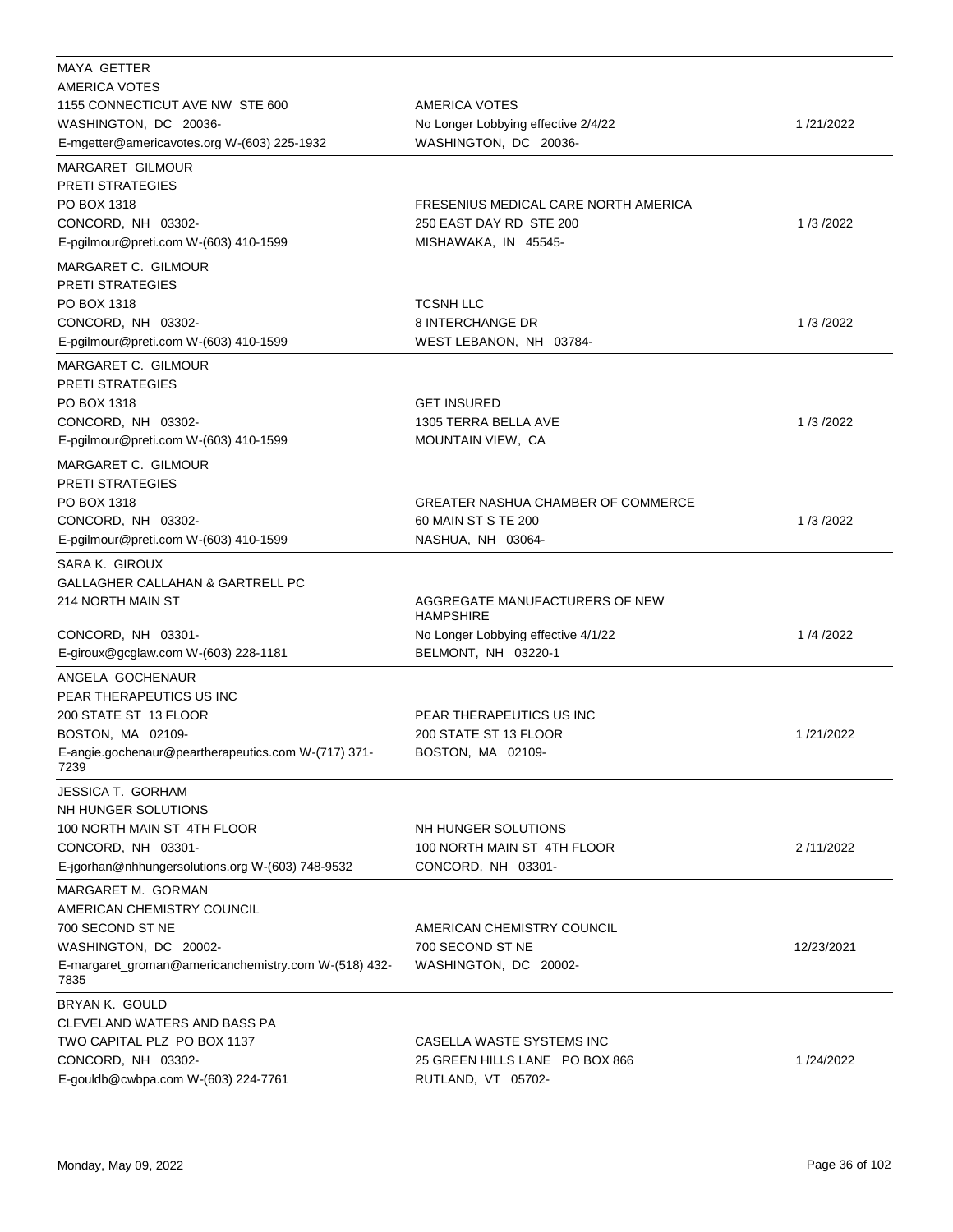| Lobbyist | Client | Date |
| --- | --- | --- |
| MAYA GETTER<br>AMERICA VOTES<br>1155 CONNECTICUT AVE NW STE 600<br>WASHINGTON, DC 20036-<br>E-mgetter@americavotes.org W-(603) 225-1932 | AMERICA VOTES<br>No Longer Lobbying effective 2/4/22<br>WASHINGTON, DC 20036- | 1 /21/2022 |
| MARGARET GILMOUR<br>PRETI STRATEGIES<br>PO BOX 1318<br>CONCORD, NH 03302-<br>E-pgilmour@preti.com W-(603) 410-1599 | FRESENIUS MEDICAL CARE NORTH AMERICA<br>250 EAST DAY RD STE 200<br>MISHAWAKA, IN 45545- | 1 /3 /2022 |
| MARGARET C. GILMOUR<br>PRETI STRATEGIES<br>PO BOX 1318<br>CONCORD, NH 03302-<br>E-pgilmour@preti.com W-(603) 410-1599 | TCSNH LLC<br>8 INTERCHANGE DR<br>WEST LEBANON, NH 03784- | 1 /3 /2022 |
| MARGARET C. GILMOUR<br>PRETI STRATEGIES<br>PO BOX 1318<br>CONCORD, NH 03302-<br>E-pgilmour@preti.com W-(603) 410-1599 | GET INSURED<br>1305 TERRA BELLA AVE<br>MOUNTAIN VIEW, CA | 1 /3 /2022 |
| MARGARET C. GILMOUR<br>PRETI STRATEGIES<br>PO BOX 1318<br>CONCORD, NH 03302-<br>E-pgilmour@preti.com W-(603) 410-1599 | GREATER NASHUA CHAMBER OF COMMERCE<br>60 MAIN ST S TE 200<br>NASHUA, NH 03064- | 1 /3 /2022 |
| SARA K. GIROUX<br>GALLAGHER CALLAHAN & GARTRELL PC<br>214 NORTH MAIN ST<br>CONCORD, NH 03301-<br>E-giroux@gcglaw.com W-(603) 228-1181 | AGGREGATE MANUFACTURERS OF NEW HAMPSHIRE<br>No Longer Lobbying effective 4/1/22<br>BELMONT, NH 03220-1 | 1 /4 /2022 |
| ANGELA GOCHENAUR<br>PEAR THERAPEUTICS US INC<br>200 STATE ST 13 FLOOR<br>BOSTON, MA 02109-<br>E-angie.gochenaur@peartherapeutics.com W-(717) 371-7239 | PEAR THERAPEUTICS US INC<br>200 STATE ST 13 FLOOR<br>BOSTON, MA 02109- | 1 /21/2022 |
| JESSICA T. GORHAM<br>NH HUNGER SOLUTIONS<br>100 NORTH MAIN ST 4TH FLOOR<br>CONCORD, NH 03301-<br>E-jgorhan@nhhungersolutions.org W-(603) 748-9532 | NH HUNGER SOLUTIONS<br>100 NORTH MAIN ST 4TH FLOOR<br>CONCORD, NH 03301- | 2 /11/2022 |
| MARGARET M. GORMAN<br>AMERICAN CHEMISTRY COUNCIL<br>700 SECOND ST NE<br>WASHINGTON, DC 20002-<br>E-margaret_groman@americanchemistry.com W-(518) 432-7835 | AMERICAN CHEMISTRY COUNCIL<br>700 SECOND ST NE<br>WASHINGTON, DC 20002- | 12/23/2021 |
| BRYAN K. GOULD<br>CLEVELAND WATERS AND BASS PA<br>TWO CAPITAL PLZ PO BOX 1137<br>CONCORD, NH 03302-<br>E-gouldb@cwbpa.com W-(603) 224-7761 | CASELLA WASTE SYSTEMS INC<br>25 GREEN HILLS LANE PO BOX 866<br>RUTLAND, VT 05702- | 1 /24/2022 |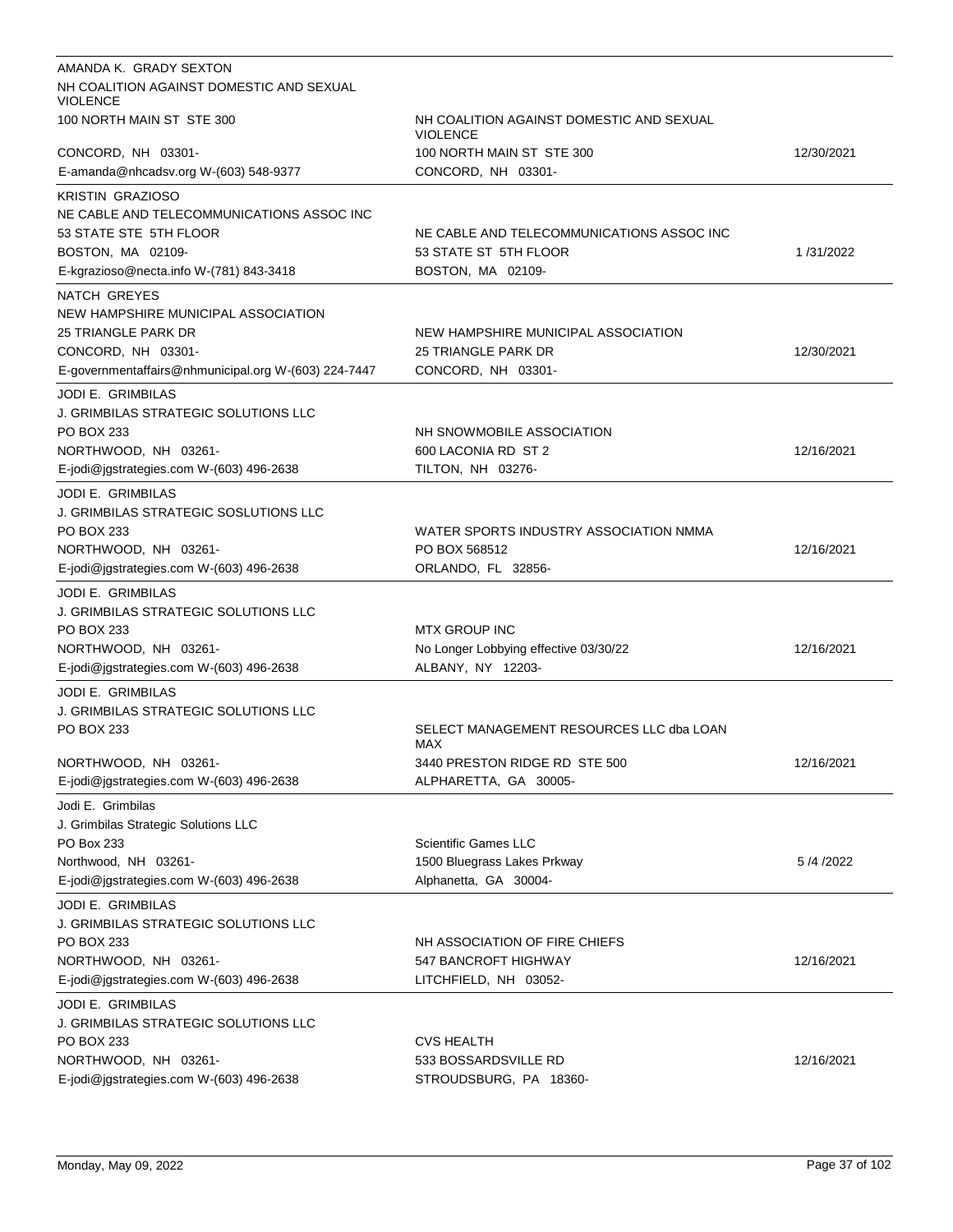| Lobbyist | Client | Date |
|---|---|---|
| AMANDA K. GRADY SEXTON<br>NH COALITION AGAINST DOMESTIC AND SEXUAL VIOLENCE<br>100 NORTH MAIN ST STE 300<br>CONCORD, NH 03301-<br>E-amanda@nhcadsv.org W-(603) 548-9377 | NH COALITION AGAINST DOMESTIC AND SEXUAL VIOLENCE<br>100 NORTH MAIN ST STE 300<br>CONCORD, NH 03301- | 12/30/2021 |
| KRISTIN GRAZIOSO<br>NE CABLE AND TELECOMMUNICATIONS ASSOC INC<br>53 STATE STE 5TH FLOOR<br>BOSTON, MA 02109-<br>E-kgrazioso@necta.info W-(781) 843-3418 | NE CABLE AND TELECOMMUNICATIONS ASSOC INC<br>53 STATE ST 5TH FLOOR<br>BOSTON, MA 02109- | 1 /31/2022 |
| NATCH GREYES<br>NEW HAMPSHIRE MUNICIPAL ASSOCIATION<br>25 TRIANGLE PARK DR<br>CONCORD, NH 03301-<br>E-governmentaffairs@nhmunicipal.org W-(603) 224-7447 | NEW HAMPSHIRE MUNICIPAL ASSOCIATION<br>25 TRIANGLE PARK DR<br>CONCORD, NH 03301- | 12/30/2021 |
| JODI E. GRIMBILAS<br>J. GRIMBILAS STRATEGIC SOLUTIONS LLC<br>PO BOX 233<br>NORTHWOOD, NH 03261-<br>E-jodi@jgstrategies.com W-(603) 496-2638 | NH SNOWMOBILE ASSOCIATION<br>600 LACONIA RD ST 2<br>TILTON, NH 03276- | 12/16/2021 |
| JODI E. GRIMBILAS<br>J. GRIMBILAS STRATEGIC SOSLUTIONS LLC<br>PO BOX 233<br>NORTHWOOD, NH 03261-<br>E-jodi@jgstrategies.com W-(603) 496-2638 | WATER SPORTS INDUSTRY ASSOCIATION NMMA<br>PO BOX 568512<br>ORLANDO, FL 32856- | 12/16/2021 |
| JODI E. GRIMBILAS<br>J. GRIMBILAS STRATEGIC SOLUTIONS LLC<br>PO BOX 233<br>NORTHWOOD, NH 03261-<br>E-jodi@jgstrategies.com W-(603) 496-2638 | MTX GROUP INC<br>No Longer Lobbying effective 03/30/22<br>ALBANY, NY 12203- | 12/16/2021 |
| JODI E. GRIMBILAS<br>J. GRIMBILAS STRATEGIC SOLUTIONS LLC<br>PO BOX 233<br>NORTHWOOD, NH 03261-<br>E-jodi@jgstrategies.com W-(603) 496-2638 | SELECT MANAGEMENT RESOURCES LLC dba LOAN MAX<br>3440 PRESTON RIDGE RD STE 500<br>ALPHARETTA, GA 30005- | 12/16/2021 |
| Jodi E. Grimbilas<br>J. Grimbilas Strategic Solutions LLC<br>PO Box 233<br>Northwood, NH 03261-<br>E-jodi@jgstrategies.com W-(603) 496-2638 | Scientific Games LLC<br>1500 Bluegrass Lakes Prkway<br>Alphanetta, GA 30004- | 5 /4 /2022 |
| JODI E. GRIMBILAS<br>J. GRIMBILAS STRATEGIC SOLUTIONS LLC<br>PO BOX 233<br>NORTHWOOD, NH 03261-<br>E-jodi@jgstrategies.com W-(603) 496-2638 | NH ASSOCIATION OF FIRE CHIEFS<br>547 BANCROFT HIGHWAY<br>LITCHFIELD, NH 03052- | 12/16/2021 |
| JODI E. GRIMBILAS<br>J. GRIMBILAS STRATEGIC SOLUTIONS LLC<br>PO BOX 233<br>NORTHWOOD, NH 03261-<br>E-jodi@jgstrategies.com W-(603) 496-2638 | CVS HEALTH<br>533 BOSSARDSVILLE RD<br>STROUDSBURG, PA 18360- | 12/16/2021 |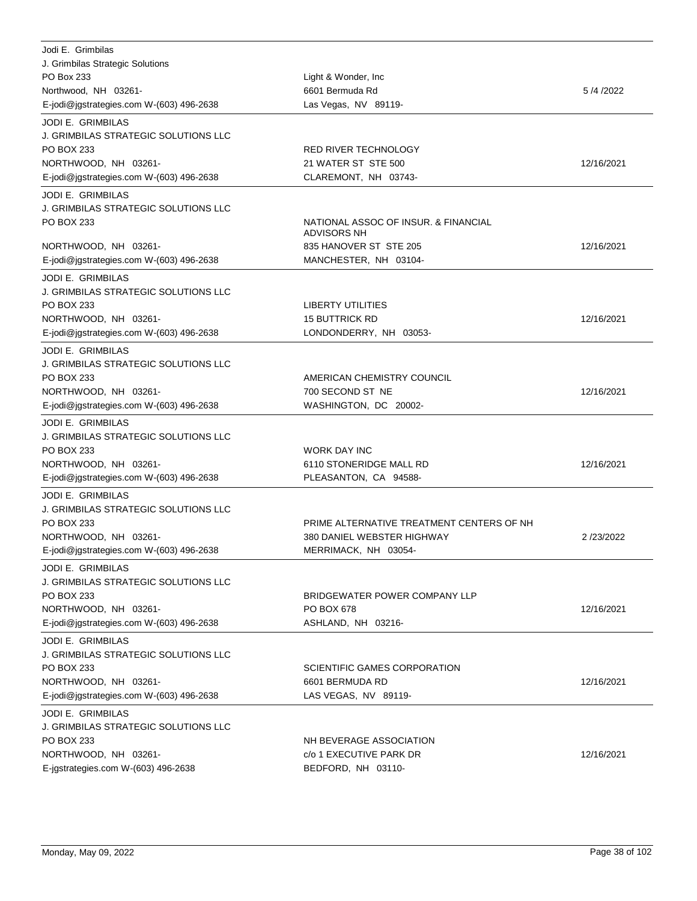| Lobbyist | Client | Date |
|---|---|---|
| Jodi E. Grimbilas<br>J. Grimbilas Strategic Solutions<br>PO Box 233<br>Northwood, NH 03261-<br>E-jodi@jgstrategies.com W-(603) 496-2638 | Light & Wonder, Inc<br>6601 Bermuda Rd<br>Las Vegas, NV 89119- | 5 /4 /2022 |
| JODI E. GRIMBILAS<br>J. GRIMBILAS STRATEGIC SOLUTIONS LLC<br>PO BOX 233<br>NORTHWOOD, NH 03261-<br>E-jodi@jgstrategies.com W-(603) 496-2638 | RED RIVER TECHNOLOGY<br>21 WATER ST STE 500<br>CLAREMONT, NH 03743- | 12/16/2021 |
| JODI E. GRIMBILAS<br>J. GRIMBILAS STRATEGIC SOLUTIONS LLC<br>PO BOX 233<br>NORTHWOOD, NH 03261-<br>E-jodi@jgstrategies.com W-(603) 496-2638 | NATIONAL ASSOC OF INSUR. & FINANCIAL ADVISORS NH<br>835 HANOVER ST STE 205<br>MANCHESTER, NH 03104- | 12/16/2021 |
| JODI E. GRIMBILAS<br>J. GRIMBILAS STRATEGIC SOLUTIONS LLC<br>PO BOX 233<br>NORTHWOOD, NH 03261-<br>E-jodi@jgstrategies.com W-(603) 496-2638 | LIBERTY UTILITIES<br>15 BUTTRICK RD<br>LONDONDERRY, NH 03053- | 12/16/2021 |
| JODI E. GRIMBILAS<br>J. GRIMBILAS STRATEGIC SOLUTIONS LLC<br>PO BOX 233<br>NORTHWOOD, NH 03261-<br>E-jodi@jgstrategies.com W-(603) 496-2638 | AMERICAN CHEMISTRY COUNCIL<br>700 SECOND ST NE<br>WASHINGTON, DC 20002- | 12/16/2021 |
| JODI E. GRIMBILAS<br>J. GRIMBILAS STRATEGIC SOLUTIONS LLC<br>PO BOX 233<br>NORTHWOOD, NH 03261-<br>E-jodi@jgstrategies.com W-(603) 496-2638 | WORK DAY INC<br>6110 STONERIDGE MALL RD<br>PLEASANTON, CA 94588- | 12/16/2021 |
| JODI E. GRIMBILAS<br>J. GRIMBILAS STRATEGIC SOLUTIONS LLC<br>PO BOX 233<br>NORTHWOOD, NH 03261-<br>E-jodi@jgstrategies.com W-(603) 496-2638 | PRIME ALTERNATIVE TREATMENT CENTERS OF NH<br>380 DANIEL WEBSTER HIGHWAY<br>MERRIMACK, NH 03054- | 2 /23/2022 |
| JODI E. GRIMBILAS<br>J. GRIMBILAS STRATEGIC SOLUTIONS LLC<br>PO BOX 233<br>NORTHWOOD, NH 03261-<br>E-jodi@jgstrategies.com W-(603) 496-2638 | BRIDGEWATER POWER COMPANY LLP<br>PO BOX 678<br>ASHLAND, NH 03216- | 12/16/2021 |
| JODI E. GRIMBILAS<br>J. GRIMBILAS STRATEGIC SOLUTIONS LLC<br>PO BOX 233<br>NORTHWOOD, NH 03261-<br>E-jodi@jgstrategies.com W-(603) 496-2638 | SCIENTIFIC GAMES CORPORATION<br>6601 BERMUDA RD<br>LAS VEGAS, NV 89119- | 12/16/2021 |
| JODI E. GRIMBILAS<br>J. GRIMBILAS STRATEGIC SOLUTIONS LLC<br>PO BOX 233<br>NORTHWOOD, NH 03261-<br>E-jgstrategies.com W-(603) 496-2638 | NH BEVERAGE ASSOCIATION<br>c/o 1 EXECUTIVE PARK DR<br>BEDFORD, NH 03110- | 12/16/2021 |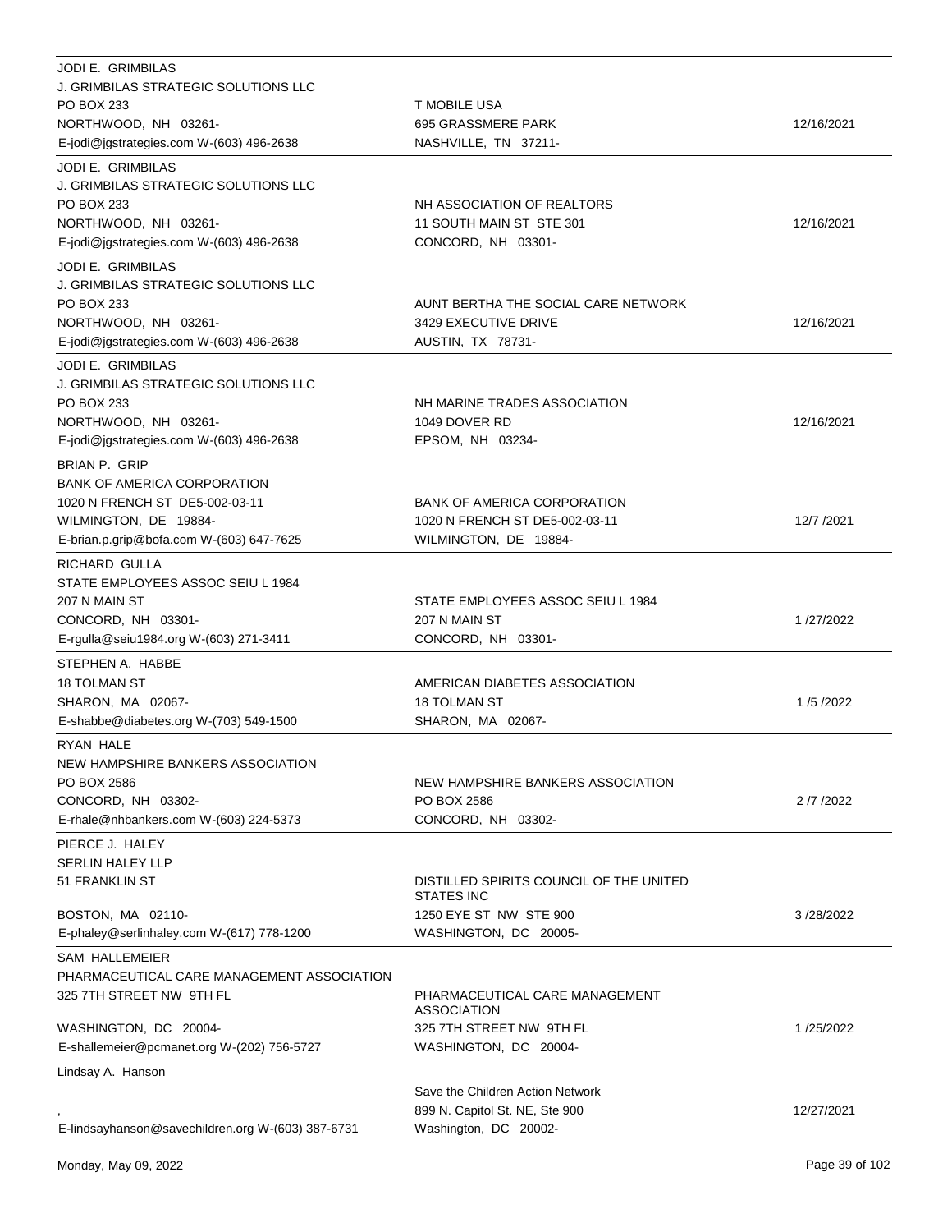| Lobbyist | Client | Date |
|---|---|---|
| JODI E. GRIMBILAS<br>J. GRIMBILAS STRATEGIC SOLUTIONS LLC<br>PO BOX 233<br>NORTHWOOD, NH 03261-<br>E-jodi@jgstrategies.com W-(603) 496-2638 | T MOBILE USA<br>695 GRASSMERE PARK<br>NASHVILLE, TN 37211- | 12/16/2021 |
| JODI E. GRIMBILAS<br>J. GRIMBILAS STRATEGIC SOLUTIONS LLC<br>PO BOX 233<br>NORTHWOOD, NH 03261-<br>E-jodi@jgstrategies.com W-(603) 496-2638 | NH ASSOCIATION OF REALTORS<br>11 SOUTH MAIN ST STE 301<br>CONCORD, NH 03301- | 12/16/2021 |
| JODI E. GRIMBILAS<br>J. GRIMBILAS STRATEGIC SOLUTIONS LLC<br>PO BOX 233<br>NORTHWOOD, NH 03261-<br>E-jodi@jgstrategies.com W-(603) 496-2638 | AUNT BERTHA THE SOCIAL CARE NETWORK<br>3429 EXECUTIVE DRIVE<br>AUSTIN, TX 78731- | 12/16/2021 |
| JODI E. GRIMBILAS<br>J. GRIMBILAS STRATEGIC SOLUTIONS LLC<br>PO BOX 233<br>NORTHWOOD, NH 03261-<br>E-jodi@jgstrategies.com W-(603) 496-2638 | NH MARINE TRADES ASSOCIATION<br>1049 DOVER RD<br>EPSOM, NH 03234- | 12/16/2021 |
| BRIAN P. GRIP<br>BANK OF AMERICA CORPORATION<br>1020 N FRENCH ST DE5-002-03-11<br>WILMINGTON, DE 19884-<br>E-brian.p.grip@bofa.com W-(603) 647-7625 | BANK OF AMERICA CORPORATION<br>1020 N FRENCH ST DE5-002-03-11<br>WILMINGTON, DE 19884- | 12/7 /2021 |
| RICHARD GULLA<br>STATE EMPLOYEES ASSOC SEIU L 1984<br>207 N MAIN ST<br>CONCORD, NH 03301-<br>E-rgulla@seiu1984.org W-(603) 271-3411 | STATE EMPLOYEES ASSOC SEIU L 1984<br>207 N MAIN ST<br>CONCORD, NH 03301- | 1 /27/2022 |
| STEPHEN A. HABBE<br>18 TOLMAN ST<br>SHARON, MA 02067-<br>E-shabbe@diabetes.org W-(703) 549-1500 | AMERICAN DIABETES ASSOCIATION<br>18 TOLMAN ST<br>SHARON, MA 02067- | 1 /5 /2022 |
| RYAN HALE<br>NEW HAMPSHIRE BANKERS ASSOCIATION<br>PO BOX 2586<br>CONCORD, NH 03302-<br>E-rhale@nhbankers.com W-(603) 224-5373 | NEW HAMPSHIRE BANKERS ASSOCIATION<br>PO BOX 2586<br>CONCORD, NH 03302- | 2 /7 /2022 |
| PIERCE J. HALEY<br>SERLIN HALEY LLP<br>51 FRANKLIN ST<br>BOSTON, MA 02110-<br>E-phaley@serlinhaley.com W-(617) 778-1200 | DISTILLED SPIRITS COUNCIL OF THE UNITED STATES INC<br>1250 EYE ST NW STE 900<br>WASHINGTON, DC 20005- | 3 /28/2022 |
| SAM HALLEMEIER<br>PHARMACEUTICAL CARE MANAGEMENT ASSOCIATION<br>325 7TH STREET NW 9TH FL<br>WASHINGTON, DC 20004-<br>E-shallemeier@pcmanet.org W-(202) 756-5727 | PHARMACEUTICAL CARE MANAGEMENT ASSOCIATION<br>325 7TH STREET NW 9TH FL<br>WASHINGTON, DC 20004- | 1 /25/2022 |
| Lindsay A. Hanson<br>,<br>E-lindsayhanson@savechildren.org W-(603) 387-6731 | Save the Children Action Network<br>899 N. Capitol St. NE, Ste 900<br>Washington, DC 20002- | 12/27/2021 |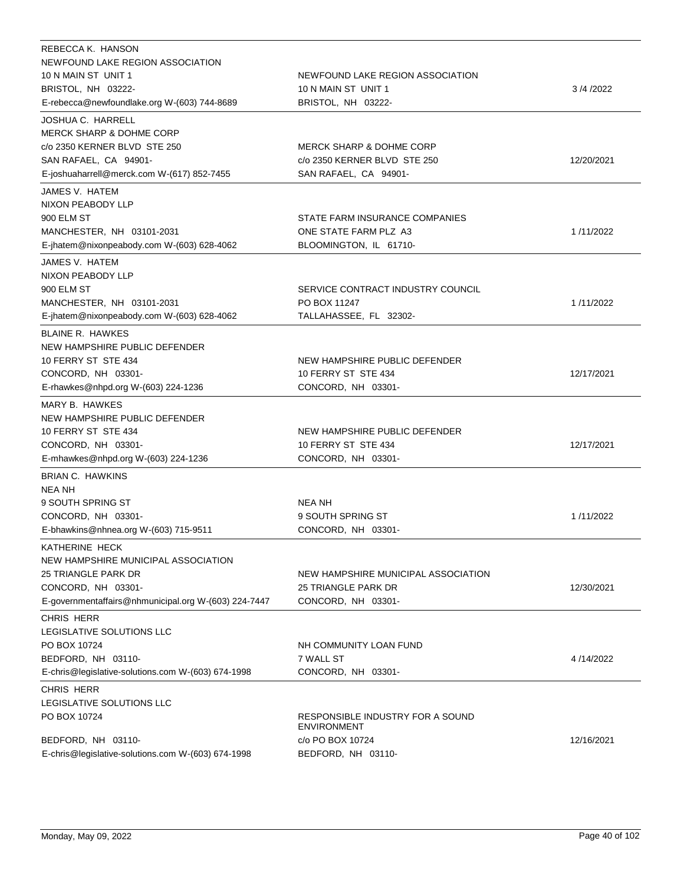| Lobbyist | Client | Date |
|---|---|---|
| REBECCA K. HANSON<br>NEWFOUND LAKE REGION ASSOCIATION<br>10 N MAIN ST UNIT 1<br>BRISTOL, NH 03222-<br>E-rebecca@newfoundlake.org W-(603) 744-8689 | NEWFOUND LAKE REGION ASSOCIATION<br>10 N MAIN ST UNIT 1<br>BRISTOL, NH 03222- | 3 /4 /2022 |
| JOSHUA C. HARRELL<br>MERCK SHARP & DOHME CORP<br>c/o 2350 KERNER BLVD STE 250<br>SAN RAFAEL, CA 94901-<br>E-joshuaharrell@merck.com W-(617) 852-7455 | MERCK SHARP & DOHME CORP<br>c/o 2350 KERNER BLVD STE 250<br>SAN RAFAEL, CA 94901- | 12/20/2021 |
| JAMES V. HATEM<br>NIXON PEABODY LLP<br>900 ELM ST<br>MANCHESTER, NH 03101-2031<br>E-jhatem@nixonpeabody.com W-(603) 628-4062 | STATE FARM INSURANCE COMPANIES<br>ONE STATE FARM PLZ A3<br>BLOOMINGTON, IL 61710- | 1 /11/2022 |
| JAMES V. HATEM<br>NIXON PEABODY LLP<br>900 ELM ST<br>MANCHESTER, NH 03101-2031<br>E-jhatem@nixonpeabody.com W-(603) 628-4062 | SERVICE CONTRACT INDUSTRY COUNCIL<br>PO BOX 11247<br>TALLAHASSEE, FL 32302- | 1 /11/2022 |
| BLAINE R. HAWKES<br>NEW HAMPSHIRE PUBLIC DEFENDER<br>10 FERRY ST STE 434<br>CONCORD, NH 03301-<br>E-rhawkes@nhpd.org W-(603) 224-1236 | NEW HAMPSHIRE PUBLIC DEFENDER<br>10 FERRY ST STE 434<br>CONCORD, NH 03301- | 12/17/2021 |
| MARY B. HAWKES<br>NEW HAMPSHIRE PUBLIC DEFENDER<br>10 FERRY ST STE 434<br>CONCORD, NH 03301-<br>E-mhawkes@nhpd.org W-(603) 224-1236 | NEW HAMPSHIRE PUBLIC DEFENDER<br>10 FERRY ST STE 434<br>CONCORD, NH 03301- | 12/17/2021 |
| BRIAN C. HAWKINS<br>NEA NH<br>9 SOUTH SPRING ST<br>CONCORD, NH 03301-<br>E-bhawkins@nhnea.org W-(603) 715-9511 | NEA NH<br>9 SOUTH SPRING ST<br>CONCORD, NH 03301- | 1 /11/2022 |
| KATHERINE HECK<br>NEW HAMPSHIRE MUNICIPAL ASSOCIATION<br>25 TRIANGLE PARK DR<br>CONCORD, NH 03301-<br>E-governmentaffairs@nhmunicipal.org W-(603) 224-7447 | NEW HAMPSHIRE MUNICIPAL ASSOCIATION<br>25 TRIANGLE PARK DR<br>CONCORD, NH 03301- | 12/30/2021 |
| CHRIS HERR<br>LEGISLATIVE SOLUTIONS LLC<br>PO BOX 10724<br>BEDFORD, NH 03110-<br>E-chris@legislative-solutions.com W-(603) 674-1998 | NH COMMUNITY LOAN FUND<br>7 WALL ST<br>CONCORD, NH 03301- | 4 /14/2022 |
| CHRIS HERR<br>LEGISLATIVE SOLUTIONS LLC<br>PO BOX 10724<br>BEDFORD, NH 03110-<br>E-chris@legislative-solutions.com W-(603) 674-1998 | RESPONSIBLE INDUSTRY FOR A SOUND ENVIRONMENT<br>c/o PO BOX 10724<br>BEDFORD, NH 03110- | 12/16/2021 |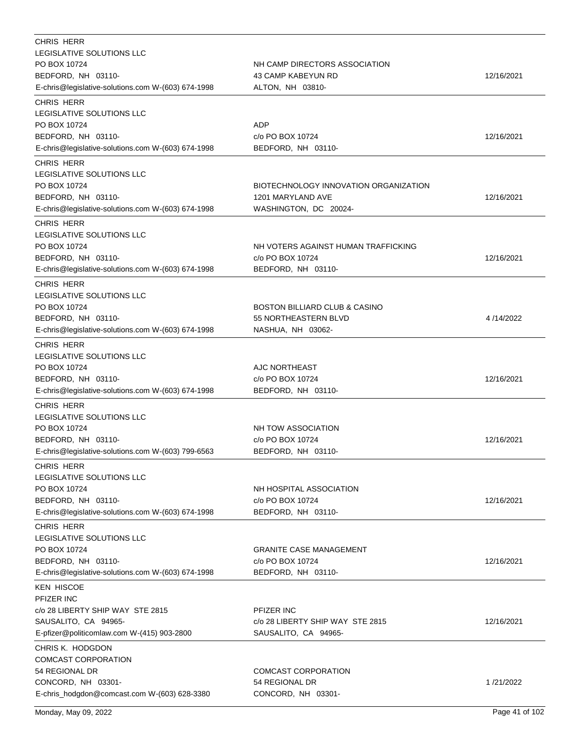| Lobbyist | Client | Date |
|---|---|---|
| CHRIS HERR<br>LEGISLATIVE SOLUTIONS LLC<br>PO BOX 10724<br>BEDFORD, NH 03110-<br>E-chris@legislative-solutions.com W-(603) 674-1998 | NH CAMP DIRECTORS ASSOCIATION<br>43 CAMP KABEYUN RD<br>ALTON, NH 03810- | 12/16/2021 |
| CHRIS HERR<br>LEGISLATIVE SOLUTIONS LLC<br>PO BOX 10724<br>BEDFORD, NH 03110-<br>E-chris@legislative-solutions.com W-(603) 674-1998 | ADP<br>c/o PO BOX 10724<br>BEDFORD, NH 03110- | 12/16/2021 |
| CHRIS HERR<br>LEGISLATIVE SOLUTIONS LLC<br>PO BOX 10724<br>BEDFORD, NH 03110-<br>E-chris@legislative-solutions.com W-(603) 674-1998 | BIOTECHNOLOGY INNOVATION ORGANIZATION<br>1201 MARYLAND AVE<br>WASHINGTON, DC 20024- | 12/16/2021 |
| CHRIS HERR<br>LEGISLATIVE SOLUTIONS LLC<br>PO BOX 10724<br>BEDFORD, NH 03110-<br>E-chris@legislative-solutions.com W-(603) 674-1998 | NH VOTERS AGAINST HUMAN TRAFFICKING<br>c/o PO BOX 10724<br>BEDFORD, NH 03110- | 12/16/2021 |
| CHRIS HERR<br>LEGISLATIVE SOLUTIONS LLC<br>PO BOX 10724<br>BEDFORD, NH 03110-<br>E-chris@legislative-solutions.com W-(603) 674-1998 | BOSTON BILLIARD CLUB & CASINO<br>55 NORTHEASTERN BLVD<br>NASHUA, NH 03062- | 4 /14/2022 |
| CHRIS HERR<br>LEGISLATIVE SOLUTIONS LLC<br>PO BOX 10724<br>BEDFORD, NH 03110-<br>E-chris@legislative-solutions.com W-(603) 674-1998 | AJC NORTHEAST<br>c/o PO BOX 10724<br>BEDFORD, NH 03110- | 12/16/2021 |
| CHRIS HERR<br>LEGISLATIVE SOLUTIONS LLC<br>PO BOX 10724<br>BEDFORD, NH 03110-<br>E-chris@legislative-solutions.com W-(603) 799-6563 | NH TOW ASSOCIATION<br>c/o PO BOX 10724<br>BEDFORD, NH 03110- | 12/16/2021 |
| CHRIS HERR<br>LEGISLATIVE SOLUTIONS LLC<br>PO BOX 10724<br>BEDFORD, NH 03110-<br>E-chris@legislative-solutions.com W-(603) 674-1998 | NH HOSPITAL ASSOCIATION<br>c/o PO BOX 10724<br>BEDFORD, NH 03110- | 12/16/2021 |
| CHRIS HERR<br>LEGISLATIVE SOLUTIONS LLC<br>PO BOX 10724<br>BEDFORD, NH 03110-<br>E-chris@legislative-solutions.com W-(603) 674-1998 | GRANITE CASE MANAGEMENT<br>c/o PO BOX 10724<br>BEDFORD, NH 03110- | 12/16/2021 |
| KEN HISCOE<br>PFIZER INC<br>c/o 28 LIBERTY SHIP WAY STE 2815<br>SAUSALITO, CA 94965-<br>E-pfizer@politicomlaw.com W-(415) 903-2800 | PFIZER INC<br>c/o 28 LIBERTY SHIP WAY STE 2815<br>SAUSALITO, CA 94965- | 12/16/2021 |
| CHRIS K. HODGDON<br>COMCAST CORPORATION<br>54 REGIONAL DR<br>CONCORD, NH 03301-<br>E-chris_hodgdon@comcast.com W-(603) 628-3380 | COMCAST CORPORATION<br>54 REGIONAL DR<br>CONCORD, NH 03301- | 1 /21/2022 |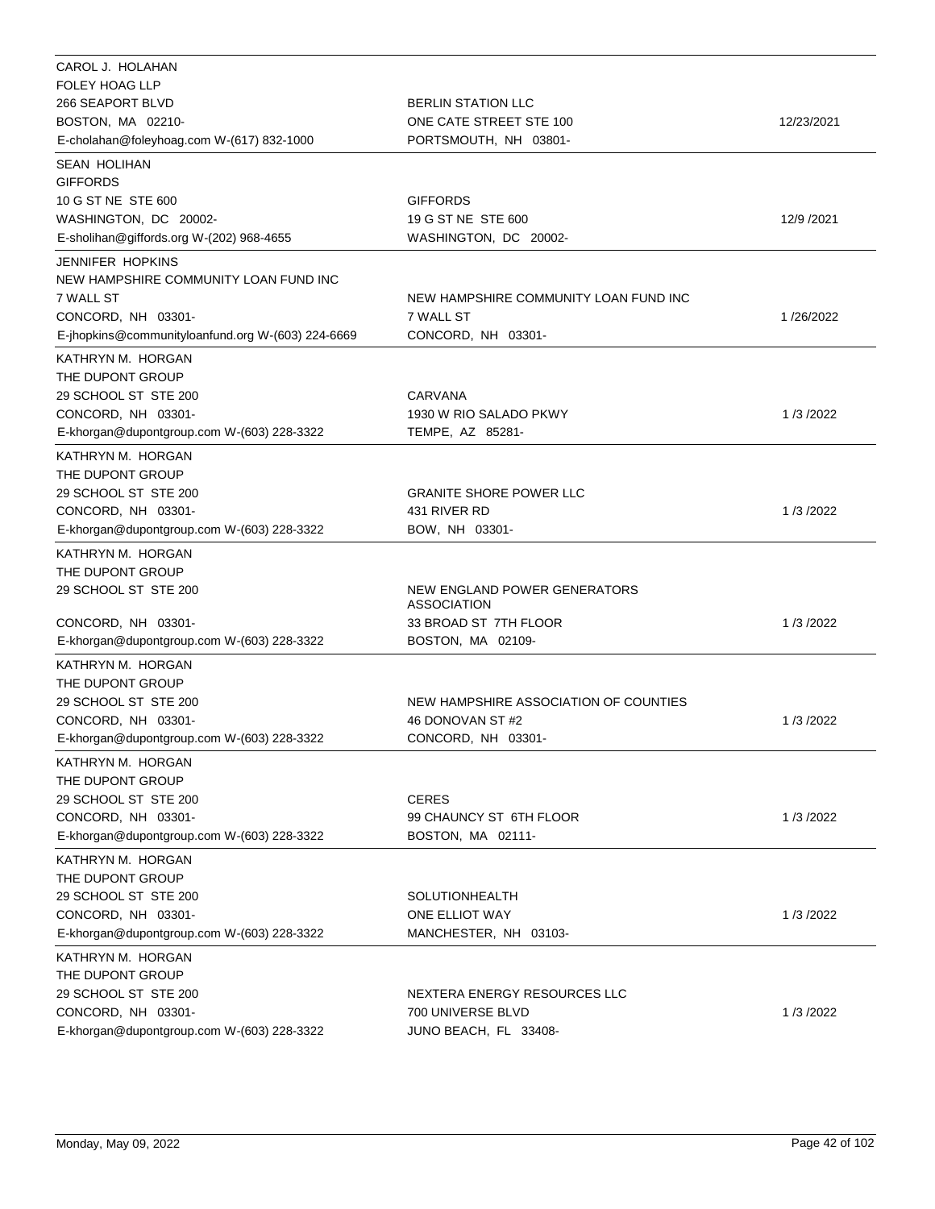| Lobbyist | Client | Date |
|---|---|---|
| CAROL J. HOLAHAN<br>FOLEY HOAG LLP<br>266 SEAPORT BLVD<br>BOSTON, MA 02210-<br>E-cholahan@foleyhoag.com W-(617) 832-1000 | BERLIN STATION LLC<br>ONE CATE STREET STE 100<br>PORTSMOUTH, NH 03801- | 12/23/2021 |
| SEAN HOLIHAN<br>GIFFORDS<br>10 G ST NE STE 600<br>WASHINGTON, DC 20002-<br>E-sholihan@giffords.org W-(202) 968-4655 | GIFFORDS<br>19 G ST NE STE 600<br>WASHINGTON, DC 20002- | 12/9 /2021 |
| JENNIFER HOPKINS<br>NEW HAMPSHIRE COMMUNITY LOAN FUND INC<br>7 WALL ST<br>CONCORD, NH 03301-<br>E-jhopkins@communityloanfund.org W-(603) 224-6669 | NEW HAMPSHIRE COMMUNITY LOAN FUND INC<br>7 WALL ST<br>CONCORD, NH 03301- | 1 /26/2022 |
| KATHRYN M. HORGAN<br>THE DUPONT GROUP<br>29 SCHOOL ST STE 200<br>CONCORD, NH 03301-<br>E-khorgan@dupontgroup.com W-(603) 228-3322 | CARVANA<br>1930 W RIO SALADO PKWY<br>TEMPE, AZ 85281- | 1 /3 /2022 |
| KATHRYN M. HORGAN<br>THE DUPONT GROUP<br>29 SCHOOL ST STE 200<br>CONCORD, NH 03301-<br>E-khorgan@dupontgroup.com W-(603) 228-3322 | GRANITE SHORE POWER LLC<br>431 RIVER RD<br>BOW, NH 03301- | 1 /3 /2022 |
| KATHRYN M. HORGAN<br>THE DUPONT GROUP<br>29 SCHOOL ST STE 200<br>CONCORD, NH 03301-<br>E-khorgan@dupontgroup.com W-(603) 228-3322 | NEW ENGLAND POWER GENERATORS ASSOCIATION<br>33 BROAD ST 7TH FLOOR<br>BOSTON, MA 02109- | 1 /3 /2022 |
| KATHRYN M. HORGAN<br>THE DUPONT GROUP<br>29 SCHOOL ST STE 200<br>CONCORD, NH 03301-<br>E-khorgan@dupontgroup.com W-(603) 228-3322 | NEW HAMPSHIRE ASSOCIATION OF COUNTIES<br>46 DONOVAN ST #2<br>CONCORD, NH 03301- | 1 /3 /2022 |
| KATHRYN M. HORGAN<br>THE DUPONT GROUP<br>29 SCHOOL ST STE 200<br>CONCORD, NH 03301-<br>E-khorgan@dupontgroup.com W-(603) 228-3322 | CERES<br>99 CHAUNCY ST 6TH FLOOR<br>BOSTON, MA 02111- | 1 /3 /2022 |
| KATHRYN M. HORGAN<br>THE DUPONT GROUP<br>29 SCHOOL ST STE 200<br>CONCORD, NH 03301-<br>E-khorgan@dupontgroup.com W-(603) 228-3322 | SOLUTIONHEALTH<br>ONE ELLIOT WAY<br>MANCHESTER, NH 03103- | 1 /3 /2022 |
| KATHRYN M. HORGAN<br>THE DUPONT GROUP<br>29 SCHOOL ST STE 200<br>CONCORD, NH 03301-<br>E-khorgan@dupontgroup.com W-(603) 228-3322 | NEXTERA ENERGY RESOURCES LLC<br>700 UNIVERSE BLVD<br>JUNO BEACH, FL 33408- | 1 /3 /2022 |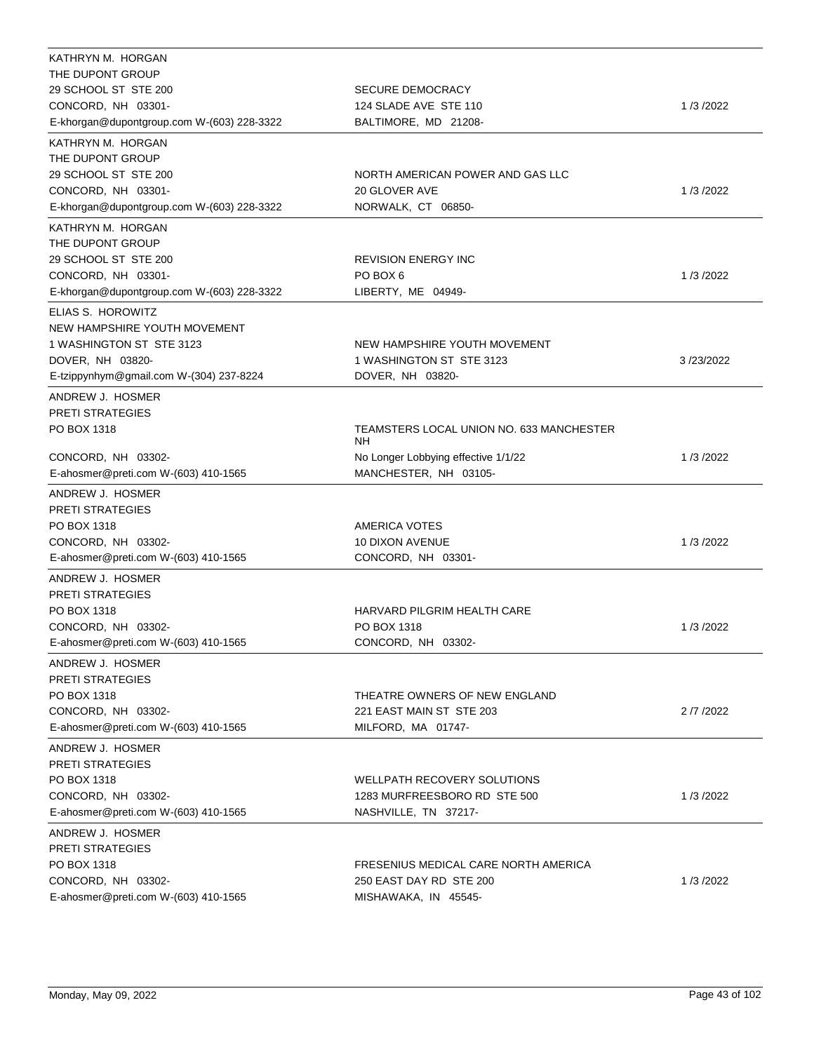| Lobbyist | Client | Date |
|---|---|---|
| KATHRYN M. HORGAN<br>THE DUPONT GROUP<br>29 SCHOOL ST STE 200<br>CONCORD, NH 03301-<br>E-khorgan@dupontgroup.com W-(603) 228-3322 | SECURE DEMOCRACY<br>124 SLADE AVE STE 110<br>BALTIMORE, MD 21208- | 1 /3 /2022 |
| KATHRYN M. HORGAN<br>THE DUPONT GROUP<br>29 SCHOOL ST STE 200<br>CONCORD, NH 03301-<br>E-khorgan@dupontgroup.com W-(603) 228-3322 | NORTH AMERICAN POWER AND GAS LLC<br>20 GLOVER AVE<br>NORWALK, CT 06850- | 1 /3 /2022 |
| KATHRYN M. HORGAN<br>THE DUPONT GROUP<br>29 SCHOOL ST STE 200<br>CONCORD, NH 03301-<br>E-khorgan@dupontgroup.com W-(603) 228-3322 | REVISION ENERGY INC<br>PO BOX 6<br>LIBERTY, ME 04949- | 1 /3 /2022 |
| ELIAS S. HOROWITZ<br>NEW HAMPSHIRE YOUTH MOVEMENT<br>1 WASHINGTON ST STE 3123<br>DOVER, NH 03820-<br>E-tzippynhym@gmail.com W-(304) 237-8224 | NEW HAMPSHIRE YOUTH MOVEMENT<br>1 WASHINGTON ST STE 3123<br>DOVER, NH 03820- | 3 /23/2022 |
| ANDREW J. HOSMER<br>PRETI STRATEGIES<br>PO BOX 1318<br>CONCORD, NH 03302-<br>E-ahosmer@preti.com W-(603) 410-1565 | TEAMSTERS LOCAL UNION NO. 633 MANCHESTER NH<br>No Longer Lobbying effective 1/1/22<br>MANCHESTER, NH 03105- | 1 /3 /2022 |
| ANDREW J. HOSMER<br>PRETI STRATEGIES<br>PO BOX 1318<br>CONCORD, NH 03302-<br>E-ahosmer@preti.com W-(603) 410-1565 | AMERICA VOTES<br>10 DIXON AVENUE<br>CONCORD, NH 03301- | 1 /3 /2022 |
| ANDREW J. HOSMER<br>PRETI STRATEGIES<br>PO BOX 1318<br>CONCORD, NH 03302-<br>E-ahosmer@preti.com W-(603) 410-1565 | HARVARD PILGRIM HEALTH CARE<br>PO BOX 1318<br>CONCORD, NH 03302- | 1 /3 /2022 |
| ANDREW J. HOSMER<br>PRETI STRATEGIES<br>PO BOX 1318<br>CONCORD, NH 03302-<br>E-ahosmer@preti.com W-(603) 410-1565 | THEATRE OWNERS OF NEW ENGLAND<br>221 EAST MAIN ST STE 203<br>MILFORD, MA 01747- | 2 /7 /2022 |
| ANDREW J. HOSMER<br>PRETI STRATEGIES<br>PO BOX 1318<br>CONCORD, NH 03302-<br>E-ahosmer@preti.com W-(603) 410-1565 | WELLPATH RECOVERY SOLUTIONS<br>1283 MURFREESBORO RD STE 500<br>NASHVILLE, TN 37217- | 1 /3 /2022 |
| ANDREW J. HOSMER<br>PRETI STRATEGIES<br>PO BOX 1318<br>CONCORD, NH 03302-<br>E-ahosmer@preti.com W-(603) 410-1565 | FRESENIUS MEDICAL CARE NORTH AMERICA<br>250 EAST DAY RD STE 200<br>MISHAWAKA, IN 45545- | 1 /3 /2022 |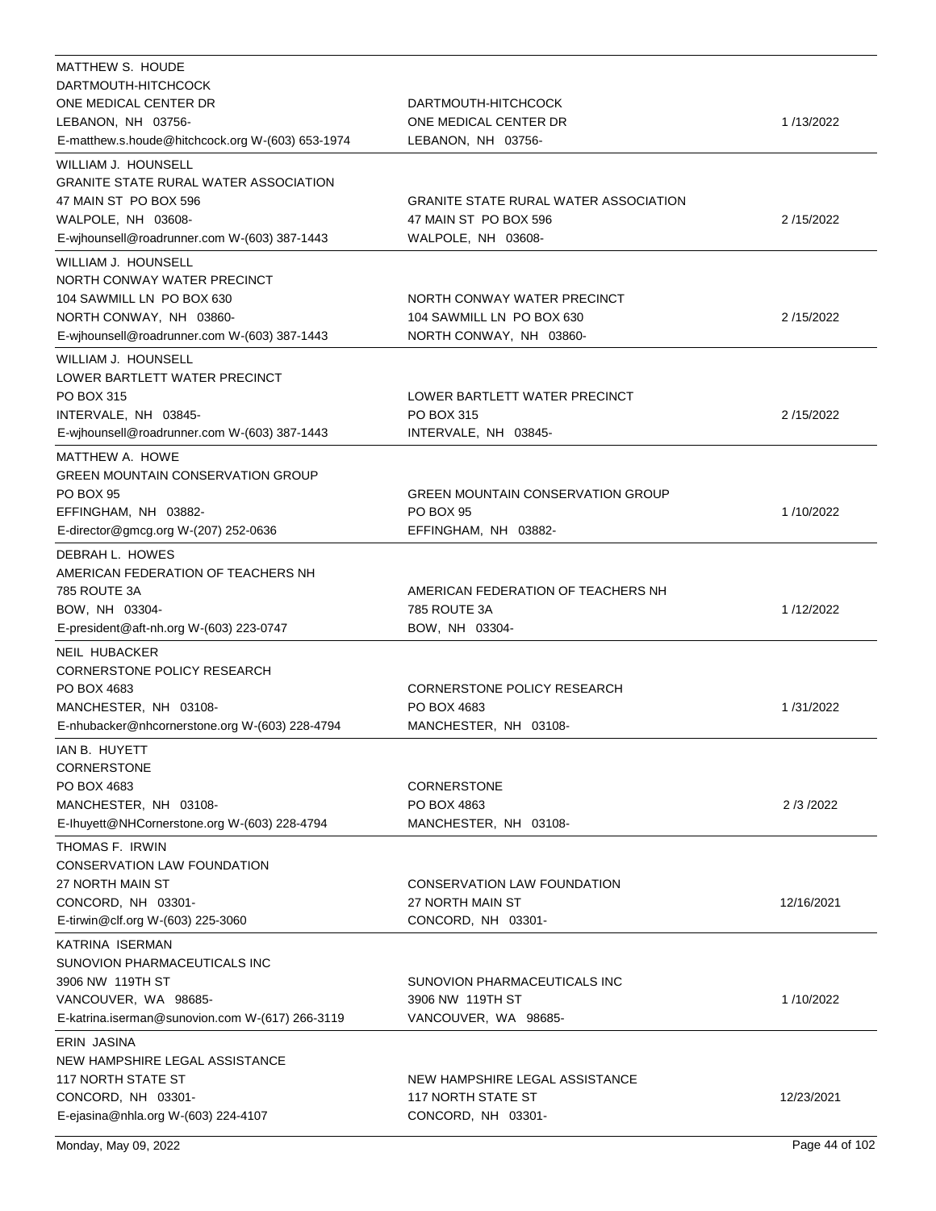| | | |
|---|---|---|
| MATTHEW S. HOUDE<br>DARTMOUTH-HITCHCOCK<br>ONE MEDICAL CENTER DR<br>LEBANON, NH 03756-<br>E-matthew.s.houde@hitchcock.org W-(603) 653-1974 | DARTMOUTH-HITCHCOCK<br>ONE MEDICAL CENTER DR<br>LEBANON, NH 03756- | 1 /13/2022 |
| WILLIAM J. HOUNSELL<br>GRANITE STATE RURAL WATER ASSOCIATION<br>47 MAIN ST PO BOX 596<br>WALPOLE, NH 03608-<br>E-wjhounsell@roadrunner.com W-(603) 387-1443 | GRANITE STATE RURAL WATER ASSOCIATION<br>47 MAIN ST PO BOX 596<br>WALPOLE, NH 03608- | 2 /15/2022 |
| WILLIAM J. HOUNSELL<br>NORTH CONWAY WATER PRECINCT<br>104 SAWMILL LN PO BOX 630<br>NORTH CONWAY, NH 03860-<br>E-wjhounsell@roadrunner.com W-(603) 387-1443 | NORTH CONWAY WATER PRECINCT<br>104 SAWMILL LN PO BOX 630<br>NORTH CONWAY, NH 03860- | 2 /15/2022 |
| WILLIAM J. HOUNSELL<br>LOWER BARTLETT WATER PRECINCT<br>PO BOX 315<br>INTERVALE, NH 03845-<br>E-wjhounsell@roadrunner.com W-(603) 387-1443 | LOWER BARTLETT WATER PRECINCT<br>PO BOX 315<br>INTERVALE, NH 03845- | 2 /15/2022 |
| MATTHEW A. HOWE<br>GREEN MOUNTAIN CONSERVATION GROUP<br>PO BOX 95<br>EFFINGHAM, NH 03882-<br>E-director@gmcg.org W-(207) 252-0636 | GREEN MOUNTAIN CONSERVATION GROUP<br>PO BOX 95<br>EFFINGHAM, NH 03882- | 1 /10/2022 |
| DEBRAH L. HOWES<br>AMERICAN FEDERATION OF TEACHERS NH<br>785 ROUTE 3A<br>BOW, NH 03304-<br>E-president@aft-nh.org W-(603) 223-0747 | AMERICAN FEDERATION OF TEACHERS NH<br>785 ROUTE 3A<br>BOW, NH 03304- | 1 /12/2022 |
| NEIL HUBACKER<br>CORNERSTONE POLICY RESEARCH<br>PO BOX 4683<br>MANCHESTER, NH 03108-<br>E-nhubacker@nhcornerstone.org W-(603) 228-4794 | CORNERSTONE POLICY RESEARCH<br>PO BOX 4683<br>MANCHESTER, NH 03108- | 1 /31/2022 |
| IAN B. HUYETT<br>CORNERSTONE<br>PO BOX 4683<br>MANCHESTER, NH 03108-<br>E-Ihuyett@NHCornerstone.org W-(603) 228-4794 | CORNERSTONE<br>PO BOX 4863<br>MANCHESTER, NH 03108- | 2 /3 /2022 |
| THOMAS F. IRWIN<br>CONSERVATION LAW FOUNDATION<br>27 NORTH MAIN ST<br>CONCORD, NH 03301-<br>E-tirwin@clf.org W-(603) 225-3060 | CONSERVATION LAW FOUNDATION<br>27 NORTH MAIN ST<br>CONCORD, NH 03301- | 12/16/2021 |
| KATRINA ISERMAN<br>SUNOVION PHARMACEUTICALS INC<br>3906 NW 119TH ST<br>VANCOUVER, WA 98685-<br>E-katrina.iserman@sunovion.com W-(617) 266-3119 | SUNOVION PHARMACEUTICALS INC<br>3906 NW 119TH ST<br>VANCOUVER, WA 98685- | 1 /10/2022 |
| ERIN JASINA<br>NEW HAMPSHIRE LEGAL ASSISTANCE<br>117 NORTH STATE ST<br>CONCORD, NH 03301-<br>E-ejasina@nhla.org W-(603) 224-4107 | NEW HAMPSHIRE LEGAL ASSISTANCE<br>117 NORTH STATE ST<br>CONCORD, NH 03301- | 12/23/2021 |

Monday, May 09, 2022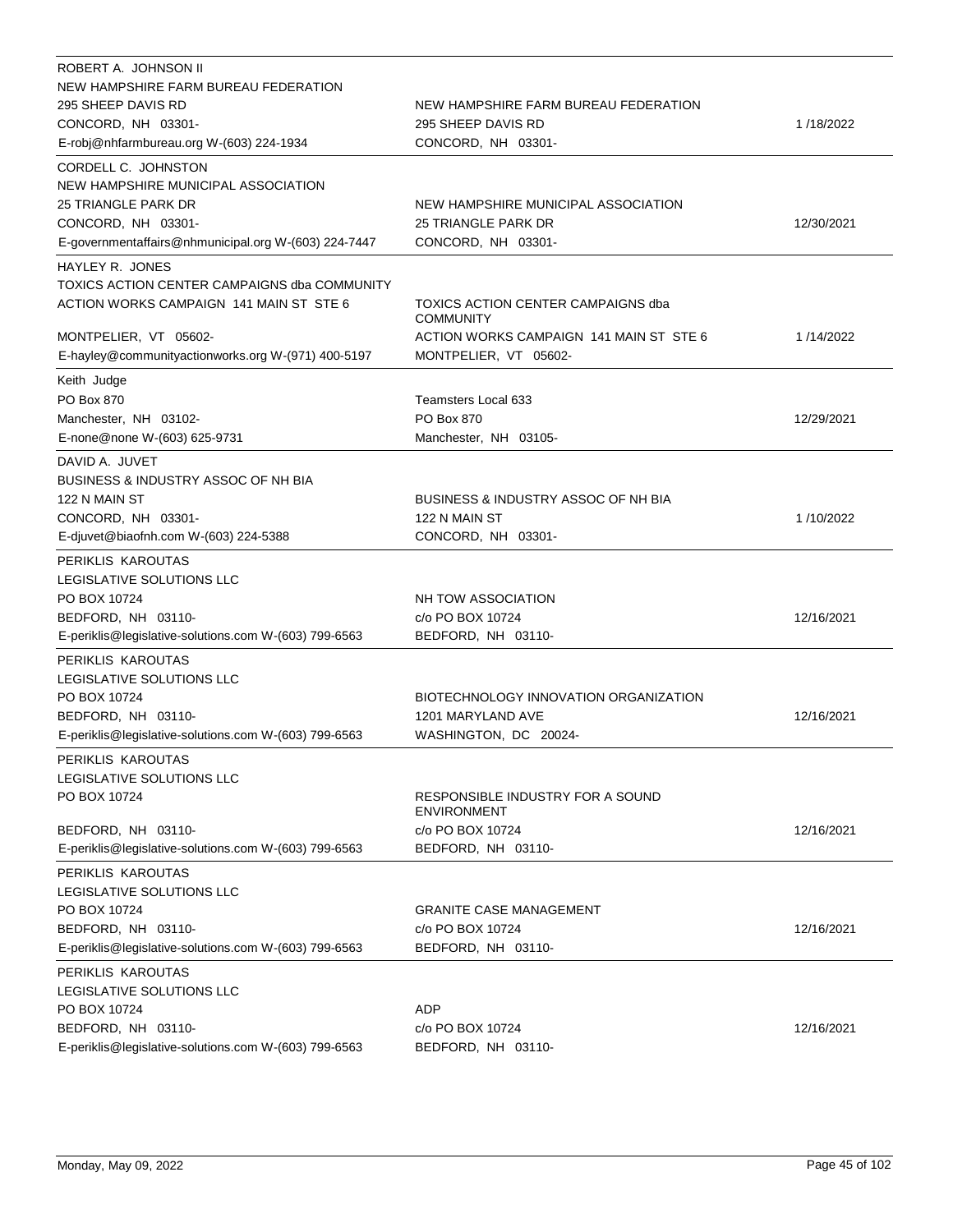| Lobbyist | Client | Date |
| --- | --- | --- |
| ROBERT A. JOHNSON II<br>NEW HAMPSHIRE FARM BUREAU FEDERATION<br>295 SHEEP DAVIS RD<br>CONCORD, NH 03301-<br>E-robj@nhfarmbureau.org W-(603) 224-1934 | NEW HAMPSHIRE FARM BUREAU FEDERATION<br>295 SHEEP DAVIS RD<br>CONCORD, NH 03301- | 1 /18/2022 |
| CORDELL C. JOHNSTON<br>NEW HAMPSHIRE MUNICIPAL ASSOCIATION<br>25 TRIANGLE PARK DR<br>CONCORD, NH 03301-<br>E-governmentaffairs@nhmunicipal.org W-(603) 224-7447 | NEW HAMPSHIRE MUNICIPAL ASSOCIATION<br>25 TRIANGLE PARK DR<br>CONCORD, NH 03301- | 12/30/2021 |
| HAYLEY R. JONES<br>TOXICS ACTION CENTER CAMPAIGNS dba COMMUNITY ACTION WORKS CAMPAIGN 141 MAIN ST STE 6<br>MONTPELIER, VT 05602-<br>E-hayley@communityactionworks.org W-(971) 400-5197 | TOXICS ACTION CENTER CAMPAIGNS dba COMMUNITY<br>ACTION WORKS CAMPAIGN 141 MAIN ST STE 6<br>MONTPELIER, VT 05602- | 1 /14/2022 |
| Keith Judge<br>PO Box 870<br>Manchester, NH 03102-<br>E-none@none W-(603) 625-9731 | Teamsters Local 633<br>PO Box 870<br>Manchester, NH 03105- | 12/29/2021 |
| DAVID A. JUVET<br>BUSINESS & INDUSTRY ASSOC OF NH BIA<br>122 N MAIN ST<br>CONCORD, NH 03301-<br>E-djuvet@biaofnh.com W-(603) 224-5388 | BUSINESS & INDUSTRY ASSOC OF NH BIA<br>122 N MAIN ST<br>CONCORD, NH 03301- | 1 /10/2022 |
| PERIKLIS KAROUTAS<br>LEGISLATIVE SOLUTIONS LLC<br>PO BOX 10724<br>BEDFORD, NH 03110-<br>E-periklis@legislative-solutions.com W-(603) 799-6563 | NH TOW ASSOCIATION<br>c/o PO BOX 10724<br>BEDFORD, NH 03110- | 12/16/2021 |
| PERIKLIS KAROUTAS<br>LEGISLATIVE SOLUTIONS LLC<br>PO BOX 10724<br>BEDFORD, NH 03110-<br>E-periklis@legislative-solutions.com W-(603) 799-6563 | BIOTECHNOLOGY INNOVATION ORGANIZATION<br>1201 MARYLAND AVE<br>WASHINGTON, DC 20024- | 12/16/2021 |
| PERIKLIS KAROUTAS<br>LEGISLATIVE SOLUTIONS LLC<br>PO BOX 10724<br>BEDFORD, NH 03110-<br>E-periklis@legislative-solutions.com W-(603) 799-6563 | RESPONSIBLE INDUSTRY FOR A SOUND ENVIRONMENT<br>c/o PO BOX 10724<br>BEDFORD, NH 03110- | 12/16/2021 |
| PERIKLIS KAROUTAS<br>LEGISLATIVE SOLUTIONS LLC<br>PO BOX 10724<br>BEDFORD, NH 03110-<br>E-periklis@legislative-solutions.com W-(603) 799-6563 | GRANITE CASE MANAGEMENT<br>c/o PO BOX 10724<br>BEDFORD, NH 03110- | 12/16/2021 |
| PERIKLIS KAROUTAS<br>LEGISLATIVE SOLUTIONS LLC<br>PO BOX 10724<br>BEDFORD, NH 03110-<br>E-periklis@legislative-solutions.com W-(603) 799-6563 | ADP<br>c/o PO BOX 10724<br>BEDFORD, NH 03110- | 12/16/2021 |

Monday, May 09, 2022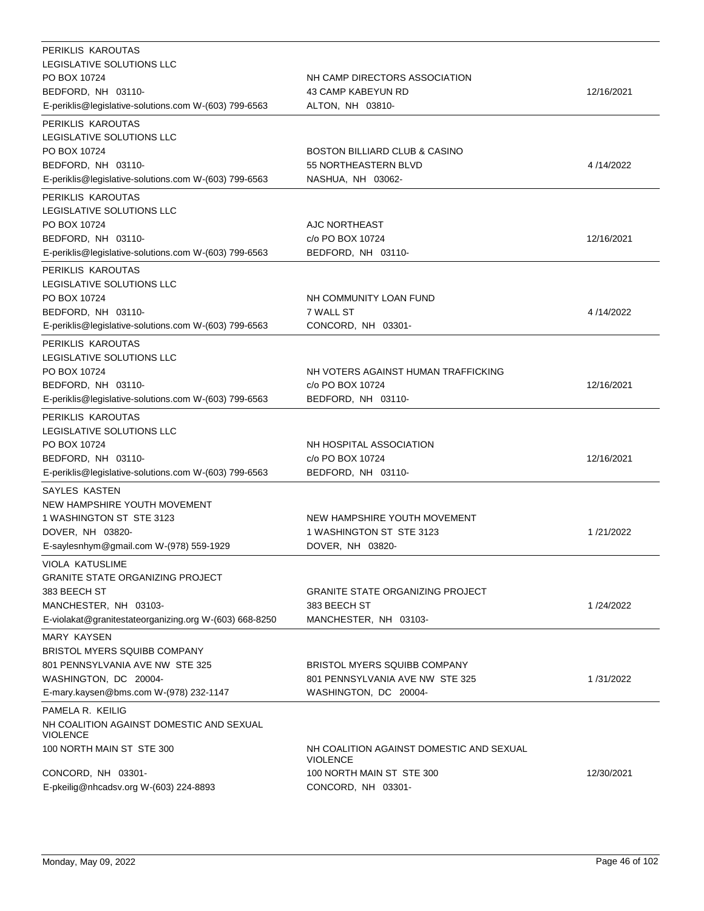| Lobbyist | Client | Date |
|---|---|---|
| PERIKLIS KAROUTAS<br>LEGISLATIVE SOLUTIONS LLC<br>PO BOX 10724<br>BEDFORD, NH 03110-<br>E-periklis@legislative-solutions.com W-(603) 799-6563 | NH CAMP DIRECTORS ASSOCIATION<br>43 CAMP KABEYUN RD<br>ALTON, NH 03810- | 12/16/2021 |
| PERIKLIS KAROUTAS<br>LEGISLATIVE SOLUTIONS LLC<br>PO BOX 10724<br>BEDFORD, NH 03110-<br>E-periklis@legislative-solutions.com W-(603) 799-6563 | BOSTON BILLIARD CLUB & CASINO<br>55 NORTHEASTERN BLVD<br>NASHUA, NH 03062- | 4 /14/2022 |
| PERIKLIS KAROUTAS<br>LEGISLATIVE SOLUTIONS LLC<br>PO BOX 10724<br>BEDFORD, NH 03110-<br>E-periklis@legislative-solutions.com W-(603) 799-6563 | AJC NORTHEAST<br>c/o PO BOX 10724<br>BEDFORD, NH 03110- | 12/16/2021 |
| PERIKLIS KAROUTAS<br>LEGISLATIVE SOLUTIONS LLC<br>PO BOX 10724<br>BEDFORD, NH 03110-<br>E-periklis@legislative-solutions.com W-(603) 799-6563 | NH COMMUNITY LOAN FUND<br>7 WALL ST<br>CONCORD, NH 03301- | 4 /14/2022 |
| PERIKLIS KAROUTAS<br>LEGISLATIVE SOLUTIONS LLC<br>PO BOX 10724<br>BEDFORD, NH 03110-<br>E-periklis@legislative-solutions.com W-(603) 799-6563 | NH VOTERS AGAINST HUMAN TRAFFICKING<br>c/o PO BOX 10724<br>BEDFORD, NH 03110- | 12/16/2021 |
| PERIKLIS KAROUTAS<br>LEGISLATIVE SOLUTIONS LLC<br>PO BOX 10724<br>BEDFORD, NH 03110-<br>E-periklis@legislative-solutions.com W-(603) 799-6563 | NH HOSPITAL ASSOCIATION<br>c/o PO BOX 10724<br>BEDFORD, NH 03110- | 12/16/2021 |
| SAYLES KASTEN<br>NEW HAMPSHIRE YOUTH MOVEMENT<br>1 WASHINGTON ST STE 3123<br>DOVER, NH 03820-<br>E-saylesnhym@gmail.com W-(978) 559-1929 | NEW HAMPSHIRE YOUTH MOVEMENT<br>1 WASHINGTON ST STE 3123<br>DOVER, NH 03820- | 1 /21/2022 |
| VIOLA KATUSLIME<br>GRANITE STATE ORGANIZING PROJECT<br>383 BEECH ST<br>MANCHESTER, NH 03103-<br>E-violakat@granitestateorganizing.org W-(603) 668-8250 | GRANITE STATE ORGANIZING PROJECT<br>383 BEECH ST<br>MANCHESTER, NH 03103- | 1 /24/2022 |
| MARY KAYSEN<br>BRISTOL MYERS SQUIBB COMPANY<br>801 PENNSYLVANIA AVE NW STE 325<br>WASHINGTON, DC 20004-<br>E-mary.kaysen@bms.com W-(978) 232-1147 | BRISTOL MYERS SQUIBB COMPANY<br>801 PENNSYLVANIA AVE NW STE 325<br>WASHINGTON, DC 20004- | 1 /31/2022 |
| PAMELA R. KEILIG<br>NH COALITION AGAINST DOMESTIC AND SEXUAL VIOLENCE<br>100 NORTH MAIN ST STE 300<br>CONCORD, NH 03301-<br>E-pkeilig@nhcadsv.org W-(603) 224-8893 | NH COALITION AGAINST DOMESTIC AND SEXUAL VIOLENCE<br>100 NORTH MAIN ST STE 300<br>CONCORD, NH 03301- | 12/30/2021 |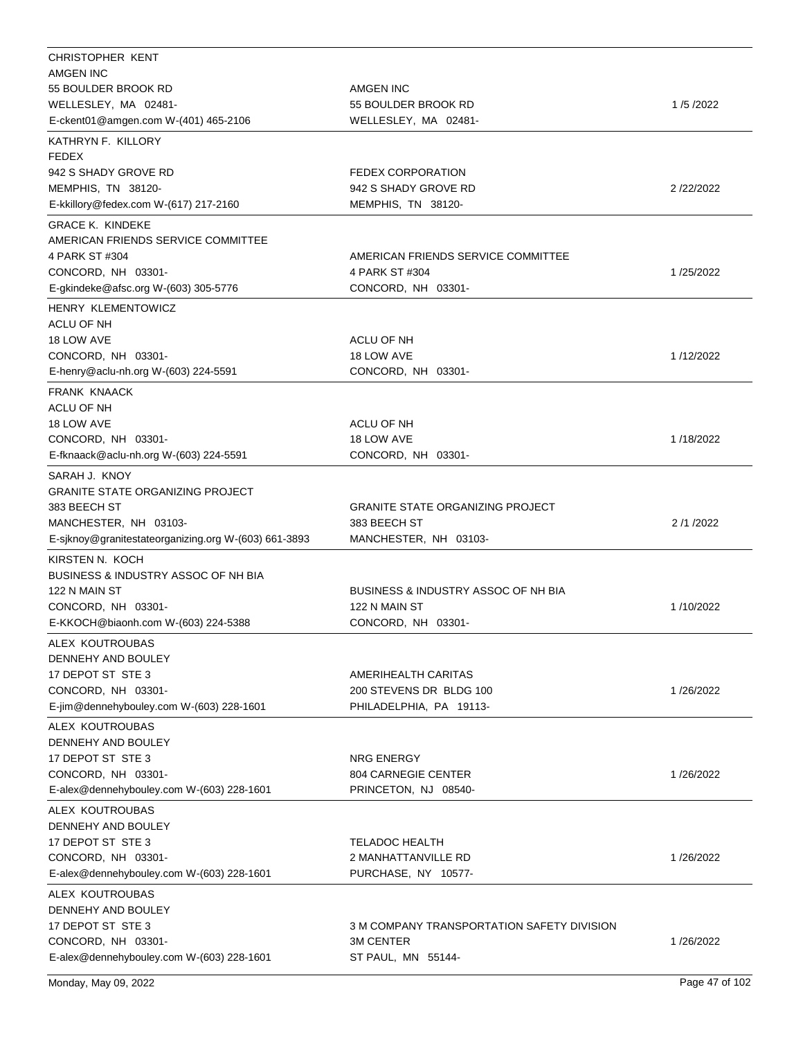| Lobbyist | Client | Date |
|---|---|---|
| CHRISTOPHER KENT<br>AMGEN INC<br>55 BOULDER BROOK RD<br>WELLESLEY, MA 02481-<br>E-ckent01@amgen.com W-(401) 465-2106 | AMGEN INC<br>55 BOULDER BROOK RD<br>WELLESLEY, MA 02481- | 1 /5 /2022 |
| KATHRYN F. KILLORY<br>FEDEX<br>942 S SHADY GROVE RD<br>MEMPHIS, TN 38120-<br>E-kkillory@fedex.com W-(617) 217-2160 | FEDEX CORPORATION<br>942 S SHADY GROVE RD<br>MEMPHIS, TN 38120- | 2 /22/2022 |
| GRACE K. KINDEKE<br>AMERICAN FRIENDS SERVICE COMMITTEE<br>4 PARK ST #304<br>CONCORD, NH 03301-<br>E-gkindeke@afsc.org W-(603) 305-5776 | AMERICAN FRIENDS SERVICE COMMITTEE<br>4 PARK ST #304<br>CONCORD, NH 03301- | 1 /25/2022 |
| HENRY KLEMENTOWICZ<br>ACLU OF NH<br>18 LOW AVE<br>CONCORD, NH 03301-<br>E-henry@aclu-nh.org W-(603) 224-5591 | ACLU OF NH<br>18 LOW AVE<br>CONCORD, NH 03301- | 1 /12/2022 |
| FRANK KNAACK<br>ACLU OF NH<br>18 LOW AVE<br>CONCORD, NH 03301-<br>E-fknaack@aclu-nh.org W-(603) 224-5591 | ACLU OF NH<br>18 LOW AVE<br>CONCORD, NH 03301- | 1 /18/2022 |
| SARAH J. KNOY<br>GRANITE STATE ORGANIZING PROJECT<br>383 BEECH ST<br>MANCHESTER, NH 03103-<br>E-sjknoy@granitestateorganizing.org W-(603) 661-3893 | GRANITE STATE ORGANIZING PROJECT<br>383 BEECH ST<br>MANCHESTER, NH 03103- | 2 /1 /2022 |
| KIRSTEN N. KOCH<br>BUSINESS & INDUSTRY ASSOC OF NH BIA<br>122 N MAIN ST<br>CONCORD, NH 03301-<br>E-KKOCH@biaonh.com W-(603) 224-5388 | BUSINESS & INDUSTRY ASSOC OF NH BIA<br>122 N MAIN ST<br>CONCORD, NH 03301- | 1 /10/2022 |
| ALEX KOUTROUBAS<br>DENNEHY AND BOULEY<br>17 DEPOT ST STE 3<br>CONCORD, NH 03301-<br>E-jim@dennehybouley.com W-(603) 228-1601 | AMERIHEALTH CARITAS<br>200 STEVENS DR BLDG 100<br>PHILADELPHIA, PA 19113- | 1 /26/2022 |
| ALEX KOUTROUBAS<br>DENNEHY AND BOULEY<br>17 DEPOT ST STE 3<br>CONCORD, NH 03301-<br>E-alex@dennehybouley.com W-(603) 228-1601 | NRG ENERGY<br>804 CARNEGIE CENTER<br>PRINCETON, NJ 08540- | 1 /26/2022 |
| ALEX KOUTROUBAS<br>DENNEHY AND BOULEY<br>17 DEPOT ST STE 3<br>CONCORD, NH 03301-<br>E-alex@dennehybouley.com W-(603) 228-1601 | TELADOC HEALTH<br>2 MANHATTANVILLE RD<br>PURCHASE, NY 10577- | 1 /26/2022 |
| ALEX KOUTROUBAS<br>DENNEHY AND BOULEY<br>17 DEPOT ST STE 3<br>CONCORD, NH 03301-<br>E-alex@dennehybouley.com W-(603) 228-1601 | 3 M COMPANY TRANSPORTATION SAFETY DIVISION<br>3M CENTER<br>ST PAUL, MN 55144- | 1 /26/2022 |

Monday, May 09, 2022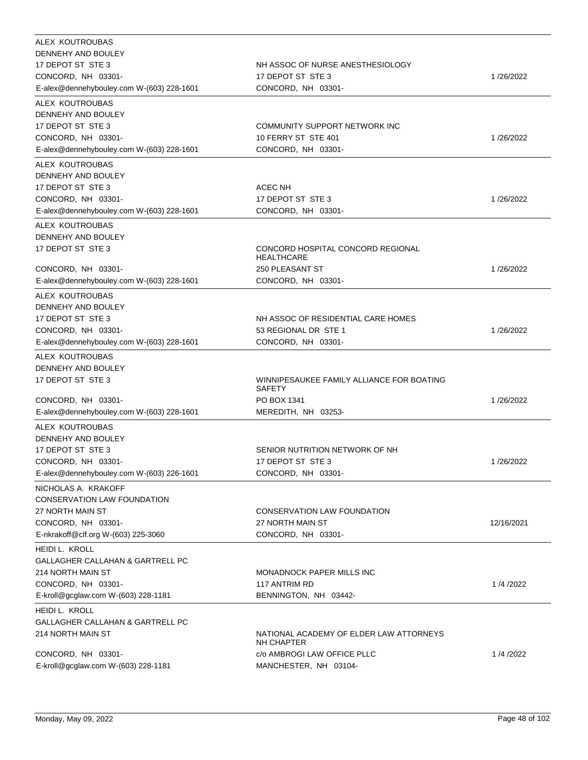| Lobbyist | Client | Date |
|---|---|---|
| ALEX KOUTROUBAS<br>DENNEHY AND BOULEY<br>17 DEPOT ST STE 3<br>CONCORD, NH 03301-<br>E-alex@dennehybouley.com W-(603) 228-1601 | NH ASSOC OF NURSE ANESTHESIOLOGY<br>17 DEPOT ST STE 3<br>CONCORD, NH 03301- | 1 /26/2022 |
| ALEX KOUTROUBAS<br>DENNEHY AND BOULEY<br>17 DEPOT ST STE 3<br>CONCORD, NH 03301-<br>E-alex@dennehybouley.com W-(603) 228-1601 | COMMUNITY SUPPORT NETWORK INC<br>10 FERRY ST STE 401<br>CONCORD, NH 03301- | 1 /26/2022 |
| ALEX KOUTROUBAS<br>DENNEHY AND BOULEY<br>17 DEPOT ST STE 3<br>CONCORD, NH 03301-<br>E-alex@dennehybouley.com W-(603) 228-1601 | ACEC NH<br>17 DEPOT ST STE 3<br>CONCORD, NH 03301- | 1 /26/2022 |
| ALEX KOUTROUBAS<br>DENNEHY AND BOULEY<br>17 DEPOT ST STE 3<br>CONCORD, NH 03301-<br>E-alex@dennehybouley.com W-(603) 228-1601 | CONCORD HOSPITAL CONCORD REGIONAL HEALTHCARE<br>250 PLEASANT ST<br>CONCORD, NH 03301- | 1 /26/2022 |
| ALEX KOUTROUBAS<br>DENNEHY AND BOULEY<br>17 DEPOT ST STE 3<br>CONCORD, NH 03301-<br>E-alex@dennehybouley.com W-(603) 228-1601 | NH ASSOC OF RESIDENTIAL CARE HOMES<br>53 REGIONAL DR STE 1<br>CONCORD, NH 03301- | 1 /26/2022 |
| ALEX KOUTROUBAS<br>DENNEHY AND BOULEY<br>17 DEPOT ST STE 3<br>CONCORD, NH 03301-<br>E-alex@dennehybouley.com W-(603) 228-1601 | WINNIPESAUKEE FAMILY ALLIANCE FOR BOATING SAFETY<br>PO BOX 1341<br>MEREDITH, NH 03253- | 1 /26/2022 |
| ALEX KOUTROUBAS<br>DENNEHY AND BOULEY<br>17 DEPOT ST STE 3<br>CONCORD, NH 03301-<br>E-alex@dennehybouley.com W-(603) 226-1601 | SENIOR NUTRITION NETWORK OF NH<br>17 DEPOT ST STE 3<br>CONCORD, NH 03301- | 1 /26/2022 |
| NICHOLAS A. KRAKOFF<br>CONSERVATION LAW FOUNDATION<br>27 NORTH MAIN ST<br>CONCORD, NH 03301-<br>E-nkrakoff@clf.org W-(603) 225-3060 | CONSERVATION LAW FOUNDATION<br>27 NORTH MAIN ST<br>CONCORD, NH 03301- | 12/16/2021 |
| HEIDI L. KROLL<br>GALLAGHER CALLAHAN & GARTRELL PC<br>214 NORTH MAIN ST<br>CONCORD, NH 03301-<br>E-kroll@gcglaw.com W-(603) 228-1181 | MONADNOCK PAPER MILLS INC<br>117 ANTRIM RD<br>BENNINGTON, NH 03442- | 1 /4 /2022 |
| HEIDI L. KROLL<br>GALLAGHER CALLAHAN & GARTRELL PC<br>214 NORTH MAIN ST<br>CONCORD, NH 03301-<br>E-kroll@gcglaw.com W-(603) 228-1181 | NATIONAL ACADEMY OF ELDER LAW ATTORNEYS NH CHAPTER<br>c/o AMBROGI LAW OFFICE PLLC<br>MANCHESTER, NH 03104- | 1 /4 /2022 |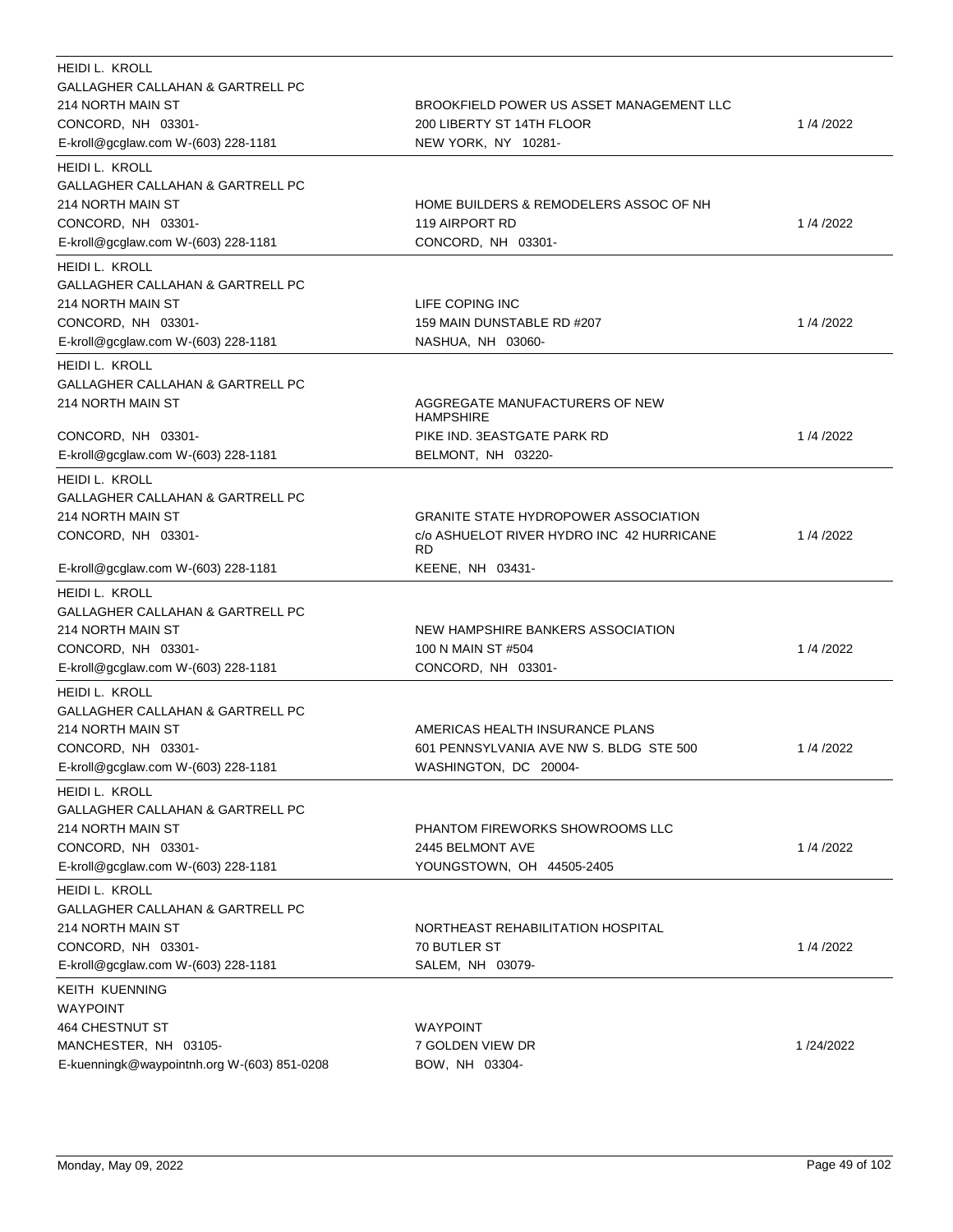| Lobbyist | Client | Date |
|---|---|---|
| HEIDI L. KROLL<br>GALLAGHER CALLAHAN & GARTRELL PC<br>214 NORTH MAIN ST<br>CONCORD, NH 03301-<br>E-kroll@gcglaw.com W-(603) 228-1181 | BROOKFIELD POWER US ASSET MANAGEMENT LLC<br>200 LIBERTY ST 14TH FLOOR<br>NEW YORK, NY 10281- | 1 /4 /2022 |
| HEIDI L. KROLL<br>GALLAGHER CALLAHAN & GARTRELL PC<br>214 NORTH MAIN ST<br>CONCORD, NH 03301-<br>E-kroll@gcglaw.com W-(603) 228-1181 | HOME BUILDERS & REMODELERS ASSOC OF NH<br>119 AIRPORT RD<br>CONCORD, NH 03301- | 1 /4 /2022 |
| HEIDI L. KROLL<br>GALLAGHER CALLAHAN & GARTRELL PC<br>214 NORTH MAIN ST<br>CONCORD, NH 03301-<br>E-kroll@gcglaw.com W-(603) 228-1181 | LIFE COPING INC<br>159 MAIN DUNSTABLE RD #207<br>NASHUA, NH 03060- | 1 /4 /2022 |
| HEIDI L. KROLL<br>GALLAGHER CALLAHAN & GARTRELL PC<br>214 NORTH MAIN ST<br>CONCORD, NH 03301-<br>E-kroll@gcglaw.com W-(603) 228-1181 | AGGREGATE MANUFACTURERS OF NEW HAMPSHIRE<br>PIKE IND. 3EASTGATE PARK RD<br>BELMONT, NH 03220- | 1 /4 /2022 |
| HEIDI L. KROLL<br>GALLAGHER CALLAHAN & GARTRELL PC<br>214 NORTH MAIN ST<br>CONCORD, NH 03301-<br>E-kroll@gcglaw.com W-(603) 228-1181 | GRANITE STATE HYDROPOWER ASSOCIATION<br>c/o ASHUELOT RIVER HYDRO INC 42 HURRICANE RD<br>KEENE, NH 03431- | 1 /4 /2022 |
| HEIDI L. KROLL<br>GALLAGHER CALLAHAN & GARTRELL PC<br>214 NORTH MAIN ST<br>CONCORD, NH 03301-<br>E-kroll@gcglaw.com W-(603) 228-1181 | NEW HAMPSHIRE BANKERS ASSOCIATION<br>100 N MAIN ST #504<br>CONCORD, NH 03301- | 1 /4 /2022 |
| HEIDI L. KROLL<br>GALLAGHER CALLAHAN & GARTRELL PC<br>214 NORTH MAIN ST<br>CONCORD, NH 03301-<br>E-kroll@gcglaw.com W-(603) 228-1181 | AMERICAS HEALTH INSURANCE PLANS<br>601 PENNSYLVANIA AVE NW S. BLDG STE 500<br>WASHINGTON, DC 20004- | 1 /4 /2022 |
| HEIDI L. KROLL<br>GALLAGHER CALLAHAN & GARTRELL PC<br>214 NORTH MAIN ST<br>CONCORD, NH 03301-<br>E-kroll@gcglaw.com W-(603) 228-1181 | PHANTOM FIREWORKS SHOWROOMS LLC<br>2445 BELMONT AVE<br>YOUNGSTOWN, OH 44505-2405 | 1 /4 /2022 |
| HEIDI L. KROLL<br>GALLAGHER CALLAHAN & GARTRELL PC<br>214 NORTH MAIN ST<br>CONCORD, NH 03301-<br>E-kroll@gcglaw.com W-(603) 228-1181 | NORTHEAST REHABILITATION HOSPITAL<br>70 BUTLER ST<br>SALEM, NH 03079- | 1 /4 /2022 |
| KEITH KUENNING<br>WAYPOINT<br>464 CHESTNUT ST<br>MANCHESTER, NH 03105-<br>E-kuenningk@waypointnh.org W-(603) 851-0208 | WAYPOINT<br>7 GOLDEN VIEW DR<br>BOW, NH 03304- | 1 /24/2022 |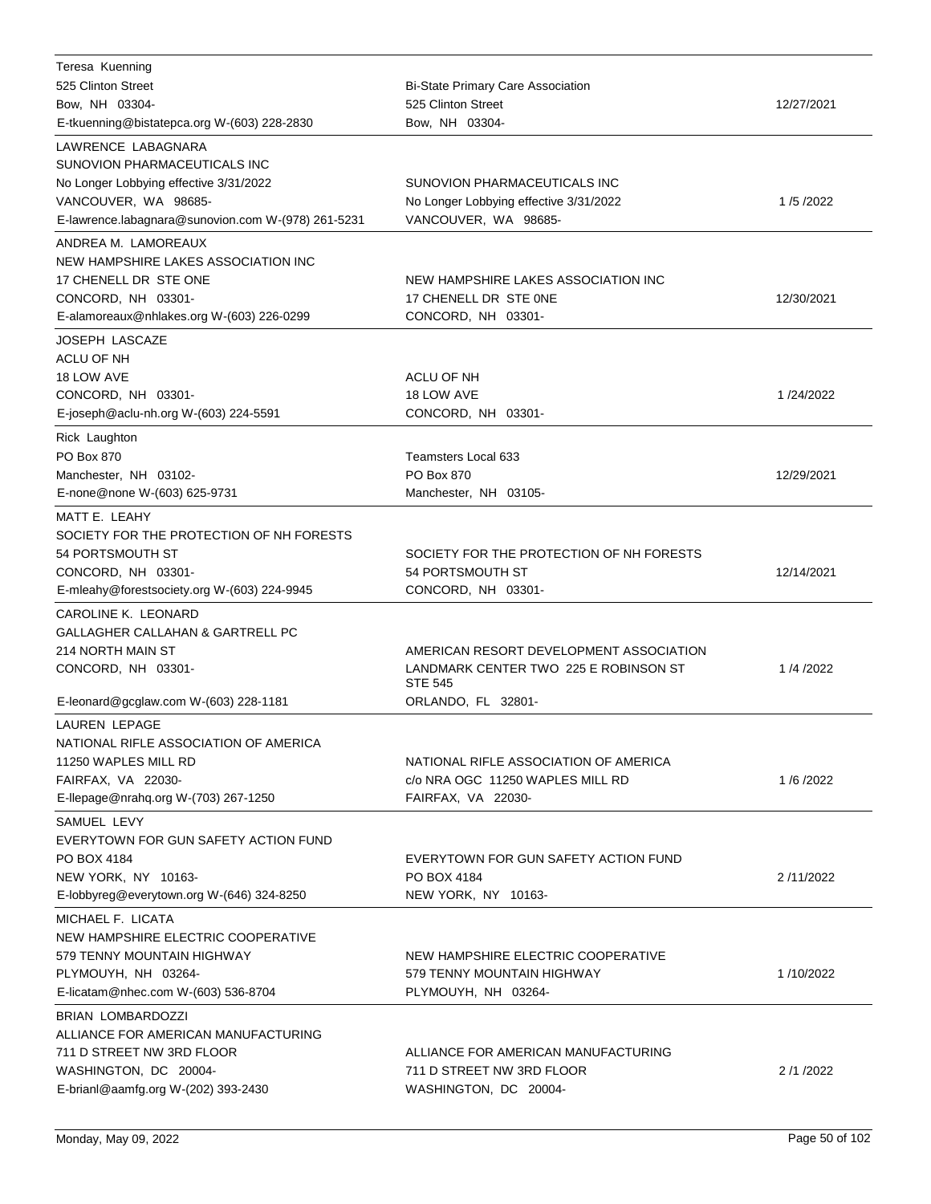| Lobbyist | Client | Date |
| --- | --- | --- |
| Teresa Kuenning<br>525 Clinton Street<br>Bow, NH 03304-<br>E-tkuenning@bistatepca.org W-(603) 228-2830 | Bi-State Primary Care Association<br>525 Clinton Street<br>Bow, NH 03304- | 12/27/2021 |
| LAWRENCE LABAGNARA<br>SUNOVION PHARMACEUTICALS INC<br>No Longer Lobbying effective 3/31/2022<br>VANCOUVER, WA 98685-<br>E-lawrence.labagnara@sunovion.com W-(978) 261-5231 | SUNOVION PHARMACEUTICALS INC<br>No Longer Lobbying effective 3/31/2022<br>VANCOUVER, WA 98685- | 1 /5 /2022 |
| ANDREA M. LAMOREAUX<br>NEW HAMPSHIRE LAKES ASSOCIATION INC<br>17 CHENELL DR STE ONE<br>CONCORD, NH 03301-<br>E-alamoreaux@nhlakes.org W-(603) 226-0299 | NEW HAMPSHIRE LAKES ASSOCIATION INC<br>17 CHENELL DR STE 0NE<br>CONCORD, NH 03301- | 12/30/2021 |
| JOSEPH LASCAZE<br>ACLU OF NH<br>18 LOW AVE<br>CONCORD, NH 03301-<br>E-joseph@aclu-nh.org W-(603) 224-5591 | ACLU OF NH<br>18 LOW AVE<br>CONCORD, NH 03301- | 1 /24/2022 |
| Rick Laughton<br>PO Box 870<br>Manchester, NH 03102-<br>E-none@none W-(603) 625-9731 | Teamsters Local 633<br>PO Box 870<br>Manchester, NH 03105- | 12/29/2021 |
| MATT E. LEAHY<br>SOCIETY FOR THE PROTECTION OF NH FORESTS<br>54 PORTSMOUTH ST<br>CONCORD, NH 03301-<br>E-mleahy@forestsociety.org W-(603) 224-9945 | SOCIETY FOR THE PROTECTION OF NH FORESTS<br>54 PORTSMOUTH ST<br>CONCORD, NH 03301- | 12/14/2021 |
| CAROLINE K. LEONARD<br>GALLAGHER CALLAHAN & GARTRELL PC<br>214 NORTH MAIN ST<br>CONCORD, NH 03301-<br>E-leonard@gcglaw.com W-(603) 228-1181 | AMERICAN RESORT DEVELOPMENT ASSOCIATION<br>LANDMARK CENTER TWO 225 E ROBINSON ST STE 545<br>ORLANDO, FL 32801- | 1 /4 /2022 |
| LAUREN LEPAGE<br>NATIONAL RIFLE ASSOCIATION OF AMERICA<br>11250 WAPLES MILL RD<br>FAIRFAX, VA 22030-<br>E-llepage@nrahq.org W-(703) 267-1250 | NATIONAL RIFLE ASSOCIATION OF AMERICA<br>c/o NRA OGC 11250 WAPLES MILL RD<br>FAIRFAX, VA 22030- | 1 /6 /2022 |
| SAMUEL LEVY<br>EVERYTOWN FOR GUN SAFETY ACTION FUND<br>PO BOX 4184<br>NEW YORK, NY 10163-<br>E-lobbyreg@everytown.org W-(646) 324-8250 | EVERYTOWN FOR GUN SAFETY ACTION FUND<br>PO BOX 4184<br>NEW YORK, NY 10163- | 2 /11/2022 |
| MICHAEL F. LICATA<br>NEW HAMPSHIRE ELECTRIC COOPERATIVE<br>579 TENNY MOUNTAIN HIGHWAY<br>PLYMOUYH, NH 03264-<br>E-licatam@nhec.com W-(603) 536-8704 | NEW HAMPSHIRE ELECTRIC COOPERATIVE<br>579 TENNY MOUNTAIN HIGHWAY<br>PLYMOUYH, NH 03264- | 1 /10/2022 |
| BRIAN LOMBARDOZZI<br>ALLIANCE FOR AMERICAN MANUFACTURING<br>711 D STREET NW 3RD FLOOR<br>WASHINGTON, DC 20004-<br>E-brianl@aamfg.org W-(202) 393-2430 | ALLIANCE FOR AMERICAN MANUFACTURING<br>711 D STREET NW 3RD FLOOR<br>WASHINGTON, DC 20004- | 2 /1 /2022 |

Monday, May 09, 2022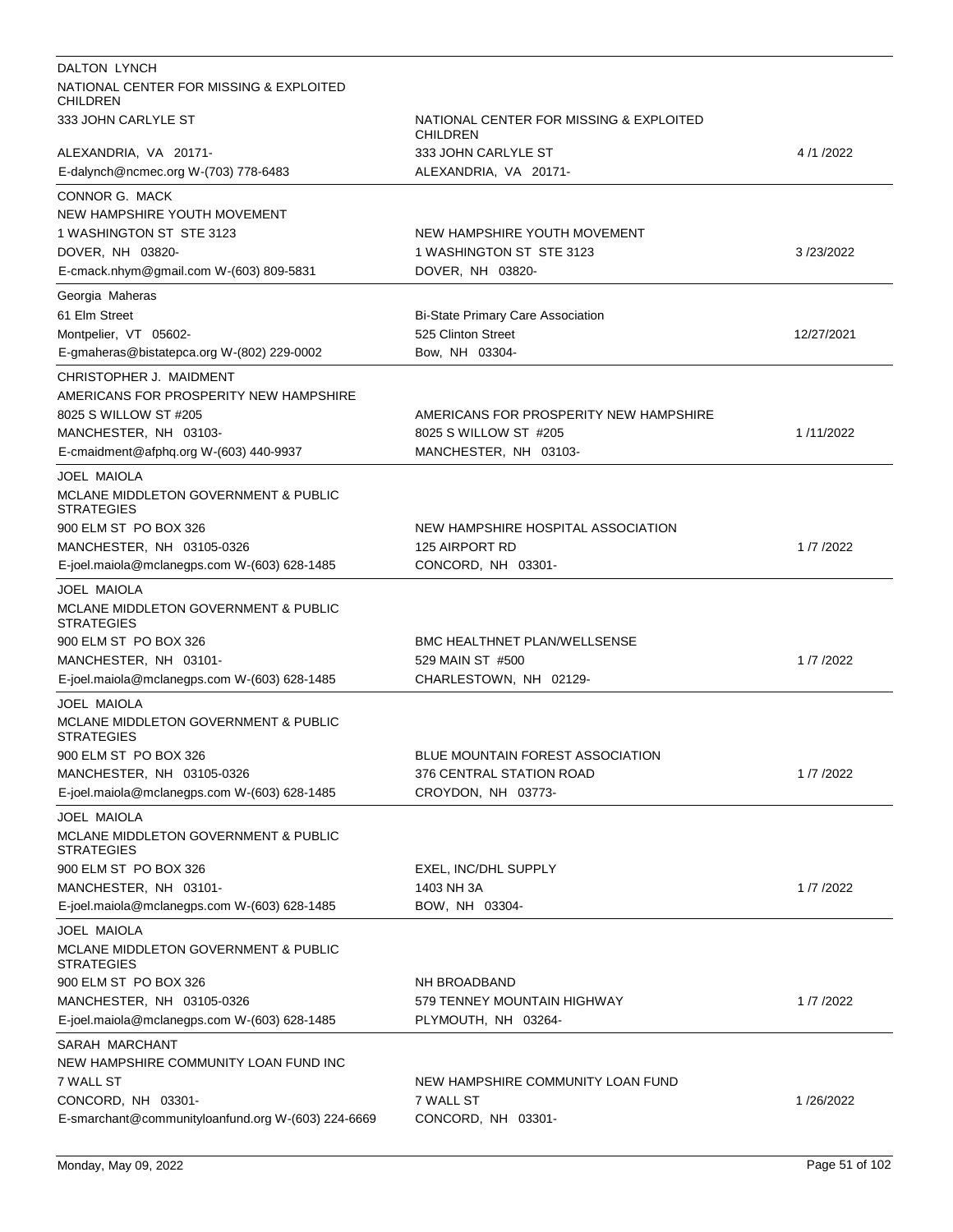| Lobbyist | Client | Date |
|---|---|---|
| DALTON LYNCH<br>NATIONAL CENTER FOR MISSING & EXPLOITED CHILDREN<br>333 JOHN CARLYLE ST<br>ALEXANDRIA, VA 20171-<br>E-dalynch@ncmec.org W-(703) 778-6483 | NATIONAL CENTER FOR MISSING & EXPLOITED CHILDREN<br>333 JOHN CARLYLE ST<br>ALEXANDRIA, VA 20171- | 4 /1 /2022 |
| CONNOR G. MACK<br>NEW HAMPSHIRE YOUTH MOVEMENT<br>1 WASHINGTON ST STE 3123<br>DOVER, NH 03820-<br>E-cmack.nhym@gmail.com W-(603) 809-5831 | NEW HAMPSHIRE YOUTH MOVEMENT<br>1 WASHINGTON ST STE 3123<br>DOVER, NH 03820- | 3 /23/2022 |
| Georgia Maheras<br>61 Elm Street<br>Montpelier, VT 05602-<br>E-gmaheras@bistatepca.org W-(802) 229-0002 | Bi-State Primary Care Association<br>525 Clinton Street<br>Bow, NH 03304- | 12/27/2021 |
| CHRISTOPHER J. MAIDMENT<br>AMERICANS FOR PROSPERITY NEW HAMPSHIRE<br>8025 S WILLOW ST #205<br>MANCHESTER, NH 03103-<br>E-cmaidment@afphq.org W-(603) 440-9937 | AMERICANS FOR PROSPERITY NEW HAMPSHIRE<br>8025 S WILLOW ST #205<br>MANCHESTER, NH 03103- | 1 /11/2022 |
| JOEL MAIOLA<br>MCLANE MIDDLETON GOVERNMENT & PUBLIC STRATEGIES<br>900 ELM ST PO BOX 326<br>MANCHESTER, NH 03105-0326<br>E-joel.maiola@mclanegps.com W-(603) 628-1485 | NEW HAMPSHIRE HOSPITAL ASSOCIATION<br>125 AIRPORT RD<br>CONCORD, NH 03301- | 1 /7 /2022 |
| JOEL MAIOLA<br>MCLANE MIDDLETON GOVERNMENT & PUBLIC STRATEGIES<br>900 ELM ST PO BOX 326<br>MANCHESTER, NH 03101-<br>E-joel.maiola@mclanegps.com W-(603) 628-1485 | BMC HEALTHNET PLAN/WELLSENSE<br>529 MAIN ST #500<br>CHARLESTOWN, NH 02129- | 1 /7 /2022 |
| JOEL MAIOLA<br>MCLANE MIDDLETON GOVERNMENT & PUBLIC STRATEGIES<br>900 ELM ST PO BOX 326<br>MANCHESTER, NH 03105-0326<br>E-joel.maiola@mclanegps.com W-(603) 628-1485 | BLUE MOUNTAIN FOREST ASSOCIATION<br>376 CENTRAL STATION ROAD<br>CROYDON, NH 03773- | 1 /7 /2022 |
| JOEL MAIOLA<br>MCLANE MIDDLETON GOVERNMENT & PUBLIC STRATEGIES<br>900 ELM ST PO BOX 326<br>MANCHESTER, NH 03101-<br>E-joel.maiola@mclanegps.com W-(603) 628-1485 | EXEL, INC/DHL SUPPLY<br>1403 NH 3A<br>BOW, NH 03304- | 1 /7 /2022 |
| JOEL MAIOLA<br>MCLANE MIDDLETON GOVERNMENT & PUBLIC STRATEGIES<br>900 ELM ST PO BOX 326<br>MANCHESTER, NH 03105-0326<br>E-joel.maiola@mclanegps.com W-(603) 628-1485 | NH BROADBAND<br>579 TENNEY MOUNTAIN HIGHWAY<br>PLYMOUTH, NH 03264- | 1 /7 /2022 |
| SARAH MARCHANT<br>NEW HAMPSHIRE COMMUNITY LOAN FUND INC<br>7 WALL ST<br>CONCORD, NH 03301-<br>E-smarchant@communityloanfund.org W-(603) 224-6669 | NEW HAMPSHIRE COMMUNITY LOAN FUND<br>7 WALL ST<br>CONCORD, NH 03301- | 1 /26/2022 |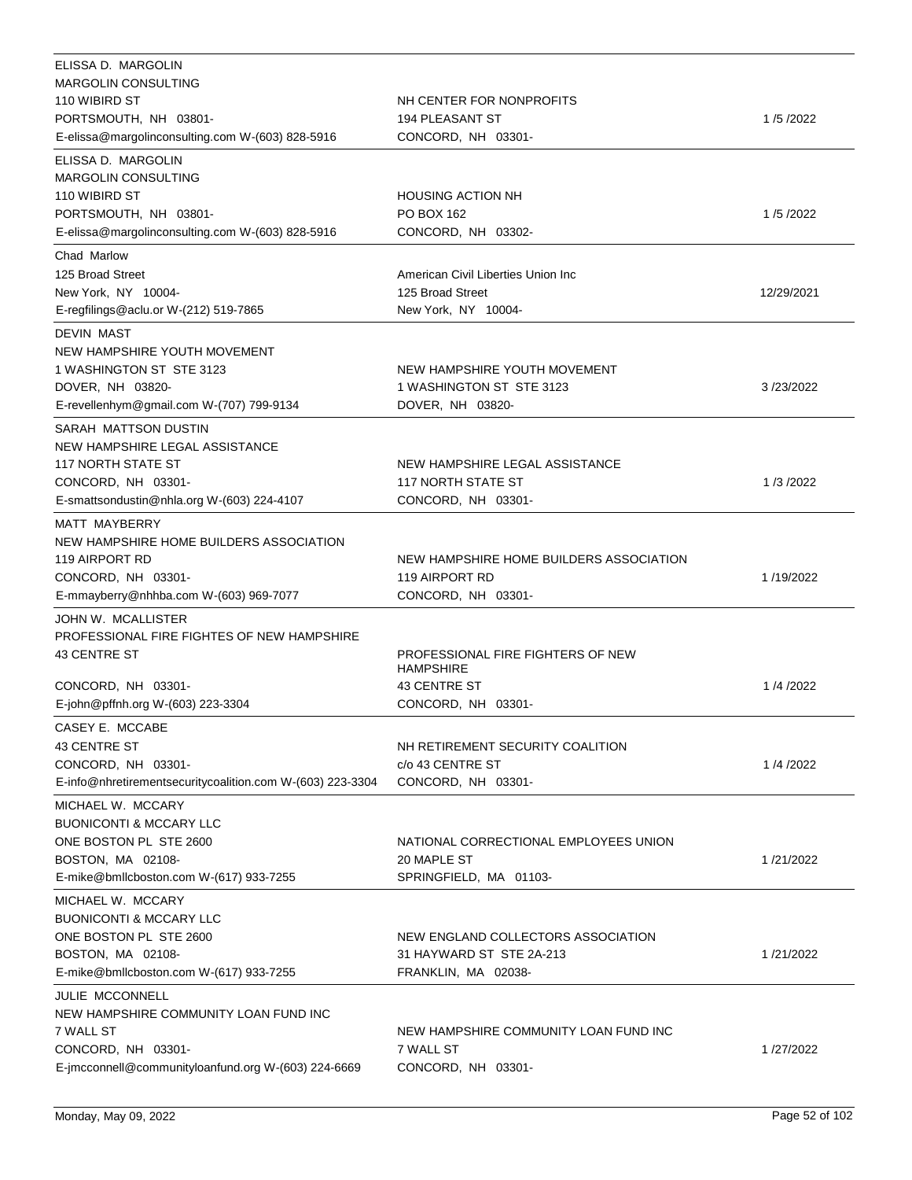| Lobbyist | Client | Date |
|---|---|---|
| ELISSA D. MARGOLIN<br>MARGOLIN CONSULTING<br>110 WIBIRD ST<br>PORTSMOUTH, NH 03801-<br>E-elissa@margolinconsulting.com W-(603) 828-5916 | NH CENTER FOR NONPROFITS<br>194 PLEASANT ST<br>CONCORD, NH 03301- | 1 /5 /2022 |
| ELISSA D. MARGOLIN<br>MARGOLIN CONSULTING<br>110 WIBIRD ST<br>PORTSMOUTH, NH 03801-<br>E-elissa@margolinconsulting.com W-(603) 828-5916 | HOUSING ACTION NH<br>PO BOX 162<br>CONCORD, NH 03302- | 1 /5 /2022 |
| Chad Marlow<br>125 Broad Street<br>New York, NY 10004-<br>E-regfilings@aclu.or W-(212) 519-7865 | American Civil Liberties Union Inc<br>125 Broad Street<br>New York, NY 10004- | 12/29/2021 |
| DEVIN MAST<br>NEW HAMPSHIRE YOUTH MOVEMENT<br>1 WASHINGTON ST STE 3123<br>DOVER, NH 03820-<br>E-revellenhym@gmail.com W-(707) 799-9134 | NEW HAMPSHIRE YOUTH MOVEMENT<br>1 WASHINGTON ST STE 3123<br>DOVER, NH 03820- | 3 /23/2022 |
| SARAH MATTSON DUSTIN<br>NEW HAMPSHIRE LEGAL ASSISTANCE<br>117 NORTH STATE ST<br>CONCORD, NH 03301-<br>E-smattsondustin@nhla.org W-(603) 224-4107 | NEW HAMPSHIRE LEGAL ASSISTANCE<br>117 NORTH STATE ST<br>CONCORD, NH 03301- | 1 /3 /2022 |
| MATT MAYBERRY<br>NEW HAMPSHIRE HOME BUILDERS ASSOCIATION<br>119 AIRPORT RD<br>CONCORD, NH 03301-<br>E-mmayberry@nhhba.com W-(603) 969-7077 | NEW HAMPSHIRE HOME BUILDERS ASSOCIATION<br>119 AIRPORT RD<br>CONCORD, NH 03301- | 1 /19/2022 |
| JOHN W. MCALLISTER<br>PROFESSIONAL FIRE FIGHTES OF NEW HAMPSHIRE<br>43 CENTRE ST<br>CONCORD, NH 03301-<br>E-john@pffnh.org W-(603) 223-3304 | PROFESSIONAL FIRE FIGHTERS OF NEW HAMPSHIRE<br>43 CENTRE ST<br>CONCORD, NH 03301- | 1 /4 /2022 |
| CASEY E. MCCABE<br>43 CENTRE ST<br>CONCORD, NH 03301-<br>E-info@nhretirementsecuritycoalition.com W-(603) 223-3304 | NH RETIREMENT SECURITY COALITION<br>c/o 43 CENTRE ST<br>CONCORD, NH 03301- | 1 /4 /2022 |
| MICHAEL W. MCCARY<br>BUONICONTI & MCCARY LLC<br>ONE BOSTON PL STE 2600<br>BOSTON, MA 02108-<br>E-mike@bmllcboston.com W-(617) 933-7255 | NATIONAL CORRECTIONAL EMPLOYEES UNION<br>20 MAPLE ST<br>SPRINGFIELD, MA 01103- | 1 /21/2022 |
| MICHAEL W. MCCARY<br>BUONICONTI & MCCARY LLC<br>ONE BOSTON PL STE 2600<br>BOSTON, MA 02108-<br>E-mike@bmllcboston.com W-(617) 933-7255 | NEW ENGLAND COLLECTORS ASSOCIATION<br>31 HAYWARD ST STE 2A-213<br>FRANKLIN, MA 02038- | 1 /21/2022 |
| JULIE MCCONNELL<br>NEW HAMPSHIRE COMMUNITY LOAN FUND INC<br>7 WALL ST<br>CONCORD, NH 03301-<br>E-jmcconnell@communityloanfund.org W-(603) 224-6669 | NEW HAMPSHIRE COMMUNITY LOAN FUND INC<br>7 WALL ST<br>CONCORD, NH 03301- | 1 /27/2022 |

Monday, May 09, 2022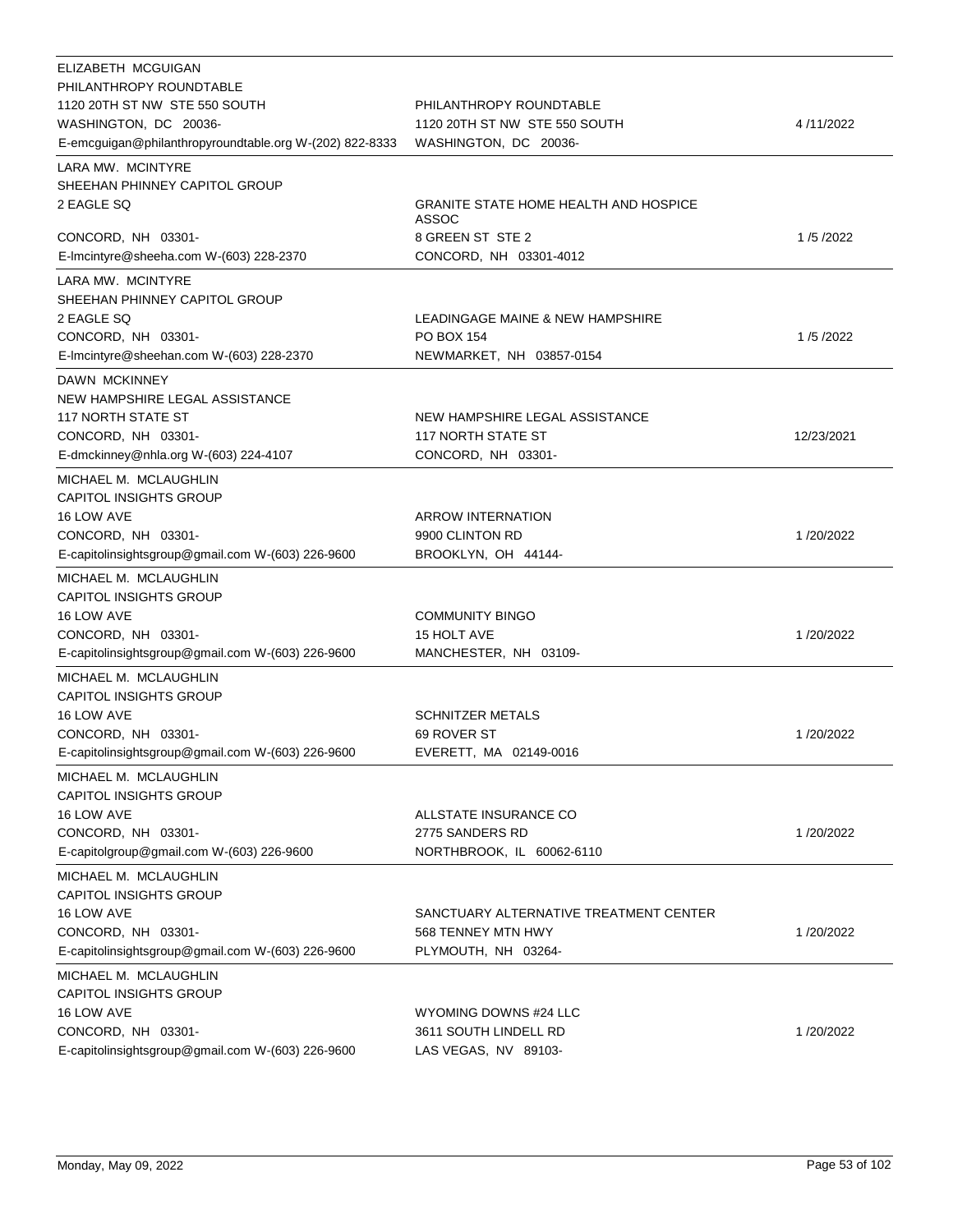| Lobbyist | Client | Date |
|---|---|---|
| ELIZABETH MCGUIGAN<br>PHILANTHROPY ROUNDTABLE<br>1120 20TH ST NW STE 550 SOUTH<br>WASHINGTON, DC 20036-<br>E-emcguigan@philanthropyroundtable.org W-(202) 822-8333 | PHILANTHROPY ROUNDTABLE<br>1120 20TH ST NW STE 550 SOUTH<br>WASHINGTON, DC 20036- | 4 /11/2022 |
| LARA MW. MCINTYRE<br>SHEEHAN PHINNEY CAPITOL GROUP<br>2 EAGLE SQ<br>CONCORD, NH 03301-<br>E-lmcintyre@sheeha.com W-(603) 228-2370 | GRANITE STATE HOME HEALTH AND HOSPICE ASSOC<br>8 GREEN ST STE 2<br>CONCORD, NH 03301-4012 | 1 /5 /2022 |
| LARA MW. MCINTYRE<br>SHEEHAN PHINNEY CAPITOL GROUP<br>2 EAGLE SQ<br>CONCORD, NH 03301-<br>E-lmcintyre@sheehan.com W-(603) 228-2370 | LEADINGAGE MAINE & NEW HAMPSHIRE<br>PO BOX 154<br>NEWMARKET, NH 03857-0154 | 1 /5 /2022 |
| DAWN MCKINNEY<br>NEW HAMPSHIRE LEGAL ASSISTANCE<br>117 NORTH STATE ST<br>CONCORD, NH 03301-<br>E-dmckinney@nhla.org W-(603) 224-4107 | NEW HAMPSHIRE LEGAL ASSISTANCE<br>117 NORTH STATE ST<br>CONCORD, NH 03301- | 12/23/2021 |
| MICHAEL M. MCLAUGHLIN<br>CAPITOL INSIGHTS GROUP<br>16 LOW AVE<br>CONCORD, NH 03301-<br>E-capitolinsightsgroup@gmail.com W-(603) 226-9600 | ARROW INTERNATION<br>9900 CLINTON RD<br>BROOKLYN, OH 44144- | 1 /20/2022 |
| MICHAEL M. MCLAUGHLIN<br>CAPITOL INSIGHTS GROUP<br>16 LOW AVE<br>CONCORD, NH 03301-<br>E-capitolinsightsgroup@gmail.com W-(603) 226-9600 | COMMUNITY BINGO<br>15 HOLT AVE<br>MANCHESTER, NH 03109- | 1 /20/2022 |
| MICHAEL M. MCLAUGHLIN<br>CAPITOL INSIGHTS GROUP<br>16 LOW AVE<br>CONCORD, NH 03301-<br>E-capitolinsightsgroup@gmail.com W-(603) 226-9600 | SCHNITZER METALS<br>69 ROVER ST<br>EVERETT, MA 02149-0016 | 1 /20/2022 |
| MICHAEL M. MCLAUGHLIN<br>CAPITOL INSIGHTS GROUP<br>16 LOW AVE<br>CONCORD, NH 03301-<br>E-capitolgroup@gmail.com W-(603) 226-9600 | ALLSTATE INSURANCE CO<br>2775 SANDERS RD<br>NORTHBROOK, IL 60062-6110 | 1 /20/2022 |
| MICHAEL M. MCLAUGHLIN<br>CAPITOL INSIGHTS GROUP<br>16 LOW AVE<br>CONCORD, NH 03301-<br>E-capitolinsightsgroup@gmail.com W-(603) 226-9600 | SANCTUARY ALTERNATIVE TREATMENT CENTER<br>568 TENNEY MTN HWY<br>PLYMOUTH, NH 03264- | 1 /20/2022 |
| MICHAEL M. MCLAUGHLIN<br>CAPITOL INSIGHTS GROUP<br>16 LOW AVE<br>CONCORD, NH 03301-<br>E-capitolinsightsgroup@gmail.com W-(603) 226-9600 | WYOMING DOWNS #24 LLC<br>3611 SOUTH LINDELL RD<br>LAS VEGAS, NV 89103- | 1 /20/2022 |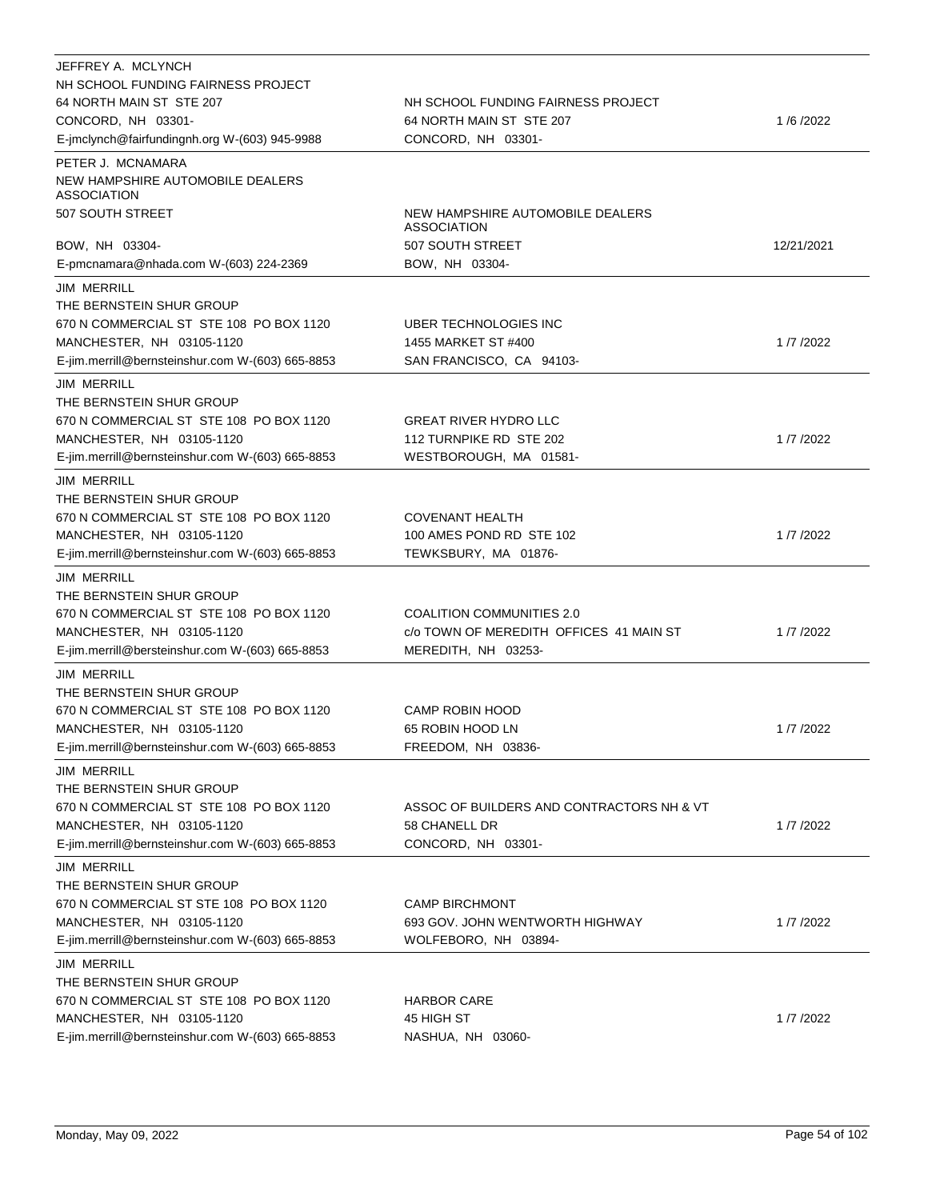| Lobbyist | Client | Date |
|---|---|---|
| JEFFREY A. MCLYNCH<br>NH SCHOOL FUNDING FAIRNESS PROJECT<br>64 NORTH MAIN ST STE 207<br>CONCORD, NH 03301-<br>E-jmclynch@fairfundingnh.org W-(603) 945-9988 | NH SCHOOL FUNDING FAIRNESS PROJECT<br>64 NORTH MAIN ST STE 207<br>CONCORD, NH 03301- | 1 /6 /2022 |
| PETER J. MCNAMARA<br>NEW HAMPSHIRE AUTOMOBILE DEALERS ASSOCIATION<br>507 SOUTH STREET<br>BOW, NH 03304-<br>E-pmcnamara@nhada.com W-(603) 224-2369 | NEW HAMPSHIRE AUTOMOBILE DEALERS ASSOCIATION<br>507 SOUTH STREET<br>BOW, NH 03304- | 12/21/2021 |
| JIM MERRILL<br>THE BERNSTEIN SHUR GROUP<br>670 N COMMERCIAL ST STE 108 PO BOX 1120<br>MANCHESTER, NH 03105-1120<br>E-jim.merrill@bernsteinshur.com W-(603) 665-8853 | UBER TECHNOLOGIES INC<br>1455 MARKET ST #400<br>SAN FRANCISCO, CA 94103- | 1 /7 /2022 |
| JIM MERRILL<br>THE BERNSTEIN SHUR GROUP<br>670 N COMMERCIAL ST STE 108 PO BOX 1120<br>MANCHESTER, NH 03105-1120<br>E-jim.merrill@bernsteinshur.com W-(603) 665-8853 | GREAT RIVER HYDRO LLC<br>112 TURNPIKE RD STE 202<br>WESTBOROUGH, MA 01581- | 1 /7 /2022 |
| JIM MERRILL<br>THE BERNSTEIN SHUR GROUP<br>670 N COMMERCIAL ST STE 108 PO BOX 1120<br>MANCHESTER, NH 03105-1120<br>E-jim.merrill@bernsteinshur.com W-(603) 665-8853 | COVENANT HEALTH<br>100 AMES POND RD STE 102<br>TEWKSBURY, MA 01876- | 1 /7 /2022 |
| JIM MERRILL<br>THE BERNSTEIN SHUR GROUP<br>670 N COMMERCIAL ST STE 108 PO BOX 1120<br>MANCHESTER, NH 03105-1120<br>E-jim.merrill@bersteinshur.com W-(603) 665-8853 | COALITION COMMUNITIES 2.0<br>c/o TOWN OF MEREDITH OFFICES 41 MAIN ST<br>MEREDITH, NH 03253- | 1 /7 /2022 |
| JIM MERRILL<br>THE BERNSTEIN SHUR GROUP<br>670 N COMMERCIAL ST STE 108 PO BOX 1120<br>MANCHESTER, NH 03105-1120<br>E-jim.merrill@bernsteinshur.com W-(603) 665-8853 | CAMP ROBIN HOOD<br>65 ROBIN HOOD LN<br>FREEDOM, NH 03836- | 1 /7 /2022 |
| JIM MERRILL<br>THE BERNSTEIN SHUR GROUP<br>670 N COMMERCIAL ST STE 108 PO BOX 1120<br>MANCHESTER, NH 03105-1120<br>E-jim.merrill@bernsteinshur.com W-(603) 665-8853 | ASSOC OF BUILDERS AND CONTRACTORS NH & VT<br>58 CHANELL DR<br>CONCORD, NH 03301- | 1 /7 /2022 |
| JIM MERRILL<br>THE BERNSTEIN SHUR GROUP<br>670 N COMMERCIAL ST STE 108 PO BOX 1120<br>MANCHESTER, NH 03105-1120<br>E-jim.merrill@bernsteinshur.com W-(603) 665-8853 | CAMP BIRCHMONT<br>693 GOV. JOHN WENTWORTH HIGHWAY<br>WOLFEBORO, NH 03894- | 1 /7 /2022 |
| JIM MERRILL<br>THE BERNSTEIN SHUR GROUP<br>670 N COMMERCIAL ST STE 108 PO BOX 1120<br>MANCHESTER, NH 03105-1120<br>E-jim.merrill@bernsteinshur.com W-(603) 665-8853 | HARBOR CARE<br>45 HIGH ST<br>NASHUA, NH 03060- | 1 /7 /2022 |

Monday, May 09, 2022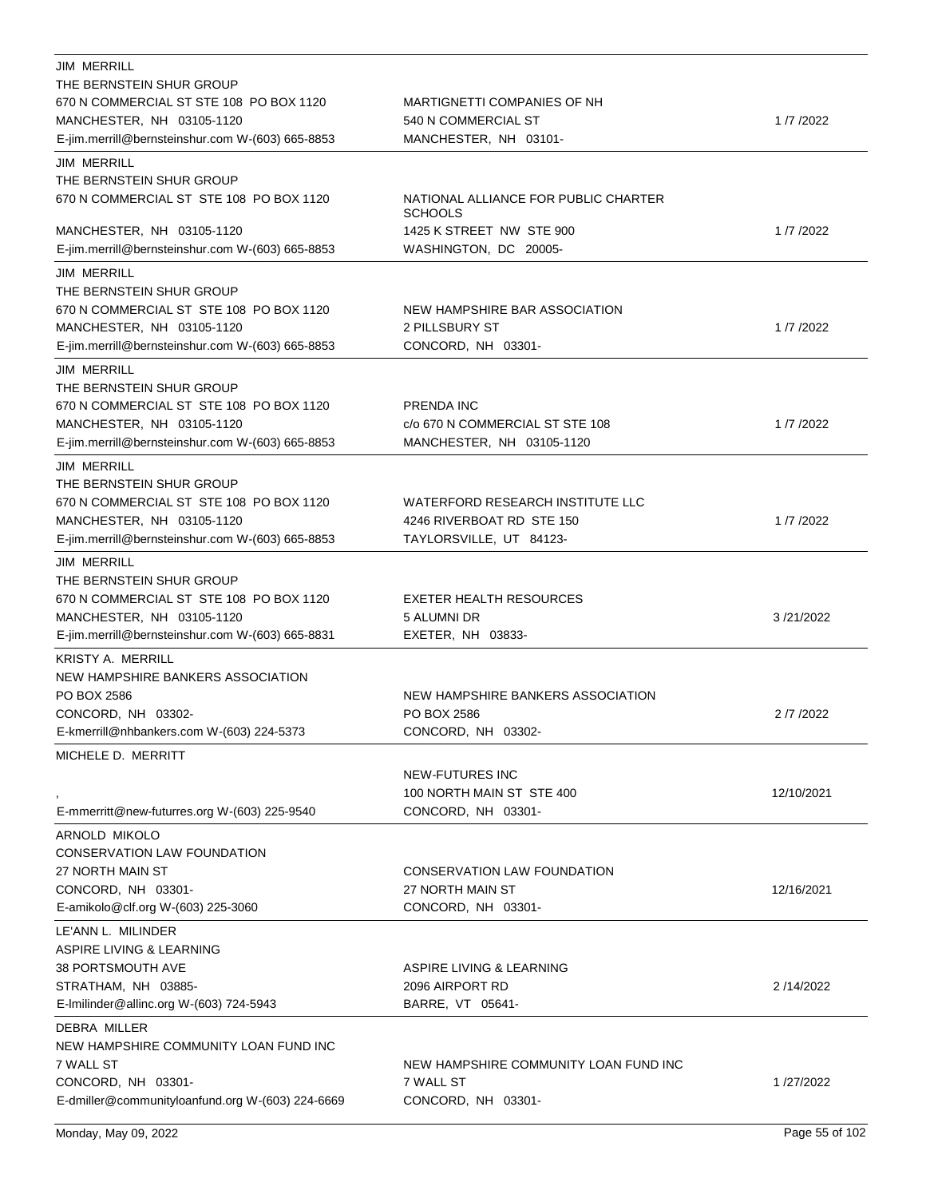| Lobbyist | Client | Date |
|---|---|---|
| JIM MERRILL<br>THE BERNSTEIN SHUR GROUP<br>670 N COMMERCIAL ST STE 108 PO BOX 1120<br>MANCHESTER, NH 03105-1120<br>E-jim.merrill@bernsteinshur.com W-(603) 665-8853 | MARTIGNETTI COMPANIES OF NH<br>540 N COMMERCIAL ST<br>MANCHESTER, NH 03101- | 1 /7 /2022 |
| JIM MERRILL<br>THE BERNSTEIN SHUR GROUP<br>670 N COMMERCIAL ST STE 108 PO BOX 1120<br>MANCHESTER, NH 03105-1120<br>E-jim.merrill@bernsteinshur.com W-(603) 665-8853 | NATIONAL ALLIANCE FOR PUBLIC CHARTER SCHOOLS<br>1425 K STREET NW STE 900<br>WASHINGTON, DC 20005- | 1 /7 /2022 |
| JIM MERRILL<br>THE BERNSTEIN SHUR GROUP<br>670 N COMMERCIAL ST STE 108 PO BOX 1120<br>MANCHESTER, NH 03105-1120<br>E-jim.merrill@bernsteinshur.com W-(603) 665-8853 | NEW HAMPSHIRE BAR ASSOCIATION<br>2 PILLSBURY ST<br>CONCORD, NH 03301- | 1 /7 /2022 |
| JIM MERRILL<br>THE BERNSTEIN SHUR GROUP<br>670 N COMMERCIAL ST STE 108 PO BOX 1120<br>MANCHESTER, NH 03105-1120<br>E-jim.merrill@bernsteinshur.com W-(603) 665-8853 | PRENDA INC<br>c/o 670 N COMMERCIAL ST STE 108<br>MANCHESTER, NH 03105-1120 | 1 /7 /2022 |
| JIM MERRILL<br>THE BERNSTEIN SHUR GROUP<br>670 N COMMERCIAL ST STE 108 PO BOX 1120<br>MANCHESTER, NH 03105-1120<br>E-jim.merrill@bernsteinshur.com W-(603) 665-8853 | WATERFORD RESEARCH INSTITUTE LLC<br>4246 RIVERBOAT RD STE 150<br>TAYLORSVILLE, UT 84123- | 1 /7 /2022 |
| JIM MERRILL<br>THE BERNSTEIN SHUR GROUP<br>670 N COMMERCIAL ST STE 108 PO BOX 1120<br>MANCHESTER, NH 03105-1120<br>E-jim.merrill@bernsteinshur.com W-(603) 665-8831 | EXETER HEALTH RESOURCES<br>5 ALUMNI DR<br>EXETER, NH 03833- | 3 /21/2022 |
| KRISTY A. MERRILL<br>NEW HAMPSHIRE BANKERS ASSOCIATION<br>PO BOX 2586<br>CONCORD, NH 03302-<br>E-kmerrill@nhbankers.com W-(603) 224-5373 | NEW HAMPSHIRE BANKERS ASSOCIATION<br>PO BOX 2586<br>CONCORD, NH 03302- | 2 /7 /2022 |
| MICHELE D. MERRITT<br>,<br>E-mmerritt@new-futurres.org W-(603) 225-9540 | NEW-FUTURES INC<br>100 NORTH MAIN ST STE 400<br>CONCORD, NH 03301- | 12/10/2021 |
| ARNOLD MIKOLO<br>CONSERVATION LAW FOUNDATION<br>27 NORTH MAIN ST<br>CONCORD, NH 03301-<br>E-amikolo@clf.org W-(603) 225-3060 | CONSERVATION LAW FOUNDATION<br>27 NORTH MAIN ST<br>CONCORD, NH 03301- | 12/16/2021 |
| LE'ANN L. MILINDER<br>ASPIRE LIVING & LEARNING<br>38 PORTSMOUTH AVE<br>STRATHAM, NH 03885-<br>E-lmilinder@allinc.org W-(603) 724-5943 | ASPIRE LIVING & LEARNING<br>2096 AIRPORT RD<br>BARRE, VT 05641- | 2 /14/2022 |
| DEBRA MILLER<br>NEW HAMPSHIRE COMMUNITY LOAN FUND INC<br>7 WALL ST<br>CONCORD, NH 03301-<br>E-dmiller@communityloanfund.org W-(603) 224-6669 | NEW HAMPSHIRE COMMUNITY LOAN FUND INC<br>7 WALL ST<br>CONCORD, NH 03301- | 1 /27/2022 |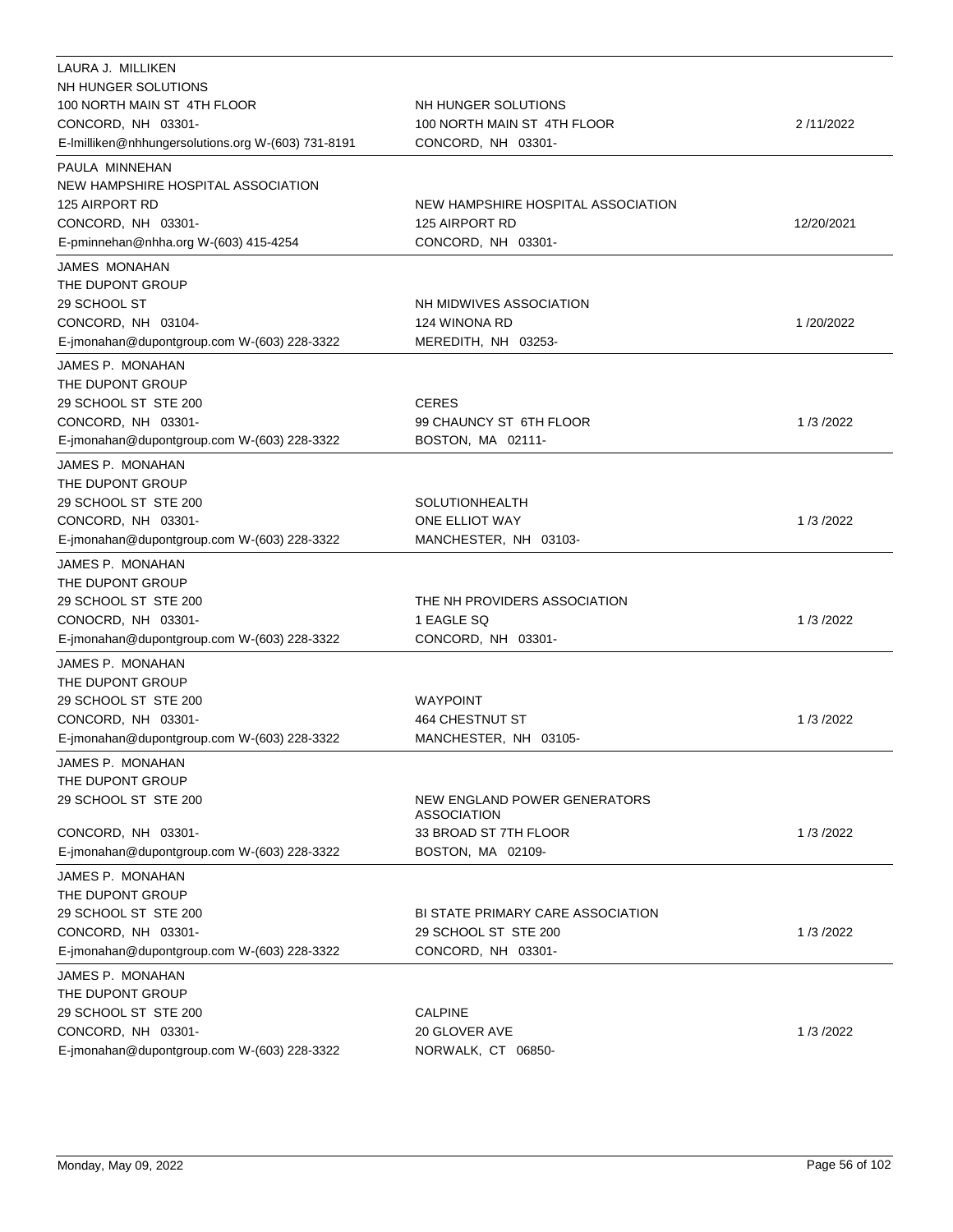| Lobbyist | Client | Date |
|---|---|---|
| LAURA J. MILLIKEN<br>NH HUNGER SOLUTIONS<br>100 NORTH MAIN ST 4TH FLOOR<br>CONCORD, NH 03301-<br>E-lmilliken@nhhungersolutions.org W-(603) 731-8191 | NH HUNGER SOLUTIONS<br>100 NORTH MAIN ST 4TH FLOOR<br>CONCORD, NH 03301- | 2 /11/2022 |
| PAULA MINNEHAN<br>NEW HAMPSHIRE HOSPITAL ASSOCIATION<br>125 AIRPORT RD<br>CONCORD, NH 03301-<br>E-pminnehan@nhha.org W-(603) 415-4254 | NEW HAMPSHIRE HOSPITAL ASSOCIATION<br>125 AIRPORT RD<br>CONCORD, NH 03301- | 12/20/2021 |
| JAMES MONAHAN<br>THE DUPONT GROUP<br>29 SCHOOL ST<br>CONCORD, NH 03104-<br>E-jmonahan@dupontgroup.com W-(603) 228-3322 | NH MIDWIVES ASSOCIATION<br>124 WINONA RD<br>MEREDITH, NH 03253- | 1 /20/2022 |
| JAMES P. MONAHAN<br>THE DUPONT GROUP<br>29 SCHOOL ST STE 200<br>CONCORD, NH 03301-<br>E-jmonahan@dupontgroup.com W-(603) 228-3322 | CERES<br>99 CHAUNCY ST 6TH FLOOR<br>BOSTON, MA 02111- | 1 /3 /2022 |
| JAMES P. MONAHAN<br>THE DUPONT GROUP<br>29 SCHOOL ST STE 200<br>CONCORD, NH 03301-<br>E-jmonahan@dupontgroup.com W-(603) 228-3322 | SOLUTIONHEALTH<br>ONE ELLIOT WAY<br>MANCHESTER, NH 03103- | 1 /3 /2022 |
| JAMES P. MONAHAN<br>THE DUPONT GROUP<br>29 SCHOOL ST STE 200<br>CONOCRD, NH 03301-<br>E-jmonahan@dupontgroup.com W-(603) 228-3322 | THE NH PROVIDERS ASSOCIATION<br>1 EAGLE SQ<br>CONCORD, NH 03301- | 1 /3 /2022 |
| JAMES P. MONAHAN<br>THE DUPONT GROUP<br>29 SCHOOL ST STE 200<br>CONCORD, NH 03301-<br>E-jmonahan@dupontgroup.com W-(603) 228-3322 | WAYPOINT<br>464 CHESTNUT ST<br>MANCHESTER, NH 03105- | 1 /3 /2022 |
| JAMES P. MONAHAN<br>THE DUPONT GROUP<br>29 SCHOOL ST STE 200<br>CONCORD, NH 03301-<br>E-jmonahan@dupontgroup.com W-(603) 228-3322 | NEW ENGLAND POWER GENERATORS ASSOCIATION<br>33 BROAD ST 7TH FLOOR<br>BOSTON, MA 02109- | 1 /3 /2022 |
| JAMES P. MONAHAN<br>THE DUPONT GROUP<br>29 SCHOOL ST STE 200<br>CONCORD, NH 03301-<br>E-jmonahan@dupontgroup.com W-(603) 228-3322 | BI STATE PRIMARY CARE ASSOCIATION<br>29 SCHOOL ST STE 200<br>CONCORD, NH 03301- | 1 /3 /2022 |
| JAMES P. MONAHAN<br>THE DUPONT GROUP<br>29 SCHOOL ST STE 200<br>CONCORD, NH 03301-<br>E-jmonahan@dupontgroup.com W-(603) 228-3322 | CALPINE<br>20 GLOVER AVE<br>NORWALK, CT 06850- | 1 /3 /2022 |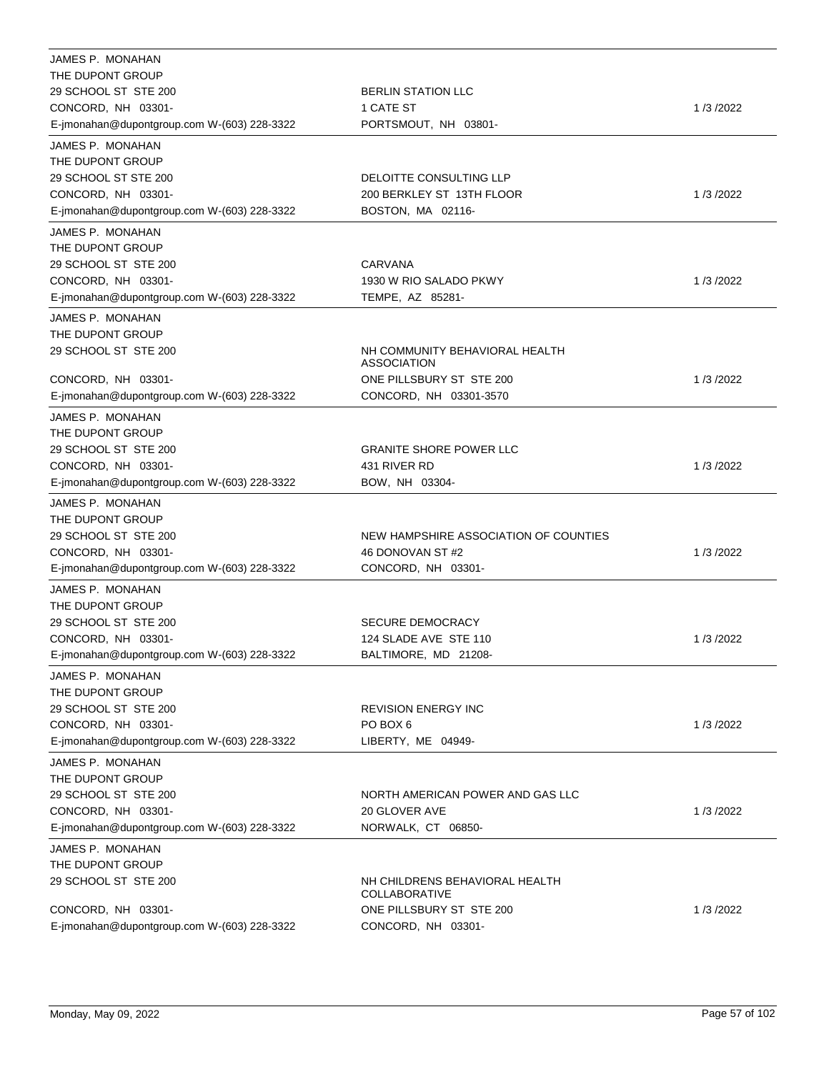| Lobbyist | Client | Date |
|---|---|---|
| JAMES P. MONAHAN<br>THE DUPONT GROUP<br>29 SCHOOL ST STE 200<br>CONCORD, NH 03301-<br>E-jmonahan@dupontgroup.com W-(603) 228-3322 | BERLIN STATION LLC<br>1 CATE ST<br>PORTSMOUT, NH 03801- | 1 /3 /2022 |
| JAMES P. MONAHAN<br>THE DUPONT GROUP<br>29 SCHOOL ST STE 200<br>CONCORD, NH 03301-<br>E-jmonahan@dupontgroup.com W-(603) 228-3322 | DELOITTE CONSULTING LLP<br>200 BERKLEY ST 13TH FLOOR<br>BOSTON, MA 02116- | 1 /3 /2022 |
| JAMES P. MONAHAN<br>THE DUPONT GROUP<br>29 SCHOOL ST STE 200<br>CONCORD, NH 03301-<br>E-jmonahan@dupontgroup.com W-(603) 228-3322 | CARVANA<br>1930 W RIO SALADO PKWY<br>TEMPE, AZ 85281- | 1 /3 /2022 |
| JAMES P. MONAHAN<br>THE DUPONT GROUP<br>29 SCHOOL ST STE 200<br>CONCORD, NH 03301-<br>E-jmonahan@dupontgroup.com W-(603) 228-3322 | NH COMMUNITY BEHAVIORAL HEALTH ASSOCIATION<br>ONE PILLSBURY ST STE 200<br>CONCORD, NH 03301-3570 | 1 /3 /2022 |
| JAMES P. MONAHAN<br>THE DUPONT GROUP<br>29 SCHOOL ST STE 200<br>CONCORD, NH 03301-<br>E-jmonahan@dupontgroup.com W-(603) 228-3322 | GRANITE SHORE POWER LLC<br>431 RIVER RD<br>BOW, NH 03304- | 1 /3 /2022 |
| JAMES P. MONAHAN<br>THE DUPONT GROUP<br>29 SCHOOL ST STE 200<br>CONCORD, NH 03301-<br>E-jmonahan@dupontgroup.com W-(603) 228-3322 | NEW HAMPSHIRE ASSOCIATION OF COUNTIES<br>46 DONOVAN ST #2<br>CONCORD, NH 03301- | 1 /3 /2022 |
| JAMES P. MONAHAN<br>THE DUPONT GROUP<br>29 SCHOOL ST STE 200<br>CONCORD, NH 03301-<br>E-jmonahan@dupontgroup.com W-(603) 228-3322 | SECURE DEMOCRACY<br>124 SLADE AVE STE 110<br>BALTIMORE, MD 21208- | 1 /3 /2022 |
| JAMES P. MONAHAN<br>THE DUPONT GROUP<br>29 SCHOOL ST STE 200<br>CONCORD, NH 03301-<br>E-jmonahan@dupontgroup.com W-(603) 228-3322 | REVISION ENERGY INC<br>PO BOX 6<br>LIBERTY, ME 04949- | 1 /3 /2022 |
| JAMES P. MONAHAN<br>THE DUPONT GROUP<br>29 SCHOOL ST STE 200<br>CONCORD, NH 03301-<br>E-jmonahan@dupontgroup.com W-(603) 228-3322 | NORTH AMERICAN POWER AND GAS LLC<br>20 GLOVER AVE<br>NORWALK, CT 06850- | 1 /3 /2022 |
| JAMES P. MONAHAN<br>THE DUPONT GROUP<br>29 SCHOOL ST STE 200<br>CONCORD, NH 03301-<br>E-jmonahan@dupontgroup.com W-(603) 228-3322 | NH CHILDRENS BEHAVIORAL HEALTH COLLABORATIVE<br>ONE PILLSBURY ST STE 200<br>CONCORD, NH 03301- | 1 /3 /2022 |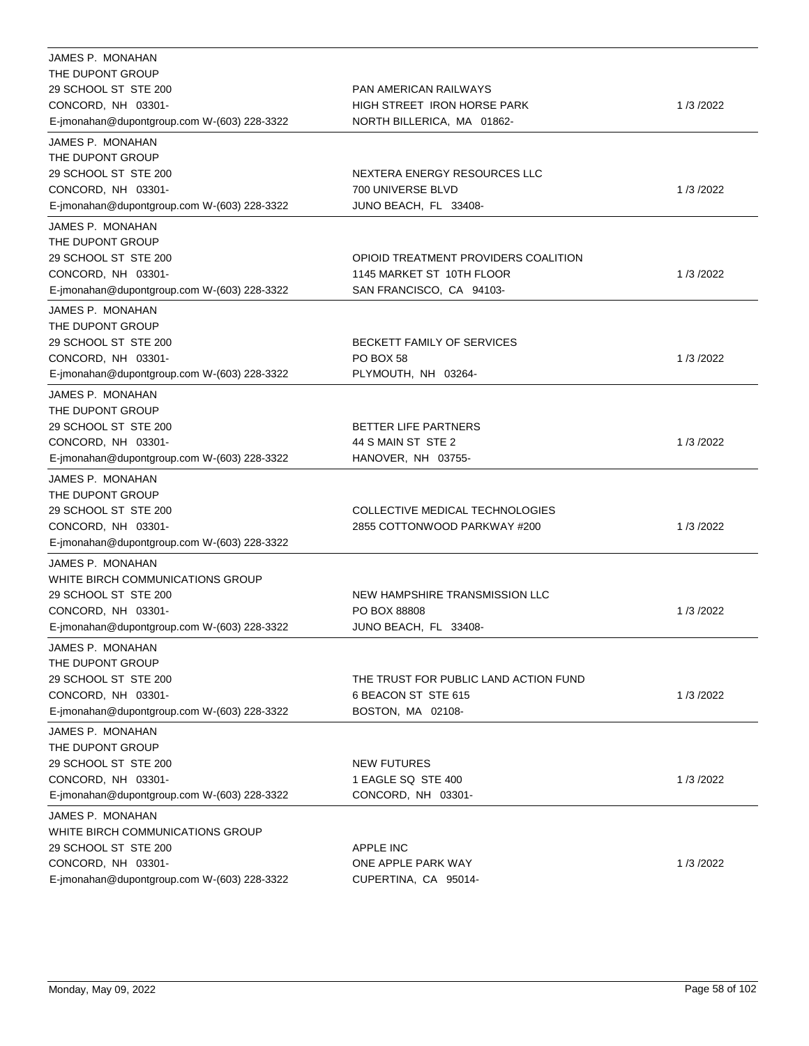| Lobbyist | Client | Date |
|---|---|---|
| JAMES P. MONAHAN<br>THE DUPONT GROUP<br>29 SCHOOL ST STE 200<br>CONCORD, NH 03301-<br>E-jmonahan@dupontgroup.com W-(603) 228-3322 | PAN AMERICAN RAILWAYS<br>HIGH STREET IRON HORSE PARK<br>NORTH BILLERICA, MA 01862- | 1 /3 /2022 |
| JAMES P. MONAHAN<br>THE DUPONT GROUP<br>29 SCHOOL ST STE 200<br>CONCORD, NH 03301-<br>E-jmonahan@dupontgroup.com W-(603) 228-3322 | NEXTERA ENERGY RESOURCES LLC<br>700 UNIVERSE BLVD<br>JUNO BEACH, FL 33408- | 1 /3 /2022 |
| JAMES P. MONAHAN<br>THE DUPONT GROUP<br>29 SCHOOL ST STE 200<br>CONCORD, NH 03301-<br>E-jmonahan@dupontgroup.com W-(603) 228-3322 | OPIOID TREATMENT PROVIDERS COALITION<br>1145 MARKET ST 10TH FLOOR<br>SAN FRANCISCO, CA 94103- | 1 /3 /2022 |
| JAMES P. MONAHAN<br>THE DUPONT GROUP<br>29 SCHOOL ST STE 200<br>CONCORD, NH 03301-<br>E-jmonahan@dupontgroup.com W-(603) 228-3322 | BECKETT FAMILY OF SERVICES<br>PO BOX 58<br>PLYMOUTH, NH 03264- | 1 /3 /2022 |
| JAMES P. MONAHAN<br>THE DUPONT GROUP<br>29 SCHOOL ST STE 200<br>CONCORD, NH 03301-<br>E-jmonahan@dupontgroup.com W-(603) 228-3322 | BETTER LIFE PARTNERS<br>44 S MAIN ST STE 2<br>HANOVER, NH 03755- | 1 /3 /2022 |
| JAMES P. MONAHAN<br>THE DUPONT GROUP<br>29 SCHOOL ST STE 200<br>CONCORD, NH 03301-<br>E-jmonahan@dupontgroup.com W-(603) 228-3322 | COLLECTIVE MEDICAL TECHNOLOGIES<br>2855 COTTONWOOD PARKWAY #200 | 1 /3 /2022 |
| JAMES P. MONAHAN<br>WHITE BIRCH COMMUNICATIONS GROUP<br>29 SCHOOL ST STE 200<br>CONCORD, NH 03301-<br>E-jmonahan@dupontgroup.com W-(603) 228-3322 | NEW HAMPSHIRE TRANSMISSION LLC<br>PO BOX 88808<br>JUNO BEACH, FL 33408- | 1 /3 /2022 |
| JAMES P. MONAHAN<br>THE DUPONT GROUP<br>29 SCHOOL ST STE 200<br>CONCORD, NH 03301-<br>E-jmonahan@dupontgroup.com W-(603) 228-3322 | THE TRUST FOR PUBLIC LAND ACTION FUND<br>6 BEACON ST STE 615<br>BOSTON, MA 02108- | 1 /3 /2022 |
| JAMES P. MONAHAN<br>THE DUPONT GROUP<br>29 SCHOOL ST STE 200<br>CONCORD, NH 03301-<br>E-jmonahan@dupontgroup.com W-(603) 228-3322 | NEW FUTURES<br>1 EAGLE SQ STE 400<br>CONCORD, NH 03301- | 1 /3 /2022 |
| JAMES P. MONAHAN<br>WHITE BIRCH COMMUNICATIONS GROUP<br>29 SCHOOL ST STE 200<br>CONCORD, NH 03301-<br>E-jmonahan@dupontgroup.com W-(603) 228-3322 | APPLE INC<br>ONE APPLE PARK WAY<br>CUPERTINA, CA 95014- | 1 /3 /2022 |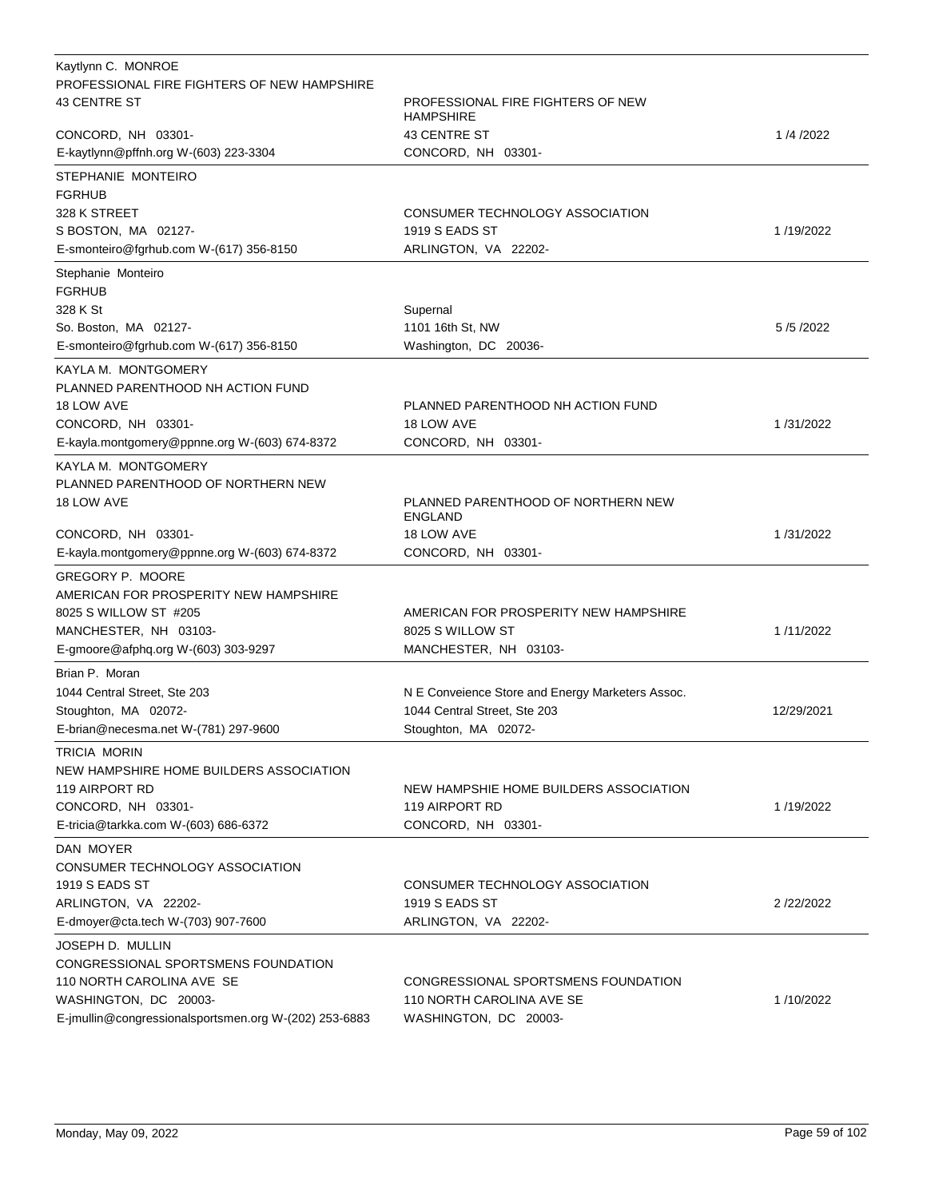| | | |
|---|---|---|
| Kaytlynn C. MONROE<br>PROFESSIONAL FIRE FIGHTERS OF NEW HAMPSHIRE<br>43 CENTRE ST<br>CONCORD, NH 03301-<br>E-kaytlynn@pffnh.org W-(603) 223-3304 | PROFESSIONAL FIRE FIGHTERS OF NEW HAMPSHIRE<br>43 CENTRE ST<br>CONCORD, NH 03301- | 1 /4 /2022 |
| STEPHANIE MONTEIRO<br>FGRHUB<br>328 K STREET<br>S BOSTON, MA 02127-<br>E-smonteiro@fgrhub.com W-(617) 356-8150 | CONSUMER TECHNOLOGY ASSOCIATION<br>1919 S EADS ST<br>ARLINGTON, VA 22202- | 1 /19/2022 |
| Stephanie Monteiro<br>FGRHUB<br>328 K St<br>So. Boston, MA 02127-<br>E-smonteiro@fgrhub.com W-(617) 356-8150 | Supernal<br>1101 16th St, NW<br>Washington, DC 20036- | 5 /5 /2022 |
| KAYLA M. MONTGOMERY<br>PLANNED PARENTHOOD NH ACTION FUND<br>18 LOW AVE<br>CONCORD, NH 03301-<br>E-kayla.montgomery@ppnne.org W-(603) 674-8372 | PLANNED PARENTHOOD NH ACTION FUND<br>18 LOW AVE<br>CONCORD, NH 03301- | 1 /31/2022 |
| KAYLA M. MONTGOMERY<br>PLANNED PARENTHOOD OF NORTHERN NEW<br>18 LOW AVE<br>CONCORD, NH 03301-<br>E-kayla.montgomery@ppnne.org W-(603) 674-8372 | PLANNED PARENTHOOD OF NORTHERN NEW ENGLAND<br>18 LOW AVE<br>CONCORD, NH 03301- | 1 /31/2022 |
| GREGORY P. MOORE<br>AMERICAN FOR PROSPERITY NEW HAMPSHIRE<br>8025 S WILLOW ST #205<br>MANCHESTER, NH 03103-<br>E-gmoore@afphq.org W-(603) 303-9297 | AMERICAN FOR PROSPERITY NEW HAMPSHIRE<br>8025 S WILLOW ST<br>MANCHESTER, NH 03103- | 1 /11/2022 |
| Brian P. Moran<br>1044 Central Street, Ste 203<br>Stoughton, MA 02072-<br>E-brian@necesma.net W-(781) 297-9600 | N E Conveience Store and Energy Marketers Assoc.<br>1044 Central Street, Ste 203<br>Stoughton, MA 02072- | 12/29/2021 |
| TRICIA MORIN<br>NEW HAMPSHIRE HOME BUILDERS ASSOCIATION<br>119 AIRPORT RD<br>CONCORD, NH 03301-<br>E-tricia@tarkka.com W-(603) 686-6372 | NEW HAMPSHIE HOME BUILDERS ASSOCIATION<br>119 AIRPORT RD<br>CONCORD, NH 03301- | 1 /19/2022 |
| DAN MOYER<br>CONSUMER TECHNOLOGY ASSOCIATION<br>1919 S EADS ST<br>ARLINGTON, VA 22202-<br>E-dmoyer@cta.tech W-(703) 907-7600 | CONSUMER TECHNOLOGY ASSOCIATION<br>1919 S EADS ST<br>ARLINGTON, VA 22202- | 2 /22/2022 |
| JOSEPH D. MULLIN<br>CONGRESSIONAL SPORTSMENS FOUNDATION<br>110 NORTH CAROLINA AVE SE<br>WASHINGTON, DC 20003-<br>E-jmullin@congressionalsportsmen.org W-(202) 253-6883 | CONGRESSIONAL SPORTSMENS FOUNDATION<br>110 NORTH CAROLINA AVE SE<br>WASHINGTON, DC 20003- | 1 /10/2022 |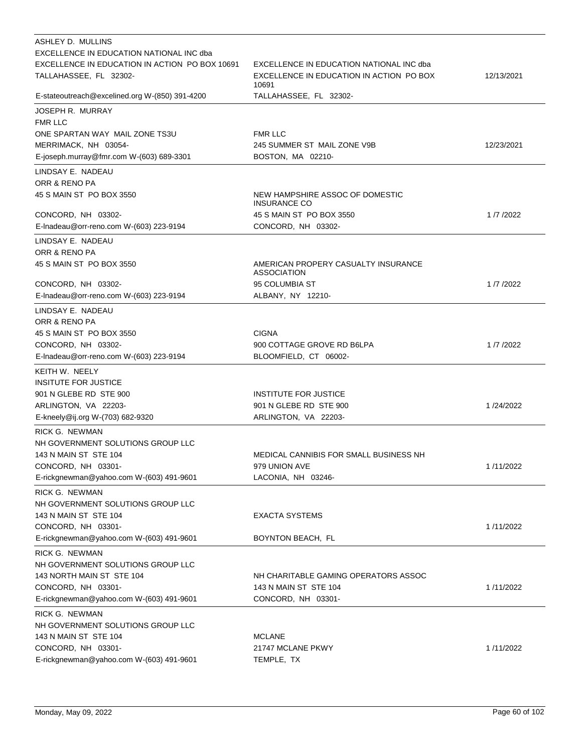| Lobbyist | Client | Date |
|---|---|---|
| ASHLEY D. MULLINS<br>EXCELLENCE IN EDUCATION NATIONAL INC dba<br>EXCELLENCE IN EDUCATION IN ACTION PO BOX 10691<br>TALLAHASSEE, FL 32302-<br>E-stateoutreach@excelined.org W-(850) 391-4200 | EXCELLENCE IN EDUCATION NATIONAL INC dba<br>EXCELLENCE IN EDUCATION IN ACTION PO BOX 10691<br>TALLAHASSEE, FL 32302- | 12/13/2021 |
| JOSEPH R. MURRAY<br>FMR LLC<br>ONE SPARTAN WAY MAIL ZONE TS3U<br>MERRIMACK, NH 03054-<br>E-joseph.murray@fmr.com W-(603) 689-3301 | FMR LLC<br>245 SUMMER ST MAIL ZONE V9B<br>BOSTON, MA 02210- | 12/23/2021 |
| LINDSAY E. NADEAU<br>ORR & RENO PA<br>45 S MAIN ST PO BOX 3550<br>CONCORD, NH 03302-<br>E-lnadeau@orr-reno.com W-(603) 223-9194 | NEW HAMPSHIRE ASSOC OF DOMESTIC INSURANCE CO<br>45 S MAIN ST PO BOX 3550<br>CONCORD, NH 03302- | 1 /7 /2022 |
| LINDSAY E. NADEAU<br>ORR & RENO PA<br>45 S MAIN ST PO BOX 3550<br>CONCORD, NH 03302-<br>E-lnadeau@orr-reno.com W-(603) 223-9194 | AMERICAN PROPERY CASUALTY INSURANCE ASSOCIATION<br>95 COLUMBIA ST<br>ALBANY, NY 12210- | 1 /7 /2022 |
| LINDSAY E. NADEAU<br>ORR & RENO PA<br>45 S MAIN ST PO BOX 3550<br>CONCORD, NH 03302-<br>E-lnadeau@orr-reno.com W-(603) 223-9194 | CIGNA<br>900 COTTAGE GROVE RD B6LPA<br>BLOOMFIELD, CT 06002- | 1 /7 /2022 |
| KEITH W. NEELY<br>INSITUTE FOR JUSTICE<br>901 N GLEBE RD STE 900<br>ARLINGTON, VA 22203-<br>E-kneely@ij.org W-(703) 682-9320 | INSTITUTE FOR JUSTICE<br>901 N GLEBE RD STE 900<br>ARLINGTON, VA 22203- | 1 /24/2022 |
| RICK G. NEWMAN<br>NH GOVERNMENT SOLUTIONS GROUP LLC<br>143 N MAIN ST STE 104<br>CONCORD, NH 03301-<br>E-rickgnewman@yahoo.com W-(603) 491-9601 | MEDICAL CANNIBIS FOR SMALL BUSINESS NH<br>979 UNION AVE<br>LACONIA, NH 03246- | 1 /11/2022 |
| RICK G. NEWMAN<br>NH GOVERNMENT SOLUTIONS GROUP LLC<br>143 N MAIN ST STE 104<br>CONCORD, NH 03301-<br>E-rickgnewman@yahoo.com W-(603) 491-9601 | EXACTA SYSTEMS<br>BOYNTON BEACH, FL | 1 /11/2022 |
| RICK G. NEWMAN<br>NH GOVERNMENT SOLUTIONS GROUP LLC<br>143 NORTH MAIN ST STE 104<br>CONCORD, NH 03301-<br>E-rickgnewman@yahoo.com W-(603) 491-9601 | NH CHARITABLE GAMING OPERATORS ASSOC<br>143 N MAIN ST STE 104<br>CONCORD, NH 03301- | 1 /11/2022 |
| RICK G. NEWMAN<br>NH GOVERNMENT SOLUTIONS GROUP LLC<br>143 N MAIN ST STE 104<br>CONCORD, NH 03301-<br>E-rickgnewman@yahoo.com W-(603) 491-9601 | MCLANE<br>21747 MCLANE PKWY<br>TEMPLE, TX | 1 /11/2022 |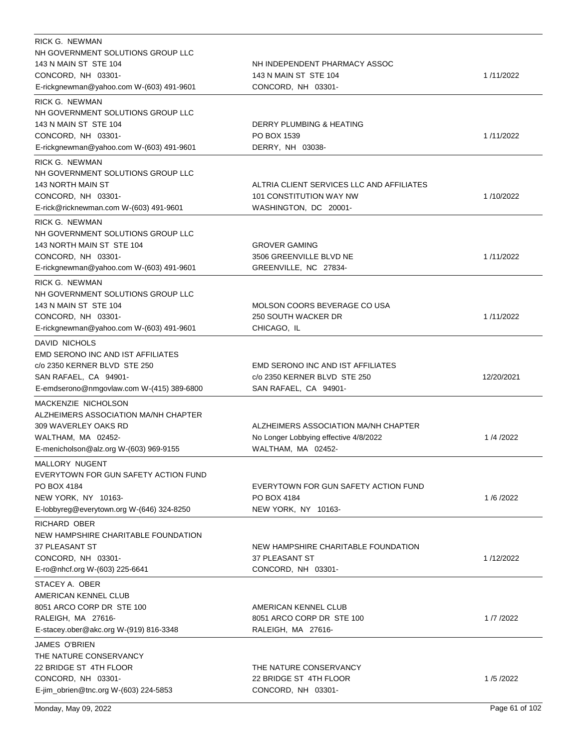| Lobbyist | Client | Date |
|---|---|---|
| RICK G. NEWMAN<br>NH GOVERNMENT SOLUTIONS GROUP LLC<br>143 N MAIN ST STE 104<br>CONCORD, NH 03301-<br>E-rickgnewman@yahoo.com W-(603) 491-9601 | NH INDEPENDENT PHARMACY ASSOC<br>143 N MAIN ST STE 104<br>CONCORD, NH 03301- | 1 /11/2022 |
| RICK G. NEWMAN<br>NH GOVERNMENT SOLUTIONS GROUP LLC<br>143 N MAIN ST STE 104<br>CONCORD, NH 03301-<br>E-rickgnewman@yahoo.com W-(603) 491-9601 | DERRY PLUMBING & HEATING<br>PO BOX 1539<br>DERRY, NH 03038- | 1 /11/2022 |
| RICK G. NEWMAN<br>NH GOVERNMENT SOLUTIONS GROUP LLC<br>143 NORTH MAIN ST<br>CONCORD, NH 03301-<br>E-rick@ricknewman.com W-(603) 491-9601 | ALTRIA CLIENT SERVICES LLC AND AFFILIATES<br>101 CONSTITUTION WAY NW<br>WASHINGTON, DC 20001- | 1 /10/2022 |
| RICK G. NEWMAN<br>NH GOVERNMENT SOLUTIONS GROUP LLC<br>143 NORTH MAIN ST STE 104<br>CONCORD, NH 03301-<br>E-rickgnewman@yahoo.com W-(603) 491-9601 | GROVER GAMING<br>3506 GREENVILLE BLVD NE<br>GREENVILLE, NC 27834- | 1 /11/2022 |
| RICK G. NEWMAN<br>NH GOVERNMENT SOLUTIONS GROUP LLC<br>143 N MAIN ST STE 104<br>CONCORD, NH 03301-<br>E-rickgnewman@yahoo.com W-(603) 491-9601 | MOLSON COORS BEVERAGE CO USA<br>250 SOUTH WACKER DR<br>CHICAGO, IL | 1 /11/2022 |
| DAVID NICHOLS<br>EMD SERONO INC AND IST AFFILIATES<br>c/o 2350 KERNER BLVD STE 250<br>SAN RAFAEL, CA 94901-<br>E-emdserono@nmgovlaw.com W-(415) 389-6800 | EMD SERONO INC AND IST AFFILIATES<br>c/o 2350 KERNER BLVD STE 250<br>SAN RAFAEL, CA 94901- | 12/20/2021 |
| MACKENZIE NICHOLSON<br>ALZHEIMERS ASSOCIATION MA/NH CHAPTER<br>309 WAVERLEY OAKS RD<br>WALTHAM, MA 02452-<br>E-menicholson@alz.org W-(603) 969-9155 | ALZHEIMERS ASSOCIATION MA/NH CHAPTER<br>No Longer Lobbying effective 4/8/2022<br>WALTHAM, MA 02452- | 1 /4 /2022 |
| MALLORY NUGENT<br>EVERYTOWN FOR GUN SAFETY ACTION FUND<br>PO BOX 4184<br>NEW YORK, NY 10163-<br>E-lobbyreg@everytown.org W-(646) 324-8250 | EVERYTOWN FOR GUN SAFETY ACTION FUND<br>PO BOX 4184<br>NEW YORK, NY 10163- | 1 /6 /2022 |
| RICHARD OBER<br>NEW HAMPSHIRE CHARITABLE FOUNDATION<br>37 PLEASANT ST<br>CONCORD, NH 03301-<br>E-ro@nhcf.org W-(603) 225-6641 | NEW HAMPSHIRE CHARITABLE FOUNDATION<br>37 PLEASANT ST<br>CONCORD, NH 03301- | 1 /12/2022 |
| STACEY A. OBER<br>AMERICAN KENNEL CLUB<br>8051 ARCO CORP DR STE 100<br>RALEIGH, MA 27616-<br>E-stacey.ober@akc.org W-(919) 816-3348 | AMERICAN KENNEL CLUB<br>8051 ARCO CORP DR STE 100<br>RALEIGH, MA 27616- | 1 /7 /2022 |
| JAMES O'BRIEN<br>THE NATURE CONSERVANCY<br>22 BRIDGE ST 4TH FLOOR<br>CONCORD, NH 03301-<br>E-jim_obrien@tnc.org W-(603) 224-5853 | THE NATURE CONSERVANCY<br>22 BRIDGE ST 4TH FLOOR<br>CONCORD, NH 03301- | 1 /5 /2022 |

Monday, May 09, 2022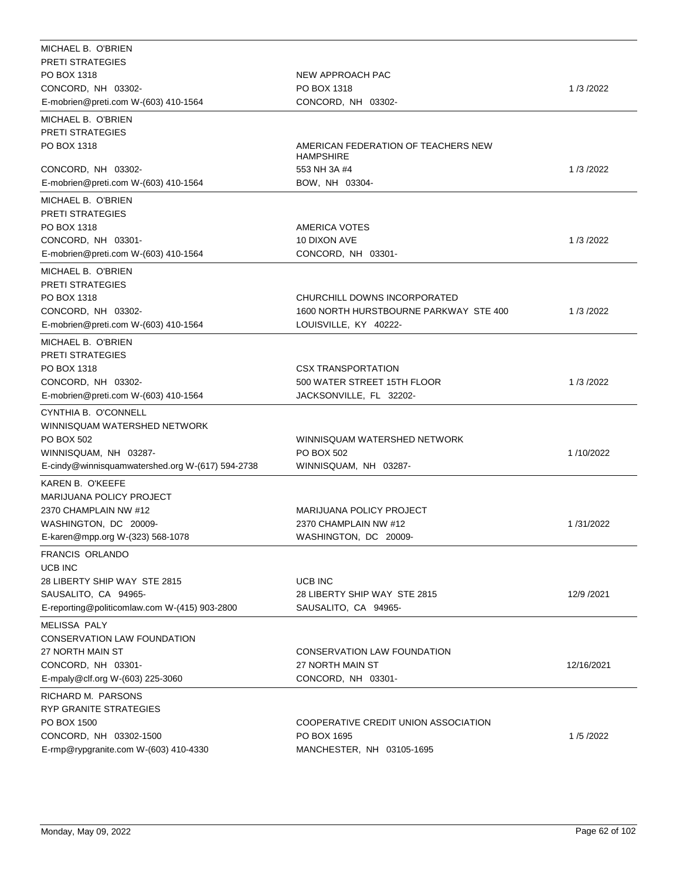| Lobbyist | Client | Date |
|---|---|---|
| MICHAEL B. O'BRIEN<br>PRETI STRATEGIES<br>PO BOX 1318<br>CONCORD, NH 03302-<br>E-mobrien@preti.com W-(603) 410-1564 | NEW APPROACH PAC<br>PO BOX 1318<br>CONCORD, NH 03302- | 1 /3 /2022 |
| MICHAEL B. O'BRIEN<br>PRETI STRATEGIES<br>PO BOX 1318<br>CONCORD, NH 03302-<br>E-mobrien@preti.com W-(603) 410-1564 | AMERICAN FEDERATION OF TEACHERS NEW HAMPSHIRE<br>553 NH 3A #4<br>BOW, NH 03304- | 1 /3 /2022 |
| MICHAEL B. O'BRIEN<br>PRETI STRATEGIES<br>PO BOX 1318<br>CONCORD, NH 03301-<br>E-mobrien@preti.com W-(603) 410-1564 | AMERICA VOTES<br>10 DIXON AVE<br>CONCORD, NH 03301- | 1 /3 /2022 |
| MICHAEL B. O'BRIEN<br>PRETI STRATEGIES<br>PO BOX 1318<br>CONCORD, NH 03302-<br>E-mobrien@preti.com W-(603) 410-1564 | CHURCHILL DOWNS INCORPORATED<br>1600 NORTH HURSTBOURNE PARKWAY STE 400<br>LOUISVILLE, KY 40222- | 1 /3 /2022 |
| MICHAEL B. O'BRIEN<br>PRETI STRATEGIES<br>PO BOX 1318<br>CONCORD, NH 03302-<br>E-mobrien@preti.com W-(603) 410-1564 | CSX TRANSPORTATION<br>500 WATER STREET 15TH FLOOR<br>JACKSONVILLE, FL 32202- | 1 /3 /2022 |
| CYNTHIA B. O'CONNELL<br>WINNISQUAM WATERSHED NETWORK<br>PO BOX 502<br>WINNISQUAM, NH 03287-<br>E-cindy@winnisquamwatershed.org W-(617) 594-2738 | WINNISQUAM WATERSHED NETWORK<br>PO BOX 502<br>WINNISQUAM, NH 03287- | 1 /10/2022 |
| KAREN B. O'KEEFE<br>MARIJUANA POLICY PROJECT<br>2370 CHAMPLAIN NW #12<br>WASHINGTON, DC 20009-<br>E-karen@mpp.org W-(323) 568-1078 | MARIJUANA POLICY PROJECT<br>2370 CHAMPLAIN NW #12<br>WASHINGTON, DC 20009- | 1 /31/2022 |
| FRANCIS ORLANDO<br>UCB INC<br>28 LIBERTY SHIP WAY STE 2815<br>SAUSALITO, CA 94965-<br>E-reporting@politicomlaw.com W-(415) 903-2800 | UCB INC<br>28 LIBERTY SHIP WAY STE 2815<br>SAUSALITO, CA 94965- | 12/9 /2021 |
| MELISSA PALY<br>CONSERVATION LAW FOUNDATION<br>27 NORTH MAIN ST<br>CONCORD, NH 03301-<br>E-mpaly@clf.org W-(603) 225-3060 | CONSERVATION LAW FOUNDATION<br>27 NORTH MAIN ST<br>CONCORD, NH 03301- | 12/16/2021 |
| RICHARD M. PARSONS<br>RYP GRANITE STRATEGIES<br>PO BOX 1500<br>CONCORD, NH 03302-1500<br>E-rmp@rypgranite.com W-(603) 410-4330 | COOPERATIVE CREDIT UNION ASSOCIATION<br>PO BOX 1695<br>MANCHESTER, NH 03105-1695 | 1 /5 /2022 |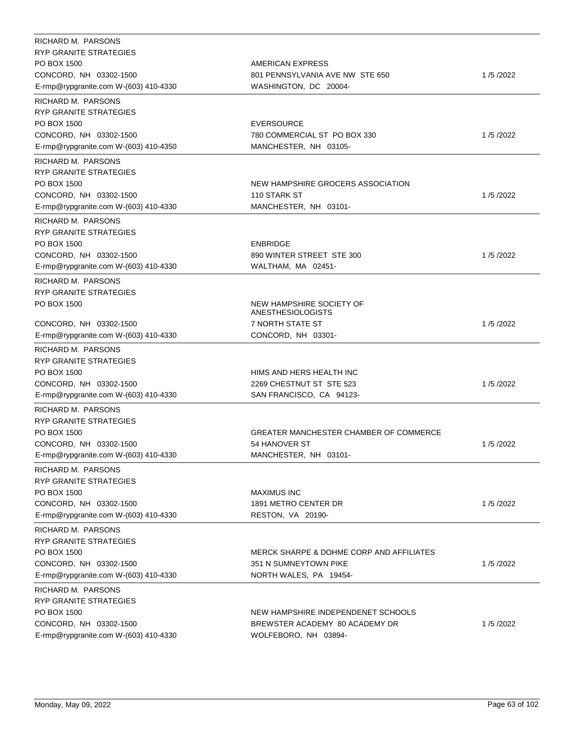| Lobbyist | Client | Date |
| --- | --- | --- |
| RICHARD M. PARSONS<br>RYP GRANITE STRATEGIES<br>PO BOX 1500<br>CONCORD, NH 03302-1500<br>E-rmp@rypgranite.com W-(603) 410-4330 | AMERICAN EXPRESS<br>801 PENNSYLVANIA AVE NW STE 650<br>WASHINGTON, DC 20004- | 1 /5 /2022 |
| RICHARD M. PARSONS<br>RYP GRANITE STRATEGIES<br>PO BOX 1500<br>CONCORD, NH 03302-1500<br>E-rmp@rypgranite.com W-(603) 410-4350 | EVERSOURCE<br>780 COMMERCIAL ST PO BOX 330<br>MANCHESTER, NH 03105- | 1 /5 /2022 |
| RICHARD M. PARSONS<br>RYP GRANITE STRATEGIES<br>PO BOX 1500<br>CONCORD, NH 03302-1500<br>E-rmp@rypgranite.com W-(603) 410-4330 | NEW HAMPSHIRE GROCERS ASSOCIATION<br>110 STARK ST<br>MANCHESTER, NH 03101- | 1 /5 /2022 |
| RICHARD M. PARSONS<br>RYP GRANITE STRATEGIES<br>PO BOX 1500<br>CONCORD, NH 03302-1500<br>E-rmp@rypgranite.com W-(603) 410-4330 | ENBRIDGE<br>890 WINTER STREET STE 300<br>WALTHAM, MA 02451- | 1 /5 /2022 |
| RICHARD M. PARSONS<br>RYP GRANITE STRATEGIES<br>PO BOX 1500<br>CONCORD, NH 03302-1500<br>E-rmp@rypgranite.com W-(603) 410-4330 | NEW HAMPSHIRE SOCIETY OF ANESTHESIOLOGISTS<br>7 NORTH STATE ST<br>CONCORD, NH 03301- | 1 /5 /2022 |
| RICHARD M. PARSONS<br>RYP GRANITE STRATEGIES<br>PO BOX 1500<br>CONCORD, NH 03302-1500<br>E-rmp@rypgranite.com W-(603) 410-4330 | HIMS AND HERS HEALTH INC<br>2269 CHESTNUT ST STE 523<br>SAN FRANCISCO, CA 94123- | 1 /5 /2022 |
| RICHARD M. PARSONS<br>RYP GRANITE STRATEGIES<br>PO BOX 1500<br>CONCORD, NH 03302-1500<br>E-rmp@rypgranite.com W-(603) 410-4330 | GREATER MANCHESTER CHAMBER OF COMMERCE<br>54 HANOVER ST<br>MANCHESTER, NH 03101- | 1 /5 /2022 |
| RICHARD M. PARSONS<br>RYP GRANITE STRATEGIES<br>PO BOX 1500<br>CONCORD, NH 03302-1500<br>E-rmp@rypgranite.com W-(603) 410-4330 | MAXIMUS INC<br>1891 METRO CENTER DR<br>RESTON, VA 20190- | 1 /5 /2022 |
| RICHARD M. PARSONS<br>RYP GRANITE STRATEGIES<br>PO BOX 1500<br>CONCORD, NH 03302-1500<br>E-rmp@rypgranite.com W-(603) 410-4330 | MERCK SHARPE & DOHME CORP AND AFFILIATES<br>351 N SUMNEYTOWN PIKE<br>NORTH WALES, PA 19454- | 1 /5 /2022 |
| RICHARD M. PARSONS<br>RYP GRANITE STRATEGIES<br>PO BOX 1500<br>CONCORD, NH 03302-1500<br>E-rmp@rypgranite.com W-(603) 410-4330 | NEW HAMPSHIRE INDEPENDENET SCHOOLS<br>BREWSTER ACADEMY 80 ACADEMY DR<br>WOLFEBORO, NH 03894- | 1 /5 /2022 |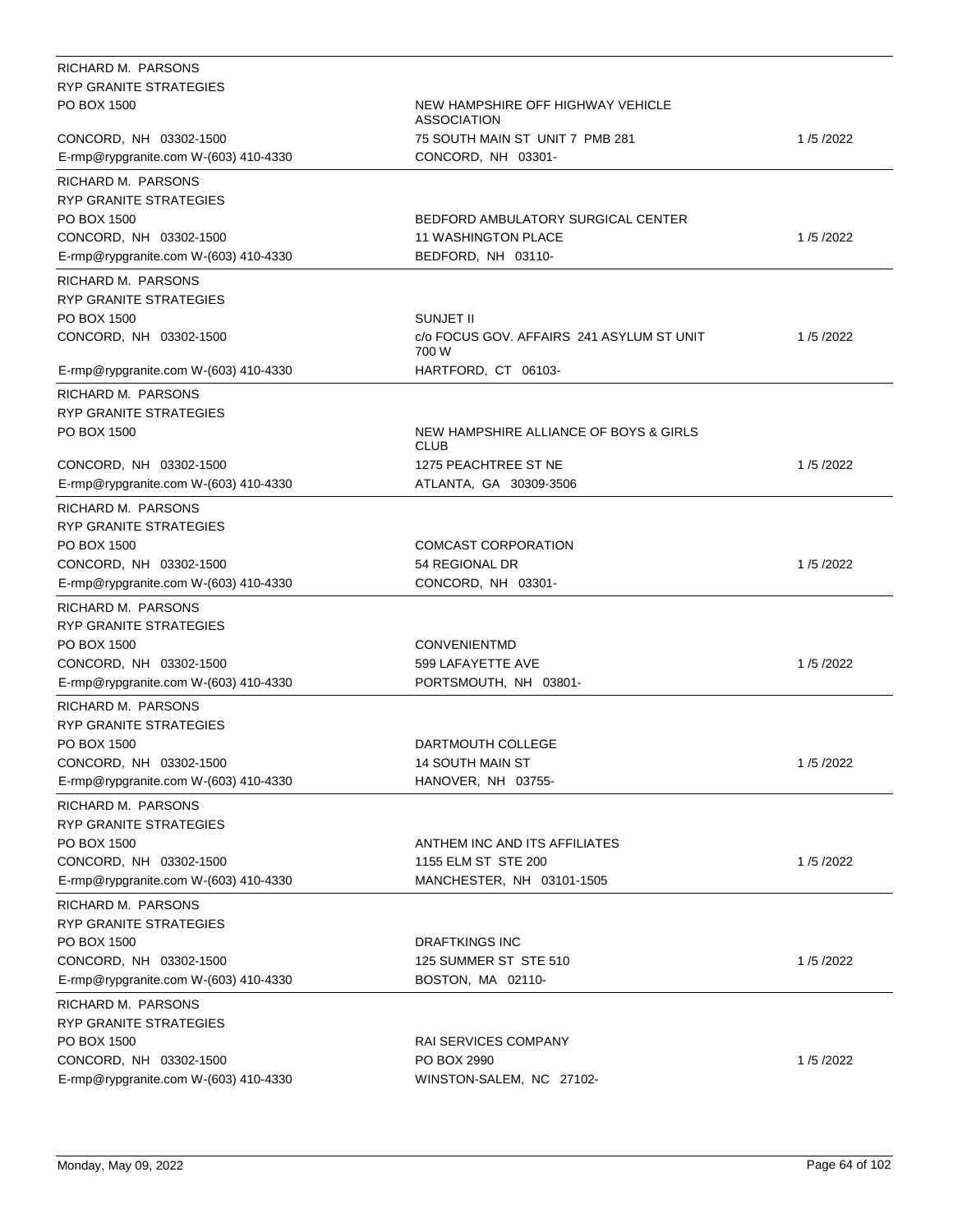| Lobbyist | Client | Date |
|---|---|---|
| RICHARD M. PARSONS<br>RYP GRANITE STRATEGIES<br>PO BOX 1500<br>CONCORD, NH 03302-1500<br>E-rmp@rypgranite.com W-(603) 410-4330 | NEW HAMPSHIRE OFF HIGHWAY VEHICLE ASSOCIATION<br>75 SOUTH MAIN ST UNIT 7 PMB 281<br>CONCORD, NH 03301- | 1 /5 /2022 |
| RICHARD M. PARSONS<br>RYP GRANITE STRATEGIES<br>PO BOX 1500<br>CONCORD, NH 03302-1500<br>E-rmp@rypgranite.com W-(603) 410-4330 | BEDFORD AMBULATORY SURGICAL CENTER<br>11 WASHINGTON PLACE<br>BEDFORD, NH 03110- | 1 /5 /2022 |
| RICHARD M. PARSONS<br>RYP GRANITE STRATEGIES<br>PO BOX 1500<br>CONCORD, NH 03302-1500<br>E-rmp@rypgranite.com W-(603) 410-4330 | SUNJET II<br>c/o FOCUS GOV. AFFAIRS 241 ASYLUM ST UNIT 700 W<br>HARTFORD, CT 06103- | 1 /5 /2022 |
| RICHARD M. PARSONS<br>RYP GRANITE STRATEGIES<br>PO BOX 1500<br>CONCORD, NH 03302-1500<br>E-rmp@rypgranite.com W-(603) 410-4330 | NEW HAMPSHIRE ALLIANCE OF BOYS & GIRLS CLUB<br>1275 PEACHTREE ST NE<br>ATLANTA, GA 30309-3506 | 1 /5 /2022 |
| RICHARD M. PARSONS<br>RYP GRANITE STRATEGIES<br>PO BOX 1500<br>CONCORD, NH 03302-1500<br>E-rmp@rypgranite.com W-(603) 410-4330 | COMCAST CORPORATION<br>54 REGIONAL DR<br>CONCORD, NH 03301- | 1 /5 /2022 |
| RICHARD M. PARSONS<br>RYP GRANITE STRATEGIES<br>PO BOX 1500<br>CONCORD, NH 03302-1500<br>E-rmp@rypgranite.com W-(603) 410-4330 | CONVENIENTMD<br>599 LAFAYETTE AVE<br>PORTSMOUTH, NH 03801- | 1 /5 /2022 |
| RICHARD M. PARSONS<br>RYP GRANITE STRATEGIES<br>PO BOX 1500<br>CONCORD, NH 03302-1500<br>E-rmp@rypgranite.com W-(603) 410-4330 | DARTMOUTH COLLEGE<br>14 SOUTH MAIN ST<br>HANOVER, NH 03755- | 1 /5 /2022 |
| RICHARD M. PARSONS<br>RYP GRANITE STRATEGIES<br>PO BOX 1500<br>CONCORD, NH 03302-1500<br>E-rmp@rypgranite.com W-(603) 410-4330 | ANTHEM INC AND ITS AFFILIATES<br>1155 ELM ST STE 200<br>MANCHESTER, NH 03101-1505 | 1 /5 /2022 |
| RICHARD M. PARSONS<br>RYP GRANITE STRATEGIES<br>PO BOX 1500<br>CONCORD, NH 03302-1500<br>E-rmp@rypgranite.com W-(603) 410-4330 | DRAFTKINGS INC<br>125 SUMMER ST STE 510<br>BOSTON, MA 02110- | 1 /5 /2022 |
| RICHARD M. PARSONS<br>RYP GRANITE STRATEGIES<br>PO BOX 1500<br>CONCORD, NH 03302-1500<br>E-rmp@rypgranite.com W-(603) 410-4330 | RAI SERVICES COMPANY<br>PO BOX 2990<br>WINSTON-SALEM, NC 27102- | 1 /5 /2022 |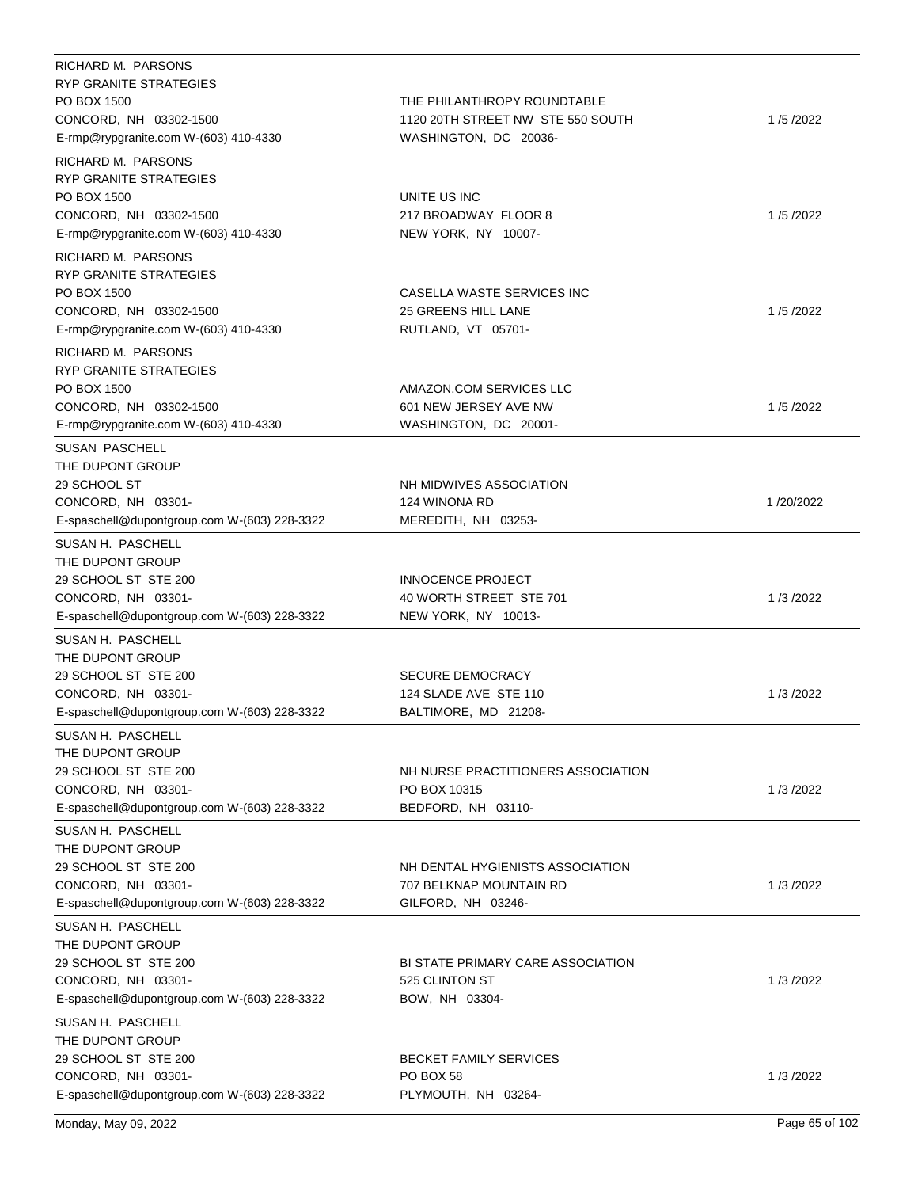| Lobbyist | Client | Date |
|---|---|---|
| RICHARD M. PARSONS<br>RYP GRANITE STRATEGIES<br>PO BOX 1500<br>CONCORD, NH 03302-1500<br>E-rmp@rypgranite.com W-(603) 410-4330 | THE PHILANTHROPY ROUNDTABLE<br>1120 20TH STREET NW STE 550 SOUTH<br>WASHINGTON, DC 20036- | 1 /5 /2022 |
| RICHARD M. PARSONS<br>RYP GRANITE STRATEGIES<br>PO BOX 1500<br>CONCORD, NH 03302-1500<br>E-rmp@rypgranite.com W-(603) 410-4330 | UNITE US INC<br>217 BROADWAY FLOOR 8<br>NEW YORK, NY 10007- | 1 /5 /2022 |
| RICHARD M. PARSONS<br>RYP GRANITE STRATEGIES<br>PO BOX 1500<br>CONCORD, NH 03302-1500<br>E-rmp@rypgranite.com W-(603) 410-4330 | CASELLA WASTE SERVICES INC<br>25 GREENS HILL LANE<br>RUTLAND, VT 05701- | 1 /5 /2022 |
| RICHARD M. PARSONS<br>RYP GRANITE STRATEGIES<br>PO BOX 1500<br>CONCORD, NH 03302-1500<br>E-rmp@rypgranite.com W-(603) 410-4330 | AMAZON.COM SERVICES LLC<br>601 NEW JERSEY AVE NW<br>WASHINGTON, DC 20001- | 1 /5 /2022 |
| SUSAN PASCHELL<br>THE DUPONT GROUP<br>29 SCHOOL ST<br>CONCORD, NH 03301-<br>E-spaschell@dupontgroup.com W-(603) 228-3322 | NH MIDWIVES ASSOCIATION<br>124 WINONA RD<br>MEREDITH, NH 03253- | 1 /20/2022 |
| SUSAN H. PASCHELL<br>THE DUPONT GROUP<br>29 SCHOOL ST STE 200<br>CONCORD, NH 03301-<br>E-spaschell@dupontgroup.com W-(603) 228-3322 | INNOCENCE PROJECT<br>40 WORTH STREET STE 701<br>NEW YORK, NY 10013- | 1 /3 /2022 |
| SUSAN H. PASCHELL<br>THE DUPONT GROUP<br>29 SCHOOL ST STE 200<br>CONCORD, NH 03301-<br>E-spaschell@dupontgroup.com W-(603) 228-3322 | SECURE DEMOCRACY<br>124 SLADE AVE STE 110<br>BALTIMORE, MD 21208- | 1 /3 /2022 |
| SUSAN H. PASCHELL<br>THE DUPONT GROUP<br>29 SCHOOL ST STE 200<br>CONCORD, NH 03301-<br>E-spaschell@dupontgroup.com W-(603) 228-3322 | NH NURSE PRACTITIONERS ASSOCIATION<br>PO BOX 10315<br>BEDFORD, NH 03110- | 1 /3 /2022 |
| SUSAN H. PASCHELL<br>THE DUPONT GROUP<br>29 SCHOOL ST STE 200<br>CONCORD, NH 03301-<br>E-spaschell@dupontgroup.com W-(603) 228-3322 | NH DENTAL HYGIENISTS ASSOCIATION<br>707 BELKNAP MOUNTAIN RD<br>GILFORD, NH 03246- | 1 /3 /2022 |
| SUSAN H. PASCHELL<br>THE DUPONT GROUP<br>29 SCHOOL ST STE 200<br>CONCORD, NH 03301-<br>E-spaschell@dupontgroup.com W-(603) 228-3322 | BI STATE PRIMARY CARE ASSOCIATION<br>525 CLINTON ST<br>BOW, NH 03304- | 1 /3 /2022 |
| SUSAN H. PASCHELL<br>THE DUPONT GROUP<br>29 SCHOOL ST STE 200<br>CONCORD, NH 03301-<br>E-spaschell@dupontgroup.com W-(603) 228-3322 | BECKET FAMILY SERVICES<br>PO BOX 58<br>PLYMOUTH, NH 03264- | 1 /3 /2022 |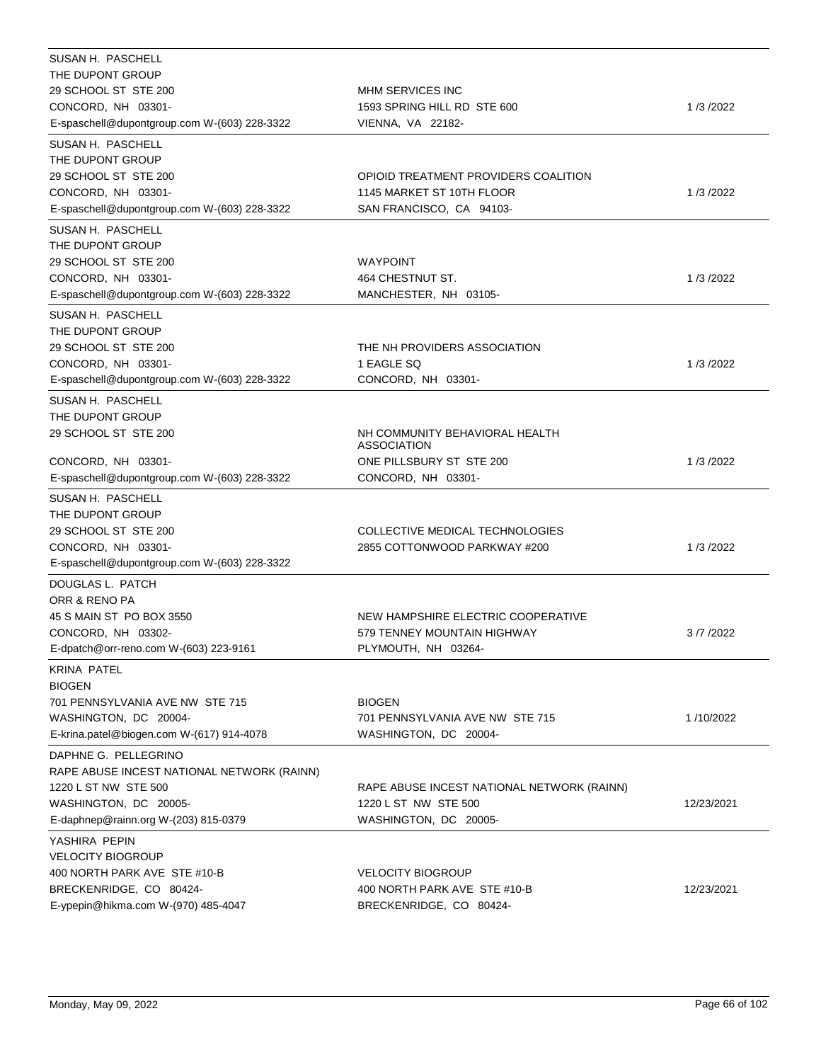| Lobbyist | Client | Date |
|---|---|---|
| SUSAN H. PASCHELL<br>THE DUPONT GROUP<br>29 SCHOOL ST STE 200<br>CONCORD, NH 03301-<br>E-spaschell@dupontgroup.com W-(603) 228-3322 | MHM SERVICES INC<br>1593 SPRING HILL RD STE 600<br>VIENNA, VA 22182- | 1 /3 /2022 |
| SUSAN H. PASCHELL<br>THE DUPONT GROUP<br>29 SCHOOL ST STE 200<br>CONCORD, NH 03301-<br>E-spaschell@dupontgroup.com W-(603) 228-3322 | OPIOID TREATMENT PROVIDERS COALITION<br>1145 MARKET ST 10TH FLOOR<br>SAN FRANCISCO, CA 94103- | 1 /3 /2022 |
| SUSAN H. PASCHELL<br>THE DUPONT GROUP<br>29 SCHOOL ST STE 200<br>CONCORD, NH 03301-<br>E-spaschell@dupontgroup.com W-(603) 228-3322 | WAYPOINT<br>464 CHESTNUT ST.<br>MANCHESTER, NH 03105- | 1 /3 /2022 |
| SUSAN H. PASCHELL<br>THE DUPONT GROUP<br>29 SCHOOL ST STE 200<br>CONCORD, NH 03301-<br>E-spaschell@dupontgroup.com W-(603) 228-3322 | THE NH PROVIDERS ASSOCIATION<br>1 EAGLE SQ<br>CONCORD, NH 03301- | 1 /3 /2022 |
| SUSAN H. PASCHELL<br>THE DUPONT GROUP<br>29 SCHOOL ST STE 200<br>CONCORD, NH 03301-<br>E-spaschell@dupontgroup.com W-(603) 228-3322 | NH COMMUNITY BEHAVIORAL HEALTH ASSOCIATION<br>ONE PILLSBURY ST STE 200<br>CONCORD, NH 03301- | 1 /3 /2022 |
| SUSAN H. PASCHELL<br>THE DUPONT GROUP<br>29 SCHOOL ST STE 200<br>CONCORD, NH 03301-<br>E-spaschell@dupontgroup.com W-(603) 228-3322 | COLLECTIVE MEDICAL TECHNOLOGIES<br>2855 COTTONWOOD PARKWAY #200 | 1 /3 /2022 |
| DOUGLAS L. PATCH<br>ORR & RENO PA<br>45 S MAIN ST PO BOX 3550<br>CONCORD, NH 03302-<br>E-dpatch@orr-reno.com W-(603) 223-9161 | NEW HAMPSHIRE ELECTRIC COOPERATIVE<br>579 TENNEY MOUNTAIN HIGHWAY<br>PLYMOUTH, NH 03264- | 3 /7 /2022 |
| KRINA PATEL<br>BIOGEN<br>701 PENNSYLVANIA AVE NW STE 715<br>WASHINGTON, DC 20004-<br>E-krina.patel@biogen.com W-(617) 914-4078 | BIOGEN<br>701 PENNSYLVANIA AVE NW STE 715<br>WASHINGTON, DC 20004- | 1 /10/2022 |
| DAPHNE G. PELLEGRINO<br>RAPE ABUSE INCEST NATIONAL NETWORK (RAINN)<br>1220 L ST NW STE 500<br>WASHINGTON, DC 20005-<br>E-daphnep@rainn.org W-(203) 815-0379 | RAPE ABUSE INCEST NATIONAL NETWORK (RAINN)<br>1220 L ST NW STE 500<br>WASHINGTON, DC 20005- | 12/23/2021 |
| YASHIRA PEPIN<br>VELOCITY BIOGROUP<br>400 NORTH PARK AVE STE #10-B<br>BRECKENRIDGE, CO 80424-<br>E-ypepin@hikma.com W-(970) 485-4047 | VELOCITY BIOGROUP<br>400 NORTH PARK AVE STE #10-B<br>BRECKENRIDGE, CO 80424- | 12/23/2021 |

Monday, May 09, 2022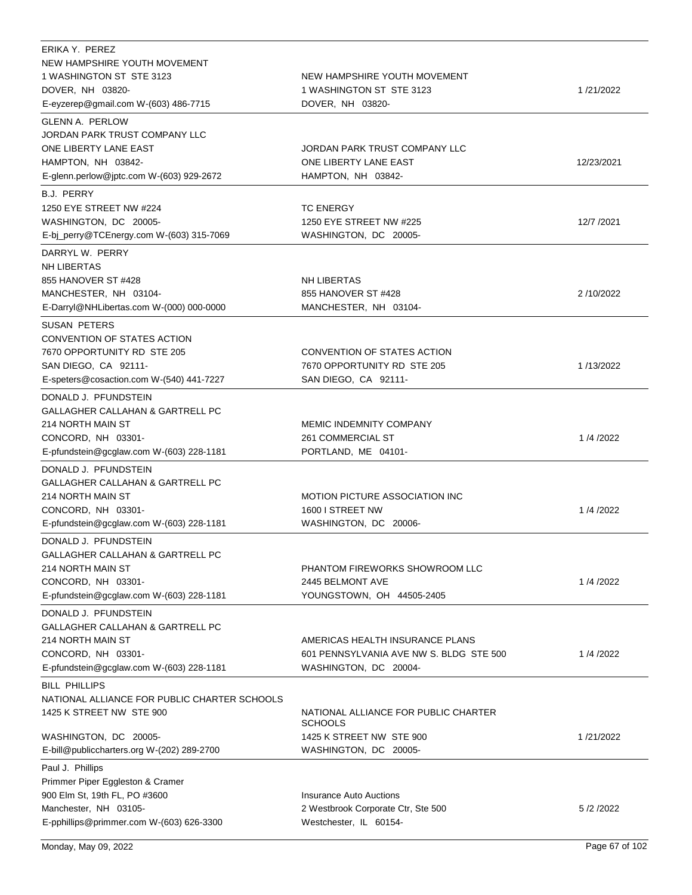| Lobbyist | Client | Date |
|---|---|---|
| ERIKA Y. PEREZ<br>NEW HAMPSHIRE YOUTH MOVEMENT<br>1 WASHINGTON ST STE 3123<br>DOVER, NH 03820-<br>E-eyzerep@gmail.com W-(603) 486-7715 | NEW HAMPSHIRE YOUTH MOVEMENT<br>1 WASHINGTON ST STE 3123<br>DOVER, NH 03820- | 1 /21/2022 |
| GLENN A. PERLOW<br>JORDAN PARK TRUST COMPANY LLC<br>ONE LIBERTY LANE EAST<br>HAMPTON, NH 03842-<br>E-glenn.perlow@jptc.com W-(603) 929-2672 | JORDAN PARK TRUST COMPANY LLC<br>ONE LIBERTY LANE EAST<br>HAMPTON, NH 03842- | 12/23/2021 |
| B.J. PERRY<br>1250 EYE STREET NW #224<br>WASHINGTON, DC 20005-<br>E-bj_perry@TCEnergy.com W-(603) 315-7069 | TC ENERGY<br>1250 EYE STREET NW #225<br>WASHINGTON, DC 20005- | 12/7 /2021 |
| DARRYL W. PERRY<br>NH LIBERTAS<br>855 HANOVER ST #428<br>MANCHESTER, NH 03104-<br>E-Darryl@NHLibertas.com W-(000) 000-0000 | NH LIBERTAS<br>855 HANOVER ST #428<br>MANCHESTER, NH 03104- | 2 /10/2022 |
| SUSAN PETERS<br>CONVENTION OF STATES ACTION<br>7670 OPPORTUNITY RD STE 205<br>SAN DIEGO, CA 92111-<br>E-speters@cosaction.com W-(540) 441-7227 | CONVENTION OF STATES ACTION<br>7670 OPPORTUNITY RD STE 205<br>SAN DIEGO, CA 92111- | 1 /13/2022 |
| DONALD J. PFUNDSTEIN<br>GALLAGHER CALLAHAN & GARTRELL PC<br>214 NORTH MAIN ST<br>CONCORD, NH 03301-<br>E-pfundstein@gcglaw.com W-(603) 228-1181 | MEMIC INDEMNITY COMPANY<br>261 COMMERCIAL ST<br>PORTLAND, ME 04101- | 1 /4 /2022 |
| DONALD J. PFUNDSTEIN<br>GALLAGHER CALLAHAN & GARTRELL PC<br>214 NORTH MAIN ST<br>CONCORD, NH 03301-<br>E-pfundstein@gcglaw.com W-(603) 228-1181 | MOTION PICTURE ASSOCIATION INC<br>1600 I STREET NW<br>WASHINGTON, DC 20006- | 1 /4 /2022 |
| DONALD J. PFUNDSTEIN<br>GALLAGHER CALLAHAN & GARTRELL PC<br>214 NORTH MAIN ST<br>CONCORD, NH 03301-<br>E-pfundstein@gcglaw.com W-(603) 228-1181 | PHANTOM FIREWORKS SHOWROOM LLC<br>2445 BELMONT AVE<br>YOUNGSTOWN, OH 44505-2405 | 1 /4 /2022 |
| DONALD J. PFUNDSTEIN<br>GALLAGHER CALLAHAN & GARTRELL PC<br>214 NORTH MAIN ST<br>CONCORD, NH 03301-<br>E-pfundstein@gcglaw.com W-(603) 228-1181 | AMERICAS HEALTH INSURANCE PLANS<br>601 PENNSYLVANIA AVE NW S. BLDG STE 500<br>WASHINGTON, DC 20004- | 1 /4 /2022 |
| BILL PHILLIPS<br>NATIONAL ALLIANCE FOR PUBLIC CHARTER SCHOOLS<br>1425 K STREET NW STE 900<br>WASHINGTON, DC 20005-<br>E-bill@publiccharters.org W-(202) 289-2700 | NATIONAL ALLIANCE FOR PUBLIC CHARTER SCHOOLS<br>1425 K STREET NW STE 900<br>WASHINGTON, DC 20005- | 1 /21/2022 |
| Paul J. Phillips<br>Primmer Piper Eggleston & Cramer<br>900 Elm St, 19th FL, PO #3600<br>Manchester, NH 03105-<br>E-pphillips@primmer.com W-(603) 626-3300 | Insurance Auto Auctions<br>2 Westbrook Corporate Ctr, Ste 500<br>Westchester, IL 60154- | 5 /2 /2022 |

Monday, May 09, 2022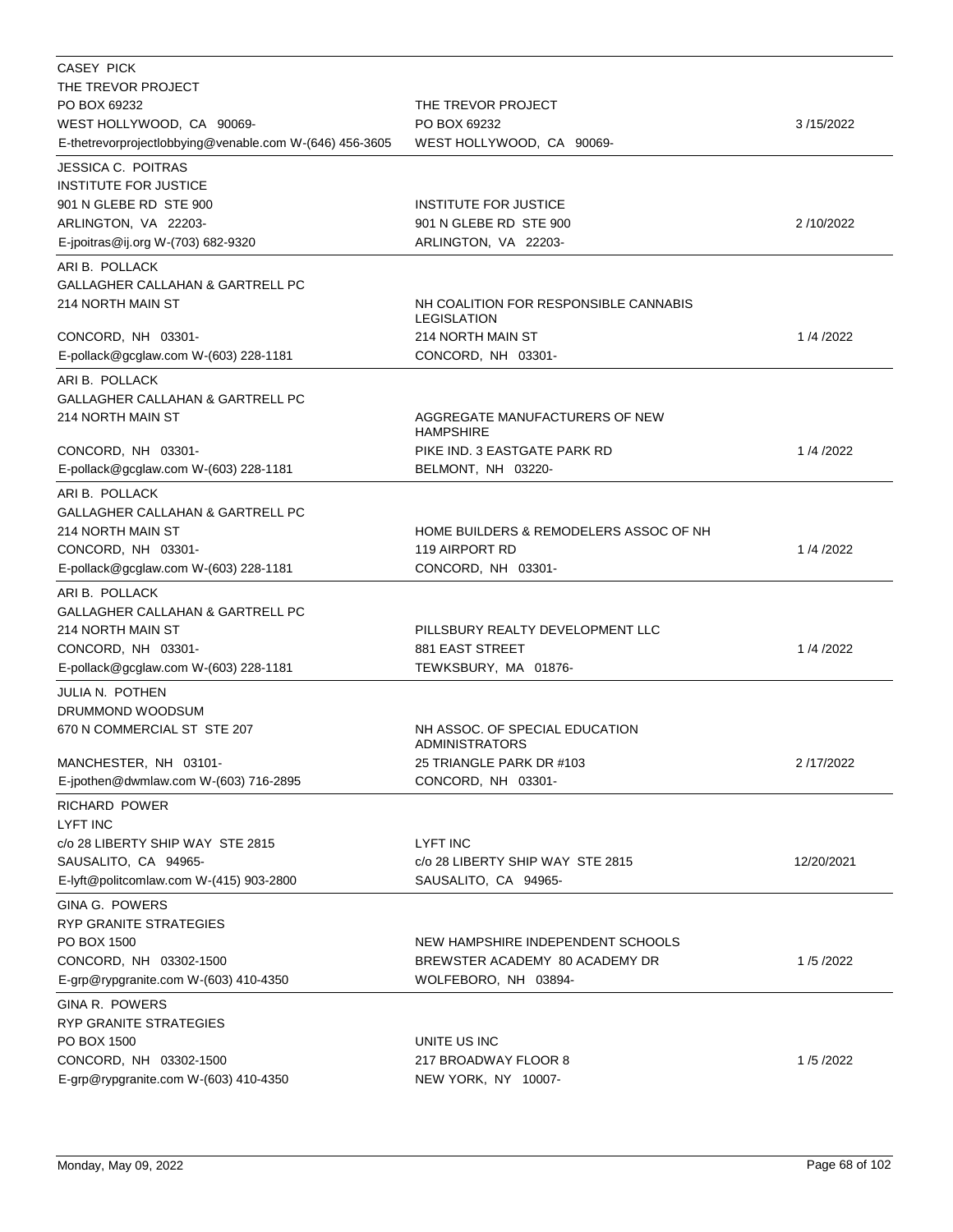| Lobbyist | Client | Date |
|---|---|---|
| CASEY PICK<br>THE TREVOR PROJECT<br>PO BOX 69232<br>WEST HOLLYWOOD, CA 90069-<br>E-thetrevorprojectlobbying@venable.com W-(646) 456-3605 | THE TREVOR PROJECT<br>PO BOX 69232<br>WEST HOLLYWOOD, CA 90069- | 3 /15/2022 |
| JESSICA C. POITRAS<br>INSTITUTE FOR JUSTICE<br>901 N GLEBE RD STE 900<br>ARLINGTON, VA 22203-<br>E-jpoitras@ij.org W-(703) 682-9320 | INSTITUTE FOR JUSTICE<br>901 N GLEBE RD STE 900<br>ARLINGTON, VA 22203- | 2 /10/2022 |
| ARI B. POLLACK<br>GALLAGHER CALLAHAN & GARTRELL PC<br>214 NORTH MAIN ST<br>CONCORD, NH 03301-<br>E-pollack@gcglaw.com W-(603) 228-1181 | NH COALITION FOR RESPONSIBLE CANNABIS LEGISLATION<br>214 NORTH MAIN ST<br>CONCORD, NH 03301- | 1 /4 /2022 |
| ARI B. POLLACK<br>GALLAGHER CALLAHAN & GARTRELL PC<br>214 NORTH MAIN ST<br>CONCORD, NH 03301-<br>E-pollack@gcglaw.com W-(603) 228-1181 | AGGREGATE MANUFACTURERS OF NEW HAMPSHIRE<br>PIKE IND. 3 EASTGATE PARK RD<br>BELMONT, NH 03220- | 1 /4 /2022 |
| ARI B. POLLACK<br>GALLAGHER CALLAHAN & GARTRELL PC<br>214 NORTH MAIN ST<br>CONCORD, NH 03301-<br>E-pollack@gcglaw.com W-(603) 228-1181 | HOME BUILDERS & REMODELERS ASSOC OF NH<br>119 AIRPORT RD<br>CONCORD, NH 03301- | 1 /4 /2022 |
| ARI B. POLLACK<br>GALLAGHER CALLAHAN & GARTRELL PC<br>214 NORTH MAIN ST<br>CONCORD, NH 03301-<br>E-pollack@gcglaw.com W-(603) 228-1181 | PILLSBURY REALTY DEVELOPMENT LLC<br>881 EAST STREET<br>TEWKSBURY, MA 01876- | 1 /4 /2022 |
| JULIA N. POTHEN<br>DRUMMOND WOODSUM<br>670 N COMMERCIAL ST STE 207<br>MANCHESTER, NH 03101-<br>E-jpothen@dwmlaw.com W-(603) 716-2895 | NH ASSOC. OF SPECIAL EDUCATION ADMINISTRATORS<br>25 TRIANGLE PARK DR #103<br>CONCORD, NH 03301- | 2 /17/2022 |
| RICHARD POWER<br>LYFT INC<br>c/o 28 LIBERTY SHIP WAY STE 2815<br>SAUSALITO, CA 94965-<br>E-lyft@politcomlaw.com W-(415) 903-2800 | LYFT INC<br>c/o 28 LIBERTY SHIP WAY STE 2815<br>SAUSALITO, CA 94965- | 12/20/2021 |
| GINA G. POWERS<br>RYP GRANITE STRATEGIES<br>PO BOX 1500<br>CONCORD, NH 03302-1500<br>E-grp@rypgranite.com W-(603) 410-4350 | NEW HAMPSHIRE INDEPENDENT SCHOOLS<br>BREWSTER ACADEMY 80 ACADEMY DR<br>WOLFEBORO, NH 03894- | 1 /5 /2022 |
| GINA R. POWERS<br>RYP GRANITE STRATEGIES<br>PO BOX 1500<br>CONCORD, NH 03302-1500<br>E-grp@rypgranite.com W-(603) 410-4350 | UNITE US INC<br>217 BROADWAY FLOOR 8<br>NEW YORK, NY 10007- | 1 /5 /2022 |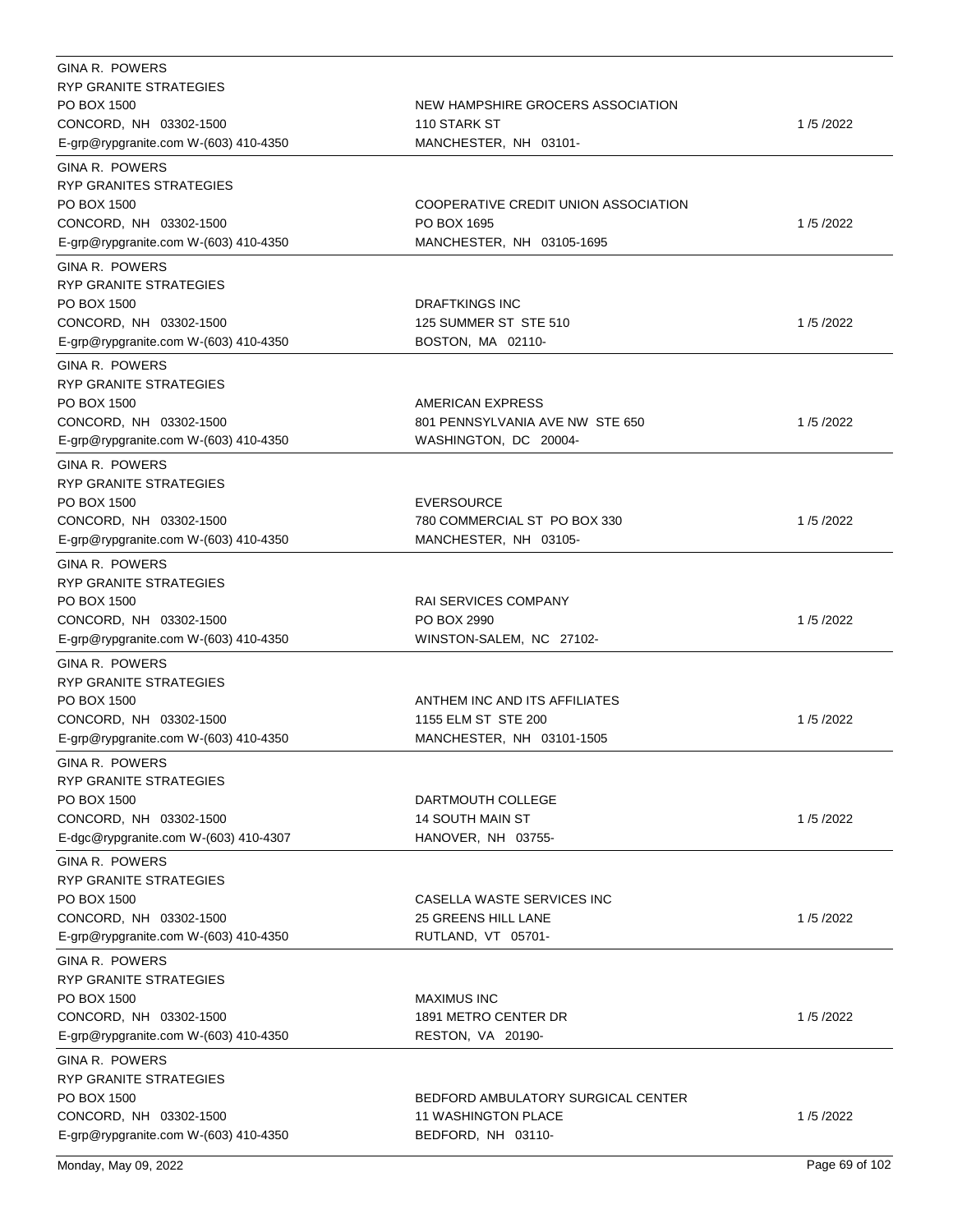| Lobbyist | Client | Date |
|---|---|---|
| GINA R. POWERS<br>RYP GRANITE STRATEGIES<br>PO BOX 1500<br>CONCORD, NH 03302-1500<br>E-grp@rypgranite.com W-(603) 410-4350 | NEW HAMPSHIRE GROCERS ASSOCIATION<br>110 STARK ST<br>MANCHESTER, NH 03101- | 1 /5 /2022 |
| GINA R. POWERS<br>RYP GRANITES STRATEGIES<br>PO BOX 1500<br>CONCORD, NH 03302-1500<br>E-grp@rypgranite.com W-(603) 410-4350 | COOPERATIVE CREDIT UNION ASSOCIATION<br>PO BOX 1695<br>MANCHESTER, NH 03105-1695 | 1 /5 /2022 |
| GINA R. POWERS<br>RYP GRANITE STRATEGIES<br>PO BOX 1500<br>CONCORD, NH 03302-1500<br>E-grp@rypgranite.com W-(603) 410-4350 | DRAFTKINGS INC<br>125 SUMMER ST STE 510<br>BOSTON, MA 02110- | 1 /5 /2022 |
| GINA R. POWERS<br>RYP GRANITE STRATEGIES<br>PO BOX 1500<br>CONCORD, NH 03302-1500<br>E-grp@rypgranite.com W-(603) 410-4350 | AMERICAN EXPRESS<br>801 PENNSYLVANIA AVE NW STE 650<br>WASHINGTON, DC 20004- | 1 /5 /2022 |
| GINA R. POWERS<br>RYP GRANITE STRATEGIES<br>PO BOX 1500<br>CONCORD, NH 03302-1500<br>E-grp@rypgranite.com W-(603) 410-4350 | EVERSOURCE<br>780 COMMERCIAL ST PO BOX 330<br>MANCHESTER, NH 03105- | 1 /5 /2022 |
| GINA R. POWERS<br>RYP GRANITE STRATEGIES<br>PO BOX 1500<br>CONCORD, NH 03302-1500<br>E-grp@rypgranite.com W-(603) 410-4350 | RAI SERVICES COMPANY<br>PO BOX 2990<br>WINSTON-SALEM, NC 27102- | 1 /5 /2022 |
| GINA R. POWERS<br>RYP GRANITE STRATEGIES<br>PO BOX 1500<br>CONCORD, NH 03302-1500<br>E-grp@rypgranite.com W-(603) 410-4350 | ANTHEM INC AND ITS AFFILIATES<br>1155 ELM ST STE 200<br>MANCHESTER, NH 03101-1505 | 1 /5 /2022 |
| GINA R. POWERS<br>RYP GRANITE STRATEGIES<br>PO BOX 1500<br>CONCORD, NH 03302-1500<br>E-dgc@rypgranite.com W-(603) 410-4307 | DARTMOUTH COLLEGE<br>14 SOUTH MAIN ST<br>HANOVER, NH 03755- | 1 /5 /2022 |
| GINA R. POWERS<br>RYP GRANITE STRATEGIES<br>PO BOX 1500<br>CONCORD, NH 03302-1500<br>E-grp@rypgranite.com W-(603) 410-4350 | CASELLA WASTE SERVICES INC<br>25 GREENS HILL LANE<br>RUTLAND, VT 05701- | 1 /5 /2022 |
| GINA R. POWERS<br>RYP GRANITE STRATEGIES<br>PO BOX 1500<br>CONCORD, NH 03302-1500<br>E-grp@rypgranite.com W-(603) 410-4350 | MAXIMUS INC<br>1891 METRO CENTER DR<br>RESTON, VA 20190- | 1 /5 /2022 |
| GINA R. POWERS<br>RYP GRANITE STRATEGIES<br>PO BOX 1500<br>CONCORD, NH 03302-1500<br>E-grp@rypgranite.com W-(603) 410-4350 | BEDFORD AMBULATORY SURGICAL CENTER<br>11 WASHINGTON PLACE<br>BEDFORD, NH 03110- | 1 /5 /2022 |

Monday, May 09, 2022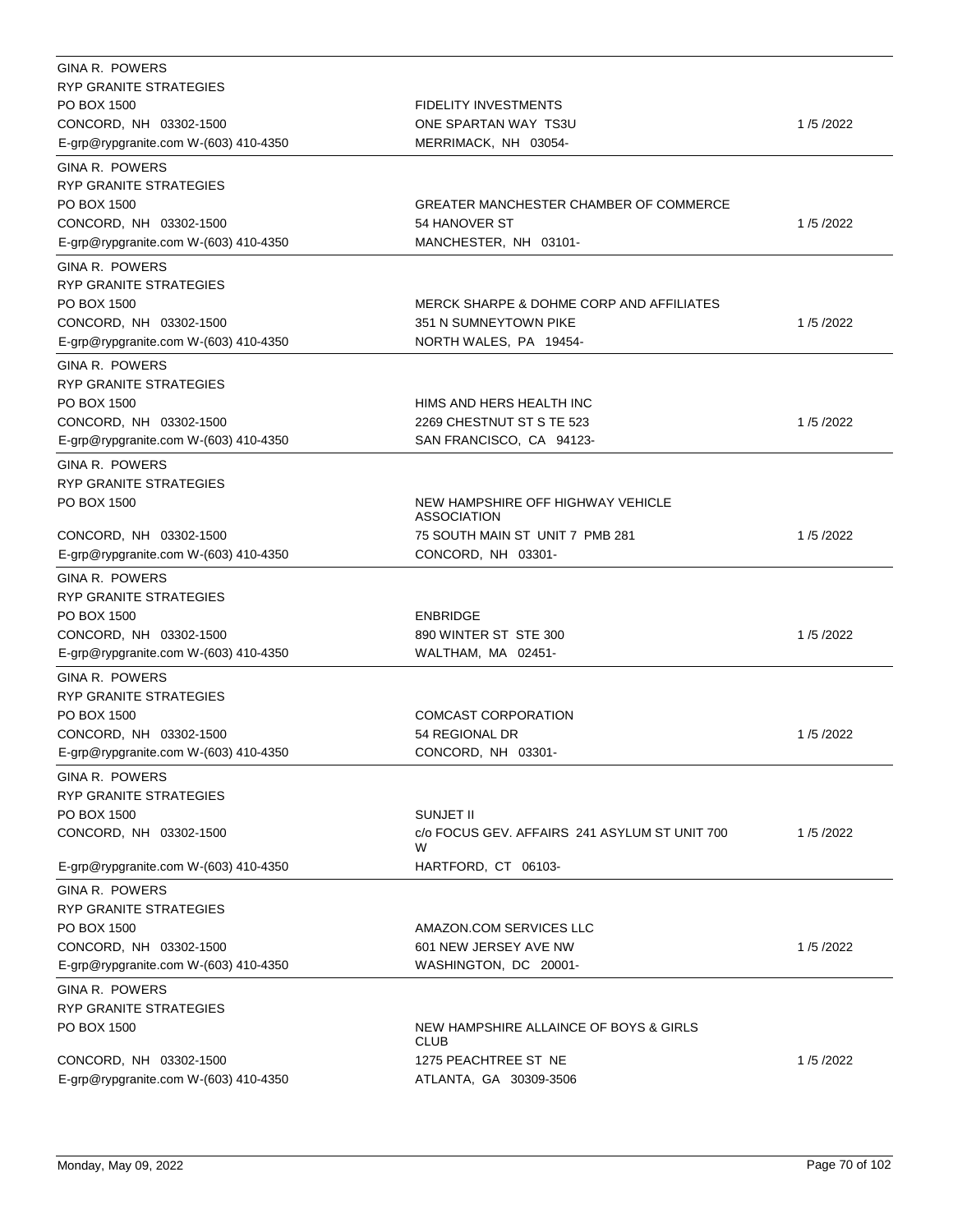| Lobbyist | Client | Date |
|---|---|---|
| GINA R. POWERS<br>RYP GRANITE STRATEGIES<br>PO BOX 1500<br>CONCORD, NH 03302-1500<br>E-grp@rypgranite.com W-(603) 410-4350 | FIDELITY INVESTMENTS<br>ONE SPARTAN WAY TS3U<br>MERRIMACK, NH 03054- | 1 /5 /2022 |
| GINA R. POWERS<br>RYP GRANITE STRATEGIES<br>PO BOX 1500<br>CONCORD, NH 03302-1500<br>E-grp@rypgranite.com W-(603) 410-4350 | GREATER MANCHESTER CHAMBER OF COMMERCE<br>54 HANOVER ST<br>MANCHESTER, NH 03101- | 1 /5 /2022 |
| GINA R. POWERS<br>RYP GRANITE STRATEGIES<br>PO BOX 1500<br>CONCORD, NH 03302-1500<br>E-grp@rypgranite.com W-(603) 410-4350 | MERCK SHARPE & DOHME CORP AND AFFILIATES<br>351 N SUMNEYTOWN PIKE<br>NORTH WALES, PA 19454- | 1 /5 /2022 |
| GINA R. POWERS<br>RYP GRANITE STRATEGIES<br>PO BOX 1500<br>CONCORD, NH 03302-1500<br>E-grp@rypgranite.com W-(603) 410-4350 | HIMS AND HERS HEALTH INC<br>2269 CHESTNUT ST S TE 523<br>SAN FRANCISCO, CA 94123- | 1 /5 /2022 |
| GINA R. POWERS<br>RYP GRANITE STRATEGIES<br>PO BOX 1500<br>CONCORD, NH 03302-1500<br>E-grp@rypgranite.com W-(603) 410-4350 | NEW HAMPSHIRE OFF HIGHWAY VEHICLE ASSOCIATION<br>75 SOUTH MAIN ST UNIT 7 PMB 281<br>CONCORD, NH 03301- | 1 /5 /2022 |
| GINA R. POWERS<br>RYP GRANITE STRATEGIES<br>PO BOX 1500<br>CONCORD, NH 03302-1500<br>E-grp@rypgranite.com W-(603) 410-4350 | ENBRIDGE<br>890 WINTER ST STE 300<br>WALTHAM, MA 02451- | 1 /5 /2022 |
| GINA R. POWERS<br>RYP GRANITE STRATEGIES<br>PO BOX 1500<br>CONCORD, NH 03302-1500<br>E-grp@rypgranite.com W-(603) 410-4350 | COMCAST CORPORATION<br>54 REGIONAL DR<br>CONCORD, NH 03301- | 1 /5 /2022 |
| GINA R. POWERS<br>RYP GRANITE STRATEGIES<br>PO BOX 1500<br>CONCORD, NH 03302-1500<br>E-grp@rypgranite.com W-(603) 410-4350 | SUNJET II<br>c/o FOCUS GEV. AFFAIRS 241 ASYLUM ST UNIT 700 W<br>HARTFORD, CT 06103- | 1 /5 /2022 |
| GINA R. POWERS<br>RYP GRANITE STRATEGIES<br>PO BOX 1500<br>CONCORD, NH 03302-1500<br>E-grp@rypgranite.com W-(603) 410-4350 | AMAZON.COM SERVICES LLC<br>601 NEW JERSEY AVE NW<br>WASHINGTON, DC 20001- | 1 /5 /2022 |
| GINA R. POWERS<br>RYP GRANITE STRATEGIES<br>PO BOX 1500<br>CONCORD, NH 03302-1500<br>E-grp@rypgranite.com W-(603) 410-4350 | NEW HAMPSHIRE ALLAINCE OF BOYS & GIRLS CLUB<br>1275 PEACHTREE ST NE<br>ATLANTA, GA 30309-3506 | 1 /5 /2022 |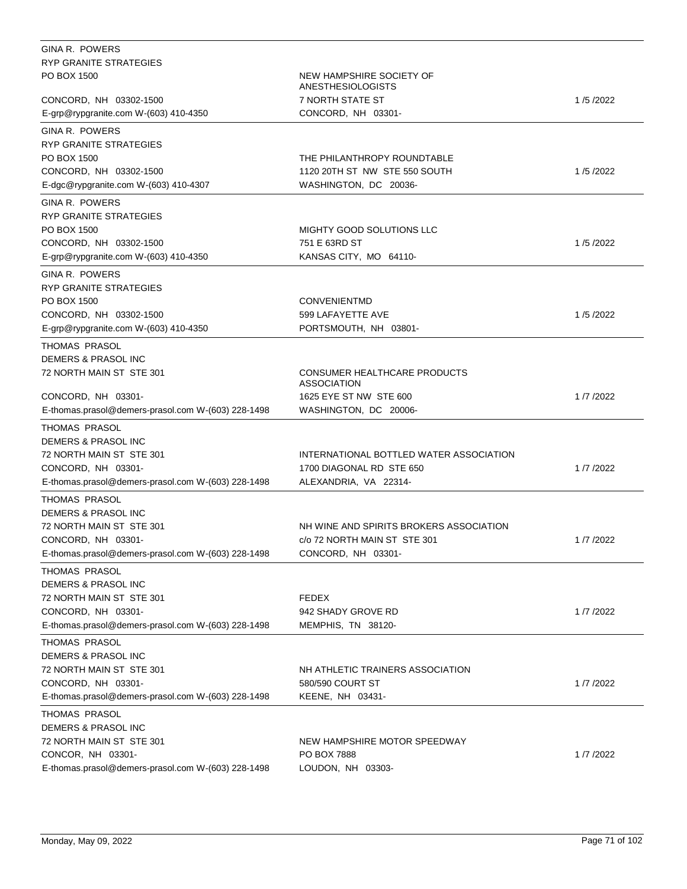| Lobbyist | Client | Date |
|---|---|---|
| GINA R. POWERS<br>RYP GRANITE STRATEGIES<br>PO BOX 1500<br>CONCORD, NH 03302-1500<br>E-grp@rypgranite.com W-(603) 410-4350 | NEW HAMPSHIRE SOCIETY OF ANESTHESIOLOGISTS<br>7 NORTH STATE ST<br>CONCORD, NH 03301- | 1 /5 /2022 |
| GINA R. POWERS<br>RYP GRANITE STRATEGIES<br>PO BOX 1500<br>CONCORD, NH 03302-1500<br>E-dgc@rypgranite.com W-(603) 410-4307 | THE PHILANTHROPY ROUNDTABLE<br>1120 20TH ST NW STE 550 SOUTH<br>WASHINGTON, DC 20036- | 1 /5 /2022 |
| GINA R. POWERS<br>RYP GRANITE STRATEGIES<br>PO BOX 1500<br>CONCORD, NH 03302-1500<br>E-grp@rypgranite.com W-(603) 410-4350 | MIGHTY GOOD SOLUTIONS LLC<br>751 E 63RD ST<br>KANSAS CITY, MO 64110- | 1 /5 /2022 |
| GINA R. POWERS<br>RYP GRANITE STRATEGIES<br>PO BOX 1500<br>CONCORD, NH 03302-1500<br>E-grp@rypgranite.com W-(603) 410-4350 | CONVENIENTMD<br>599 LAFAYETTE AVE<br>PORTSMOUTH, NH 03801- | 1 /5 /2022 |
| THOMAS PRASOL<br>DEMERS & PRASOL INC<br>72 NORTH MAIN ST STE 301<br>CONCORD, NH 03301-<br>E-thomas.prasol@demers-prasol.com W-(603) 228-1498 | CONSUMER HEALTHCARE PRODUCTS ASSOCIATION<br>1625 EYE ST NW STE 600<br>WASHINGTON, DC 20006- | 1 /7 /2022 |
| THOMAS PRASOL<br>DEMERS & PRASOL INC<br>72 NORTH MAIN ST STE 301<br>CONCORD, NH 03301-<br>E-thomas.prasol@demers-prasol.com W-(603) 228-1498 | INTERNATIONAL BOTTLED WATER ASSOCIATION<br>1700 DIAGONAL RD STE 650<br>ALEXANDRIA, VA 22314- | 1 /7 /2022 |
| THOMAS PRASOL<br>DEMERS & PRASOL INC<br>72 NORTH MAIN ST STE 301<br>CONCORD, NH 03301-<br>E-thomas.prasol@demers-prasol.com W-(603) 228-1498 | NH WINE AND SPIRITS BROKERS ASSOCIATION<br>c/o 72 NORTH MAIN ST STE 301<br>CONCORD, NH 03301- | 1 /7 /2022 |
| THOMAS PRASOL<br>DEMERS & PRASOL INC<br>72 NORTH MAIN ST STE 301<br>CONCORD, NH 03301-<br>E-thomas.prasol@demers-prasol.com W-(603) 228-1498 | FEDEX<br>942 SHADY GROVE RD<br>MEMPHIS, TN 38120- | 1 /7 /2022 |
| THOMAS PRASOL<br>DEMERS & PRASOL INC<br>72 NORTH MAIN ST STE 301<br>CONCORD, NH 03301-<br>E-thomas.prasol@demers-prasol.com W-(603) 228-1498 | NH ATHLETIC TRAINERS ASSOCIATION<br>580/590 COURT ST<br>KEENE, NH 03431- | 1 /7 /2022 |
| THOMAS PRASOL<br>DEMERS & PRASOL INC<br>72 NORTH MAIN ST STE 301<br>CONCOR, NH 03301-<br>E-thomas.prasol@demers-prasol.com W-(603) 228-1498 | NEW HAMPSHIRE MOTOR SPEEDWAY<br>PO BOX 7888<br>LOUDON, NH 03303- | 1 /7 /2022 |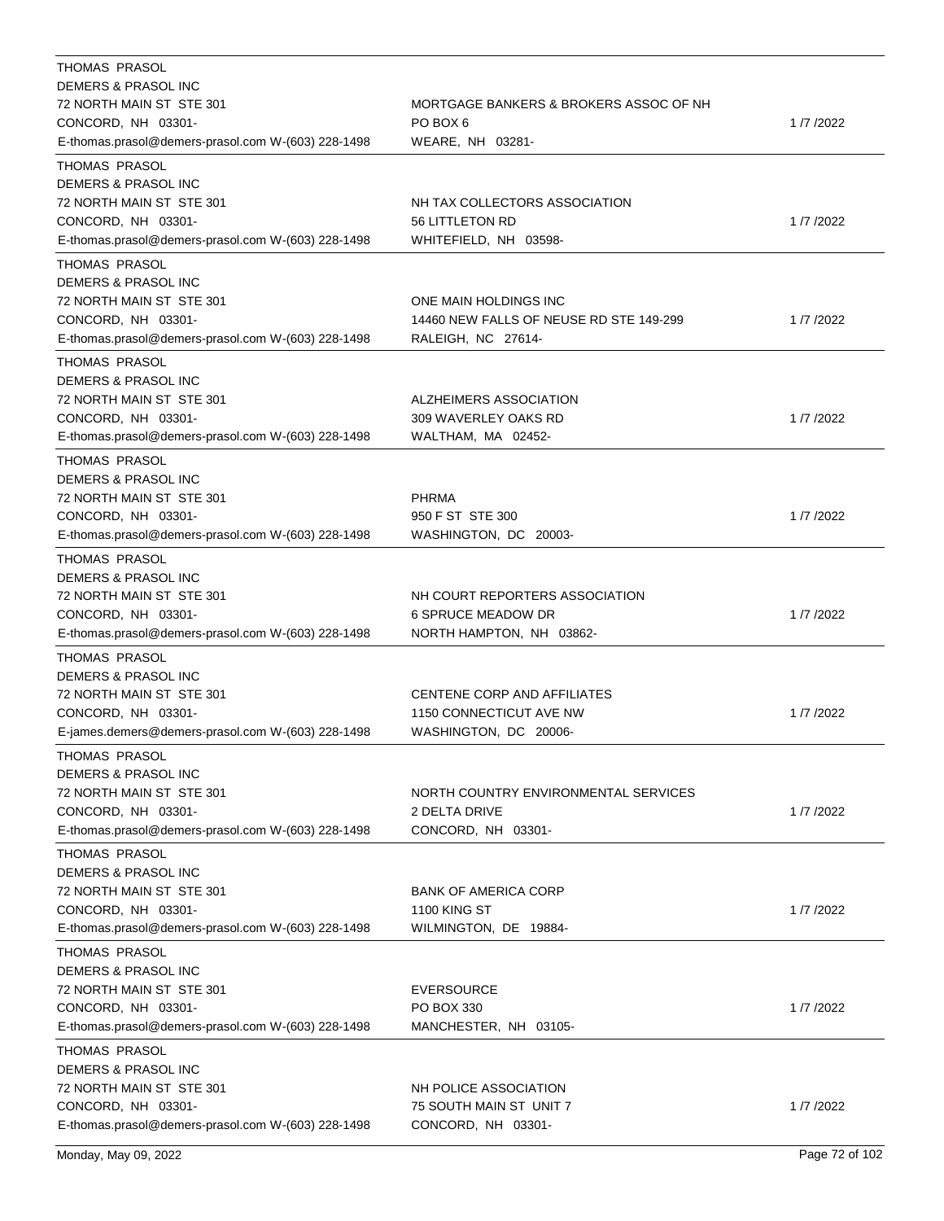| Lobbyist | Client | Date |
| --- | --- | --- |
| THOMAS PRASOL<br>DEMERS & PRASOL INC<br>72 NORTH MAIN ST STE 301<br>CONCORD, NH 03301-<br>E-thomas.prasol@demers-prasol.com W-(603) 228-1498 | MORTGAGE BANKERS & BROKERS ASSOC OF NH<br>PO BOX 6<br>WEARE, NH 03281- | 1 /7 /2022 |
| THOMAS PRASOL<br>DEMERS & PRASOL INC<br>72 NORTH MAIN ST STE 301<br>CONCORD, NH 03301-<br>E-thomas.prasol@demers-prasol.com W-(603) 228-1498 | NH TAX COLLECTORS ASSOCIATION<br>56 LITTLETON RD<br>WHITEFIELD, NH 03598- | 1 /7 /2022 |
| THOMAS PRASOL<br>DEMERS & PRASOL INC<br>72 NORTH MAIN ST STE 301<br>CONCORD, NH 03301-<br>E-thomas.prasol@demers-prasol.com W-(603) 228-1498 | ONE MAIN HOLDINGS INC<br>14460 NEW FALLS OF NEUSE RD STE 149-299<br>RALEIGH, NC 27614- | 1 /7 /2022 |
| THOMAS PRASOL<br>DEMERS & PRASOL INC<br>72 NORTH MAIN ST STE 301<br>CONCORD, NH 03301-<br>E-thomas.prasol@demers-prasol.com W-(603) 228-1498 | ALZHEIMERS ASSOCIATION<br>309 WAVERLEY OAKS RD<br>WALTHAM, MA 02452- | 1 /7 /2022 |
| THOMAS PRASOL<br>DEMERS & PRASOL INC<br>72 NORTH MAIN ST STE 301<br>CONCORD, NH 03301-<br>E-thomas.prasol@demers-prasol.com W-(603) 228-1498 | PHRMA<br>950 F ST STE 300<br>WASHINGTON, DC 20003- | 1 /7 /2022 |
| THOMAS PRASOL<br>DEMERS & PRASOL INC<br>72 NORTH MAIN ST STE 301<br>CONCORD, NH 03301-<br>E-thomas.prasol@demers-prasol.com W-(603) 228-1498 | NH COURT REPORTERS ASSOCIATION<br>6 SPRUCE MEADOW DR<br>NORTH HAMPTON, NH 03862- | 1 /7 /2022 |
| THOMAS PRASOL<br>DEMERS & PRASOL INC<br>72 NORTH MAIN ST STE 301<br>CONCORD, NH 03301-<br>E-james.demers@demers-prasol.com W-(603) 228-1498 | CENTENE CORP AND AFFILIATES<br>1150 CONNECTICUT AVE NW<br>WASHINGTON, DC 20006- | 1 /7 /2022 |
| THOMAS PRASOL<br>DEMERS & PRASOL INC<br>72 NORTH MAIN ST STE 301<br>CONCORD, NH 03301-<br>E-thomas.prasol@demers-prasol.com W-(603) 228-1498 | NORTH COUNTRY ENVIRONMENTAL SERVICES<br>2 DELTA DRIVE<br>CONCORD, NH 03301- | 1 /7 /2022 |
| THOMAS PRASOL<br>DEMERS & PRASOL INC<br>72 NORTH MAIN ST STE 301<br>CONCORD, NH 03301-<br>E-thomas.prasol@demers-prasol.com W-(603) 228-1498 | BANK OF AMERICA CORP<br>1100 KING ST<br>WILMINGTON, DE 19884- | 1 /7 /2022 |
| THOMAS PRASOL<br>DEMERS & PRASOL INC<br>72 NORTH MAIN ST STE 301<br>CONCORD, NH 03301-<br>E-thomas.prasol@demers-prasol.com W-(603) 228-1498 | EVERSOURCE<br>PO BOX 330<br>MANCHESTER, NH 03105- | 1 /7 /2022 |
| THOMAS PRASOL<br>DEMERS & PRASOL INC<br>72 NORTH MAIN ST STE 301<br>CONCORD, NH 03301-<br>E-thomas.prasol@demers-prasol.com W-(603) 228-1498 | NH POLICE ASSOCIATION<br>75 SOUTH MAIN ST UNIT 7<br>CONCORD, NH 03301- | 1 /7 /2022 |

Monday, May 09, 2022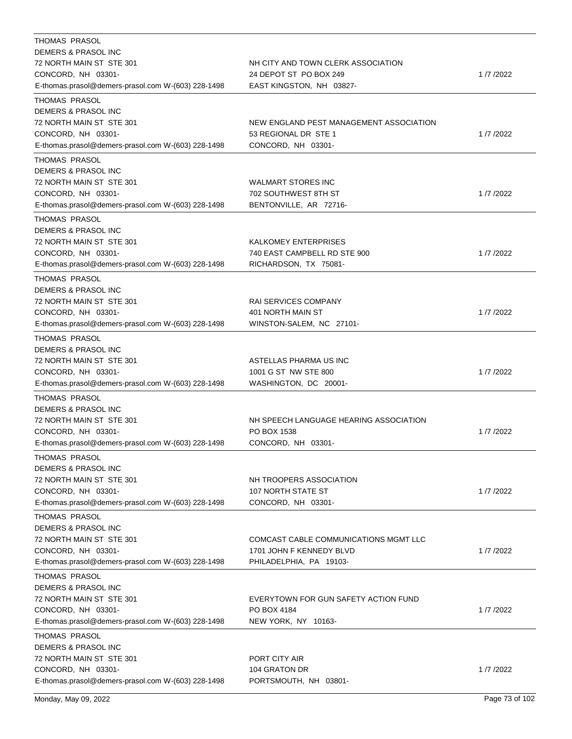| Lobbyist | Client | Date |
|---|---|---|
| THOMAS PRASOL<br>DEMERS & PRASOL INC<br>72 NORTH MAIN ST STE 301<br>CONCORD, NH 03301-<br>E-thomas.prasol@demers-prasol.com W-(603) 228-1498 | NH CITY AND TOWN CLERK ASSOCIATION<br>24 DEPOT ST PO BOX 249<br>EAST KINGSTON, NH 03827- | 1 /7 /2022 |
| THOMAS PRASOL<br>DEMERS & PRASOL INC<br>72 NORTH MAIN ST STE 301<br>CONCORD, NH 03301-<br>E-thomas.prasol@demers-prasol.com W-(603) 228-1498 | NEW ENGLAND PEST MANAGEMENT ASSOCIATION<br>53 REGIONAL DR STE 1<br>CONCORD, NH 03301- | 1 /7 /2022 |
| THOMAS PRASOL<br>DEMERS & PRASOL INC<br>72 NORTH MAIN ST STE 301<br>CONCORD, NH 03301-<br>E-thomas.prasol@demers-prasol.com W-(603) 228-1498 | WALMART STORES INC<br>702 SOUTHWEST 8TH ST<br>BENTONVILLE, AR 72716- | 1 /7 /2022 |
| THOMAS PRASOL<br>DEMERS & PRASOL INC<br>72 NORTH MAIN ST STE 301<br>CONCORD, NH 03301-<br>E-thomas.prasol@demers-prasol.com W-(603) 228-1498 | KALKOMEY ENTERPRISES<br>740 EAST CAMPBELL RD STE 900<br>RICHARDSON, TX 75081- | 1 /7 /2022 |
| THOMAS PRASOL<br>DEMERS & PRASOL INC<br>72 NORTH MAIN ST STE 301<br>CONCORD, NH 03301-<br>E-thomas.prasol@demers-prasol.com W-(603) 228-1498 | RAI SERVICES COMPANY<br>401 NORTH MAIN ST<br>WINSTON-SALEM, NC 27101- | 1 /7 /2022 |
| THOMAS PRASOL<br>DEMERS & PRASOL INC<br>72 NORTH MAIN ST STE 301<br>CONCORD, NH 03301-<br>E-thomas.prasol@demers-prasol.com W-(603) 228-1498 | ASTELLAS PHARMA US INC<br>1001 G ST NW STE 800<br>WASHINGTON, DC 20001- | 1 /7 /2022 |
| THOMAS PRASOL<br>DEMERS & PRASOL INC<br>72 NORTH MAIN ST STE 301<br>CONCORD, NH 03301-<br>E-thomas.prasol@demers-prasol.com W-(603) 228-1498 | NH SPEECH LANGUAGE HEARING ASSOCIATION<br>PO BOX 1538<br>CONCORD, NH 03301- | 1 /7 /2022 |
| THOMAS PRASOL<br>DEMERS & PRASOL INC<br>72 NORTH MAIN ST STE 301<br>CONCORD, NH 03301-<br>E-thomas.prasol@demers-prasol.com W-(603) 228-1498 | NH TROOPERS ASSOCIATION<br>107 NORTH STATE ST<br>CONCORD, NH 03301- | 1 /7 /2022 |
| THOMAS PRASOL<br>DEMERS & PRASOL INC<br>72 NORTH MAIN ST STE 301<br>CONCORD, NH 03301-<br>E-thomas.prasol@demers-prasol.com W-(603) 228-1498 | COMCAST CABLE COMMUNICATIONS MGMT LLC<br>1701 JOHN F KENNEDY BLVD<br>PHILADELPHIA, PA 19103- | 1 /7 /2022 |
| THOMAS PRASOL<br>DEMERS & PRASOL INC<br>72 NORTH MAIN ST STE 301<br>CONCORD, NH 03301-<br>E-thomas.prasol@demers-prasol.com W-(603) 228-1498 | EVERYTOWN FOR GUN SAFETY ACTION FUND<br>PO BOX 4184<br>NEW YORK, NY 10163- | 1 /7 /2022 |
| THOMAS PRASOL<br>DEMERS & PRASOL INC<br>72 NORTH MAIN ST STE 301<br>CONCORD, NH 03301-<br>E-thomas.prasol@demers-prasol.com W-(603) 228-1498 | PORT CITY AIR<br>104 GRATON DR<br>PORTSMOUTH, NH 03801- | 1 /7 /2022 |

Monday, May 09, 2022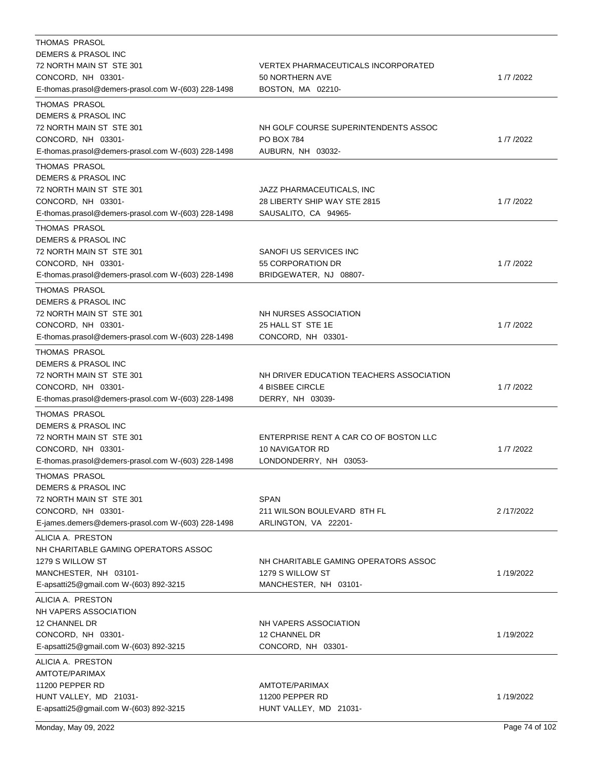| Lobbyist | Client | Date |
| --- | --- | --- |
| THOMAS PRASOL<br>DEMERS & PRASOL INC<br>72 NORTH MAIN ST STE 301<br>CONCORD, NH 03301-<br>E-thomas.prasol@demers-prasol.com W-(603) 228-1498 | VERTEX PHARMACEUTICALS INCORPORATED<br>50 NORTHERN AVE<br>BOSTON, MA 02210- | 1 /7 /2022 |
| THOMAS PRASOL<br>DEMERS & PRASOL INC<br>72 NORTH MAIN ST STE 301<br>CONCORD, NH 03301-<br>E-thomas.prasol@demers-prasol.com W-(603) 228-1498 | NH GOLF COURSE SUPERINTENDENTS ASSOC<br>PO BOX 784<br>AUBURN, NH 03032- | 1 /7 /2022 |
| THOMAS PRASOL<br>DEMERS & PRASOL INC<br>72 NORTH MAIN ST STE 301<br>CONCORD, NH 03301-<br>E-thomas.prasol@demers-prasol.com W-(603) 228-1498 | JAZZ PHARMACEUTICALS, INC<br>28 LIBERTY SHIP WAY STE 2815<br>SAUSALITO, CA 94965- | 1 /7 /2022 |
| THOMAS PRASOL<br>DEMERS & PRASOL INC<br>72 NORTH MAIN ST STE 301<br>CONCORD, NH 03301-<br>E-thomas.prasol@demers-prasol.com W-(603) 228-1498 | SANOFI US SERVICES INC<br>55 CORPORATION DR<br>BRIDGEWATER, NJ 08807- | 1 /7 /2022 |
| THOMAS PRASOL<br>DEMERS & PRASOL INC<br>72 NORTH MAIN ST STE 301<br>CONCORD, NH 03301-<br>E-thomas.prasol@demers-prasol.com W-(603) 228-1498 | NH NURSES ASSOCIATION<br>25 HALL ST STE 1E<br>CONCORD, NH 03301- | 1 /7 /2022 |
| THOMAS PRASOL<br>DEMERS & PRASOL INC<br>72 NORTH MAIN ST STE 301<br>CONCORD, NH 03301-<br>E-thomas.prasol@demers-prasol.com W-(603) 228-1498 | NH DRIVER EDUCATION TEACHERS ASSOCIATION<br>4 BISBEE CIRCLE<br>DERRY, NH 03039- | 1 /7 /2022 |
| THOMAS PRASOL<br>DEMERS & PRASOL INC<br>72 NORTH MAIN ST STE 301<br>CONCORD, NH 03301-<br>E-thomas.prasol@demers-prasol.com W-(603) 228-1498 | ENTERPRISE RENT A CAR CO OF BOSTON LLC<br>10 NAVIGATOR RD<br>LONDONDERRY, NH 03053- | 1 /7 /2022 |
| THOMAS PRASOL<br>DEMERS & PRASOL INC<br>72 NORTH MAIN ST STE 301<br>CONCORD, NH 03301-<br>E-james.demers@demers-prasol.com W-(603) 228-1498 | SPAN<br>211 WILSON BOULEVARD 8TH FL<br>ARLINGTON, VA 22201- | 2 /17/2022 |
| ALICIA A. PRESTON<br>NH CHARITABLE GAMING OPERATORS ASSOC<br>1279 S WILLOW ST<br>MANCHESTER, NH 03101-<br>E-apsatti25@gmail.com W-(603) 892-3215 | NH CHARITABLE GAMING OPERATORS ASSOC<br>1279 S WILLOW ST<br>MANCHESTER, NH 03101- | 1 /19/2022 |
| ALICIA A. PRESTON<br>NH VAPERS ASSOCIATION<br>12 CHANNEL DR<br>CONCORD, NH 03301-<br>E-apsatti25@gmail.com W-(603) 892-3215 | NH VAPERS ASSOCIATION<br>12 CHANNEL DR<br>CONCORD, NH 03301- | 1 /19/2022 |
| ALICIA A. PRESTON<br>AMTOTE/PARIMAX<br>11200 PEPPER RD<br>HUNT VALLEY, MD 21031-<br>E-apsatti25@gmail.com W-(603) 892-3215 | AMTOTE/PARIMAX<br>11200 PEPPER RD<br>HUNT VALLEY, MD 21031- | 1 /19/2022 |

Monday, May 09, 2022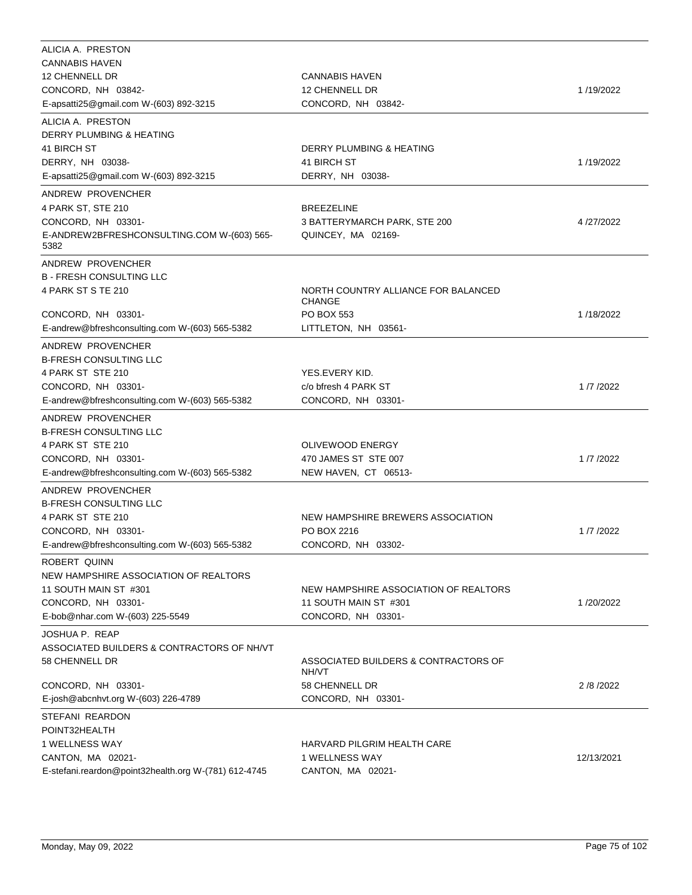| Lobbyist | Client | Date |
|---|---|---|
| ALICIA A. PRESTON<br>CANNABIS HAVEN<br>12 CHENNELL DR<br>CONCORD, NH 03842-<br>E-apsatti25@gmail.com W-(603) 892-3215 | CANNABIS HAVEN<br>12 CHENNELL DR<br>CONCORD, NH 03842- | 1 /19/2022 |
| ALICIA A. PRESTON<br>DERRY PLUMBING & HEATING<br>41 BIRCH ST<br>DERRY, NH 03038-<br>E-apsatti25@gmail.com W-(603) 892-3215 | DERRY PLUMBING & HEATING<br>41 BIRCH ST<br>DERRY, NH 03038- | 1 /19/2022 |
| ANDREW PROVENCHER<br>4 PARK ST, STE 210<br>CONCORD, NH 03301-<br>E-ANDREW2BFRESHCONSULTING.COM W-(603) 565-5382 | BREEZELINE<br>3 BATTERYMARCH PARK, STE 200<br>QUINCEY, MA 02169- | 4 /27/2022 |
| ANDREW PROVENCHER<br>B - FRESH CONSULTING LLC<br>4 PARK ST S TE 210<br>CONCORD, NH 03301-<br>E-andrew@bfreshconsulting.com W-(603) 565-5382 | NORTH COUNTRY ALLIANCE FOR BALANCED CHANGE<br>PO BOX 553<br>LITTLETON, NH 03561- | 1 /18/2022 |
| ANDREW PROVENCHER<br>B-FRESH CONSULTING LLC<br>4 PARK ST STE 210<br>CONCORD, NH 03301-<br>E-andrew@bfreshconsulting.com W-(603) 565-5382 | YES.EVERY KID.<br>c/o bfresh 4 PARK ST<br>CONCORD, NH 03301- | 1 /7 /2022 |
| ANDREW PROVENCHER<br>B-FRESH CONSULTING LLC<br>4 PARK ST STE 210<br>CONCORD, NH 03301-<br>E-andrew@bfreshconsulting.com W-(603) 565-5382 | OLIVEWOOD ENERGY<br>470 JAMES ST STE 007<br>NEW HAVEN, CT 06513- | 1 /7 /2022 |
| ANDREW PROVENCHER<br>B-FRESH CONSULTING LLC<br>4 PARK ST STE 210<br>CONCORD, NH 03301-<br>E-andrew@bfreshconsulting.com W-(603) 565-5382 | NEW HAMPSHIRE BREWERS ASSOCIATION<br>PO BOX 2216<br>CONCORD, NH 03302- | 1 /7 /2022 |
| ROBERT QUINN<br>NEW HAMPSHIRE ASSOCIATION OF REALTORS<br>11 SOUTH MAIN ST #301<br>CONCORD, NH 03301-<br>E-bob@nhar.com W-(603) 225-5549 | NEW HAMPSHIRE ASSOCIATION OF REALTORS<br>11 SOUTH MAIN ST #301<br>CONCORD, NH 03301- | 1 /20/2022 |
| JOSHUA P. REAP<br>ASSOCIATED BUILDERS & CONTRACTORS OF NH/VT<br>58 CHENNELL DR<br>CONCORD, NH 03301-<br>E-josh@abcnhvt.org W-(603) 226-4789 | ASSOCIATED BUILDERS & CONTRACTORS OF NH/VT<br>58 CHENNELL DR<br>CONCORD, NH 03301- | 2 /8 /2022 |
| STEFANI REARDON<br>POINT32HEALTH<br>1 WELLNESS WAY<br>CANTON, MA 02021-<br>E-stefani.reardon@point32health.org W-(781) 612-4745 | HARVARD PILGRIM HEALTH CARE<br>1 WELLNESS WAY<br>CANTON, MA 02021- | 12/13/2021 |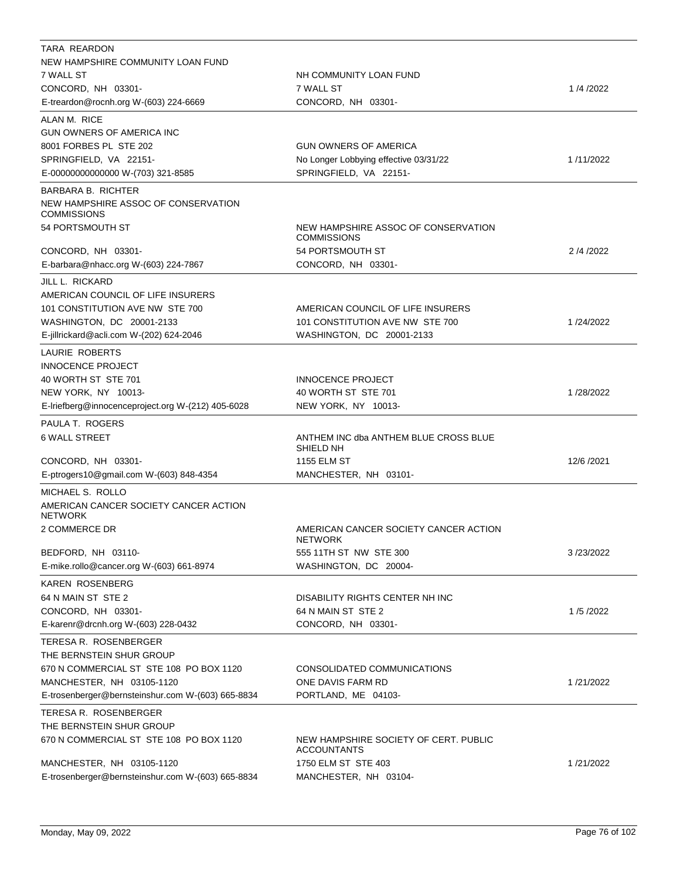| Lobbyist | Client | Date |
|---|---|---|
| TARA REARDON<br>NEW HAMPSHIRE COMMUNITY LOAN FUND<br>7 WALL ST<br>CONCORD, NH 03301-<br>E-treardon@rocnh.org W-(603) 224-6669 | NH COMMUNITY LOAN FUND<br>7 WALL ST<br>CONCORD, NH 03301- | 1 /4 /2022 |
| ALAN M. RICE<br>GUN OWNERS OF AMERICA INC<br>8001 FORBES PL STE 202<br>SPRINGFIELD, VA 22151-<br>E-00000000000000 W-(703) 321-8585 | GUN OWNERS OF AMERICA<br>No Longer Lobbying effective 03/31/22<br>SPRINGFIELD, VA 22151- | 1 /11/2022 |
| BARBARA B. RICHTER<br>NEW HAMPSHIRE ASSOC OF CONSERVATION COMMISSIONS<br>54 PORTSMOUTH ST<br>CONCORD, NH 03301-<br>E-barbara@nhacc.org W-(603) 224-7867 | NEW HAMPSHIRE ASSOC OF CONSERVATION COMMISSIONS<br>54 PORTSMOUTH ST<br>CONCORD, NH 03301- | 2 /4 /2022 |
| JILL L. RICKARD<br>AMERICAN COUNCIL OF LIFE INSURERS<br>101 CONSTITUTION AVE NW STE 700<br>WASHINGTON, DC 20001-2133<br>E-jillrickard@acli.com W-(202) 624-2046 | AMERICAN COUNCIL OF LIFE INSURERS<br>101 CONSTITUTION AVE NW STE 700<br>WASHINGTON, DC 20001-2133 | 1 /24/2022 |
| LAURIE ROBERTS<br>INNOCENCE PROJECT<br>40 WORTH ST STE 701<br>NEW YORK, NY 10013-<br>E-lriefberg@innocenceproject.org W-(212) 405-6028 | INNOCENCE PROJECT<br>40 WORTH ST STE 701<br>NEW YORK, NY 10013- | 1 /28/2022 |
| PAULA T. ROGERS<br>6 WALL STREET<br>CONCORD, NH 03301-<br>E-ptrogers10@gmail.com W-(603) 848-4354 | ANTHEM INC dba ANTHEM BLUE CROSS BLUE SHIELD NH<br>1155 ELM ST<br>MANCHESTER, NH 03101- | 12/6 /2021 |
| MICHAEL S. ROLLO<br>AMERICAN CANCER SOCIETY CANCER ACTION NETWORK<br>2 COMMERCE DR<br>BEDFORD, NH 03110-<br>E-mike.rollo@cancer.org W-(603) 661-8974 | AMERICAN CANCER SOCIETY CANCER ACTION NETWORK<br>555 11TH ST NW STE 300<br>WASHINGTON, DC 20004- | 3 /23/2022 |
| KAREN ROSENBERG<br>64 N MAIN ST STE 2<br>CONCORD, NH 03301-<br>E-karenr@drcnh.org W-(603) 228-0432 | DISABILITY RIGHTS CENTER NH INC<br>64 N MAIN ST STE 2<br>CONCORD, NH 03301- | 1 /5 /2022 |
| TERESA R. ROSENBERGER<br>THE BERNSTEIN SHUR GROUP<br>670 N COMMERCIAL ST STE 108 PO BOX 1120<br>MANCHESTER, NH 03105-1120<br>E-trosenberger@bernsteinshur.com W-(603) 665-8834 | CONSOLIDATED COMMUNICATIONS<br>ONE DAVIS FARM RD<br>PORTLAND, ME 04103- | 1 /21/2022 |
| TERESA R. ROSENBERGER<br>THE BERNSTEIN SHUR GROUP<br>670 N COMMERCIAL ST STE 108 PO BOX 1120<br>MANCHESTER, NH 03105-1120<br>E-trosenberger@bernsteinshur.com W-(603) 665-8834 | NEW HAMPSHIRE SOCIETY OF CERT. PUBLIC ACCOUNTANTS<br>1750 ELM ST STE 403<br>MANCHESTER, NH 03104- | 1 /21/2022 |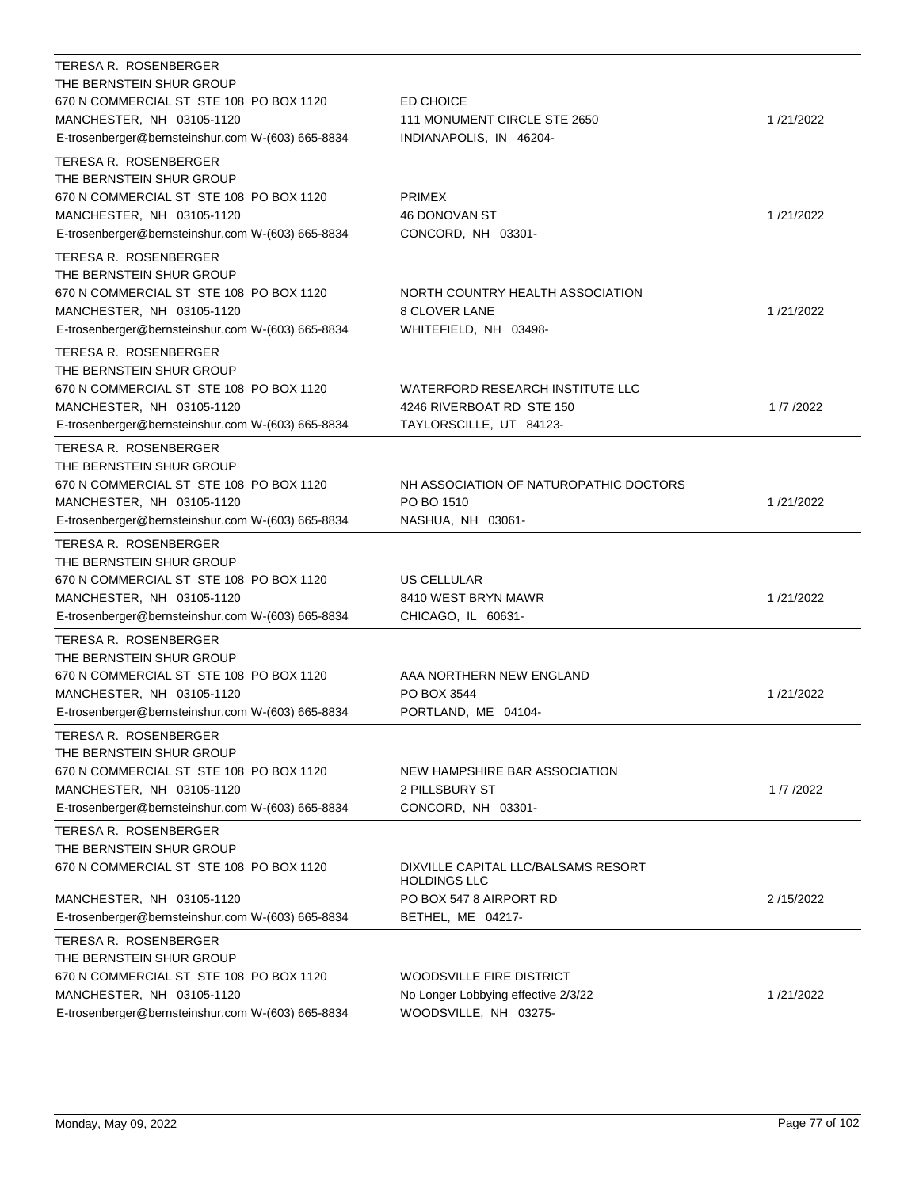| Lobbyist | Client | Date |
| --- | --- | --- |
| TERESA R. ROSENBERGER<br>THE BERNSTEIN SHUR GROUP<br>670 N COMMERCIAL ST STE 108 PO BOX 1120<br>MANCHESTER, NH 03105-1120<br>E-trosenberger@bernsteinshur.com W-(603) 665-8834 | ED CHOICE<br>111 MONUMENT CIRCLE STE 2650<br>INDIANAPOLIS, IN 46204- | 1 /21/2022 |
| TERESA R. ROSENBERGER<br>THE BERNSTEIN SHUR GROUP<br>670 N COMMERCIAL ST STE 108 PO BOX 1120<br>MANCHESTER, NH 03105-1120<br>E-trosenberger@bernsteinshur.com W-(603) 665-8834 | PRIMEX<br>46 DONOVAN ST<br>CONCORD, NH 03301- | 1 /21/2022 |
| TERESA R. ROSENBERGER<br>THE BERNSTEIN SHUR GROUP<br>670 N COMMERCIAL ST STE 108 PO BOX 1120<br>MANCHESTER, NH 03105-1120<br>E-trosenberger@bernsteinshur.com W-(603) 665-8834 | NORTH COUNTRY HEALTH ASSOCIATION<br>8 CLOVER LANE<br>WHITEFIELD, NH 03498- | 1 /21/2022 |
| TERESA R. ROSENBERGER<br>THE BERNSTEIN SHUR GROUP<br>670 N COMMERCIAL ST STE 108 PO BOX 1120<br>MANCHESTER, NH 03105-1120<br>E-trosenberger@bernsteinshur.com W-(603) 665-8834 | WATERFORD RESEARCH INSTITUTE LLC<br>4246 RIVERBOAT RD STE 150<br>TAYLORSCILLE, UT 84123- | 1 /7 /2022 |
| TERESA R. ROSENBERGER<br>THE BERNSTEIN SHUR GROUP<br>670 N COMMERCIAL ST STE 108 PO BOX 1120<br>MANCHESTER, NH 03105-1120<br>E-trosenberger@bernsteinshur.com W-(603) 665-8834 | NH ASSOCIATION OF NATUROPATHIC DOCTORS<br>PO BO 1510<br>NASHUA, NH 03061- | 1 /21/2022 |
| TERESA R. ROSENBERGER<br>THE BERNSTEIN SHUR GROUP<br>670 N COMMERCIAL ST STE 108 PO BOX 1120<br>MANCHESTER, NH 03105-1120<br>E-trosenberger@bernsteinshur.com W-(603) 665-8834 | US CELLULAR<br>8410 WEST BRYN MAWR<br>CHICAGO, IL 60631- | 1 /21/2022 |
| TERESA R. ROSENBERGER<br>THE BERNSTEIN SHUR GROUP<br>670 N COMMERCIAL ST STE 108 PO BOX 1120<br>MANCHESTER, NH 03105-1120<br>E-trosenberger@bernsteinshur.com W-(603) 665-8834 | AAA NORTHERN NEW ENGLAND<br>PO BOX 3544<br>PORTLAND, ME 04104- | 1 /21/2022 |
| TERESA R. ROSENBERGER<br>THE BERNSTEIN SHUR GROUP<br>670 N COMMERCIAL ST STE 108 PO BOX 1120<br>MANCHESTER, NH 03105-1120<br>E-trosenberger@bernsteinshur.com W-(603) 665-8834 | NEW HAMPSHIRE BAR ASSOCIATION<br>2 PILLSBURY ST<br>CONCORD, NH 03301- | 1 /7 /2022 |
| TERESA R. ROSENBERGER<br>THE BERNSTEIN SHUR GROUP<br>670 N COMMERCIAL ST STE 108 PO BOX 1120<br>MANCHESTER, NH 03105-1120<br>E-trosenberger@bernsteinshur.com W-(603) 665-8834 | DIXVILLE CAPITAL LLC/BALSAMS RESORT HOLDINGS LLC<br>PO BOX 547 8 AIRPORT RD<br>BETHEL, ME 04217- | 2 /15/2022 |
| TERESA R. ROSENBERGER<br>THE BERNSTEIN SHUR GROUP<br>670 N COMMERCIAL ST STE 108 PO BOX 1120<br>MANCHESTER, NH 03105-1120<br>E-trosenberger@bernsteinshur.com W-(603) 665-8834 | WOODSVILLE FIRE DISTRICT<br>No Longer Lobbying effective 2/3/22<br>WOODSVILLE, NH 03275- | 1 /21/2022 |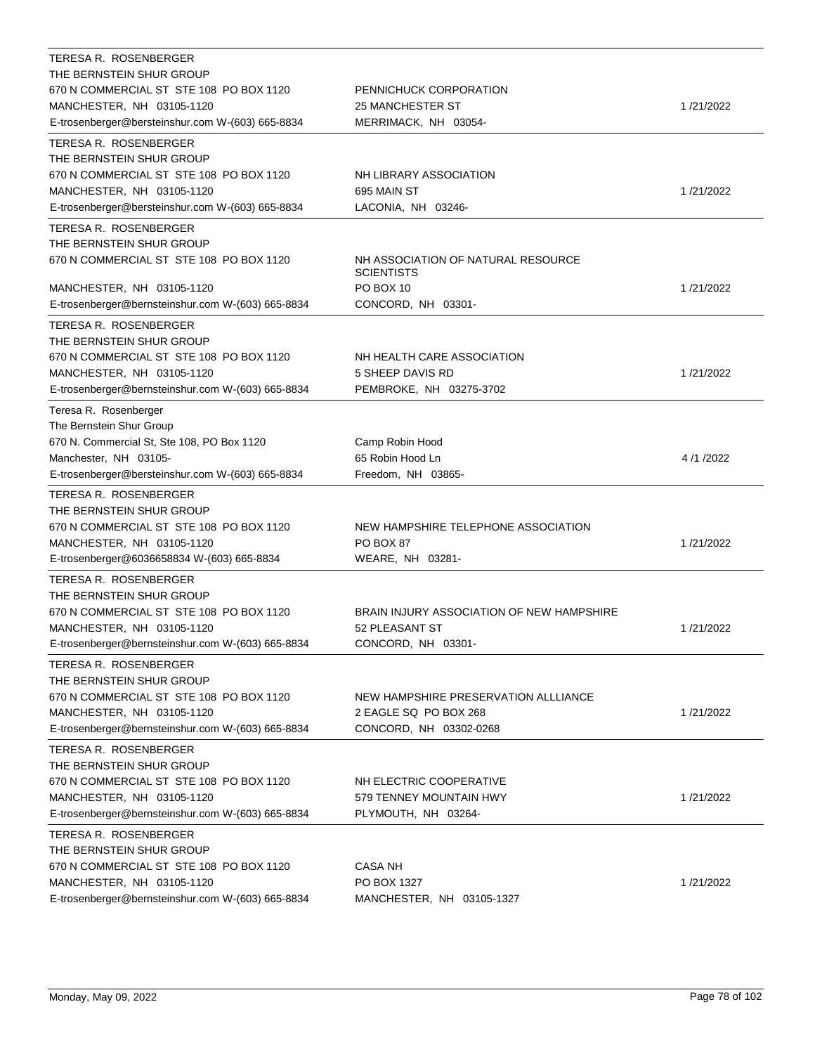| Lobbyist | Client | Date |
|---|---|---|
| TERESA R. ROSENBERGER<br>THE BERNSTEIN SHUR GROUP<br>670 N COMMERCIAL ST STE 108 PO BOX 1120<br>MANCHESTER, NH 03105-1120<br>E-trosenberger@bersteinshur.com W-(603) 665-8834 | PENNICHUCK CORPORATION<br>25 MANCHESTER ST<br>MERRIMACK, NH 03054- | 1 /21/2022 |
| TERESA R. ROSENBERGER<br>THE BERNSTEIN SHUR GROUP<br>670 N COMMERCIAL ST STE 108 PO BOX 1120<br>MANCHESTER, NH 03105-1120<br>E-trosenberger@bersteinshur.com W-(603) 665-8834 | NH LIBRARY ASSOCIATION<br>695 MAIN ST<br>LACONIA, NH 03246- | 1 /21/2022 |
| TERESA R. ROSENBERGER<br>THE BERNSTEIN SHUR GROUP<br>670 N COMMERCIAL ST STE 108 PO BOX 1120<br>MANCHESTER, NH 03105-1120<br>E-trosenberger@bernsteinshur.com W-(603) 665-8834 | NH ASSOCIATION OF NATURAL RESOURCE SCIENTISTS<br>PO BOX 10<br>CONCORD, NH 03301- | 1 /21/2022 |
| TERESA R. ROSENBERGER<br>THE BERNSTEIN SHUR GROUP<br>670 N COMMERCIAL ST STE 108 PO BOX 1120<br>MANCHESTER, NH 03105-1120<br>E-trosenberger@bernsteinshur.com W-(603) 665-8834 | NH HEALTH CARE ASSOCIATION<br>5 SHEEP DAVIS RD<br>PEMBROKE, NH 03275-3702 | 1 /21/2022 |
| Teresa R. Rosenberger<br>The Bernstein Shur Group<br>670 N. Commercial St, Ste 108, PO Box 1120<br>Manchester, NH 03105-<br>E-trosenberger@bersteinshur.com W-(603) 665-8834 | Camp Robin Hood<br>65 Robin Hood Ln<br>Freedom, NH 03865- | 4 /1 /2022 |
| TERESA R. ROSENBERGER<br>THE BERNSTEIN SHUR GROUP<br>670 N COMMERCIAL ST STE 108 PO BOX 1120<br>MANCHESTER, NH 03105-1120<br>E-trosenberger@6036658834 W-(603) 665-8834 | NEW HAMPSHIRE TELEPHONE ASSOCIATION<br>PO BOX 87<br>WEARE, NH 03281- | 1 /21/2022 |
| TERESA R. ROSENBERGER<br>THE BERNSTEIN SHUR GROUP<br>670 N COMMERCIAL ST STE 108 PO BOX 1120<br>MANCHESTER, NH 03105-1120<br>E-trosenberger@bernsteinshur.com W-(603) 665-8834 | BRAIN INJURY ASSOCIATION OF NEW HAMPSHIRE<br>52 PLEASANT ST<br>CONCORD, NH 03301- | 1 /21/2022 |
| TERESA R. ROSENBERGER<br>THE BERNSTEIN SHUR GROUP<br>670 N COMMERCIAL ST STE 108 PO BOX 1120<br>MANCHESTER, NH 03105-1120<br>E-trosenberger@bernsteinshur.com W-(603) 665-8834 | NEW HAMPSHIRE PRESERVATION ALLLIANCE<br>2 EAGLE SQ PO BOX 268<br>CONCORD, NH 03302-0268 | 1 /21/2022 |
| TERESA R. ROSENBERGER<br>THE BERNSTEIN SHUR GROUP<br>670 N COMMERCIAL ST STE 108 PO BOX 1120<br>MANCHESTER, NH 03105-1120<br>E-trosenberger@bernsteinshur.com W-(603) 665-8834 | NH ELECTRIC COOPERATIVE<br>579 TENNEY MOUNTAIN HWY<br>PLYMOUTH, NH 03264- | 1 /21/2022 |
| TERESA R. ROSENBERGER<br>THE BERNSTEIN SHUR GROUP<br>670 N COMMERCIAL ST STE 108 PO BOX 1120<br>MANCHESTER, NH 03105-1120<br>E-trosenberger@bernsteinshur.com W-(603) 665-8834 | CASA NH<br>PO BOX 1327<br>MANCHESTER, NH 03105-1327 | 1 /21/2022 |

Monday, May 09, 2022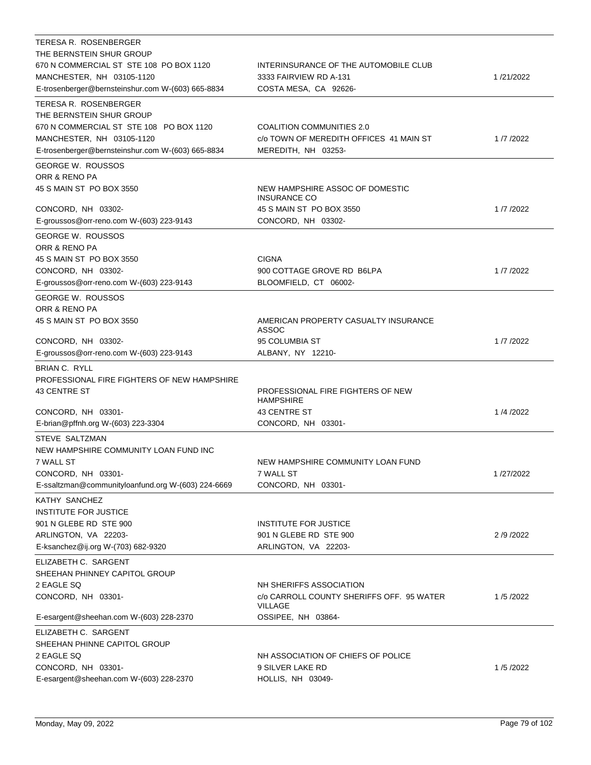| Lobbyist | Client | Date |
|---|---|---|
| TERESA R. ROSENBERGER<br>THE BERNSTEIN SHUR GROUP<br>670 N COMMERCIAL ST STE 108 PO BOX 1120<br>MANCHESTER, NH 03105-1120<br>E-trosenberger@bernsteinshur.com W-(603) 665-8834 | INTERINSURANCE OF THE AUTOMOBILE CLUB<br>3333 FAIRVIEW RD A-131<br>COSTA MESA, CA 92626- | 1 /21/2022 |
| TERESA R. ROSENBERGER<br>THE BERNSTEIN SHUR GROUP<br>670 N COMMERCIAL ST STE 108 PO BOX 1120<br>MANCHESTER, NH 03105-1120<br>E-trosenberger@bernsteinshur.com W-(603) 665-8834 | COALITION COMMUNITIES 2.0<br>c/o TOWN OF MEREDITH OFFICES 41 MAIN ST<br>MEREDITH, NH 03253- | 1 /7 /2022 |
| GEORGE W. ROUSSOS<br>ORR & RENO PA<br>45 S MAIN ST PO BOX 3550<br>CONCORD, NH 03302-<br>E-groussos@orr-reno.com W-(603) 223-9143 | NEW HAMPSHIRE ASSOC OF DOMESTIC INSURANCE CO<br>45 S MAIN ST PO BOX 3550<br>CONCORD, NH 03302- | 1 /7 /2022 |
| GEORGE W. ROUSSOS<br>ORR & RENO PA<br>45 S MAIN ST PO BOX 3550<br>CONCORD, NH 03302-<br>E-groussos@orr-reno.com W-(603) 223-9143 | CIGNA<br>900 COTTAGE GROVE RD B6LPA<br>BLOOMFIELD, CT 06002- | 1 /7 /2022 |
| GEORGE W. ROUSSOS<br>ORR & RENO PA<br>45 S MAIN ST PO BOX 3550<br>CONCORD, NH 03302-<br>E-groussos@orr-reno.com W-(603) 223-9143 | AMERICAN PROPERTY CASUALTY INSURANCE ASSOC<br>95 COLUMBIA ST<br>ALBANY, NY 12210- | 1 /7 /2022 |
| BRIAN C. RYLL<br>PROFESSIONAL FIRE FIGHTERS OF NEW HAMPSHIRE<br>43 CENTRE ST<br>CONCORD, NH 03301-<br>E-brian@pffnh.org W-(603) 223-3304 | PROFESSIONAL FIRE FIGHTERS OF NEW HAMPSHIRE<br>43 CENTRE ST<br>CONCORD, NH 03301- | 1 /4 /2022 |
| STEVE SALTZMAN<br>NEW HAMPSHIRE COMMUNITY LOAN FUND INC<br>7 WALL ST<br>CONCORD, NH 03301-<br>E-ssaltzman@communityloanfund.org W-(603) 224-6669 | NEW HAMPSHIRE COMMUNITY LOAN FUND<br>7 WALL ST<br>CONCORD, NH 03301- | 1 /27/2022 |
| KATHY SANCHEZ<br>INSTITUTE FOR JUSTICE<br>901 N GLEBE RD STE 900<br>ARLINGTON, VA 22203-<br>E-ksanchez@ij.org W-(703) 682-9320 | INSTITUTE FOR JUSTICE<br>901 N GLEBE RD STE 900<br>ARLINGTON, VA 22203- | 2 /9 /2022 |
| ELIZABETH C. SARGENT<br>SHEEHAN PHINNEY CAPITOL GROUP<br>2 EAGLE SQ<br>CONCORD, NH 03301-<br>E-esargent@sheehan.com W-(603) 228-2370 | NH SHERIFFS ASSOCIATION<br>c/o CARROLL COUNTY SHERIFFS OFF. 95 WATER VILLAGE<br>OSSIPEE, NH 03864- | 1 /5 /2022 |
| ELIZABETH C. SARGENT<br>SHEEHAN PHINNE CAPITOL GROUP<br>2 EAGLE SQ<br>CONCORD, NH 03301-<br>E-esargent@sheehan.com W-(603) 228-2370 | NH ASSOCIATION OF CHIEFS OF POLICE<br>9 SILVER LAKE RD<br>HOLLIS, NH 03049- | 1 /5 /2022 |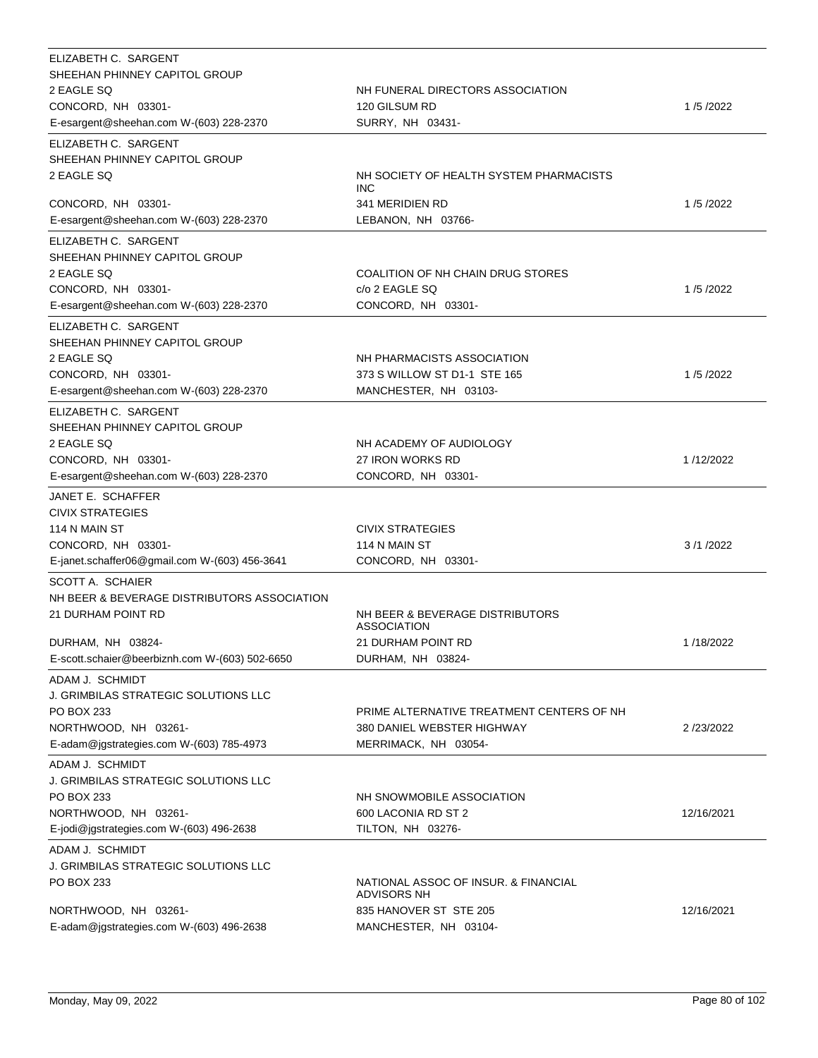| Lobbyist | Client | Date |
|---|---|---|
| ELIZABETH C. SARGENT<br>SHEEHAN PHINNEY CAPITOL GROUP<br>2 EAGLE SQ<br>CONCORD, NH 03301-<br>E-esargent@sheehan.com W-(603) 228-2370 | NH FUNERAL DIRECTORS ASSOCIATION<br>120 GILSUM RD<br>SURRY, NH 03431- | 1 /5 /2022 |
| ELIZABETH C. SARGENT<br>SHEEHAN PHINNEY CAPITOL GROUP<br>2 EAGLE SQ<br>CONCORD, NH 03301-<br>E-esargent@sheehan.com W-(603) 228-2370 | NH SOCIETY OF HEALTH SYSTEM PHARMACISTS INC<br>341 MERIDIEN RD<br>LEBANON, NH 03766- | 1 /5 /2022 |
| ELIZABETH C. SARGENT<br>SHEEHAN PHINNEY CAPITOL GROUP<br>2 EAGLE SQ<br>CONCORD, NH 03301-<br>E-esargent@sheehan.com W-(603) 228-2370 | COALITION OF NH CHAIN DRUG STORES<br>c/o 2 EAGLE SQ<br>CONCORD, NH 03301- | 1 /5 /2022 |
| ELIZABETH C. SARGENT<br>SHEEHAN PHINNEY CAPITOL GROUP<br>2 EAGLE SQ<br>CONCORD, NH 03301-<br>E-esargent@sheehan.com W-(603) 228-2370 | NH PHARMACISTS ASSOCIATION<br>373 S WILLOW ST D1-1 STE 165<br>MANCHESTER, NH 03103- | 1 /5 /2022 |
| ELIZABETH C. SARGENT<br>SHEEHAN PHINNEY CAPITOL GROUP<br>2 EAGLE SQ<br>CONCORD, NH 03301-<br>E-esargent@sheehan.com W-(603) 228-2370 | NH ACADEMY OF AUDIOLOGY<br>27 IRON WORKS RD<br>CONCORD, NH 03301- | 1 /12/2022 |
| JANET E. SCHAFFER<br>CIVIX STRATEGIES<br>114 N MAIN ST<br>CONCORD, NH 03301-<br>E-janet.schaffer06@gmail.com W-(603) 456-3641 | CIVIX STRATEGIES<br>114 N MAIN ST<br>CONCORD, NH 03301- | 3 /1 /2022 |
| SCOTT A. SCHAIER<br>NH BEER & BEVERAGE DISTRIBUTORS ASSOCIATION<br>21 DURHAM POINT RD<br>DURHAM, NH 03824-<br>E-scott.schaier@beerbiznh.com W-(603) 502-6650 | NH BEER & BEVERAGE DISTRIBUTORS ASSOCIATION<br>21 DURHAM POINT RD<br>DURHAM, NH 03824- | 1 /18/2022 |
| ADAM J. SCHMIDT<br>J. GRIMBILAS STRATEGIC SOLUTIONS LLC<br>PO BOX 233<br>NORTHWOOD, NH 03261-<br>E-adam@jgstrategies.com W-(603) 785-4973 | PRIME ALTERNATIVE TREATMENT CENTERS OF NH<br>380 DANIEL WEBSTER HIGHWAY<br>MERRIMACK, NH 03054- | 2 /23/2022 |
| ADAM J. SCHMIDT<br>J. GRIMBILAS STRATEGIC SOLUTIONS LLC<br>PO BOX 233<br>NORTHWOOD, NH 03261-<br>E-jodi@jgstrategies.com W-(603) 496-2638 | NH SNOWMOBILE ASSOCIATION<br>600 LACONIA RD ST 2<br>TILTON, NH 03276- | 12/16/2021 |
| ADAM J. SCHMIDT<br>J. GRIMBILAS STRATEGIC SOLUTIONS LLC<br>PO BOX 233<br>NORTHWOOD, NH 03261-<br>E-adam@jgstrategies.com W-(603) 496-2638 | NATIONAL ASSOC OF INSUR. & FINANCIAL ADVISORS NH<br>835 HANOVER ST STE 205<br>MANCHESTER, NH 03104- | 12/16/2021 |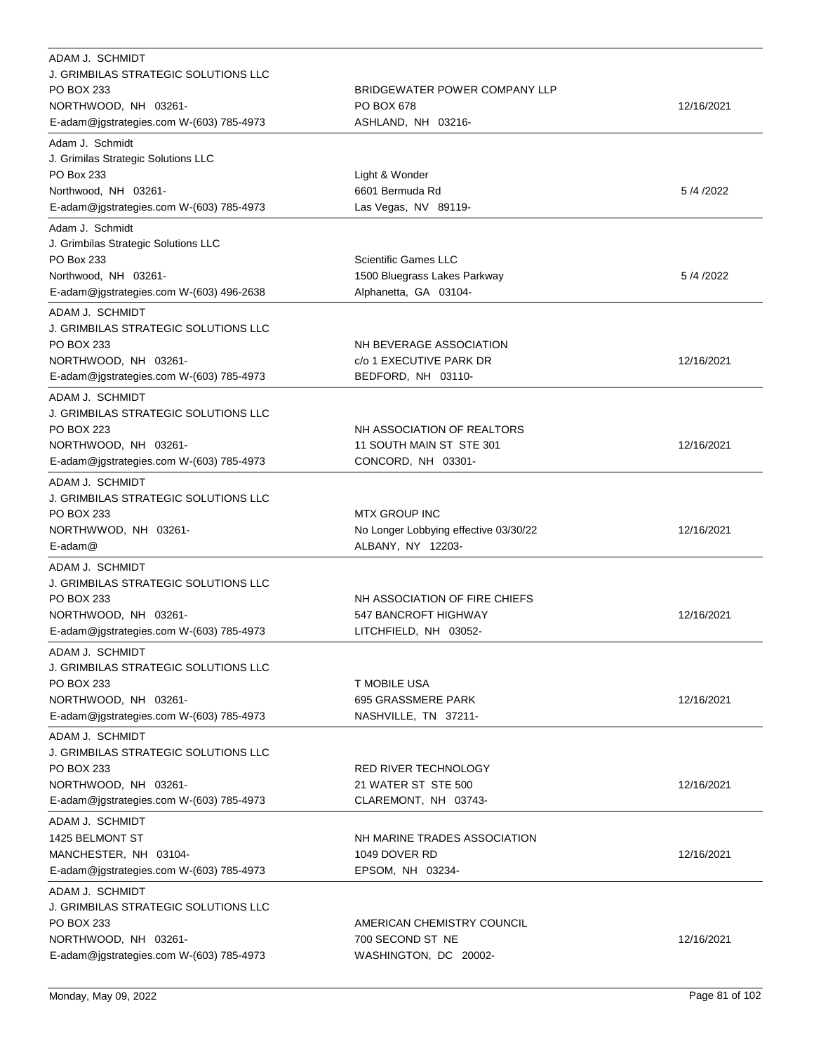| Lobbyist | Client | Date |
|---|---|---|
| ADAM J. SCHMIDT<br>J. GRIMBILAS STRATEGIC SOLUTIONS LLC<br>PO BOX 233<br>NORTHWOOD, NH 03261-<br>E-adam@jgstrategies.com W-(603) 785-4973 | BRIDGEWATER POWER COMPANY LLP<br>PO BOX 678<br>ASHLAND, NH 03216- | 12/16/2021 |
| Adam J. Schmidt<br>J. Grimilas Strategic Solutions LLC<br>PO Box 233<br>Northwood, NH 03261-<br>E-adam@jgstrategies.com W-(603) 785-4973 | Light & Wonder<br>6601 Bermuda Rd<br>Las Vegas, NV 89119- | 5 /4 /2022 |
| Adam J. Schmidt<br>J. Grimbilas Strategic Solutions LLC<br>PO Box 233<br>Northwood, NH 03261-<br>E-adam@jgstrategies.com W-(603) 496-2638 | Scientific Games LLC<br>1500 Bluegrass Lakes Parkway<br>Alphanetta, GA 03104- | 5 /4 /2022 |
| ADAM J. SCHMIDT<br>J. GRIMBILAS STRATEGIC SOLUTIONS LLC<br>PO BOX 233<br>NORTHWOOD, NH 03261-<br>E-adam@jgstrategies.com W-(603) 785-4973 | NH BEVERAGE ASSOCIATION<br>c/o 1 EXECUTIVE PARK DR<br>BEDFORD, NH 03110- | 12/16/2021 |
| ADAM J. SCHMIDT<br>J. GRIMBILAS STRATEGIC SOLUTIONS LLC<br>PO BOX 223<br>NORTHWOOD, NH 03261-<br>E-adam@jgstrategies.com W-(603) 785-4973 | NH ASSOCIATION OF REALTORS<br>11 SOUTH MAIN ST STE 301<br>CONCORD, NH 03301- | 12/16/2021 |
| ADAM J. SCHMIDT<br>J. GRIMBILAS STRATEGIC SOLUTIONS LLC<br>PO BOX 233<br>NORTHWWOD, NH 03261-<br>E-adam@ | MTX GROUP INC<br>No Longer Lobbying effective 03/30/22<br>ALBANY, NY 12203- | 12/16/2021 |
| ADAM J. SCHMIDT<br>J. GRIMBILAS STRATEGIC SOLUTIONS LLC<br>PO BOX 233<br>NORTHWOOD, NH 03261-<br>E-adam@jgstrategies.com W-(603) 785-4973 | NH ASSOCIATION OF FIRE CHIEFS<br>547 BANCROFT HIGHWAY<br>LITCHFIELD, NH 03052- | 12/16/2021 |
| ADAM J. SCHMIDT<br>J. GRIMBILAS STRATEGIC SOLUTIONS LLC<br>PO BOX 233<br>NORTHWOOD, NH 03261-<br>E-adam@jgstrategies.com W-(603) 785-4973 | T MOBILE USA<br>695 GRASSMERE PARK<br>NASHVILLE, TN 37211- | 12/16/2021 |
| ADAM J. SCHMIDT<br>J. GRIMBILAS STRATEGIC SOLUTIONS LLC<br>PO BOX 233<br>NORTHWOOD, NH 03261-<br>E-adam@jgstrategies.com W-(603) 785-4973 | RED RIVER TECHNOLOGY<br>21 WATER ST STE 500<br>CLAREMONT, NH 03743- | 12/16/2021 |
| ADAM J. SCHMIDT<br>1425 BELMONT ST<br>MANCHESTER, NH 03104-<br>E-adam@jgstrategies.com W-(603) 785-4973 | NH MARINE TRADES ASSOCIATION<br>1049 DOVER RD<br>EPSOM, NH 03234- | 12/16/2021 |
| ADAM J. SCHMIDT<br>J. GRIMBILAS STRATEGIC SOLUTIONS LLC<br>PO BOX 233<br>NORTHWOOD, NH 03261-<br>E-adam@jgstrategies.com W-(603) 785-4973 | AMERICAN CHEMISTRY COUNCIL<br>700 SECOND ST NE<br>WASHINGTON, DC 20002- | 12/16/2021 |

Monday, May 09, 2022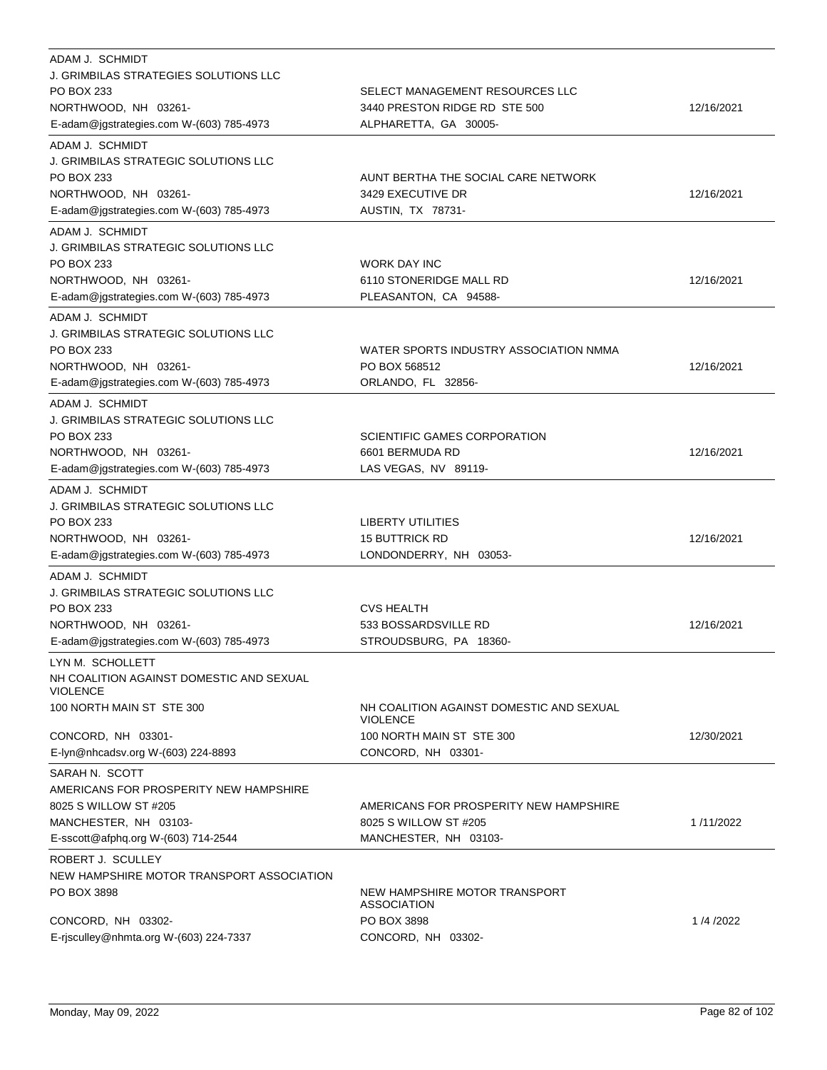| Lobbyist | Client | Date |
|---|---|---|
| ADAM J. SCHMIDT<br>J. GRIMBILAS STRATEGIES SOLUTIONS LLC<br>PO BOX 233<br>NORTHWOOD, NH 03261-<br>E-adam@jgstrategies.com W-(603) 785-4973 | SELECT MANAGEMENT RESOURCES LLC<br>3440 PRESTON RIDGE RD STE 500<br>ALPHARETTA, GA 30005- | 12/16/2021 |
| ADAM J. SCHMIDT<br>J. GRIMBILAS STRATEGIC SOLUTIONS LLC<br>PO BOX 233<br>NORTHWOOD, NH 03261-<br>E-adam@jgstrategies.com W-(603) 785-4973 | AUNT BERTHA THE SOCIAL CARE NETWORK<br>3429 EXECUTIVE DR<br>AUSTIN, TX 78731- | 12/16/2021 |
| ADAM J. SCHMIDT<br>J. GRIMBILAS STRATEGIC SOLUTIONS LLC<br>PO BOX 233<br>NORTHWOOD, NH 03261-<br>E-adam@jgstrategies.com W-(603) 785-4973 | WORK DAY INC<br>6110 STONERIDGE MALL RD<br>PLEASANTON, CA 94588- | 12/16/2021 |
| ADAM J. SCHMIDT<br>J. GRIMBILAS STRATEGIC SOLUTIONS LLC<br>PO BOX 233<br>NORTHWOOD, NH 03261-<br>E-adam@jgstrategies.com W-(603) 785-4973 | WATER SPORTS INDUSTRY ASSOCIATION NMMA<br>PO BOX 568512<br>ORLANDO, FL 32856- | 12/16/2021 |
| ADAM J. SCHMIDT<br>J. GRIMBILAS STRATEGIC SOLUTIONS LLC<br>PO BOX 233<br>NORTHWOOD, NH 03261-<br>E-adam@jgstrategies.com W-(603) 785-4973 | SCIENTIFIC GAMES CORPORATION<br>6601 BERMUDA RD<br>LAS VEGAS, NV 89119- | 12/16/2021 |
| ADAM J. SCHMIDT<br>J. GRIMBILAS STRATEGIC SOLUTIONS LLC<br>PO BOX 233<br>NORTHWOOD, NH 03261-<br>E-adam@jgstrategies.com W-(603) 785-4973 | LIBERTY UTILITIES<br>15 BUTTRICK RD<br>LONDONDERRY, NH 03053- | 12/16/2021 |
| ADAM J. SCHMIDT<br>J. GRIMBILAS STRATEGIC SOLUTIONS LLC<br>PO BOX 233<br>NORTHWOOD, NH 03261-<br>E-adam@jgstrategies.com W-(603) 785-4973 | CVS HEALTH<br>533 BOSSARDSVILLE RD<br>STROUDSBURG, PA 18360- | 12/16/2021 |
| LYN M. SCHOLLETT<br>NH COALITION AGAINST DOMESTIC AND SEXUAL VIOLENCE<br>100 NORTH MAIN ST STE 300<br>CONCORD, NH 03301-<br>E-lyn@nhcadsv.org W-(603) 224-8893 | NH COALITION AGAINST DOMESTIC AND SEXUAL VIOLENCE<br>100 NORTH MAIN ST STE 300<br>CONCORD, NH 03301- | 12/30/2021 |
| SARAH N. SCOTT<br>AMERICANS FOR PROSPERITY NEW HAMPSHIRE<br>8025 S WILLOW ST #205<br>MANCHESTER, NH 03103-<br>E-sscott@afphq.org W-(603) 714-2544 | AMERICANS FOR PROSPERITY NEW HAMPSHIRE<br>8025 S WILLOW ST #205<br>MANCHESTER, NH 03103- | 1 /11/2022 |
| ROBERT J. SCULLEY<br>NEW HAMPSHIRE MOTOR TRANSPORT ASSOCIATION<br>PO BOX 3898<br>CONCORD, NH 03302-<br>E-rjsculley@nhmta.org W-(603) 224-7337 | NEW HAMPSHIRE MOTOR TRANSPORT ASSOCIATION<br>PO BOX 3898<br>CONCORD, NH 03302- | 1 /4 /2022 |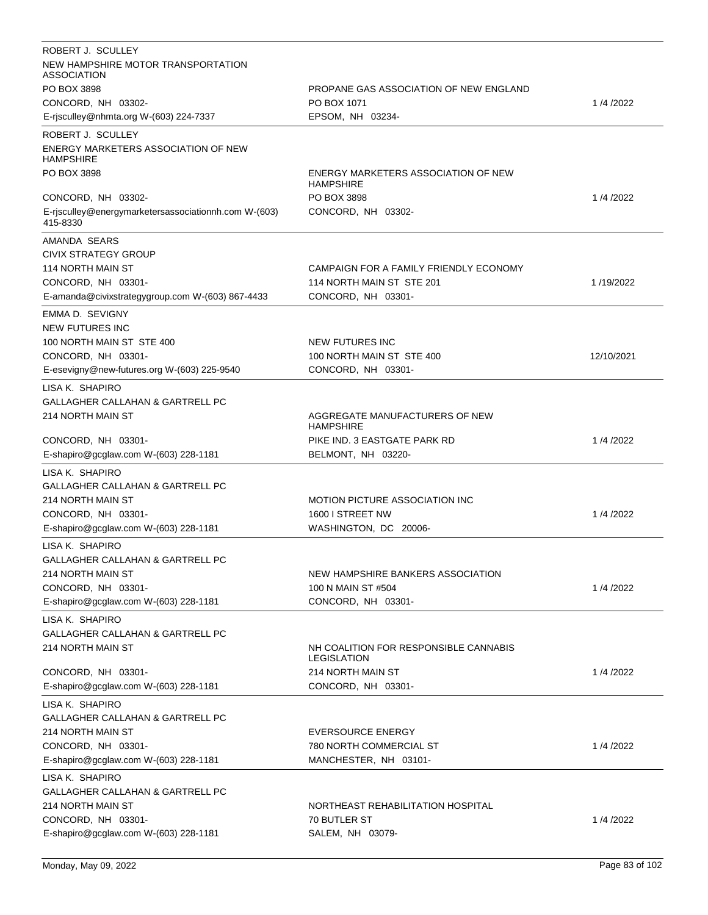| Lobbyist | Client | Date |
|---|---|---|
| ROBERT J. SCULLEY<br>NEW HAMPSHIRE MOTOR TRANSPORTATION ASSOCIATION<br>PO BOX 3898<br>CONCORD, NH 03302-<br>E-rjsculley@nhmta.org W-(603) 224-7337 | PROPANE GAS ASSOCIATION OF NEW ENGLAND<br>PO BOX 1071<br>EPSOM, NH 03234- | 1 /4 /2022 |
| ROBERT J. SCULLEY<br>ENERGY MARKETERS ASSOCIATION OF NEW HAMPSHIRE<br>PO BOX 3898<br>CONCORD, NH 03302-<br>E-rjsculley@energymarketersassociationnh.com W-(603) 415-8330 | ENERGY MARKETERS ASSOCIATION OF NEW HAMPSHIRE<br>PO BOX 3898<br>CONCORD, NH 03302- | 1 /4 /2022 |
| AMANDA SEARS<br>CIVIX STRATEGY GROUP<br>114 NORTH MAIN ST<br>CONCORD, NH 03301-<br>E-amanda@civixstrategygroup.com W-(603) 867-4433 | CAMPAIGN FOR A FAMILY FRIENDLY ECONOMY<br>114 NORTH MAIN ST STE 201<br>CONCORD, NH 03301- | 1 /19/2022 |
| EMMA D. SEVIGNY<br>NEW FUTURES INC<br>100 NORTH MAIN ST STE 400<br>CONCORD, NH 03301-<br>E-esevigny@new-futures.org W-(603) 225-9540 | NEW FUTURES INC<br>100 NORTH MAIN ST STE 400<br>CONCORD, NH 03301- | 12/10/2021 |
| LISA K. SHAPIRO<br>GALLAGHER CALLAHAN & GARTRELL PC<br>214 NORTH MAIN ST<br>CONCORD, NH 03301-<br>E-shapiro@gcglaw.com W-(603) 228-1181 | AGGREGATE MANUFACTURERS OF NEW HAMPSHIRE<br>PIKE IND. 3 EASTGATE PARK RD<br>BELMONT, NH 03220- | 1 /4 /2022 |
| LISA K. SHAPIRO<br>GALLAGHER CALLAHAN & GARTRELL PC<br>214 NORTH MAIN ST<br>CONCORD, NH 03301-<br>E-shapiro@gcglaw.com W-(603) 228-1181 | MOTION PICTURE ASSOCIATION INC<br>1600 I STREET NW<br>WASHINGTON, DC 20006- | 1 /4 /2022 |
| LISA K. SHAPIRO<br>GALLAGHER CALLAHAN & GARTRELL PC<br>214 NORTH MAIN ST<br>CONCORD, NH 03301-<br>E-shapiro@gcglaw.com W-(603) 228-1181 | NEW HAMPSHIRE BANKERS ASSOCIATION<br>100 N MAIN ST #504<br>CONCORD, NH 03301- | 1 /4 /2022 |
| LISA K. SHAPIRO<br>GALLAGHER CALLAHAN & GARTRELL PC<br>214 NORTH MAIN ST<br>CONCORD, NH 03301-<br>E-shapiro@gcglaw.com W-(603) 228-1181 | NH COALITION FOR RESPONSIBLE CANNABIS LEGISLATION<br>214 NORTH MAIN ST<br>CONCORD, NH 03301- | 1 /4 /2022 |
| LISA K. SHAPIRO<br>GALLAGHER CALLAHAN & GARTRELL PC<br>214 NORTH MAIN ST<br>CONCORD, NH 03301-<br>E-shapiro@gcglaw.com W-(603) 228-1181 | EVERSOURCE ENERGY<br>780 NORTH COMMERCIAL ST<br>MANCHESTER, NH 03101- | 1 /4 /2022 |
| LISA K. SHAPIRO<br>GALLAGHER CALLAHAN & GARTRELL PC<br>214 NORTH MAIN ST<br>CONCORD, NH 03301-<br>E-shapiro@gcglaw.com W-(603) 228-1181 | NORTHEAST REHABILITATION HOSPITAL<br>70 BUTLER ST<br>SALEM, NH 03079- | 1 /4 /2022 |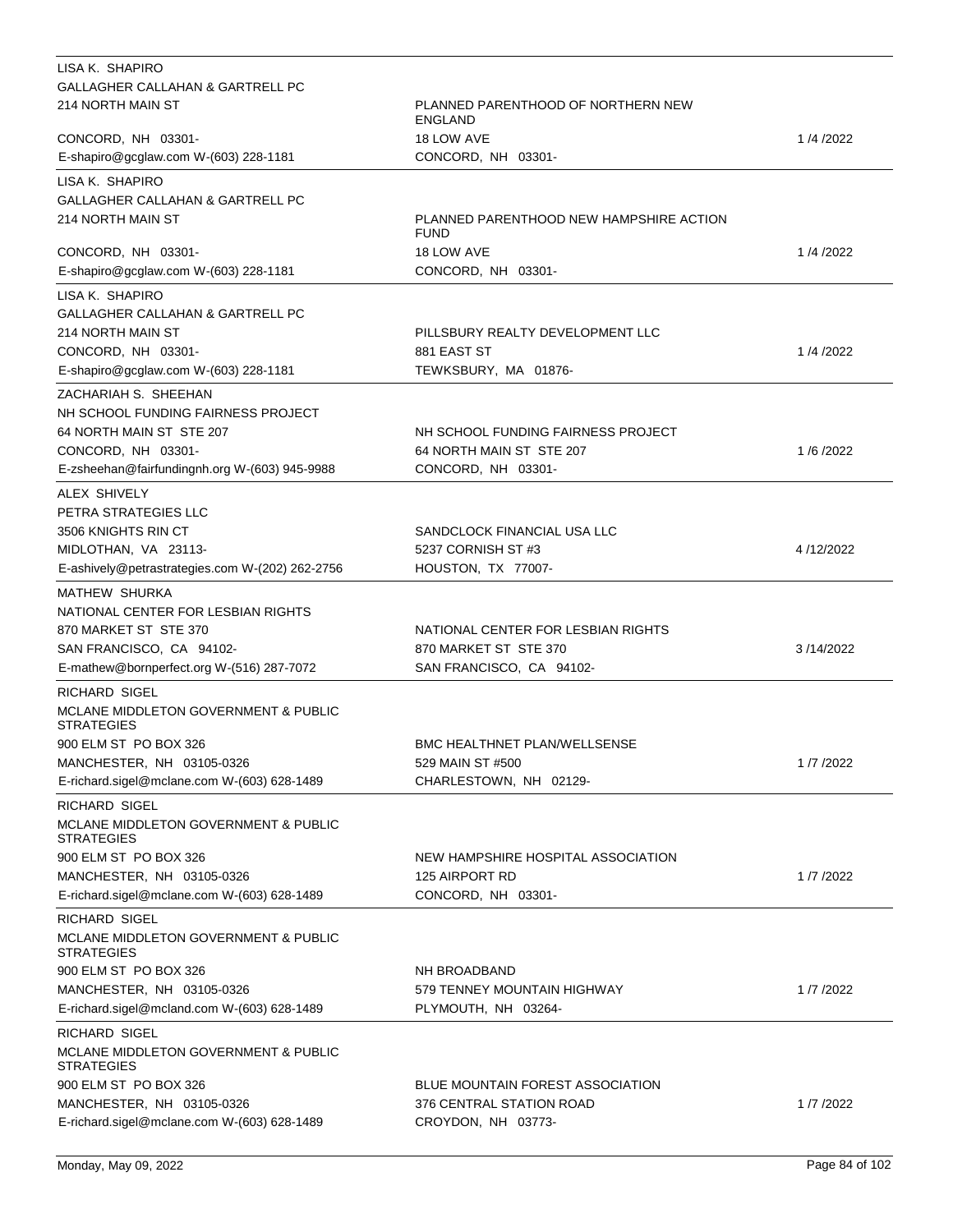| Lobbyist | Client | Date |
|---|---|---|
| LISA K. SHAPIRO<br>GALLAGHER CALLAHAN & GARTRELL PC<br>214 NORTH MAIN ST<br>CONCORD, NH 03301-<br>E-shapiro@gcglaw.com W-(603) 228-1181 | PLANNED PARENTHOOD OF NORTHERN NEW ENGLAND<br>18 LOW AVE<br>CONCORD, NH 03301- | 1 /4 /2022 |
| LISA K. SHAPIRO<br>GALLAGHER CALLAHAN & GARTRELL PC<br>214 NORTH MAIN ST<br>CONCORD, NH 03301-<br>E-shapiro@gcglaw.com W-(603) 228-1181 | PLANNED PARENTHOOD NEW HAMPSHIRE ACTION FUND<br>18 LOW AVE<br>CONCORD, NH 03301- | 1 /4 /2022 |
| LISA K. SHAPIRO<br>GALLAGHER CALLAHAN & GARTRELL PC<br>214 NORTH MAIN ST<br>CONCORD, NH 03301-<br>E-shapiro@gcglaw.com W-(603) 228-1181 | PILLSBURY REALTY DEVELOPMENT LLC<br>881 EAST ST<br>TEWKSBURY, MA 01876- | 1 /4 /2022 |
| ZACHARIAH S. SHEEHAN<br>NH SCHOOL FUNDING FAIRNESS PROJECT<br>64 NORTH MAIN ST STE 207<br>CONCORD, NH 03301-<br>E-zsheehan@fairfundingnh.org W-(603) 945-9988 | NH SCHOOL FUNDING FAIRNESS PROJECT<br>64 NORTH MAIN ST STE 207<br>CONCORD, NH 03301- | 1 /6 /2022 |
| ALEX SHIVELY<br>PETRA STRATEGIES LLC<br>3506 KNIGHTS RIN CT<br>MIDLOTHAN, VA 23113-<br>E-ashively@petrastrategies.com W-(202) 262-2756 | SANDCLOCK FINANCIAL USA LLC<br>5237 CORNISH ST #3<br>HOUSTON, TX 77007- | 4 /12/2022 |
| MATHEW SHURKA<br>NATIONAL CENTER FOR LESBIAN RIGHTS<br>870 MARKET ST STE 370<br>SAN FRANCISCO, CA 94102-<br>E-mathew@bornperfect.org W-(516) 287-7072 | NATIONAL CENTER FOR LESBIAN RIGHTS<br>870 MARKET ST STE 370<br>SAN FRANCISCO, CA 94102- | 3 /14/2022 |
| RICHARD SIGEL<br>MCLANE MIDDLETON GOVERNMENT & PUBLIC STRATEGIES<br>900 ELM ST PO BOX 326<br>MANCHESTER, NH 03105-0326<br>E-richard.sigel@mclane.com W-(603) 628-1489 | BMC HEALTHNET PLAN/WELLSENSE<br>529 MAIN ST #500<br>CHARLESTOWN, NH 02129- | 1 /7 /2022 |
| RICHARD SIGEL<br>MCLANE MIDDLETON GOVERNMENT & PUBLIC STRATEGIES<br>900 ELM ST PO BOX 326<br>MANCHESTER, NH 03105-0326<br>E-richard.sigel@mclane.com W-(603) 628-1489 | NEW HAMPSHIRE HOSPITAL ASSOCIATION<br>125 AIRPORT RD<br>CONCORD, NH 03301- | 1 /7 /2022 |
| RICHARD SIGEL<br>MCLANE MIDDLETON GOVERNMENT & PUBLIC STRATEGIES<br>900 ELM ST PO BOX 326<br>MANCHESTER, NH 03105-0326<br>E-richard.sigel@mcland.com W-(603) 628-1489 | NH BROADBAND<br>579 TENNEY MOUNTAIN HIGHWAY<br>PLYMOUTH, NH 03264- | 1 /7 /2022 |
| RICHARD SIGEL<br>MCLANE MIDDLETON GOVERNMENT & PUBLIC STRATEGIES<br>900 ELM ST PO BOX 326<br>MANCHESTER, NH 03105-0326<br>E-richard.sigel@mclane.com W-(603) 628-1489 | BLUE MOUNTAIN FOREST ASSOCIATION<br>376 CENTRAL STATION ROAD<br>CROYDON, NH 03773- | 1 /7 /2022 |

Monday, May 09, 2022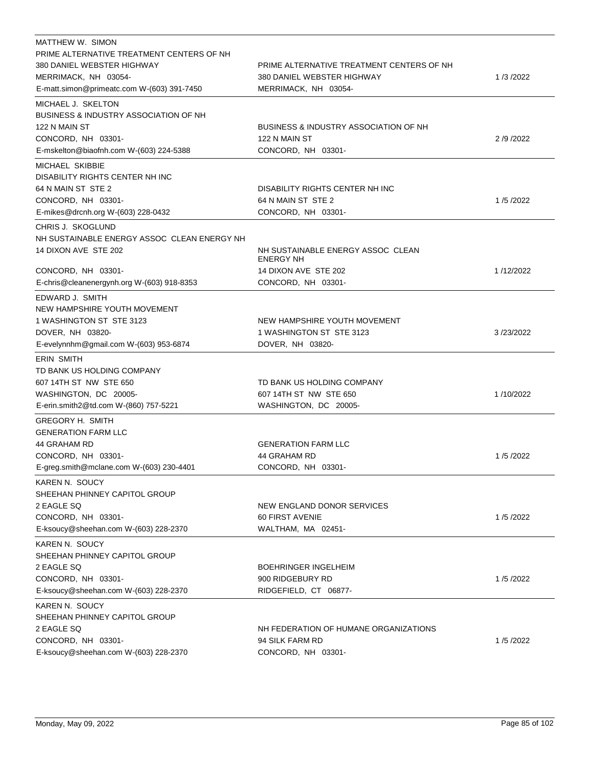| Lobbyist | Client | Date |
|---|---|---|
| MATTHEW W. SIMON<br>PRIME ALTERNATIVE TREATMENT CENTERS OF NH<br>380 DANIEL WEBSTER HIGHWAY<br>MERRIMACK, NH 03054-<br>E-matt.simon@primeatc.com W-(603) 391-7450 | PRIME ALTERNATIVE TREATMENT CENTERS OF NH<br>380 DANIEL WEBSTER HIGHWAY<br>MERRIMACK, NH 03054- | 1 /3 /2022 |
| MICHAEL J. SKELTON<br>BUSINESS & INDUSTRY ASSOCIATION OF NH<br>122 N MAIN ST<br>CONCORD, NH 03301-<br>E-mskelton@biaofnh.com W-(603) 224-5388 | BUSINESS & INDUSTRY ASSOCIATION OF NH<br>122 N MAIN ST<br>CONCORD, NH 03301- | 2 /9 /2022 |
| MICHAEL SKIBBIE<br>DISABILITY RIGHTS CENTER NH INC<br>64 N MAIN ST STE 2<br>CONCORD, NH 03301-<br>E-mikes@drcnh.org W-(603) 228-0432 | DISABILITY RIGHTS CENTER NH INC<br>64 N MAIN ST STE 2<br>CONCORD, NH 03301- | 1 /5 /2022 |
| CHRIS J. SKOGLUND<br>NH SUSTAINABLE ENERGY ASSOC CLEAN ENERGY NH<br>14 DIXON AVE STE 202<br>CONCORD, NH 03301-<br>E-chris@cleanenergynh.org W-(603) 918-8353 | NH SUSTAINABLE ENERGY ASSOC CLEAN ENERGY NH<br>14 DIXON AVE STE 202<br>CONCORD, NH 03301- | 1 /12/2022 |
| EDWARD J. SMITH<br>NEW HAMPSHIRE YOUTH MOVEMENT<br>1 WASHINGTON ST STE 3123<br>DOVER, NH 03820-<br>E-evelynnhm@gmail.com W-(603) 953-6874 | NEW HAMPSHIRE YOUTH MOVEMENT<br>1 WASHINGTON ST STE 3123<br>DOVER, NH 03820- | 3 /23/2022 |
| ERIN SMITH<br>TD BANK US HOLDING COMPANY<br>607 14TH ST NW STE 650<br>WASHINGTON, DC 20005-<br>E-erin.smith2@td.com W-(860) 757-5221 | TD BANK US HOLDING COMPANY<br>607 14TH ST NW STE 650<br>WASHINGTON, DC 20005- | 1 /10/2022 |
| GREGORY H. SMITH<br>GENERATION FARM LLC<br>44 GRAHAM RD<br>CONCORD, NH 03301-<br>E-greg.smith@mclane.com W-(603) 230-4401 | GENERATION FARM LLC<br>44 GRAHAM RD<br>CONCORD, NH 03301- | 1 /5 /2022 |
| KAREN N. SOUCY<br>SHEEHAN PHINNEY CAPITOL GROUP<br>2 EAGLE SQ<br>CONCORD, NH 03301-<br>E-ksoucy@sheehan.com W-(603) 228-2370 | NEW ENGLAND DONOR SERVICES<br>60 FIRST AVENIE<br>WALTHAM, MA 02451- | 1 /5 /2022 |
| KAREN N. SOUCY<br>SHEEHAN PHINNEY CAPITOL GROUP<br>2 EAGLE SQ<br>CONCORD, NH 03301-<br>E-ksoucy@sheehan.com W-(603) 228-2370 | BOEHRINGER INGELHEIM<br>900 RIDGEBURY RD<br>RIDGEFIELD, CT 06877- | 1 /5 /2022 |
| KAREN N. SOUCY<br>SHEEHAN PHINNEY CAPITOL GROUP<br>2 EAGLE SQ<br>CONCORD, NH 03301-<br>E-ksoucy@sheehan.com W-(603) 228-2370 | NH FEDERATION OF HUMANE ORGANIZATIONS<br>94 SILK FARM RD<br>CONCORD, NH 03301- | 1 /5 /2022 |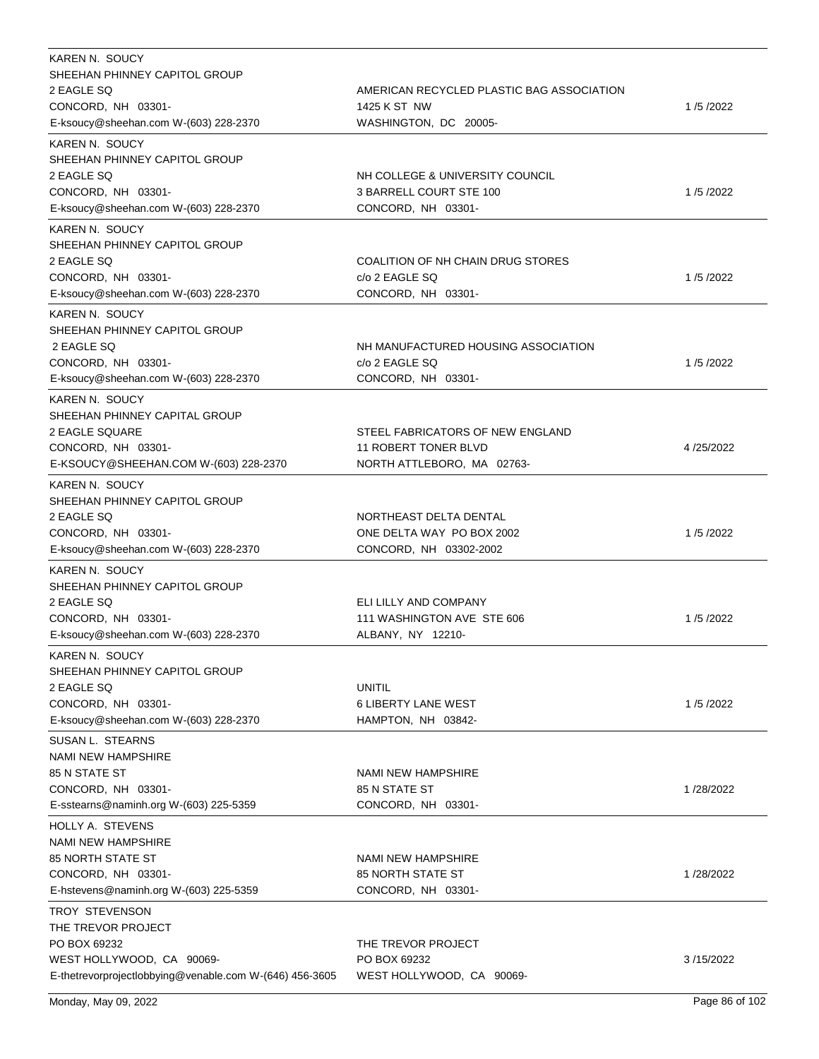| Lobbyist | Client | Date |
|---|---|---|
| KAREN N. SOUCY<br>SHEEHAN PHINNEY CAPITOL GROUP<br>2 EAGLE SQ<br>CONCORD, NH 03301-<br>E-ksoucy@sheehan.com W-(603) 228-2370 | AMERICAN RECYCLED PLASTIC BAG ASSOCIATION<br>1425 K ST NW<br>WASHINGTON, DC 20005- | 1 /5 /2022 |
| KAREN N. SOUCY<br>SHEEHAN PHINNEY CAPITOL GROUP<br>2 EAGLE SQ<br>CONCORD, NH 03301-<br>E-ksoucy@sheehan.com W-(603) 228-2370 | NH COLLEGE & UNIVERSITY COUNCIL<br>3 BARRELL COURT STE 100<br>CONCORD, NH 03301- | 1 /5 /2022 |
| KAREN N. SOUCY<br>SHEEHAN PHINNEY CAPITOL GROUP<br>2 EAGLE SQ<br>CONCORD, NH 03301-<br>E-ksoucy@sheehan.com W-(603) 228-2370 | COALITION OF NH CHAIN DRUG STORES<br>c/o 2 EAGLE SQ<br>CONCORD, NH 03301- | 1 /5 /2022 |
| KAREN N. SOUCY<br>SHEEHAN PHINNEY CAPITOL GROUP<br>2 EAGLE SQ<br>CONCORD, NH 03301-<br>E-ksoucy@sheehan.com W-(603) 228-2370 | NH MANUFACTURED HOUSING ASSOCIATION<br>c/o 2 EAGLE SQ<br>CONCORD, NH 03301- | 1 /5 /2022 |
| KAREN N. SOUCY<br>SHEEHAN PHINNEY CAPITAL GROUP<br>2 EAGLE SQUARE<br>CONCORD, NH 03301-<br>E-KSOUCY@SHEEHAN.COM W-(603) 228-2370 | STEEL FABRICATORS OF NEW ENGLAND<br>11 ROBERT TONER BLVD<br>NORTH ATTLEBORO, MA 02763- | 4 /25/2022 |
| KAREN N. SOUCY<br>SHEEHAN PHINNEY CAPITOL GROUP<br>2 EAGLE SQ<br>CONCORD, NH 03301-<br>E-ksoucy@sheehan.com W-(603) 228-2370 | NORTHEAST DELTA DENTAL<br>ONE DELTA WAY PO BOX 2002<br>CONCORD, NH 03302-2002 | 1 /5 /2022 |
| KAREN N. SOUCY<br>SHEEHAN PHINNEY CAPITOL GROUP<br>2 EAGLE SQ<br>CONCORD, NH 03301-<br>E-ksoucy@sheehan.com W-(603) 228-2370 | ELI LILLY AND COMPANY<br>111 WASHINGTON AVE STE 606<br>ALBANY, NY 12210- | 1 /5 /2022 |
| KAREN N. SOUCY<br>SHEEHAN PHINNEY CAPITOL GROUP<br>2 EAGLE SQ<br>CONCORD, NH 03301-<br>E-ksoucy@sheehan.com W-(603) 228-2370 | UNITIL<br>6 LIBERTY LANE WEST<br>HAMPTON, NH 03842- | 1 /5 /2022 |
| SUSAN L. STEARNS<br>NAMI NEW HAMPSHIRE<br>85 N STATE ST<br>CONCORD, NH 03301-<br>E-sstearns@naminh.org W-(603) 225-5359 | NAMI NEW HAMPSHIRE<br>85 N STATE ST<br>CONCORD, NH 03301- | 1 /28/2022 |
| HOLLY A. STEVENS<br>NAMI NEW HAMPSHIRE<br>85 NORTH STATE ST<br>CONCORD, NH 03301-<br>E-hstevens@naminh.org W-(603) 225-5359 | NAMI NEW HAMPSHIRE<br>85 NORTH STATE ST<br>CONCORD, NH 03301- | 1 /28/2022 |
| TROY STEVENSON<br>THE TREVOR PROJECT<br>PO BOX 69232<br>WEST HOLLYWOOD, CA 90069-<br>E-thetrevorprojectlobbying@venable.com W-(646) 456-3605 | THE TREVOR PROJECT<br>PO BOX 69232<br>WEST HOLLYWOOD, CA 90069- | 3 /15/2022 |

Monday, May 09, 2022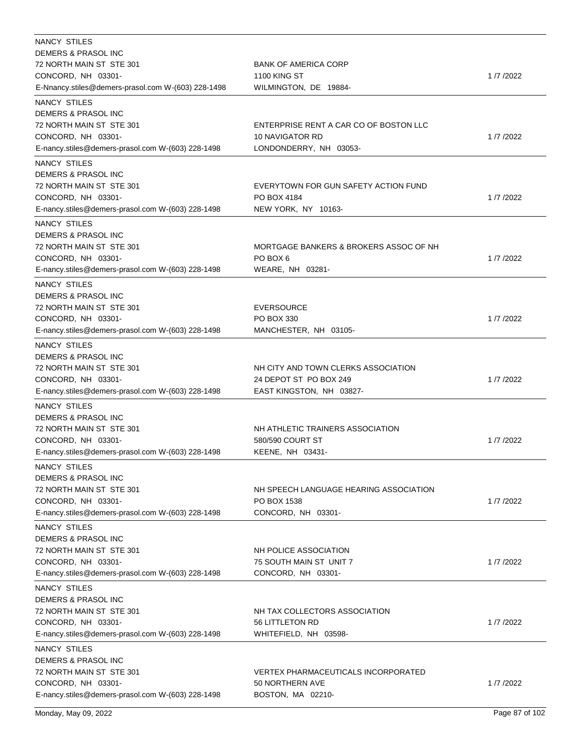| Lobbyist | Client | Date |
|---|---|---|
| NANCY STILES<br>DEMERS & PRASOL INC<br>72 NORTH MAIN ST STE 301<br>CONCORD, NH 03301-<br>E-Nnancy.stiles@demers-prasol.com W-(603) 228-1498 | BANK OF AMERICA CORP<br>1100 KING ST<br>WILMINGTON, DE 19884- | 1 /7 /2022 |
| NANCY STILES<br>DEMERS & PRASOL INC<br>72 NORTH MAIN ST STE 301<br>CONCORD, NH 03301-<br>E-nancy.stiles@demers-prasol.com W-(603) 228-1498 | ENTERPRISE RENT A CAR CO OF BOSTON LLC<br>10 NAVIGATOR RD<br>LONDONDERRY, NH 03053- | 1 /7 /2022 |
| NANCY STILES<br>DEMERS & PRASOL INC<br>72 NORTH MAIN ST STE 301<br>CONCORD, NH 03301-<br>E-nancy.stiles@demers-prasol.com W-(603) 228-1498 | EVERYTOWN FOR GUN SAFETY ACTION FUND<br>PO BOX 4184<br>NEW YORK, NY 10163- | 1 /7 /2022 |
| NANCY STILES<br>DEMERS & PRASOL INC<br>72 NORTH MAIN ST STE 301<br>CONCORD, NH 03301-<br>E-nancy.stiles@demers-prasol.com W-(603) 228-1498 | MORTGAGE BANKERS & BROKERS ASSOC OF NH<br>PO BOX 6<br>WEARE, NH 03281- | 1 /7 /2022 |
| NANCY STILES<br>DEMERS & PRASOL INC<br>72 NORTH MAIN ST STE 301<br>CONCORD, NH 03301-<br>E-nancy.stiles@demers-prasol.com W-(603) 228-1498 | EVERSOURCE<br>PO BOX 330<br>MANCHESTER, NH 03105- | 1 /7 /2022 |
| NANCY STILES<br>DEMERS & PRASOL INC<br>72 NORTH MAIN ST STE 301<br>CONCORD, NH 03301-<br>E-nancy.stiles@demers-prasol.com W-(603) 228-1498 | NH CITY AND TOWN CLERKS ASSOCIATION<br>24 DEPOT ST PO BOX 249<br>EAST KINGSTON, NH 03827- | 1 /7 /2022 |
| NANCY STILES<br>DEMERS & PRASOL INC<br>72 NORTH MAIN ST STE 301<br>CONCORD, NH 03301-<br>E-nancy.stiles@demers-prasol.com W-(603) 228-1498 | NH ATHLETIC TRAINERS ASSOCIATION<br>580/590 COURT ST<br>KEENE, NH 03431- | 1 /7 /2022 |
| NANCY STILES<br>DEMERS & PRASOL INC<br>72 NORTH MAIN ST STE 301<br>CONCORD, NH 03301-<br>E-nancy.stiles@demers-prasol.com W-(603) 228-1498 | NH SPEECH LANGUAGE HEARING ASSOCIATION<br>PO BOX 1538<br>CONCORD, NH 03301- | 1 /7 /2022 |
| NANCY STILES<br>DEMERS & PRASOL INC<br>72 NORTH MAIN ST STE 301<br>CONCORD, NH 03301-<br>E-nancy.stiles@demers-prasol.com W-(603) 228-1498 | NH POLICE ASSOCIATION<br>75 SOUTH MAIN ST UNIT 7<br>CONCORD, NH 03301- | 1 /7 /2022 |
| NANCY STILES<br>DEMERS & PRASOL INC<br>72 NORTH MAIN ST STE 301<br>CONCORD, NH 03301-<br>E-nancy.stiles@demers-prasol.com W-(603) 228-1498 | NH TAX COLLECTORS ASSOCIATION<br>56 LITTLETON RD<br>WHITEFIELD, NH 03598- | 1 /7 /2022 |
| NANCY STILES<br>DEMERS & PRASOL INC<br>72 NORTH MAIN ST STE 301<br>CONCORD, NH 03301-<br>E-nancy.stiles@demers-prasol.com W-(603) 228-1498 | VERTEX PHARMACEUTICALS INCORPORATED<br>50 NORTHERN AVE<br>BOSTON, MA 02210- | 1 /7 /2022 |

Monday, May 09, 2022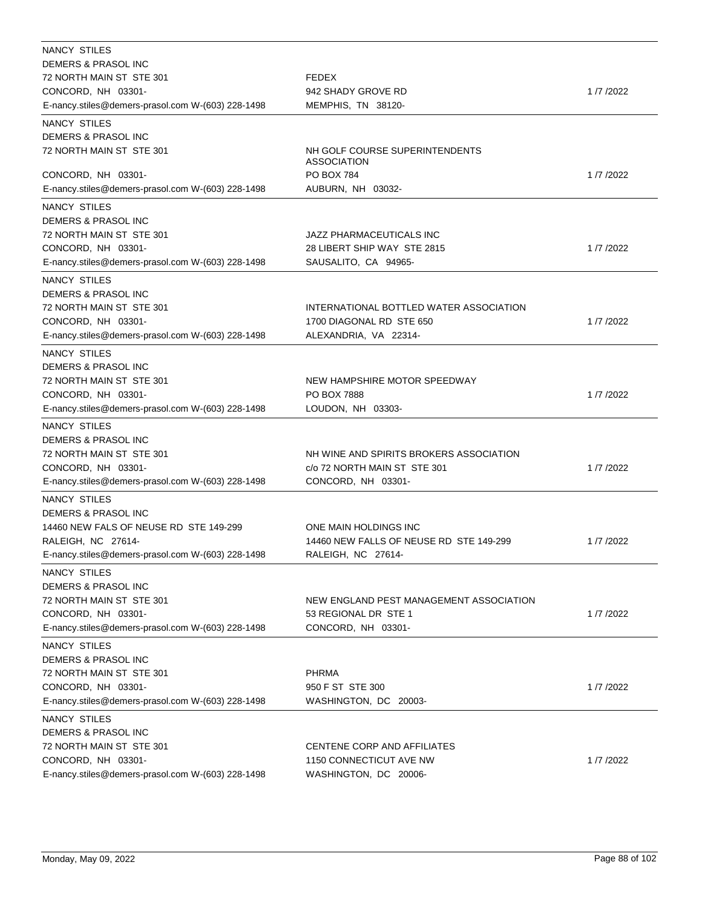| Lobbyist | Client | Date |
|---|---|---|
| NANCY STILES<br>DEMERS & PRASOL INC<br>72 NORTH MAIN ST STE 301<br>CONCORD, NH 03301-<br>E-nancy.stiles@demers-prasol.com W-(603) 228-1498 | FEDEX<br>942 SHADY GROVE RD<br>MEMPHIS, TN 38120- | 1 /7 /2022 |
| NANCY STILES<br>DEMERS & PRASOL INC<br>72 NORTH MAIN ST STE 301<br>CONCORD, NH 03301-<br>E-nancy.stiles@demers-prasol.com W-(603) 228-1498 | NH GOLF COURSE SUPERINTENDENTS ASSOCIATION<br>PO BOX 784<br>AUBURN, NH 03032- | 1 /7 /2022 |
| NANCY STILES<br>DEMERS & PRASOL INC<br>72 NORTH MAIN ST STE 301<br>CONCORD, NH 03301-<br>E-nancy.stiles@demers-prasol.com W-(603) 228-1498 | JAZZ PHARMACEUTICALS INC<br>28 LIBERT SHIP WAY STE 2815<br>SAUSALITO, CA 94965- | 1 /7 /2022 |
| NANCY STILES<br>DEMERS & PRASOL INC<br>72 NORTH MAIN ST STE 301<br>CONCORD, NH 03301-<br>E-nancy.stiles@demers-prasol.com W-(603) 228-1498 | INTERNATIONAL BOTTLED WATER ASSOCIATION<br>1700 DIAGONAL RD STE 650<br>ALEXANDRIA, VA 22314- | 1 /7 /2022 |
| NANCY STILES<br>DEMERS & PRASOL INC<br>72 NORTH MAIN ST STE 301<br>CONCORD, NH 03301-<br>E-nancy.stiles@demers-prasol.com W-(603) 228-1498 | NEW HAMPSHIRE MOTOR SPEEDWAY<br>PO BOX 7888<br>LOUDON, NH 03303- | 1 /7 /2022 |
| NANCY STILES<br>DEMERS & PRASOL INC<br>72 NORTH MAIN ST STE 301<br>CONCORD, NH 03301-<br>E-nancy.stiles@demers-prasol.com W-(603) 228-1498 | NH WINE AND SPIRITS BROKERS ASSOCIATION<br>c/o 72 NORTH MAIN ST STE 301<br>CONCORD, NH 03301- | 1 /7 /2022 |
| NANCY STILES<br>DEMERS & PRASOL INC<br>14460 NEW FALS OF NEUSE RD STE 149-299<br>RALEIGH, NC 27614-<br>E-nancy.stiles@demers-prasol.com W-(603) 228-1498 | ONE MAIN HOLDINGS INC<br>14460 NEW FALLS OF NEUSE RD STE 149-299<br>RALEIGH, NC 27614- | 1 /7 /2022 |
| NANCY STILES<br>DEMERS & PRASOL INC<br>72 NORTH MAIN ST STE 301<br>CONCORD, NH 03301-<br>E-nancy.stiles@demers-prasol.com W-(603) 228-1498 | NEW ENGLAND PEST MANAGEMENT ASSOCIATION<br>53 REGIONAL DR STE 1<br>CONCORD, NH 03301- | 1 /7 /2022 |
| NANCY STILES<br>DEMERS & PRASOL INC<br>72 NORTH MAIN ST STE 301<br>CONCORD, NH 03301-<br>E-nancy.stiles@demers-prasol.com W-(603) 228-1498 | PHRMA<br>950 F ST STE 300<br>WASHINGTON, DC 20003- | 1 /7 /2022 |
| NANCY STILES<br>DEMERS & PRASOL INC<br>72 NORTH MAIN ST STE 301<br>CONCORD, NH 03301-<br>E-nancy.stiles@demers-prasol.com W-(603) 228-1498 | CENTENE CORP AND AFFILIATES<br>1150 CONNECTICUT AVE NW<br>WASHINGTON, DC 20006- | 1 /7 /2022 |

Monday, May 09, 2022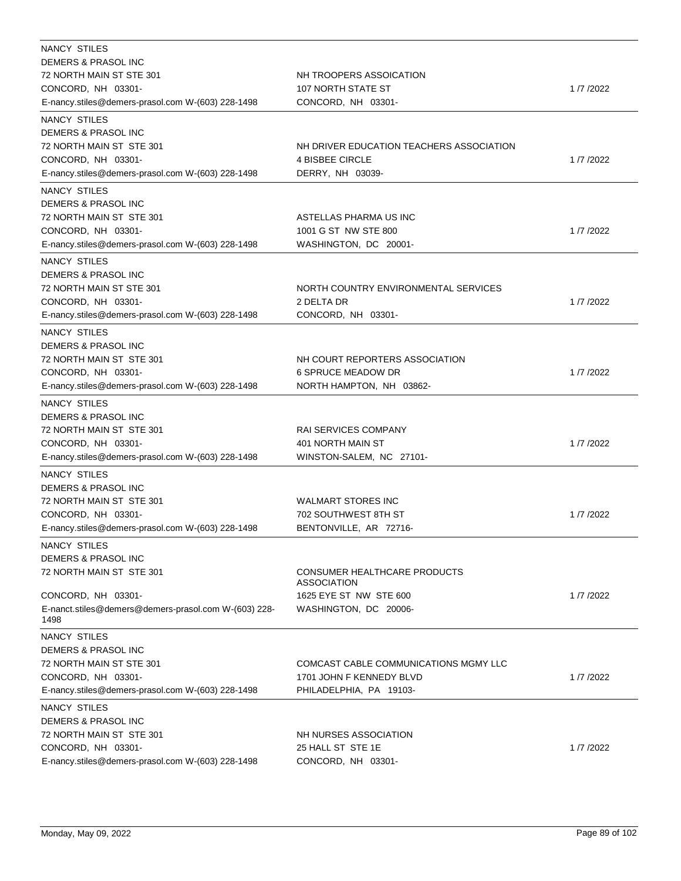| | | |
|---|---|---|
| NANCY STILES<br>DEMERS & PRASOL INC<br>72 NORTH MAIN ST STE 301<br>CONCORD, NH 03301-<br>E-nancy.stiles@demers-prasol.com W-(603) 228-1498 | NH TROOPERS ASSOICATION<br>107 NORTH STATE ST<br>CONCORD, NH 03301- | 1 /7 /2022 |
| NANCY STILES<br>DEMERS & PRASOL INC<br>72 NORTH MAIN ST STE 301<br>CONCORD, NH 03301-<br>E-nancy.stiles@demers-prasol.com W-(603) 228-1498 | NH DRIVER EDUCATION TEACHERS ASSOCIATION<br>4 BISBEE CIRCLE<br>DERRY, NH 03039- | 1 /7 /2022 |
| NANCY STILES<br>DEMERS & PRASOL INC<br>72 NORTH MAIN ST STE 301<br>CONCORD, NH 03301-<br>E-nancy.stiles@demers-prasol.com W-(603) 228-1498 | ASTELLAS PHARMA US INC<br>1001 G ST NW STE 800<br>WASHINGTON, DC 20001- | 1 /7 /2022 |
| NANCY STILES<br>DEMERS & PRASOL INC<br>72 NORTH MAIN ST STE 301<br>CONCORD, NH 03301-<br>E-nancy.stiles@demers-prasol.com W-(603) 228-1498 | NORTH COUNTRY ENVIRONMENTAL SERVICES<br>2 DELTA DR<br>CONCORD, NH 03301- | 1 /7 /2022 |
| NANCY STILES<br>DEMERS & PRASOL INC<br>72 NORTH MAIN ST STE 301<br>CONCORD, NH 03301-<br>E-nancy.stiles@demers-prasol.com W-(603) 228-1498 | NH COURT REPORTERS ASSOCIATION<br>6 SPRUCE MEADOW DR<br>NORTH HAMPTON, NH 03862- | 1 /7 /2022 |
| NANCY STILES<br>DEMERS & PRASOL INC<br>72 NORTH MAIN ST STE 301<br>CONCORD, NH 03301-<br>E-nancy.stiles@demers-prasol.com W-(603) 228-1498 | RAI SERVICES COMPANY<br>401 NORTH MAIN ST<br>WINSTON-SALEM, NC 27101- | 1 /7 /2022 |
| NANCY STILES<br>DEMERS & PRASOL INC<br>72 NORTH MAIN ST STE 301<br>CONCORD, NH 03301-<br>E-nancy.stiles@demers-prasol.com W-(603) 228-1498 | WALMART STORES INC<br>702 SOUTHWEST 8TH ST<br>BENTONVILLE, AR 72716- | 1 /7 /2022 |
| NANCY STILES<br>DEMERS & PRASOL INC<br>72 NORTH MAIN ST STE 301<br>CONCORD, NH 03301-<br>E-nanct.stiles@demers@demers-prasol.com W-(603) 228-1498 | CONSUMER HEALTHCARE PRODUCTS ASSOCIATION<br>1625 EYE ST NW STE 600<br>WASHINGTON, DC 20006- | 1 /7 /2022 |
| NANCY STILES<br>DEMERS & PRASOL INC<br>72 NORTH MAIN ST STE 301<br>CONCORD, NH 03301-<br>E-nancy.stiles@demers-prasol.com W-(603) 228-1498 | COMCAST CABLE COMMUNICATIONS MGMY LLC<br>1701 JOHN F KENNEDY BLVD<br>PHILADELPHIA, PA 19103- | 1 /7 /2022 |
| NANCY STILES<br>DEMERS & PRASOL INC<br>72 NORTH MAIN ST STE 301<br>CONCORD, NH 03301-<br>E-nancy.stiles@demers-prasol.com W-(603) 228-1498 | NH NURSES ASSOCIATION<br>25 HALL ST STE 1E<br>CONCORD, NH 03301- | 1 /7 /2022 |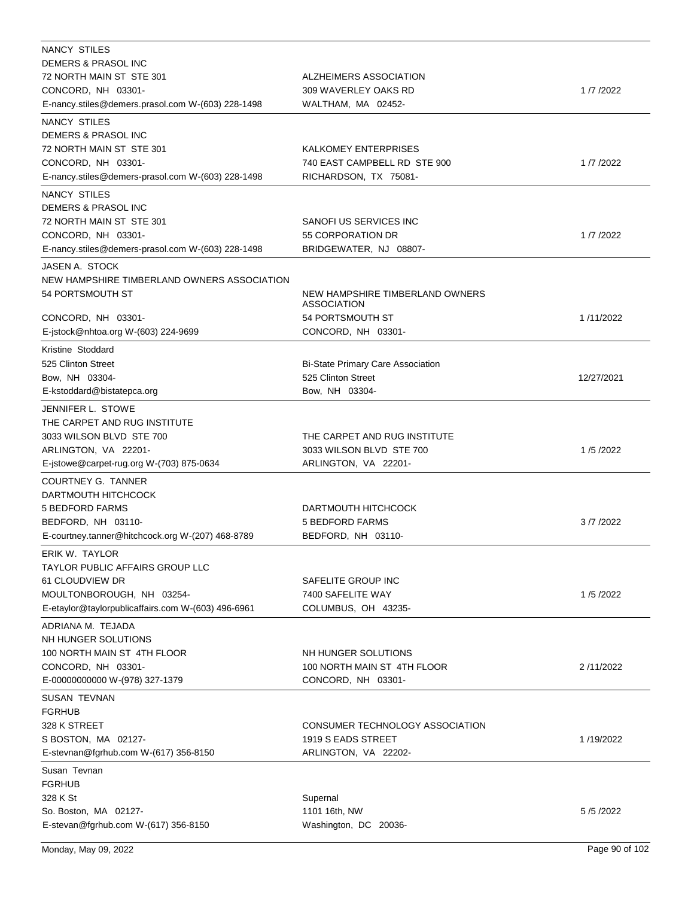| Lobbyist | Client | Date |
| --- | --- | --- |
| NANCY STILES<br>DEMERS & PRASOL INC<br>72 NORTH MAIN ST STE 301<br>CONCORD, NH 03301-<br>E-nancy.stiles@demers.prasol.com W-(603) 228-1498 | ALZHEIMERS ASSOCIATION<br>309 WAVERLEY OAKS RD<br>WALTHAM, MA 02452- | 1 /7 /2022 |
| NANCY STILES<br>DEMERS & PRASOL INC<br>72 NORTH MAIN ST STE 301<br>CONCORD, NH 03301-<br>E-nancy.stiles@demers-prasol.com W-(603) 228-1498 | KALKOMEY ENTERPRISES<br>740 EAST CAMPBELL RD STE 900<br>RICHARDSON, TX 75081- | 1 /7 /2022 |
| NANCY STILES<br>DEMERS & PRASOL INC<br>72 NORTH MAIN ST STE 301<br>CONCORD, NH 03301-<br>E-nancy.stiles@demers-prasol.com W-(603) 228-1498 | SANOFI US SERVICES INC<br>55 CORPORATION DR<br>BRIDGEWATER, NJ 08807- | 1 /7 /2022 |
| JASEN A. STOCK<br>NEW HAMPSHIRE TIMBERLAND OWNERS ASSOCIATION<br>54 PORTSMOUTH ST<br>CONCORD, NH 03301-<br>E-jstock@nhtoa.org W-(603) 224-9699 | NEW HAMPSHIRE TIMBERLAND OWNERS ASSOCIATION<br>54 PORTSMOUTH ST<br>CONCORD, NH 03301- | 1 /11/2022 |
| Kristine Stoddard<br>525 Clinton Street<br>Bow, NH 03304-<br>E-kstoddard@bistatepca.org | Bi-State Primary Care Association<br>525 Clinton Street<br>Bow, NH 03304- | 12/27/2021 |
| JENNIFER L. STOWE<br>THE CARPET AND RUG INSTITUTE<br>3033 WILSON BLVD STE 700<br>ARLINGTON, VA 22201-<br>E-jstowe@carpet-rug.org W-(703) 875-0634 | THE CARPET AND RUG INSTITUTE<br>3033 WILSON BLVD STE 700<br>ARLINGTON, VA 22201- | 1 /5 /2022 |
| COURTNEY G. TANNER<br>DARTMOUTH HITCHCOCK<br>5 BEDFORD FARMS<br>BEDFORD, NH 03110-<br>E-courtney.tanner@hitchcock.org W-(207) 468-8789 | DARTMOUTH HITCHCOCK<br>5 BEDFORD FARMS<br>BEDFORD, NH 03110- | 3 /7 /2022 |
| ERIK W. TAYLOR<br>TAYLOR PUBLIC AFFAIRS GROUP LLC<br>61 CLOUDVIEW DR<br>MOULTONBOROUGH, NH 03254-<br>E-etaylor@taylorpublicaffairs.com W-(603) 496-6961 | SAFELITE GROUP INC<br>7400 SAFELITE WAY<br>COLUMBUS, OH 43235- | 1 /5 /2022 |
| ADRIANA M. TEJADA<br>NH HUNGER SOLUTIONS<br>100 NORTH MAIN ST 4TH FLOOR<br>CONCORD, NH 03301-<br>E-00000000000 W-(978) 327-1379 | NH HUNGER SOLUTIONS<br>100 NORTH MAIN ST 4TH FLOOR<br>CONCORD, NH 03301- | 2 /11/2022 |
| SUSAN TEVNAN<br>FGRHUB<br>328 K STREET<br>S BOSTON, MA 02127-<br>E-stevnan@fgrhub.com W-(617) 356-8150 | CONSUMER TECHNOLOGY ASSOCIATION<br>1919 S EADS STREET<br>ARLINGTON, VA 22202- | 1 /19/2022 |
| Susan Tevnan<br>FGRHUB<br>328 K St<br>So. Boston, MA 02127-<br>E-stevan@fgrhub.com W-(617) 356-8150 | Supernal<br>1101 16th, NW<br>Washington, DC 20036- | 5 /5 /2022 |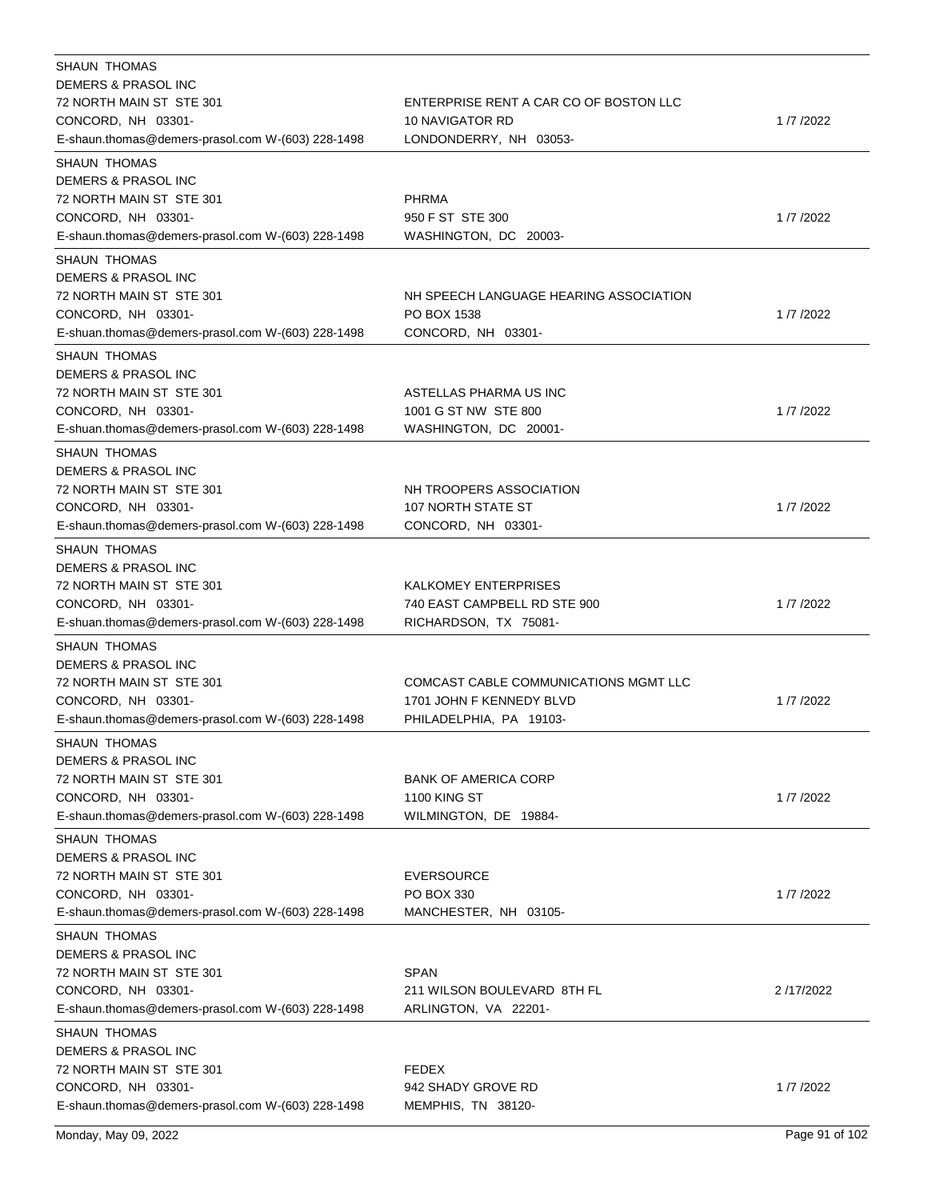| Lobbyist | Client | Date |
|---|---|---|
| SHAUN THOMAS<br>DEMERS & PRASOL INC<br>72 NORTH MAIN ST STE 301<br>CONCORD, NH 03301-<br>E-shaun.thomas@demers-prasol.com W-(603) 228-1498 | ENTERPRISE RENT A CAR CO OF BOSTON LLC<br>10 NAVIGATOR RD<br>LONDONDERRY, NH 03053- | 1 /7 /2022 |
| SHAUN THOMAS<br>DEMERS & PRASOL INC<br>72 NORTH MAIN ST STE 301<br>CONCORD, NH 03301-<br>E-shaun.thomas@demers-prasol.com W-(603) 228-1498 | PHRMA<br>950 F ST STE 300<br>WASHINGTON, DC 20003- | 1 /7 /2022 |
| SHAUN THOMAS<br>DEMERS & PRASOL INC<br>72 NORTH MAIN ST STE 301<br>CONCORD, NH 03301-<br>E-shuan.thomas@demers-prasol.com W-(603) 228-1498 | NH SPEECH LANGUAGE HEARING ASSOCIATION<br>PO BOX 1538<br>CONCORD, NH 03301- | 1 /7 /2022 |
| SHAUN THOMAS<br>DEMERS & PRASOL INC<br>72 NORTH MAIN ST STE 301<br>CONCORD, NH 03301-<br>E-shuan.thomas@demers-prasol.com W-(603) 228-1498 | ASTELLAS PHARMA US INC<br>1001 G ST NW STE 800<br>WASHINGTON, DC 20001- | 1 /7 /2022 |
| SHAUN THOMAS<br>DEMERS & PRASOL INC<br>72 NORTH MAIN ST STE 301<br>CONCORD, NH 03301-<br>E-shaun.thomas@demers-prasol.com W-(603) 228-1498 | NH TROOPERS ASSOCIATION<br>107 NORTH STATE ST<br>CONCORD, NH 03301- | 1 /7 /2022 |
| SHAUN THOMAS<br>DEMERS & PRASOL INC<br>72 NORTH MAIN ST STE 301<br>CONCORD, NH 03301-<br>E-shuan.thomas@demers-prasol.com W-(603) 228-1498 | KALKOMEY ENTERPRISES<br>740 EAST CAMPBELL RD STE 900<br>RICHARDSON, TX 75081- | 1 /7 /2022 |
| SHAUN THOMAS<br>DEMERS & PRASOL INC<br>72 NORTH MAIN ST STE 301<br>CONCORD, NH 03301-<br>E-shaun.thomas@demers-prasol.com W-(603) 228-1498 | COMCAST CABLE COMMUNICATIONS MGMT LLC<br>1701 JOHN F KENNEDY BLVD<br>PHILADELPHIA, PA 19103- | 1 /7 /2022 |
| SHAUN THOMAS<br>DEMERS & PRASOL INC<br>72 NORTH MAIN ST STE 301<br>CONCORD, NH 03301-<br>E-shaun.thomas@demers-prasol.com W-(603) 228-1498 | BANK OF AMERICA CORP<br>1100 KING ST<br>WILMINGTON, DE 19884- | 1 /7 /2022 |
| SHAUN THOMAS<br>DEMERS & PRASOL INC<br>72 NORTH MAIN ST STE 301<br>CONCORD, NH 03301-<br>E-shaun.thomas@demers-prasol.com W-(603) 228-1498 | EVERSOURCE<br>PO BOX 330<br>MANCHESTER, NH 03105- | 1 /7 /2022 |
| SHAUN THOMAS<br>DEMERS & PRASOL INC<br>72 NORTH MAIN ST STE 301<br>CONCORD, NH 03301-<br>E-shaun.thomas@demers-prasol.com W-(603) 228-1498 | SPAN<br>211 WILSON BOULEVARD 8TH FL<br>ARLINGTON, VA 22201- | 2 /17/2022 |
| SHAUN THOMAS<br>DEMERS & PRASOL INC<br>72 NORTH MAIN ST STE 301<br>CONCORD, NH 03301-<br>E-shaun.thomas@demers-prasol.com W-(603) 228-1498 | FEDEX<br>942 SHADY GROVE RD<br>MEMPHIS, TN 38120- | 1 /7 /2022 |

Monday, May 09, 2022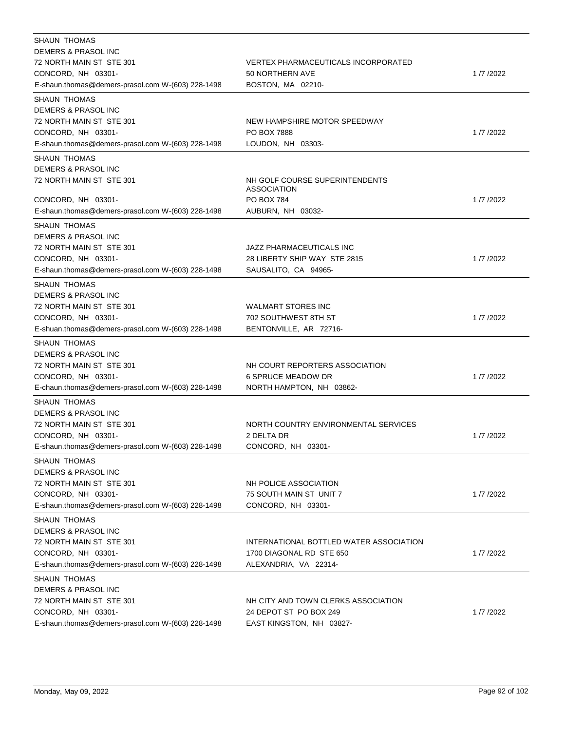| | | |
|---|---|---|
| SHAUN THOMAS<br>DEMERS & PRASOL INC<br>72 NORTH MAIN ST STE 301<br>CONCORD, NH 03301-<br>E-shaun.thomas@demers-prasol.com W-(603) 228-1498 | VERTEX PHARMACEUTICALS INCORPORATED<br>50 NORTHERN AVE<br>BOSTON, MA 02210- | 1 /7 /2022 |
| SHAUN THOMAS<br>DEMERS & PRASOL INC<br>72 NORTH MAIN ST STE 301<br>CONCORD, NH 03301-<br>E-shaun.thomas@demers-prasol.com W-(603) 228-1498 | NEW HAMPSHIRE MOTOR SPEEDWAY<br>PO BOX 7888<br>LOUDON, NH 03303- | 1 /7 /2022 |
| SHAUN THOMAS<br>DEMERS & PRASOL INC<br>72 NORTH MAIN ST STE 301<br>CONCORD, NH 03301-<br>E-shaun.thomas@demers-prasol.com W-(603) 228-1498 | NH GOLF COURSE SUPERINTENDENTS ASSOCIATION<br>PO BOX 784<br>AUBURN, NH 03032- | 1 /7 /2022 |
| SHAUN THOMAS<br>DEMERS & PRASOL INC<br>72 NORTH MAIN ST STE 301<br>CONCORD, NH 03301-<br>E-shaun.thomas@demers-prasol.com W-(603) 228-1498 | JAZZ PHARMACEUTICALS INC<br>28 LIBERTY SHIP WAY STE 2815<br>SAUSALITO, CA 94965- | 1 /7 /2022 |
| SHAUN THOMAS<br>DEMERS & PRASOL INC<br>72 NORTH MAIN ST STE 301<br>CONCORD, NH 03301-<br>E-shuan.thomas@demers-prasol.com W-(603) 228-1498 | WALMART STORES INC<br>702 SOUTHWEST 8TH ST<br>BENTONVILLE, AR 72716- | 1 /7 /2022 |
| SHAUN THOMAS<br>DEMERS & PRASOL INC<br>72 NORTH MAIN ST STE 301<br>CONCORD, NH 03301-<br>E-chaun.thomas@demers-prasol.com W-(603) 228-1498 | NH COURT REPORTERS ASSOCIATION<br>6 SPRUCE MEADOW DR<br>NORTH HAMPTON, NH 03862- | 1 /7 /2022 |
| SHAUN THOMAS<br>DEMERS & PRASOL INC<br>72 NORTH MAIN ST STE 301<br>CONCORD, NH 03301-<br>E-shaun.thomas@demers-prasol.com W-(603) 228-1498 | NORTH COUNTRY ENVIRONMENTAL SERVICES<br>2 DELTA DR<br>CONCORD, NH 03301- | 1 /7 /2022 |
| SHAUN THOMAS<br>DEMERS & PRASOL INC<br>72 NORTH MAIN ST STE 301<br>CONCORD, NH 03301-<br>E-shaun.thomas@demers-prasol.com W-(603) 228-1498 | NH POLICE ASSOCIATION<br>75 SOUTH MAIN ST UNIT 7<br>CONCORD, NH 03301- | 1 /7 /2022 |
| SHAUN THOMAS<br>DEMERS & PRASOL INC<br>72 NORTH MAIN ST STE 301<br>CONCORD, NH 03301-<br>E-shaun.thomas@demers-prasol.com W-(603) 228-1498 | INTERNATIONAL BOTTLED WATER ASSOCIATION<br>1700 DIAGONAL RD STE 650<br>ALEXANDRIA, VA 22314- | 1 /7 /2022 |
| SHAUN THOMAS<br>DEMERS & PRASOL INC<br>72 NORTH MAIN ST STE 301<br>CONCORD, NH 03301-<br>E-shaun.thomas@demers-prasol.com W-(603) 228-1498 | NH CITY AND TOWN CLERKS ASSOCIATION<br>24 DEPOT ST PO BOX 249<br>EAST KINGSTON, NH 03827- | 1 /7 /2022 |

Monday, May 09, 2022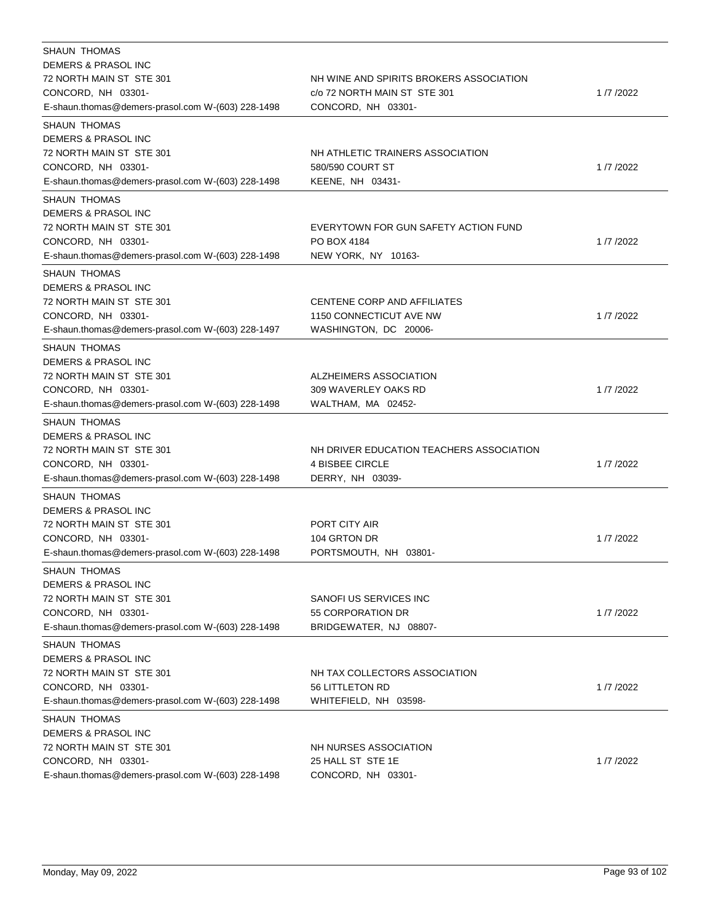| Lobbyist | Client | Date |
|---|---|---|
| SHAUN THOMAS<br>DEMERS & PRASOL INC<br>72 NORTH MAIN ST STE 301<br>CONCORD, NH 03301-<br>E-shaun.thomas@demers-prasol.com W-(603) 228-1498 | NH WINE AND SPIRITS BROKERS ASSOCIATION<br>c/o 72 NORTH MAIN ST STE 301<br>CONCORD, NH 03301- | 1 /7 /2022 |
| SHAUN THOMAS<br>DEMERS & PRASOL INC<br>72 NORTH MAIN ST STE 301<br>CONCORD, NH 03301-<br>E-shaun.thomas@demers-prasol.com W-(603) 228-1498 | NH ATHLETIC TRAINERS ASSOCIATION<br>580/590 COURT ST<br>KEENE, NH 03431- | 1 /7 /2022 |
| SHAUN THOMAS<br>DEMERS & PRASOL INC<br>72 NORTH MAIN ST STE 301<br>CONCORD, NH 03301-<br>E-shaun.thomas@demers-prasol.com W-(603) 228-1498 | EVERYTOWN FOR GUN SAFETY ACTION FUND<br>PO BOX 4184<br>NEW YORK, NY 10163- | 1 /7 /2022 |
| SHAUN THOMAS<br>DEMERS & PRASOL INC<br>72 NORTH MAIN ST STE 301<br>CONCORD, NH 03301-<br>E-shaun.thomas@demers-prasol.com W-(603) 228-1497 | CENTENE CORP AND AFFILIATES<br>1150 CONNECTICUT AVE NW<br>WASHINGTON, DC 20006- | 1 /7 /2022 |
| SHAUN THOMAS<br>DEMERS & PRASOL INC<br>72 NORTH MAIN ST STE 301<br>CONCORD, NH 03301-<br>E-shaun.thomas@demers-prasol.com W-(603) 228-1498 | ALZHEIMERS ASSOCIATION<br>309 WAVERLEY OAKS RD<br>WALTHAM, MA 02452- | 1 /7 /2022 |
| SHAUN THOMAS<br>DEMERS & PRASOL INC<br>72 NORTH MAIN ST STE 301<br>CONCORD, NH 03301-<br>E-shaun.thomas@demers-prasol.com W-(603) 228-1498 | NH DRIVER EDUCATION TEACHERS ASSOCIATION<br>4 BISBEE CIRCLE<br>DERRY, NH 03039- | 1 /7 /2022 |
| SHAUN THOMAS<br>DEMERS & PRASOL INC<br>72 NORTH MAIN ST STE 301<br>CONCORD, NH 03301-<br>E-shaun.thomas@demers-prasol.com W-(603) 228-1498 | PORT CITY AIR<br>104 GRTON DR<br>PORTSMOUTH, NH 03801- | 1 /7 /2022 |
| SHAUN THOMAS<br>DEMERS & PRASOL INC<br>72 NORTH MAIN ST STE 301<br>CONCORD, NH 03301-<br>E-shaun.thomas@demers-prasol.com W-(603) 228-1498 | SANOFI US SERVICES INC<br>55 CORPORATION DR<br>BRIDGEWATER, NJ 08807- | 1 /7 /2022 |
| SHAUN THOMAS<br>DEMERS & PRASOL INC<br>72 NORTH MAIN ST STE 301<br>CONCORD, NH 03301-<br>E-shaun.thomas@demers-prasol.com W-(603) 228-1498 | NH TAX COLLECTORS ASSOCIATION<br>56 LITTLETON RD<br>WHITEFIELD, NH 03598- | 1 /7 /2022 |
| SHAUN THOMAS<br>DEMERS & PRASOL INC<br>72 NORTH MAIN ST STE 301<br>CONCORD, NH 03301-<br>E-shaun.thomas@demers-prasol.com W-(603) 228-1498 | NH NURSES ASSOCIATION<br>25 HALL ST STE 1E<br>CONCORD, NH 03301- | 1 /7 /2022 |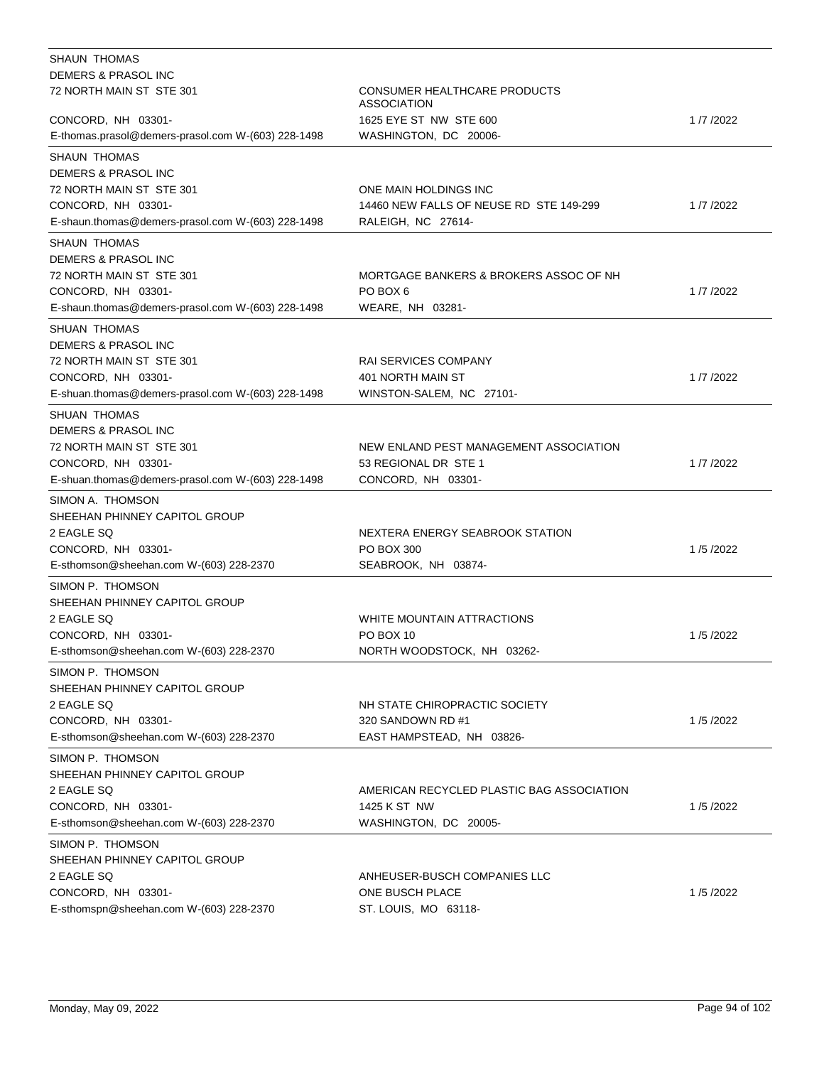| Lobbyist | Client | Date |
|---|---|---|
| SHAUN THOMAS<br>DEMERS & PRASOL INC<br>72 NORTH MAIN ST STE 301<br>CONCORD, NH 03301-<br>E-thomas.prasol@demers-prasol.com W-(603) 228-1498 | CONSUMER HEALTHCARE PRODUCTS ASSOCIATION<br>1625 EYE ST NW STE 600<br>WASHINGTON, DC 20006- | 1 /7 /2022 |
| SHAUN THOMAS<br>DEMERS & PRASOL INC<br>72 NORTH MAIN ST STE 301<br>CONCORD, NH 03301-<br>E-shaun.thomas@demers-prasol.com W-(603) 228-1498 | ONE MAIN HOLDINGS INC<br>14460 NEW FALLS OF NEUSE RD STE 149-299<br>RALEIGH, NC 27614- | 1 /7 /2022 |
| SHAUN THOMAS<br>DEMERS & PRASOL INC<br>72 NORTH MAIN ST STE 301<br>CONCORD, NH 03301-<br>E-shaun.thomas@demers-prasol.com W-(603) 228-1498 | MORTGAGE BANKERS & BROKERS ASSOC OF NH<br>PO BOX 6<br>WEARE, NH 03281- | 1 /7 /2022 |
| SHUAN THOMAS<br>DEMERS & PRASOL INC<br>72 NORTH MAIN ST STE 301<br>CONCORD, NH 03301-<br>E-shuan.thomas@demers-prasol.com W-(603) 228-1498 | RAI SERVICES COMPANY<br>401 NORTH MAIN ST<br>WINSTON-SALEM, NC 27101- | 1 /7 /2022 |
| SHUAN THOMAS<br>DEMERS & PRASOL INC<br>72 NORTH MAIN ST STE 301<br>CONCORD, NH 03301-<br>E-shuan.thomas@demers-prasol.com W-(603) 228-1498 | NEW ENLAND PEST MANAGEMENT ASSOCIATION<br>53 REGIONAL DR STE 1<br>CONCORD, NH 03301- | 1 /7 /2022 |
| SIMON A. THOMSON<br>SHEEHAN PHINNEY CAPITOL GROUP<br>2 EAGLE SQ<br>CONCORD, NH 03301-<br>E-sthomson@sheehan.com W-(603) 228-2370 | NEXTERA ENERGY SEABROOK STATION<br>PO BOX 300<br>SEABROOK, NH 03874- | 1 /5 /2022 |
| SIMON P. THOMSON<br>SHEEHAN PHINNEY CAPITOL GROUP<br>2 EAGLE SQ<br>CONCORD, NH 03301-<br>E-sthomson@sheehan.com W-(603) 228-2370 | WHITE MOUNTAIN ATTRACTIONS<br>PO BOX 10<br>NORTH WOODSTOCK, NH 03262- | 1 /5 /2022 |
| SIMON P. THOMSON<br>SHEEHAN PHINNEY CAPITOL GROUP<br>2 EAGLE SQ<br>CONCORD, NH 03301-<br>E-sthomson@sheehan.com W-(603) 228-2370 | NH STATE CHIROPRACTIC SOCIETY<br>320 SANDOWN RD #1<br>EAST HAMPSTEAD, NH 03826- | 1 /5 /2022 |
| SIMON P. THOMSON<br>SHEEHAN PHINNEY CAPITOL GROUP<br>2 EAGLE SQ<br>CONCORD, NH 03301-<br>E-sthomson@sheehan.com W-(603) 228-2370 | AMERICAN RECYCLED PLASTIC BAG ASSOCIATION<br>1425 K ST NW<br>WASHINGTON, DC 20005- | 1 /5 /2022 |
| SIMON P. THOMSON<br>SHEEHAN PHINNEY CAPITOL GROUP<br>2 EAGLE SQ<br>CONCORD, NH 03301-<br>E-sthomspn@sheehan.com W-(603) 228-2370 | ANHEUSER-BUSCH COMPANIES LLC<br>ONE BUSCH PLACE<br>ST. LOUIS, MO 63118- | 1 /5 /2022 |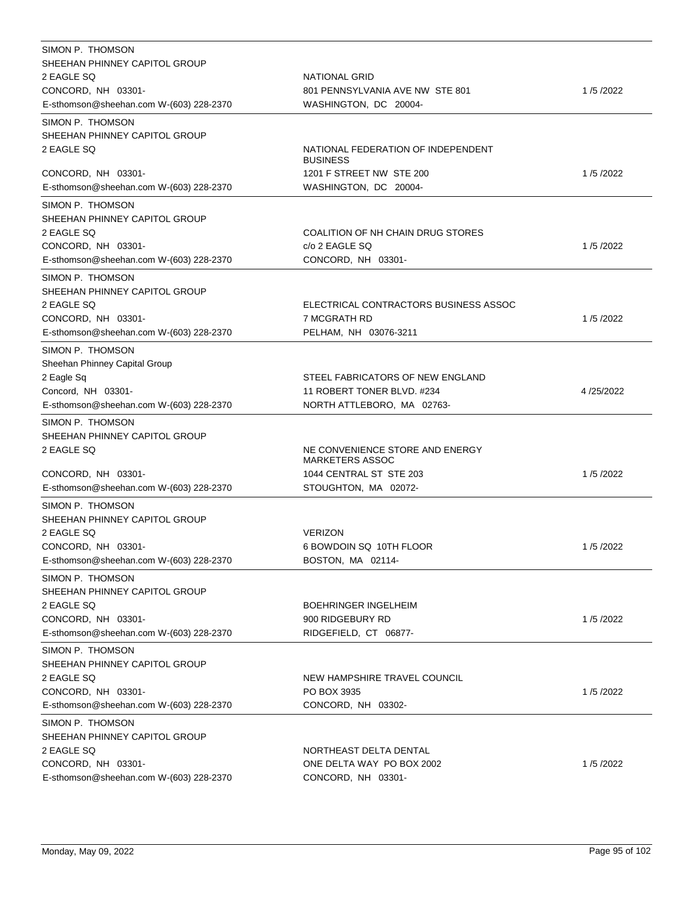| Lobbyist | Client | Date |
|---|---|---|
| SIMON P. THOMSON<br>SHEEHAN PHINNEY CAPITOL GROUP<br>2 EAGLE SQ<br>CONCORD, NH 03301-<br>E-sthomson@sheehan.com W-(603) 228-2370 | NATIONAL GRID<br>801 PENNSYLVANIA AVE NW STE 801<br>WASHINGTON, DC 20004- | 1 /5 /2022 |
| SIMON P. THOMSON<br>SHEEHAN PHINNEY CAPITOL GROUP<br>2 EAGLE SQ<br>CONCORD, NH 03301-<br>E-sthomson@sheehan.com W-(603) 228-2370 | NATIONAL FEDERATION OF INDEPENDENT BUSINESS<br>1201 F STREET NW STE 200<br>WASHINGTON, DC 20004- | 1 /5 /2022 |
| SIMON P. THOMSON<br>SHEEHAN PHINNEY CAPITOL GROUP<br>2 EAGLE SQ<br>CONCORD, NH 03301-<br>E-sthomson@sheehan.com W-(603) 228-2370 | COALITION OF NH CHAIN DRUG STORES<br>c/o 2 EAGLE SQ<br>CONCORD, NH 03301- | 1 /5 /2022 |
| SIMON P. THOMSON<br>SHEEHAN PHINNEY CAPITOL GROUP<br>2 EAGLE SQ<br>CONCORD, NH 03301-<br>E-sthomson@sheehan.com W-(603) 228-2370 | ELECTRICAL CONTRACTORS BUSINESS ASSOC<br>7 MCGRATH RD<br>PELHAM, NH 03076-3211 | 1 /5 /2022 |
| SIMON P. THOMSON<br>Sheehan Phinney Capital Group<br>2 Eagle Sq<br>Concord, NH 03301-<br>E-sthomson@sheehan.com W-(603) 228-2370 | STEEL FABRICATORS OF NEW ENGLAND<br>11 ROBERT TONER BLVD. #234<br>NORTH ATTLEBORO, MA 02763- | 4 /25/2022 |
| SIMON P. THOMSON<br>SHEEHAN PHINNEY CAPITOL GROUP<br>2 EAGLE SQ<br>CONCORD, NH 03301-<br>E-sthomson@sheehan.com W-(603) 228-2370 | NE CONVENIENCE STORE AND ENERGY MARKETERS ASSOC<br>1044 CENTRAL ST STE 203<br>STOUGHTON, MA 02072- | 1 /5 /2022 |
| SIMON P. THOMSON<br>SHEEHAN PHINNEY CAPITOL GROUP<br>2 EAGLE SQ<br>CONCORD, NH 03301-<br>E-sthomson@sheehan.com W-(603) 228-2370 | VERIZON<br>6 BOWDOIN SQ 10TH FLOOR<br>BOSTON, MA 02114- | 1 /5 /2022 |
| SIMON P. THOMSON<br>SHEEHAN PHINNEY CAPITOL GROUP<br>2 EAGLE SQ<br>CONCORD, NH 03301-<br>E-sthomson@sheehan.com W-(603) 228-2370 | BOEHRINGER INGELHEIM<br>900 RIDGEBURY RD<br>RIDGEFIELD, CT 06877- | 1 /5 /2022 |
| SIMON P. THOMSON<br>SHEEHAN PHINNEY CAPITOL GROUP<br>2 EAGLE SQ<br>CONCORD, NH 03301-<br>E-sthomson@sheehan.com W-(603) 228-2370 | NEW HAMPSHIRE TRAVEL COUNCIL<br>PO BOX 3935<br>CONCORD, NH 03302- | 1 /5 /2022 |
| SIMON P. THOMSON<br>SHEEHAN PHINNEY CAPITOL GROUP<br>2 EAGLE SQ<br>CONCORD, NH 03301-<br>E-sthomson@sheehan.com W-(603) 228-2370 | NORTHEAST DELTA DENTAL<br>ONE DELTA WAY PO BOX 2002<br>CONCORD, NH 03301- | 1 /5 /2022 |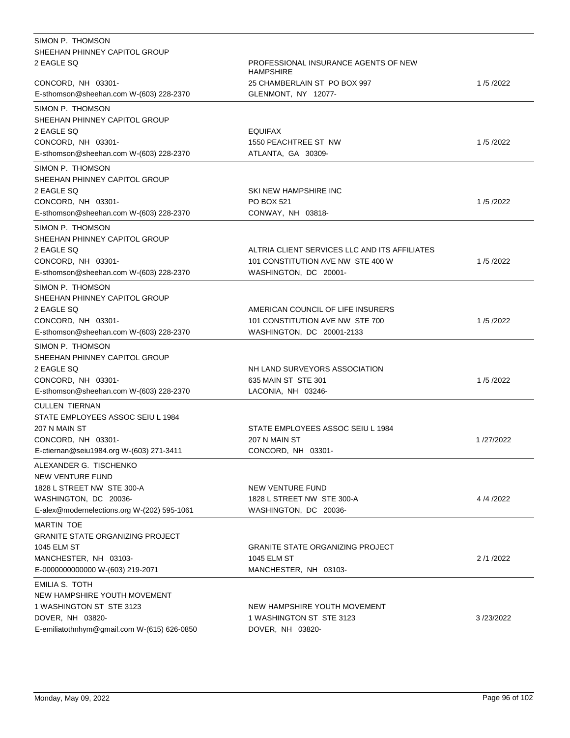| Lobbyist | Client | Date |
| --- | --- | --- |
| SIMON P. THOMSON<br>SHEEHAN PHINNEY CAPITOL GROUP<br>2 EAGLE SQ<br>CONCORD, NH 03301-<br>E-sthomson@sheehan.com W-(603) 228-2370 | PROFESSIONAL INSURANCE AGENTS OF NEW HAMPSHIRE<br>25 CHAMBERLAIN ST PO BOX 997<br>GLENMONT, NY 12077- | 1 /5 /2022 |
| SIMON P. THOMSON<br>SHEEHAN PHINNEY CAPITOL GROUP<br>2 EAGLE SQ<br>CONCORD, NH 03301-<br>E-sthomson@sheehan.com W-(603) 228-2370 | EQUIFAX<br>1550 PEACHTREE ST NW<br>ATLANTA, GA 30309- | 1 /5 /2022 |
| SIMON P. THOMSON<br>SHEEHAN PHINNEY CAPITOL GROUP<br>2 EAGLE SQ<br>CONCORD, NH 03301-<br>E-sthomson@sheehan.com W-(603) 228-2370 | SKI NEW HAMPSHIRE INC<br>PO BOX 521<br>CONWAY, NH 03818- | 1 /5 /2022 |
| SIMON P. THOMSON<br>SHEEHAN PHINNEY CAPITOL GROUP<br>2 EAGLE SQ<br>CONCORD, NH 03301-<br>E-sthomson@sheehan.com W-(603) 228-2370 | ALTRIA CLIENT SERVICES LLC AND ITS AFFILIATES<br>101 CONSTITUTION AVE NW STE 400 W<br>WASHINGTON, DC 20001- | 1 /5 /2022 |
| SIMON P. THOMSON<br>SHEEHAN PHINNEY CAPITOL GROUP<br>2 EAGLE SQ<br>CONCORD, NH 03301-<br>E-sthomson@sheehan.com W-(603) 228-2370 | AMERICAN COUNCIL OF LIFE INSURERS<br>101 CONSTITUTION AVE NW STE 700<br>WASHINGTON, DC 20001-2133 | 1 /5 /2022 |
| SIMON P. THOMSON<br>SHEEHAN PHINNEY CAPITOL GROUP<br>2 EAGLE SQ<br>CONCORD, NH 03301-<br>E-sthomson@sheehan.com W-(603) 228-2370 | NH LAND SURVEYORS ASSOCIATION<br>635 MAIN ST STE 301<br>LACONIA, NH 03246- | 1 /5 /2022 |
| CULLEN TIERNAN<br>STATE EMPLOYEES ASSOC SEIU L 1984<br>207 N MAIN ST<br>CONCORD, NH 03301-<br>E-ctiernan@seiu1984.org W-(603) 271-3411 | STATE EMPLOYEES ASSOC SEIU L 1984<br>207 N MAIN ST<br>CONCORD, NH 03301- | 1 /27/2022 |
| ALEXANDER G. TISCHENKO<br>NEW VENTURE FUND<br>1828 L STREET NW STE 300-A<br>WASHINGTON, DC 20036-<br>E-alex@modernelections.org W-(202) 595-1061 | NEW VENTURE FUND<br>1828 L STREET NW STE 300-A<br>WASHINGTON, DC 20036- | 4 /4 /2022 |
| MARTIN TOE<br>GRANITE STATE ORGANIZING PROJECT<br>1045 ELM ST<br>MANCHESTER, NH 03103-<br>E-0000000000000 W-(603) 219-2071 | GRANITE STATE ORGANIZING PROJECT<br>1045 ELM ST<br>MANCHESTER, NH 03103- | 2 /1 /2022 |
| EMILIA S. TOTH<br>NEW HAMPSHIRE YOUTH MOVEMENT<br>1 WASHINGTON ST STE 3123<br>DOVER, NH 03820-<br>E-emiliatothnhym@gmail.com W-(615) 626-0850 | NEW HAMPSHIRE YOUTH MOVEMENT<br>1 WASHINGTON ST STE 3123<br>DOVER, NH 03820- | 3 /23/2022 |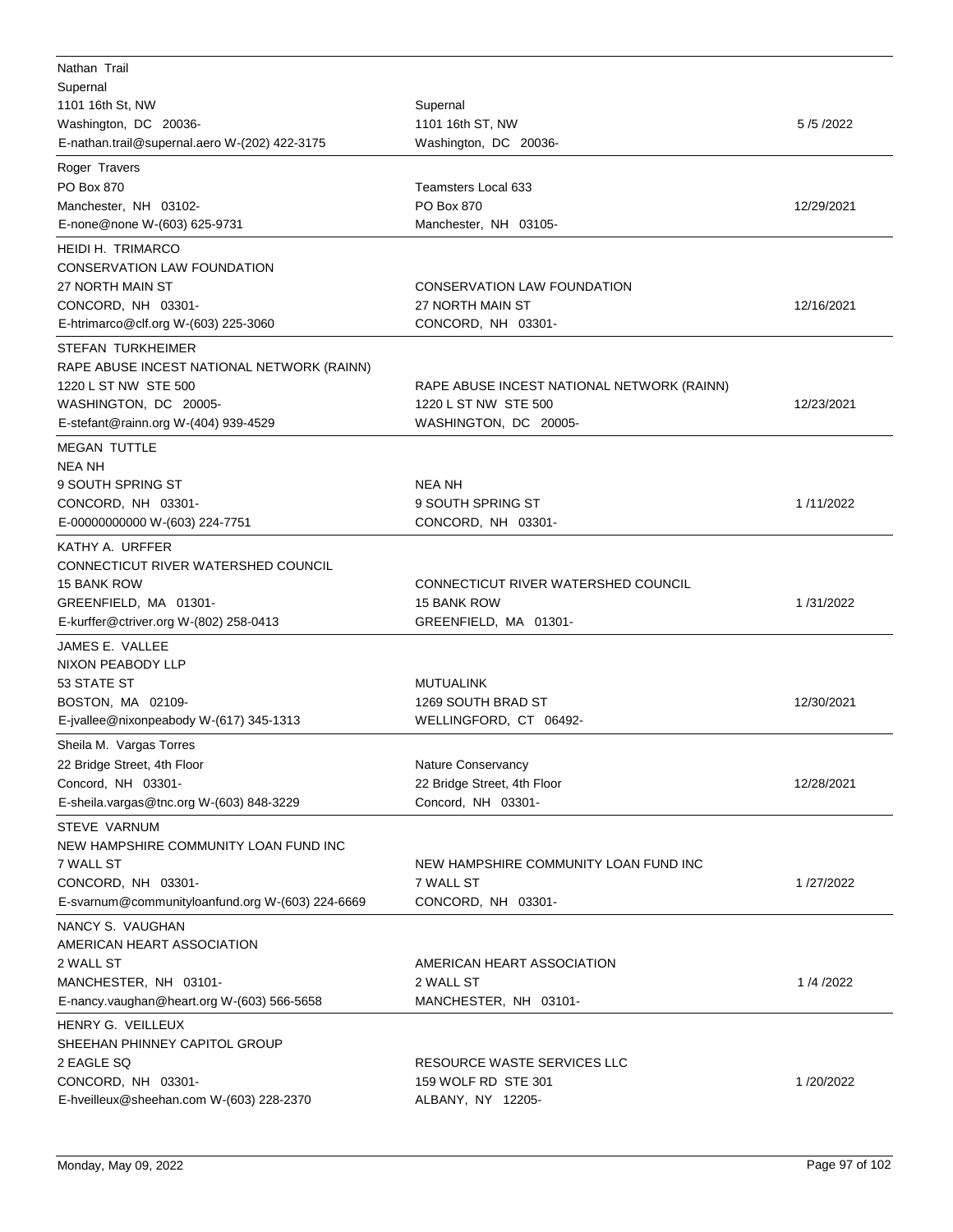| Lobbyist | Client | Date |
| --- | --- | --- |
| Nathan Trail<br>Supernal<br>1101 16th St, NW<br>Washington, DC 20036-<br>E-nathan.trail@supernal.aero W-(202) 422-3175 | Supernal<br>1101 16th ST, NW<br>Washington, DC 20036- | 5 /5 /2022 |
| Roger Travers<br>PO Box 870<br>Manchester, NH 03102-<br>E-none@none W-(603) 625-9731 | Teamsters Local 633<br>PO Box 870<br>Manchester, NH 03105- | 12/29/2021 |
| HEIDI H. TRIMARCO<br>CONSERVATION LAW FOUNDATION<br>27 NORTH MAIN ST<br>CONCORD, NH 03301-<br>E-htrimarco@clf.org W-(603) 225-3060 | CONSERVATION LAW FOUNDATION<br>27 NORTH MAIN ST<br>CONCORD, NH 03301- | 12/16/2021 |
| STEFAN TURKHEIMER<br>RAPE ABUSE INCEST NATIONAL NETWORK (RAINN)<br>1220 L ST NW STE 500<br>WASHINGTON, DC 20005-<br>E-stefant@rainn.org W-(404) 939-4529 | RAPE ABUSE INCEST NATIONAL NETWORK (RAINN)<br>1220 L ST NW STE 500<br>WASHINGTON, DC 20005- | 12/23/2021 |
| MEGAN TUTTLE<br>NEA NH<br>9 SOUTH SPRING ST<br>CONCORD, NH 03301-<br>E-00000000000 W-(603) 224-7751 | NEA NH<br>9 SOUTH SPRING ST<br>CONCORD, NH 03301- | 1 /11/2022 |
| KATHY A. URFFER<br>CONNECTICUT RIVER WATERSHED COUNCIL<br>15 BANK ROW<br>GREENFIELD, MA 01301-<br>E-kurffer@ctriver.org W-(802) 258-0413 | CONNECTICUT RIVER WATERSHED COUNCIL<br>15 BANK ROW<br>GREENFIELD, MA 01301- | 1 /31/2022 |
| JAMES E. VALLEE<br>NIXON PEABODY LLP<br>53 STATE ST<br>BOSTON, MA 02109-<br>E-jvallee@nixonpeabody W-(617) 345-1313 | MUTUALINK<br>1269 SOUTH BRAD ST<br>WELLINGFORD, CT 06492- | 12/30/2021 |
| Sheila M. Vargas Torres<br>22 Bridge Street, 4th Floor<br>Concord, NH 03301-<br>E-sheila.vargas@tnc.org W-(603) 848-3229 | Nature Conservancy<br>22 Bridge Street, 4th Floor<br>Concord, NH 03301- | 12/28/2021 |
| STEVE VARNUM<br>NEW HAMPSHIRE COMMUNITY LOAN FUND INC<br>7 WALL ST<br>CONCORD, NH 03301-<br>E-svarnum@communityloanfund.org W-(603) 224-6669 | NEW HAMPSHIRE COMMUNITY LOAN FUND INC<br>7 WALL ST<br>CONCORD, NH 03301- | 1 /27/2022 |
| NANCY S. VAUGHAN<br>AMERICAN HEART ASSOCIATION<br>2 WALL ST<br>MANCHESTER, NH 03101-<br>E-nancy.vaughan@heart.org W-(603) 566-5658 | AMERICAN HEART ASSOCIATION<br>2 WALL ST<br>MANCHESTER, NH 03101- | 1 /4 /2022 |
| HENRY G. VEILLEUX<br>SHEEHAN PHINNEY CAPITOL GROUP<br>2 EAGLE SQ<br>CONCORD, NH 03301-<br>E-hveilleux@sheehan.com W-(603) 228-2370 | RESOURCE WASTE SERVICES LLC<br>159 WOLF RD STE 301<br>ALBANY, NY 12205- | 1 /20/2022 |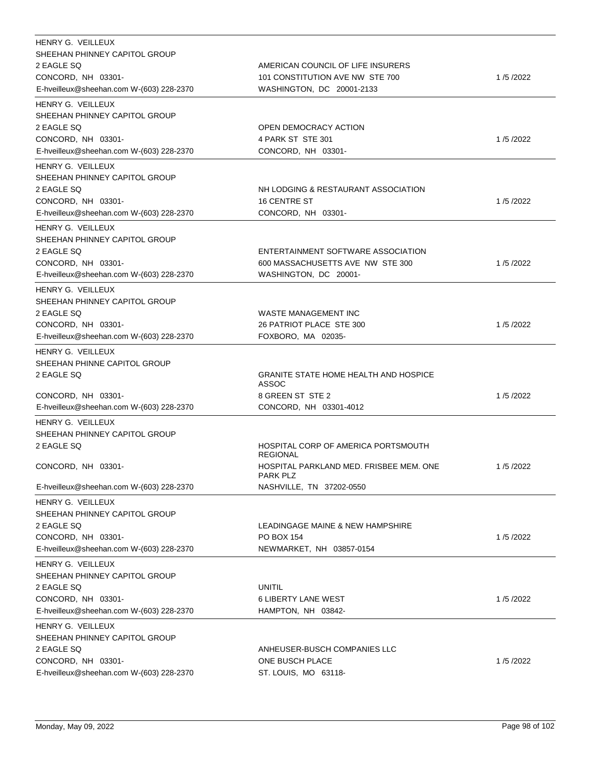| Lobbyist | Client | Date |
|---|---|---|
| HENRY G. VEILLEUX<br>SHEEHAN PHINNEY CAPITOL GROUP<br>2 EAGLE SQ<br>CONCORD, NH 03301-<br>E-hveilleux@sheehan.com W-(603) 228-2370 | AMERICAN COUNCIL OF LIFE INSURERS<br>101 CONSTITUTION AVE NW STE 700<br>WASHINGTON, DC 20001-2133 | 1 /5 /2022 |
| HENRY G. VEILLEUX<br>SHEEHAN PHINNEY CAPITOL GROUP<br>2 EAGLE SQ<br>CONCORD, NH 03301-<br>E-hveilleux@sheehan.com W-(603) 228-2370 | OPEN DEMOCRACY ACTION<br>4 PARK ST STE 301<br>CONCORD, NH 03301- | 1 /5 /2022 |
| HENRY G. VEILLEUX<br>SHEEHAN PHINNEY CAPITOL GROUP<br>2 EAGLE SQ<br>CONCORD, NH 03301-<br>E-hveilleux@sheehan.com W-(603) 228-2370 | NH LODGING & RESTAURANT ASSOCIATION<br>16 CENTRE ST<br>CONCORD, NH 03301- | 1 /5 /2022 |
| HENRY G. VEILLEUX<br>SHEEHAN PHINNEY CAPITOL GROUP<br>2 EAGLE SQ<br>CONCORD, NH 03301-<br>E-hveilleux@sheehan.com W-(603) 228-2370 | ENTERTAINMENT SOFTWARE ASSOCIATION<br>600 MASSACHUSETTS AVE NW STE 300<br>WASHINGTON, DC 20001- | 1 /5 /2022 |
| HENRY G. VEILLEUX<br>SHEEHAN PHINNEY CAPITOL GROUP<br>2 EAGLE SQ<br>CONCORD, NH 03301-<br>E-hveilleux@sheehan.com W-(603) 228-2370 | WASTE MANAGEMENT INC<br>26 PATRIOT PLACE STE 300<br>FOXBORO, MA 02035- | 1 /5 /2022 |
| HENRY G. VEILLEUX<br>SHEEHAN PHINNE CAPITOL GROUP<br>2 EAGLE SQ<br>CONCORD, NH 03301-<br>E-hveilleux@sheehan.com W-(603) 228-2370 | GRANITE STATE HOME HEALTH AND HOSPICE ASSOC<br>8 GREEN ST STE 2<br>CONCORD, NH 03301-4012 | 1 /5 /2022 |
| HENRY G. VEILLEUX<br>SHEEHAN PHINNEY CAPITOL GROUP<br>2 EAGLE SQ<br>CONCORD, NH 03301-<br>E-hveilleux@sheehan.com W-(603) 228-2370 | HOSPITAL CORP OF AMERICA PORTSMOUTH REGIONAL<br>HOSPITAL PARKLAND MED. FRISBEE MEM. ONE PARK PLZ<br>NASHVILLE, TN 37202-0550 | 1 /5 /2022 |
| HENRY G. VEILLEUX<br>SHEEHAN PHINNEY CAPITOL GROUP<br>2 EAGLE SQ<br>CONCORD, NH 03301-<br>E-hveilleux@sheehan.com W-(603) 228-2370 | LEADINGAGE MAINE & NEW HAMPSHIRE<br>PO BOX 154<br>NEWMARKET, NH 03857-0154 | 1 /5 /2022 |
| HENRY G. VEILLEUX<br>SHEEHAN PHINNEY CAPITOL GROUP<br>2 EAGLE SQ<br>CONCORD, NH 03301-<br>E-hveilleux@sheehan.com W-(603) 228-2370 | UNITIL<br>6 LIBERTY LANE WEST<br>HAMPTON, NH 03842- | 1 /5 /2022 |
| HENRY G. VEILLEUX<br>SHEEHAN PHINNEY CAPITOL GROUP<br>2 EAGLE SQ<br>CONCORD, NH 03301-<br>E-hveilleux@sheehan.com W-(603) 228-2370 | ANHEUSER-BUSCH COMPANIES LLC<br>ONE BUSCH PLACE<br>ST. LOUIS, MO 63118- | 1 /5 /2022 |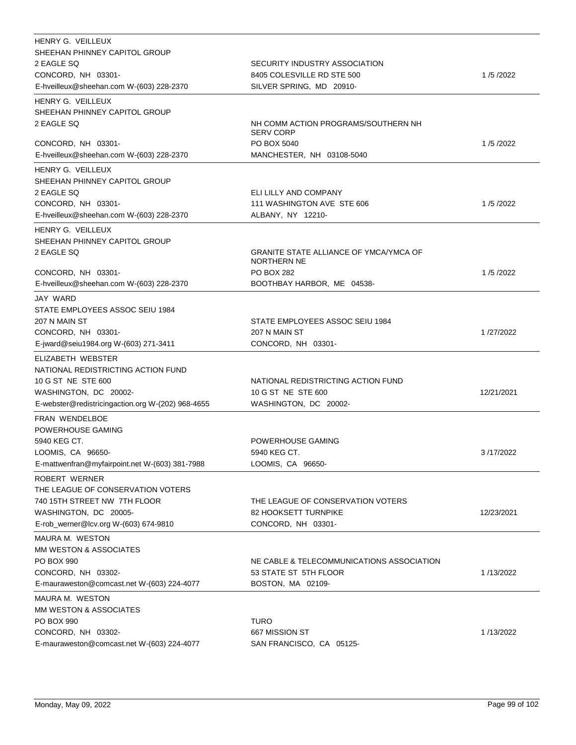| Lobbyist | Client | Date |
|---|---|---|
| HENRY G. VEILLEUX<br>SHEEHAN PHINNEY CAPITOL GROUP<br>2 EAGLE SQ<br>CONCORD, NH 03301-<br>E-hveilleux@sheehan.com W-(603) 228-2370 | SECURITY INDUSTRY ASSOCIATION<br>8405 COLESVILLE RD STE 500<br>SILVER SPRING, MD 20910- | 1 /5 /2022 |
| HENRY G. VEILLEUX<br>SHEEHAN PHINNEY CAPITOL GROUP<br>2 EAGLE SQ<br>CONCORD, NH 03301-<br>E-hveilleux@sheehan.com W-(603) 228-2370 | NH COMM ACTION PROGRAMS/SOUTHERN NH SERV CORP<br>PO BOX 5040<br>MANCHESTER, NH 03108-5040 | 1 /5 /2022 |
| HENRY G. VEILLEUX<br>SHEEHAN PHINNEY CAPITOL GROUP<br>2 EAGLE SQ<br>CONCORD, NH 03301-<br>E-hveilleux@sheehan.com W-(603) 228-2370 | ELI LILLY AND COMPANY<br>111 WASHINGTON AVE STE 606<br>ALBANY, NY 12210- | 1 /5 /2022 |
| HENRY G. VEILLEUX<br>SHEEHAN PHINNEY CAPITOL GROUP<br>2 EAGLE SQ<br>CONCORD, NH 03301-<br>E-hveilleux@sheehan.com W-(603) 228-2370 | GRANITE STATE ALLIANCE OF YMCA/YMCA OF NORTHERN NE<br>PO BOX 282<br>BOOTHBAY HARBOR, ME 04538- | 1 /5 /2022 |
| JAY WARD<br>STATE EMPLOYEES ASSOC SEIU 1984<br>207 N MAIN ST<br>CONCORD, NH 03301-<br>E-jward@seiu1984.org W-(603) 271-3411 | STATE EMPLOYEES ASSOC SEIU 1984<br>207 N MAIN ST<br>CONCORD, NH 03301- | 1 /27/2022 |
| ELIZABETH WEBSTER<br>NATIONAL REDISTRICTING ACTION FUND<br>10 G ST NE STE 600<br>WASHINGTON, DC 20002-<br>E-webster@redistricingaction.org W-(202) 968-4655 | NATIONAL REDISTRICTING ACTION FUND<br>10 G ST NE STE 600<br>WASHINGTON, DC 20002- | 12/21/2021 |
| FRAN WENDELBOE<br>POWERHOUSE GAMING<br>5940 KEG CT.<br>LOOMIS, CA 96650-<br>E-mattwenfran@myfairpoint.net W-(603) 381-7988 | POWERHOUSE GAMING<br>5940 KEG CT.<br>LOOMIS, CA 96650- | 3 /17/2022 |
| ROBERT WERNER<br>THE LEAGUE OF CONSERVATION VOTERS<br>740 15TH STREET NW 7TH FLOOR<br>WASHINGTON, DC 20005-<br>E-rob_werner@lcv.org W-(603) 674-9810 | THE LEAGUE OF CONSERVATION VOTERS<br>82 HOOKSETT TURNPIKE<br>CONCORD, NH 03301- | 12/23/2021 |
| MAURA M. WESTON<br>MM WESTON & ASSOCIATES<br>PO BOX 990<br>CONCORD, NH 03302-<br>E-mauraweston@comcast.net W-(603) 224-4077 | NE CABLE & TELECOMMUNICATIONS ASSOCIATION<br>53 STATE ST 5TH FLOOR<br>BOSTON, MA 02109- | 1 /13/2022 |
| MAURA M. WESTON<br>MM WESTON & ASSOCIATES<br>PO BOX 990<br>CONCORD, NH 03302-<br>E-mauraweston@comcast.net W-(603) 224-4077 | TURO<br>667 MISSION ST<br>SAN FRANCISCO, CA 05125- | 1 /13/2022 |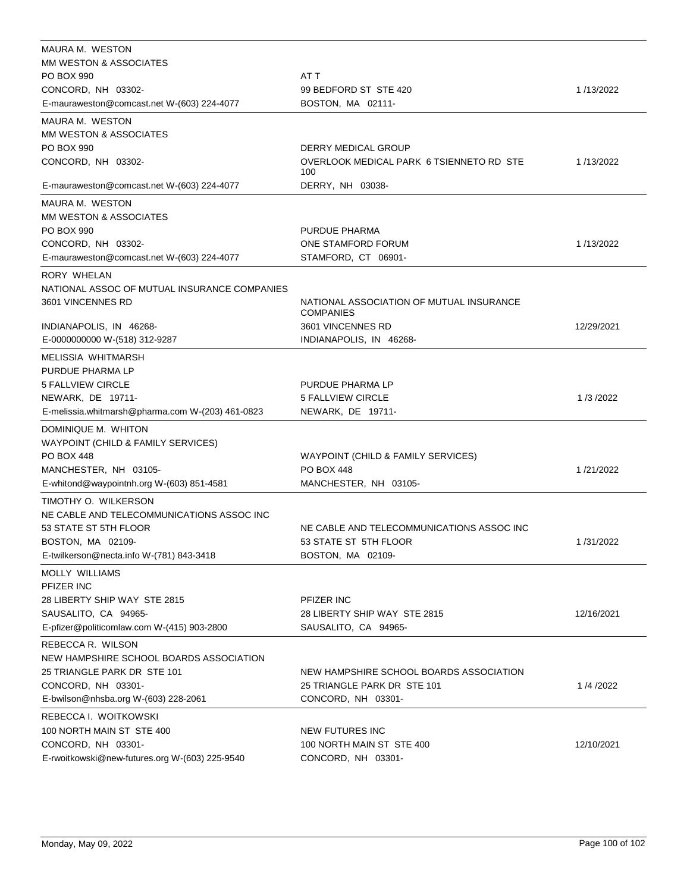| Lobbyist | Client | Date |
|---|---|---|
| MAURA M. WESTON<br>MM WESTON & ASSOCIATES<br>PO BOX 990<br>CONCORD, NH 03302-<br>E-mauraweston@comcast.net W-(603) 224-4077 | AT T<br>99 BEDFORD ST STE 420<br>BOSTON, MA 02111- | 1 /13/2022 |
| MAURA M. WESTON<br>MM WESTON & ASSOCIATES<br>PO BOX 990<br>CONCORD, NH 03302-<br>E-mauraweston@comcast.net W-(603) 224-4077 | DERRY MEDICAL GROUP<br>OVERLOOK MEDICAL PARK 6 TSIENNETO RD STE 100<br>DERRY, NH 03038- | 1 /13/2022 |
| MAURA M. WESTON<br>MM WESTON & ASSOCIATES<br>PO BOX 990<br>CONCORD, NH 03302-<br>E-mauraweston@comcast.net W-(603) 224-4077 | PURDUE PHARMA<br>ONE STAMFORD FORUM<br>STAMFORD, CT 06901- | 1 /13/2022 |
| RORY WHELAN<br>NATIONAL ASSOC OF MUTUAL INSURANCE COMPANIES<br>3601 VINCENNES RD<br>INDIANAPOLIS, IN 46268-<br>E-0000000000 W-(518) 312-9287 | NATIONAL ASSOCIATION OF MUTUAL INSURANCE COMPANIES<br>3601 VINCENNES RD<br>INDIANAPOLIS, IN 46268- | 12/29/2021 |
| MELISSIA WHITMARSH<br>PURDUE PHARMA LP<br>5 FALLVIEW CIRCLE<br>NEWARK, DE 19711-<br>E-melissia.whitmarsh@pharma.com W-(203) 461-0823 | PURDUE PHARMA LP<br>5 FALLVIEW CIRCLE<br>NEWARK, DE 19711- | 1 /3 /2022 |
| DOMINIQUE M. WHITON<br>WAYPOINT (CHILD & FAMILY SERVICES)<br>PO BOX 448<br>MANCHESTER, NH 03105-<br>E-whitond@waypointnh.org W-(603) 851-4581 | WAYPOINT (CHILD & FAMILY SERVICES)<br>PO BOX 448<br>MANCHESTER, NH 03105- | 1 /21/2022 |
| TIMOTHY O. WILKERSON<br>NE CABLE AND TELECOMMUNICATIONS ASSOC INC<br>53 STATE ST 5TH FLOOR<br>BOSTON, MA 02109-<br>E-twilkerson@necta.info W-(781) 843-3418 | NE CABLE AND TELECOMMUNICATIONS ASSOC INC<br>53 STATE ST 5TH FLOOR<br>BOSTON, MA 02109- | 1 /31/2022 |
| MOLLY WILLIAMS<br>PFIZER INC<br>28 LIBERTY SHIP WAY STE 2815<br>SAUSALITO, CA 94965-<br>E-pfizer@politicomlaw.com W-(415) 903-2800 | PFIZER INC<br>28 LIBERTY SHIP WAY STE 2815<br>SAUSALITO, CA 94965- | 12/16/2021 |
| REBECCA R. WILSON<br>NEW HAMPSHIRE SCHOOL BOARDS ASSOCIATION<br>25 TRIANGLE PARK DR STE 101<br>CONCORD, NH 03301-<br>E-bwilson@nhsba.org W-(603) 228-2061 | NEW HAMPSHIRE SCHOOL BOARDS ASSOCIATION<br>25 TRIANGLE PARK DR STE 101<br>CONCORD, NH 03301- | 1 /4 /2022 |
| REBECCA I. WOITKOWSKI<br>100 NORTH MAIN ST STE 400<br>CONCORD, NH 03301-<br>E-rwoitkowski@new-futures.org W-(603) 225-9540 | NEW FUTURES INC<br>100 NORTH MAIN ST STE 400<br>CONCORD, NH 03301- | 12/10/2021 |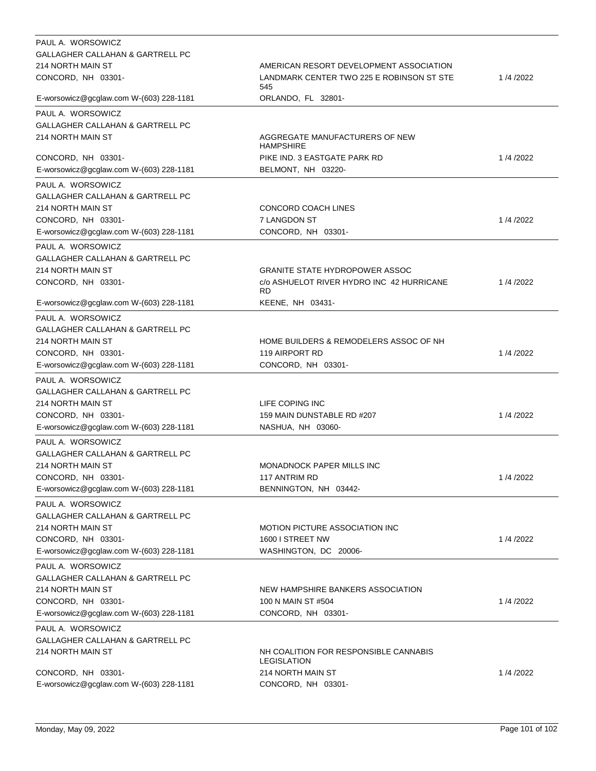| Lobbyist | Client | Date |
|---|---|---|
| PAUL A. WORSOWICZ<br>GALLAGHER CALLAHAN & GARTRELL PC<br>214 NORTH MAIN ST<br>CONCORD, NH 03301-<br>E-worsowicz@gcglaw.com W-(603) 228-1181 | AMERICAN RESORT DEVELOPMENT ASSOCIATION<br>LANDMARK CENTER TWO 225 E ROBINSON ST STE 545<br>ORLANDO, FL 32801- | 1 /4 /2022 |
| PAUL A. WORSOWICZ<br>GALLAGHER CALLAHAN & GARTRELL PC<br>214 NORTH MAIN ST<br>CONCORD, NH 03301-<br>E-worsowicz@gcglaw.com W-(603) 228-1181 | AGGREGATE MANUFACTURERS OF NEW HAMPSHIRE<br>PIKE IND. 3 EASTGATE PARK RD<br>BELMONT, NH 03220- | 1 /4 /2022 |
| PAUL A. WORSOWICZ<br>GALLAGHER CALLAHAN & GARTRELL PC<br>214 NORTH MAIN ST<br>CONCORD, NH 03301-<br>E-worsowicz@gcglaw.com W-(603) 228-1181 | CONCORD COACH LINES<br>7 LANGDON ST<br>CONCORD, NH 03301- | 1 /4 /2022 |
| PAUL A. WORSOWICZ<br>GALLAGHER CALLAHAN & GARTRELL PC<br>214 NORTH MAIN ST<br>CONCORD, NH 03301-<br>E-worsowicz@gcglaw.com W-(603) 228-1181 | GRANITE STATE HYDROPOWER ASSOC<br>c/o ASHUELOT RIVER HYDRO INC 42 HURRICANE RD<br>KEENE, NH 03431- | 1 /4 /2022 |
| PAUL A. WORSOWICZ<br>GALLAGHER CALLAHAN & GARTRELL PC<br>214 NORTH MAIN ST<br>CONCORD, NH 03301-<br>E-worsowicz@gcglaw.com W-(603) 228-1181 | HOME BUILDERS & REMODELERS ASSOC OF NH<br>119 AIRPORT RD<br>CONCORD, NH 03301- | 1 /4 /2022 |
| PAUL A. WORSOWICZ<br>GALLAGHER CALLAHAN & GARTRELL PC<br>214 NORTH MAIN ST<br>CONCORD, NH 03301-<br>E-worsowicz@gcglaw.com W-(603) 228-1181 | LIFE COPING INC<br>159 MAIN DUNSTABLE RD #207<br>NASHUA, NH 03060- | 1 /4 /2022 |
| PAUL A. WORSOWICZ<br>GALLAGHER CALLAHAN & GARTRELL PC<br>214 NORTH MAIN ST<br>CONCORD, NH 03301-<br>E-worsowicz@gcglaw.com W-(603) 228-1181 | MONADNOCK PAPER MILLS INC<br>117 ANTRIM RD<br>BENNINGTON, NH 03442- | 1 /4 /2022 |
| PAUL A. WORSOWICZ<br>GALLAGHER CALLAHAN & GARTRELL PC<br>214 NORTH MAIN ST<br>CONCORD, NH 03301-<br>E-worsowicz@gcglaw.com W-(603) 228-1181 | MOTION PICTURE ASSOCIATION INC<br>1600 I STREET NW<br>WASHINGTON, DC 20006- | 1 /4 /2022 |
| PAUL A. WORSOWICZ<br>GALLAGHER CALLAHAN & GARTRELL PC<br>214 NORTH MAIN ST<br>CONCORD, NH 03301-<br>E-worsowicz@gcglaw.com W-(603) 228-1181 | NEW HAMPSHIRE BANKERS ASSOCIATION<br>100 N MAIN ST #504<br>CONCORD, NH 03301- | 1 /4 /2022 |
| PAUL A. WORSOWICZ<br>GALLAGHER CALLAHAN & GARTRELL PC<br>214 NORTH MAIN ST<br>CONCORD, NH 03301-<br>E-worsowicz@gcglaw.com W-(603) 228-1181 | NH COALITION FOR RESPONSIBLE CANNABIS LEGISLATION<br>214 NORTH MAIN ST<br>CONCORD, NH 03301- | 1 /4 /2022 |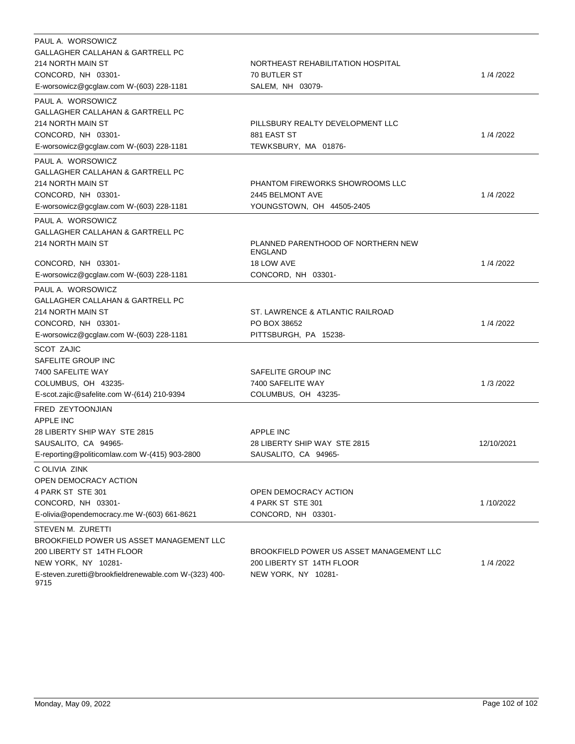| | | |
|---|---|---|
| PAUL A. WORSOWICZ<br>GALLAGHER CALLAHAN & GARTRELL PC<br>214 NORTH MAIN ST<br>CONCORD, NH 03301-<br>E-worsowicz@gcglaw.com W-(603) 228-1181 | NORTHEAST REHABILITATION HOSPITAL<br>70 BUTLER ST<br>SALEM, NH 03079- | 1 /4 /2022 |
| PAUL A. WORSOWICZ<br>GALLAGHER CALLAHAN & GARTRELL PC<br>214 NORTH MAIN ST<br>CONCORD, NH 03301-<br>E-worsowicz@gcglaw.com W-(603) 228-1181 | PILLSBURY REALTY DEVELOPMENT LLC<br>881 EAST ST<br>TEWKSBURY, MA 01876- | 1 /4 /2022 |
| PAUL A. WORSOWICZ<br>GALLAGHER CALLAHAN & GARTRELL PC<br>214 NORTH MAIN ST<br>CONCORD, NH 03301-<br>E-worsowicz@gcglaw.com W-(603) 228-1181 | PHANTOM FIREWORKS SHOWROOMS LLC<br>2445 BELMONT AVE<br>YOUNGSTOWN, OH 44505-2405 | 1 /4 /2022 |
| PAUL A. WORSOWICZ<br>GALLAGHER CALLAHAN & GARTRELL PC<br>214 NORTH MAIN ST<br>CONCORD, NH 03301-<br>E-worsowicz@gcglaw.com W-(603) 228-1181 | PLANNED PARENTHOOD OF NORTHERN NEW ENGLAND<br>18 LOW AVE<br>CONCORD, NH 03301- | 1 /4 /2022 |
| PAUL A. WORSOWICZ<br>GALLAGHER CALLAHAN & GARTRELL PC<br>214 NORTH MAIN ST<br>CONCORD, NH 03301-<br>E-worsowicz@gcglaw.com W-(603) 228-1181 | ST. LAWRENCE & ATLANTIC RAILROAD<br>PO BOX 38652<br>PITTSBURGH, PA 15238- | 1 /4 /2022 |
| SCOT ZAJIC<br>SAFELITE GROUP INC<br>7400 SAFELITE WAY<br>COLUMBUS, OH 43235-<br>E-scot.zajic@safelite.com W-(614) 210-9394 | SAFELITE GROUP INC<br>7400 SAFELITE WAY<br>COLUMBUS, OH 43235- | 1 /3 /2022 |
| FRED ZEYTOONJIAN<br>APPLE INC<br>28 LIBERTY SHIP WAY STE 2815<br>SAUSALITO, CA 94965-<br>E-reporting@politicomlaw.com W-(415) 903-2800 | APPLE INC<br>28 LIBERTY SHIP WAY STE 2815<br>SAUSALITO, CA 94965- | 12/10/2021 |
| C OLIVIA ZINK<br>OPEN DEMOCRACY ACTION<br>4 PARK ST STE 301<br>CONCORD, NH 03301-<br>E-olivia@opendemocracy.me W-(603) 661-8621 | OPEN DEMOCRACY ACTION<br>4 PARK ST STE 301<br>CONCORD, NH 03301- | 1 /10/2022 |
| STEVEN M. ZURETTI<br>BROOKFIELD POWER US ASSET MANAGEMENT LLC<br>200 LIBERTY ST 14TH FLOOR<br>NEW YORK, NY 10281-<br>E-steven.zuretti@brookfieldrenewable.com W-(323) 400-9715 | BROOKFIELD POWER US ASSET MANAGEMENT LLC<br>200 LIBERTY ST 14TH FLOOR<br>NEW YORK, NY 10281- | 1 /4 /2022 |

Monday, May 09, 2022